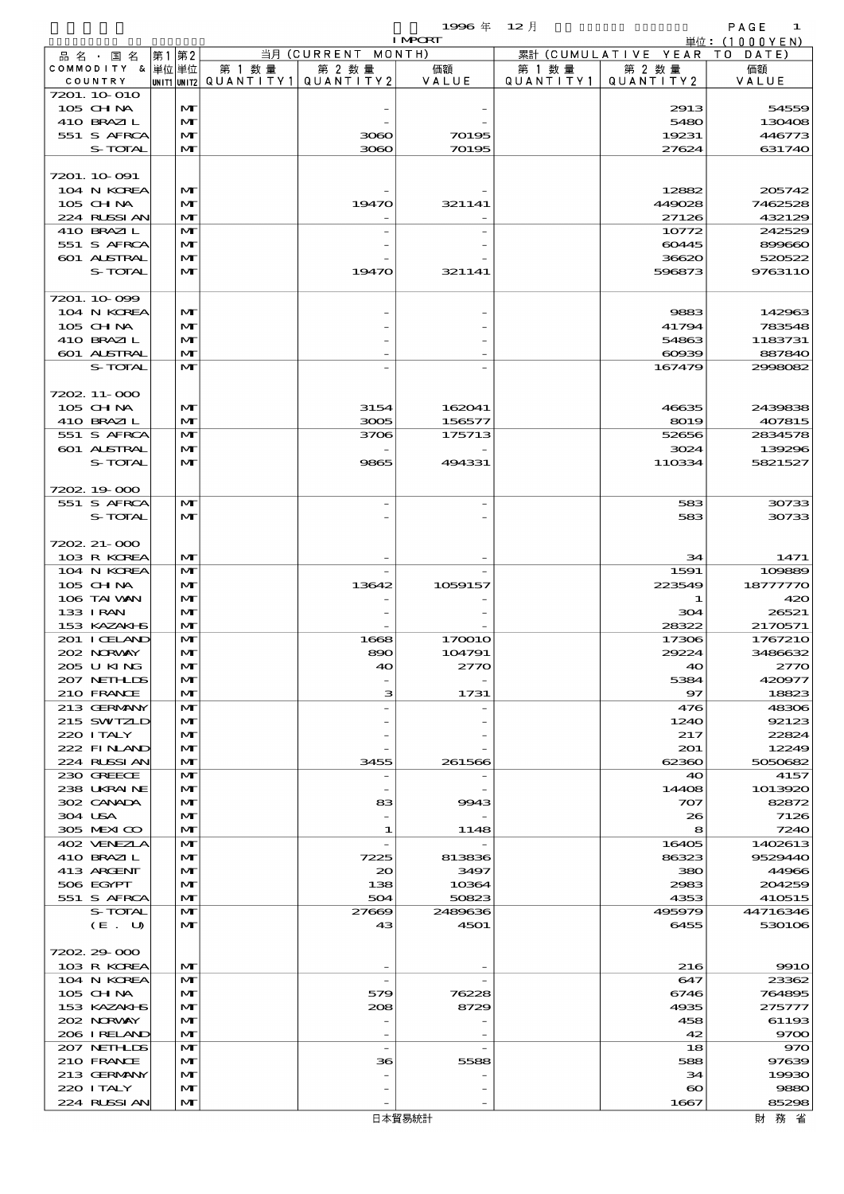1996 年 12 月 IMPORT

単位：(1000YEN)

| 品名・国名 COMMODITY & COUNTRY | 第1 単位 UNIT1 | 第2 単位 UNIT2 | 当月 (CURRENT MONTH) 第1数量 QUANTITY1 | 第2数量 QUANTITY2 | 価額 VALUE | 累計 (CUMULATIVE YEAR TO DATE) 第1数量 QUANTITY1 | 第2数量 QUANTITY2 | 価額 VALUE |
|---|---|---|---|---|---|---|---|---|
| 7201.10-010 | | | | | | | | |
| 105 CHINA | | MT | | - | - | | 2913 | 54559 |
| 410 BRAZIL | | MT | | - | - | | 5480 | 130408 |
| 551 S AFRCA | | MT | | 3060 | 70195 | | 19231 | 446773 |
| S-TOTAL | | MT | | 3060 | 70195 | | 27624 | 631740 |
| 7201.10-091 | | | | | | | | |
| 104 N KOREA | | MT | | - | - | | 12882 | 205742 |
| 105 CHINA | | MT | | 19470 | 321141 | | 449028 | 7462528 |
| 224 RUSSIAN | | MT | | - | - | | 27126 | 432129 |
| 410 BRAZIL | | MT | | - | - | | 10772 | 242529 |
| 551 S AFRCA | | MT | | - | - | | 60445 | 899660 |
| 601 AUSTRAL | | MT | | - | - | | 36620 | 520522 |
| S-TOTAL | | MT | | 19470 | 321141 | | 596873 | 9763110 |
| 7201.10-099 | | | | | | | | |
| 104 N KOREA | | MT | | - | - | | 9883 | 142963 |
| 105 CHINA | | MT | | - | - | | 41794 | 783548 |
| 410 BRAZIL | | MT | | - | - | | 54863 | 1183731 |
| 601 AUSTRAL | | MT | | - | - | | 60939 | 887840 |
| S-TOTAL | | MT | | - | - | | 167479 | 2998082 |
| 7202.11-000 | | | | | | | | |
| 105 CHINA | | MT | | 3154 | 162041 | | 46635 | 2439838 |
| 410 BRAZIL | | MT | | 3005 | 156577 | | 8019 | 407815 |
| 551 S AFRCA | | MT | | 3706 | 175713 | | 52656 | 2834578 |
| 601 AUSTRAL | | MT | | - | - | | 3024 | 139296 |
| S-TOTAL | | MT | | 9865 | 494331 | | 110334 | 5821527 |
| 7202.19-000 | | | | | | | | |
| 551 S AFRCA | | MT | | - | - | | 583 | 30733 |
| S-TOTAL | | MT | | - | - | | 583 | 30733 |
| 7202.21-000 | | | | | | | | |
| 103 R KOREA | | MT | | - | - | | 34 | 1471 |
| 104 N KOREA | | MT | | - | - | | 1591 | 109889 |
| 105 CHINA | | MT | | 13642 | 1059157 | | 223549 | 18777770 |
| 106 TAIWAN | | MT | | - | - | | 1 | 420 |
| 133 IRAN | | MT | | - | - | | 304 | 26521 |
| 153 KAZAKHS | | MT | | - | - | | 28322 | 2170571 |
| 201 ICELAND | | MT | | 1668 | 170010 | | 17306 | 1767210 |
| 202 NORWAY | | MT | | 890 | 104791 | | 29224 | 3486632 |
| 205 U KING | | MT | | 40 | 2770 | | 40 | 2770 |
| 207 NETHLDS | | MT | | - | - | | 5384 | 420977 |
| 210 FRANCE | | MT | | 3 | 1731 | | 97 | 18823 |
| 213 GERMANY | | MT | | - | - | | 476 | 48306 |
| 215 SWITZLD | | MT | | - | - | | 1240 | 92123 |
| 220 ITALY | | MT | | - | - | | 217 | 22824 |
| 222 FINLAND | | MT | | - | - | | 201 | 12249 |
| 224 RUSSIAN | | MT | | 3455 | 261566 | | 62360 | 5050682 |
| 230 GREECE | | MT | | - | - | | 40 | 4157 |
| 238 UKRAINE | | MT | | - | - | | 14408 | 1013920 |
| 302 CANADA | | MT | | 83 | 9943 | | 707 | 82872 |
| 304 USA | | MT | | - | - | | 26 | 7126 |
| 305 MEXICO | | MT | | 1 | 1148 | | 8 | 7240 |
| 402 VENEZLA | | MT | | - | - | | 16405 | 1402613 |
| 410 BRAZIL | | MT | | 7225 | 813836 | | 86323 | 9529440 |
| 413 ARGENT | | MT | | 20 | 3497 | | 380 | 44966 |
| 506 EGYPT | | MT | | 138 | 10364 | | 2983 | 204259 |
| 551 S AFRCA | | MT | | 504 | 50823 | | 4353 | 410515 |
| S-TOTAL | | MT | | 27669 | 2489636 | | 495979 | 44716346 |
| (E. U) | | MT | | 43 | 4501 | | 6455 | 530106 |
| 7202.29-000 | | | | | | | | |
| 103 R KOREA | | MT | | - | - | | 216 | 9910 |
| 104 N KOREA | | MT | | - | - | | 647 | 23362 |
| 105 CHINA | | MT | | 579 | 76228 | | 6746 | 764895 |
| 153 KAZAKHS | | MT | | 208 | 8729 | | 4935 | 275777 |
| 202 NORWAY | | MT | | - | - | | 458 | 61193 |
| 206 IRELAND | | MT | | - | - | | 42 | 9700 |
| 207 NETHLDS | | MT | | - | - | | 18 | 970 |
| 210 FRANCE | | MT | | 36 | 5588 | | 588 | 97639 |
| 213 GERMANY | | MT | | - | - | | 34 | 19930 |
| 220 ITALY | | MT | | - | - | | 60 | 9880 |
| 224 RUSSIAN | | MT | | - | - | | 1667 | 85298 |

日本貿易統計　　財務省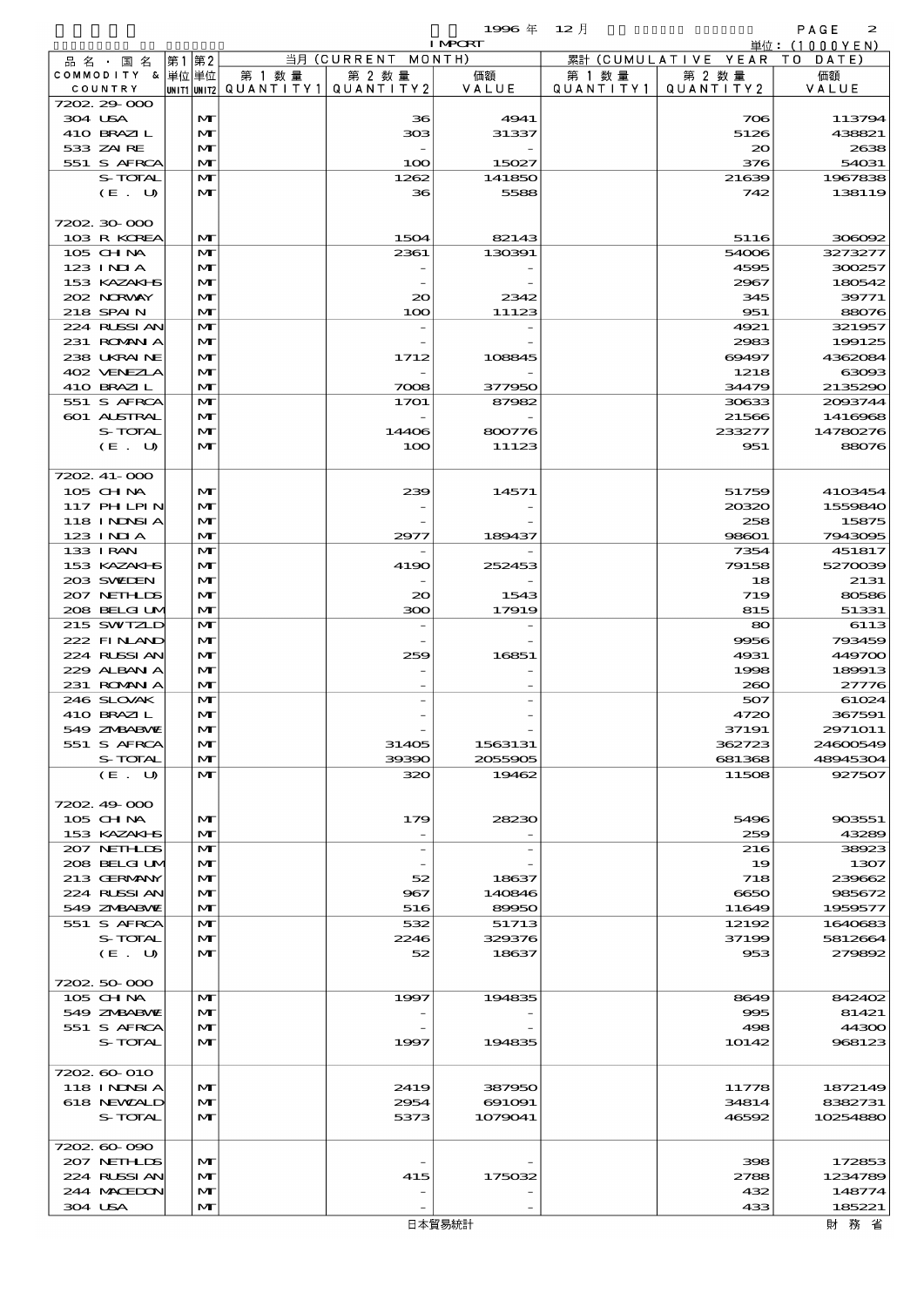1996 年 12 月 IMPORT 単位：(1000YEN)

| 品名・国名 COMMODITY & COUNTRY | 第1 単位 UNIT1 | 第2 単位 UNIT2 | 当月 (CURRENT MONTH) 第1数量 QUANTITY1 | 第2数量 QUANTITY2 | 価額 VALUE | 累計 (CUMULATIVE YEAR TO DATE) 第1数量 QUANTITY1 | 第2数量 QUANTITY2 | 価額 VALUE |
|---|---|---|---|---|---|---|---|---|
| 7202.29-000 | | | | | | | | |
| 304 USA | | MT | | 36 | 4941 | | 706 | 113794 |
| 410 BRAZIL | | MT | | 303 | 31337 | | 5126 | 438821 |
| 533 ZAIRE | | MT | | - | - | | 20 | 2638 |
| 551 S AFRCA | | MT | | 100 | 15027 | | 376 | 54031 |
| S-TOTAL | | MT | | 1262 | 141850 | | 21639 | 1967838 |
| (E. U) | | MT | | 36 | 5588 | | 742 | 138119 |
| 7202.30-000 | | | | | | | | |
| 103 R KOREA | | MT | | 1504 | 82143 | | 5116 | 306092 |
| 105 CHINA | | MT | | 2361 | 130391 | | 54006 | 3273277 |
| 123 INDIA | | MT | | - | - | | 4595 | 300257 |
| 153 KAZAKHS | | MT | | - | - | | 2967 | 180542 |
| 202 NORWAY | | MT | | 20 | 2342 | | 345 | 39771 |
| 218 SPAIN | | MT | | 100 | 11123 | | 951 | 88076 |
| 224 RUSSIAN | | MT | | - | - | | 4921 | 321957 |
| 231 ROMANIA | | MT | | - | - | | 2983 | 199125 |
| 238 UKRAINE | | MT | | 1712 | 108845 | | 69497 | 4362084 |
| 402 VENEZLA | | MT | | - | - | | 1218 | 63093 |
| 410 BRAZIL | | MT | | 7008 | 377950 | | 34479 | 2135290 |
| 551 S AFRCA | | MT | | 1701 | 87982 | | 30633 | 2093744 |
| 601 AUSTRAL | | MT | | - | - | | 21566 | 1416968 |
| S-TOTAL | | MT | | 14406 | 800776 | | 233277 | 14780276 |
| (E. U) | | MT | | 100 | 11123 | | 951 | 88076 |
| 7202.41-000 | | | | | | | | |
| 105 CHINA | | MT | | 239 | 14571 | | 51759 | 4103454 |
| 117 PHLPIN | | MT | | - | - | | 20320 | 1559840 |
| 118 INDNSIA | | MT | | - | - | | 258 | 15875 |
| 123 INDIA | | MT | | 2977 | 189437 | | 98601 | 7943095 |
| 133 IRAN | | MT | | - | - | | 7354 | 451817 |
| 153 KAZAKHS | | MT | | 4190 | 252453 | | 79158 | 5270039 |
| 203 SWEDEN | | MT | | - | - | | 18 | 2131 |
| 207 NETHLDS | | MT | | 20 | 1543 | | 719 | 80586 |
| 208 BELGIUM | | MT | | 300 | 17919 | | 815 | 51331 |
| 215 SWITZLD | | MT | | - | - | | 80 | 6113 |
| 222 FINLAND | | MT | | - | - | | 9956 | 793459 |
| 224 RUSSIAN | | MT | | 259 | 16851 | | 4931 | 449700 |
| 229 ALBANIA | | MT | | - | - | | 1998 | 189913 |
| 231 ROMANIA | | MT | | - | - | | 260 | 27776 |
| 246 SLOVAK | | MT | | - | - | | 507 | 61024 |
| 410 BRAZIL | | MT | | - | - | | 4720 | 367591 |
| 549 ZMBABWE | | MT | | - | - | | 37191 | 2971011 |
| 551 S AFRCA | | MT | | 31405 | 1563131 | | 362723 | 24600549 |
| S-TOTAL | | MT | | 39390 | 2055905 | | 681368 | 48945304 |
| (E. U) | | MT | | 320 | 19462 | | 11508 | 927507 |
| 7202.49-000 | | | | | | | | |
| 105 CHINA | | MT | | 179 | 28230 | | 5496 | 903551 |
| 153 KAZAKHS | | MT | | - | - | | 259 | 43289 |
| 207 NETHLDS | | MT | | - | - | | 216 | 38923 |
| 208 BELGIUM | | MT | | - | - | | 19 | 1307 |
| 213 GERMANY | | MT | | 52 | 18637 | | 718 | 239662 |
| 224 RUSSIAN | | MT | | 967 | 140846 | | 6650 | 985672 |
| 549 ZMBABWE | | MT | | 516 | 89950 | | 11649 | 1959577 |
| 551 S AFRCA | | MT | | 532 | 51713 | | 12192 | 1640683 |
| S-TOTAL | | MT | | 2246 | 329376 | | 37199 | 5812664 |
| (E. U) | | MT | | 52 | 18637 | | 953 | 279892 |
| 7202.50-000 | | | | | | | | |
| 105 CHINA | | MT | | 1997 | 194835 | | 8649 | 842402 |
| 549 ZMBABWE | | MT | | - | - | | 995 | 81421 |
| 551 S AFRCA | | MT | | - | - | | 498 | 44300 |
| S-TOTAL | | MT | | 1997 | 194835 | | 10142 | 968123 |
| 7202.60-010 | | | | | | | | |
| 118 INDNSIA | | MT | | 2419 | 387950 | | 11778 | 1872149 |
| 618 NEWCALD | | MT | | 2954 | 691091 | | 34814 | 8382731 |
| S-TOTAL | | MT | | 5373 | 1079041 | | 46592 | 10254880 |
| 7202.60-090 | | | | | | | | |
| 207 NETHLDS | | MT | | - | - | | 398 | 172853 |
| 224 RUSSIAN | | MT | | 415 | 175032 | | 2788 | 1234789 |
| 244 MACEDON | | MT | | - | - | | 432 | 148774 |
| 304 USA | | MT | | - | - | | 433 | 185221 |

日本貿易統計　財務省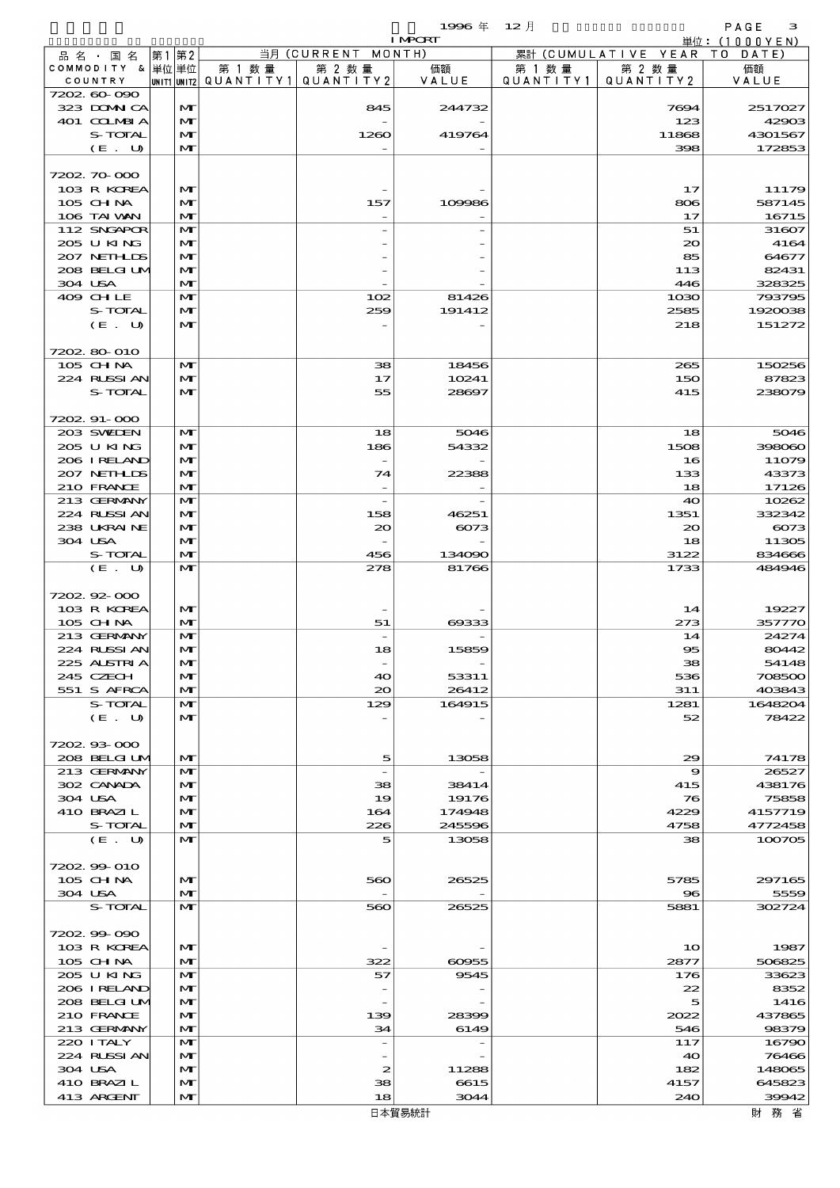1996 年 12 月 IMPORT

単位：(1000YEN)

| 品名・国名 COMMODITY & COUNTRY | 第1 単位 UNIT1 | 第2 単位 UNIT2 | 当月 (CURRENT MONTH) 第1数量 QUANTITY1 | 第2数量 QUANTITY2 | 価額 VALUE | 累計 (CUMULATIVE YEAR TO DATE) 第1数量 QUANTITY1 | 第2数量 QUANTITY2 | 価額 VALUE |
|---|---|---|---|---|---|---|---|---|
| 7202.60-090 | | | | | | | | |
| 323 DOMI CA | | MT | | 845 | 244732 | | 7694 | 2517027 |
| 401 COLMBIA | | MT | | - | - | | 123 | 42903 |
| S-TOTAL | | MT | | 1260 | 419764 | | 11868 | 4301567 |
| (E. U) | | MT | | - | - | | 398 | 172853 |
| 7202.70-000 | | | | | | | | |
| 103 R KOREA | | MT | | - | - | | 17 | 11179 |
| 105 CHINA | | MT | | 157 | 109986 | | 806 | 587145 |
| 106 TAIWAN | | MT | | - | - | | 17 | 16715 |
| 112 SNGAPOR | | MT | | - | - | | 51 | 31607 |
| 205 U KING | | MT | | - | - | | 20 | 4164 |
| 207 NETHLDS | | MT | | - | - | | 85 | 64677 |
| 208 BELGIUM | | MT | | - | - | | 113 | 82431 |
| 304 USA | | MT | | - | - | | 446 | 328325 |
| 409 CHILE | | MT | | 102 | 81426 | | 1030 | 793795 |
| S-TOTAL | | MT | | 259 | 191412 | | 2585 | 1920038 |
| (E. U) | | MT | | - | - | | 218 | 151272 |
| 7202.80-010 | | | | | | | | |
| 105 CHINA | | MT | | 38 | 18456 | | 265 | 150256 |
| 224 RUSSIAN | | MT | | 17 | 10241 | | 150 | 87823 |
| S-TOTAL | | MT | | 55 | 28697 | | 415 | 238079 |
| 7202.91-000 | | | | | | | | |
| 203 SWEDEN | | MT | | 18 | 5046 | | 18 | 5046 |
| 205 U KING | | MT | | 186 | 54332 | | 1508 | 398060 |
| 206 IRELAND | | MT | | - | - | | 16 | 11079 |
| 207 NETHLDS | | MT | | 74 | 22388 | | 133 | 43373 |
| 210 FRANCE | | MT | | - | - | | 18 | 17126 |
| 213 GERMANY | | MT | | - | - | | 40 | 10262 |
| 224 RUSSIAN | | MT | | 158 | 46251 | | 1351 | 332342 |
| 238 UKRAINE | | MT | | 20 | 6073 | | 20 | 6073 |
| 304 USA | | MT | | - | - | | 18 | 11305 |
| S-TOTAL | | MT | | 456 | 134090 | | 3122 | 834666 |
| (E. U) | | MT | | 278 | 81766 | | 1733 | 484946 |
| 7202.92-000 | | | | | | | | |
| 103 R KOREA | | MT | | - | - | | 14 | 19227 |
| 105 CHINA | | MT | | 51 | 69333 | | 273 | 357770 |
| 213 GERMANY | | MT | | - | - | | 14 | 24274 |
| 224 RUSSIAN | | MT | | 18 | 15859 | | 95 | 80442 |
| 225 AUSTRIA | | MT | | - | - | | 38 | 54148 |
| 245 CZECH | | MT | | 40 | 53311 | | 536 | 708500 |
| 551 S AFRCA | | MT | | 20 | 26412 | | 311 | 403843 |
| S-TOTAL | | MT | | 129 | 164915 | | 1281 | 1648204 |
| (E. U) | | MT | | - | - | | 52 | 78422 |
| 7202.93-000 | | | | | | | | |
| 208 BELGIUM | | MT | | 5 | 13058 | | 29 | 74178 |
| 213 GERMANY | | MT | | - | - | | 9 | 26527 |
| 302 CANADA | | MT | | 38 | 38414 | | 415 | 438176 |
| 304 USA | | MT | | 19 | 19176 | | 76 | 75858 |
| 410 BRAZIL | | MT | | 164 | 174948 | | 4229 | 4157719 |
| S-TOTAL | | MT | | 226 | 245596 | | 4758 | 4772458 |
| (E. U) | | MT | | 5 | 13058 | | 38 | 100705 |
| 7202.99-010 | | | | | | | | |
| 105 CHINA | | MT | | 560 | 26525 | | 5785 | 297165 |
| 304 USA | | MT | | - | - | | 96 | 5559 |
| S-TOTAL | | MT | | 560 | 26525 | | 5881 | 302724 |
| 7202.99-090 | | | | | | | | |
| 103 R KOREA | | MT | | - | - | | 10 | 1987 |
| 105 CHINA | | MT | | 322 | 60955 | | 2877 | 506825 |
| 205 U KING | | MT | | 57 | 9545 | | 176 | 33623 |
| 206 IRELAND | | MT | | - | - | | 22 | 8352 |
| 208 BELGIUM | | MT | | - | - | | 5 | 1416 |
| 210 FRANCE | | MT | | 139 | 28399 | | 2022 | 437865 |
| 213 GERMANY | | MT | | 34 | 6149 | | 546 | 98379 |
| 220 ITALY | | MT | | - | - | | 117 | 16790 |
| 224 RUSSIAN | | MT | | - | - | | 40 | 76466 |
| 304 USA | | MT | | 2 | 11288 | | 182 | 148065 |
| 410 BRAZIL | | MT | | 38 | 6615 | | 4157 | 645823 |
| 413 ARGENT | | MT | | 18 | 3044 | | 240 | 39942 |

日本貿易統計 財務省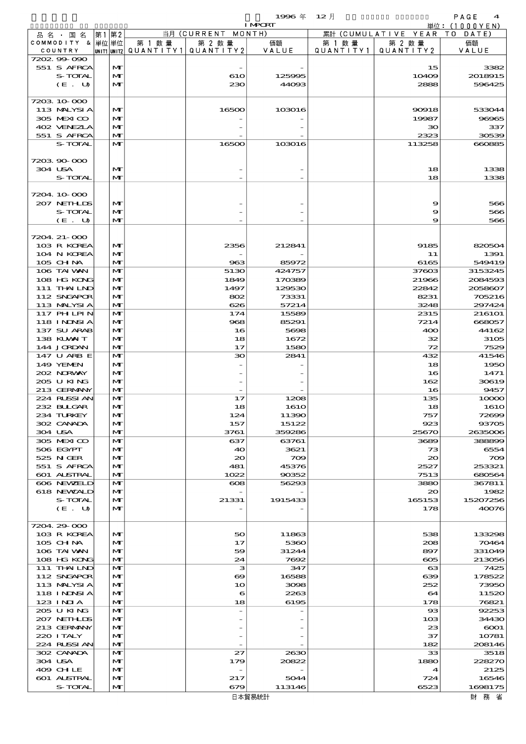1996 年 12 月 IMPORT

単位：(1000YEN)

| 品名・国名 COMMODITY & COUNTRY | 第1 単位 UNIT1 | 第2 単位 UNIT2 | 当月 (CURRENT MONTH) 第1数量 QUANTITY1 | 第2数量 QUANTITY2 | 価額 VALUE | 累計 (CUMULATIVE YEAR TO DATE) 第1数量 QUANTITY1 | 第2数量 QUANTITY2 | 価額 VALUE |
|---|---|---|---|---|---|---|---|---|
| 7202.99-090 | | | | | | | | |
| 551 S AFRCA | | MT | | - | - | | 15 | 3382 |
| S-TOTAL | | MT | | 610 | 125995 | | 10409 | 2018915 |
| (E. U) | | MT | | 230 | 44093 | | 2888 | 596425 |
| 7203.10-000 | | | | | | | | |
| 113 MALYSIA | | MT | | 16500 | 103016 | | 90918 | 533044 |
| 305 MEXICO | | MT | | - | - | | 19987 | 96965 |
| 402 VENEZLA | | MT | | - | - | | 30 | 337 |
| 551 S AFRCA | | MT | | - | - | | 2323 | 30539 |
| S-TOTAL | | MT | | 16500 | 103016 | | 113258 | 660885 |
| 7203.90-000 | | | | | | | | |
| 304 USA | | MT | | - | - | | 18 | 1338 |
| S-TOTAL | | MT | | - | - | | 18 | 1338 |
| 7204.10-000 | | | | | | | | |
| 207 NETHLDS | | MT | | - | - | | 9 | 566 |
| S-TOTAL | | MT | | - | - | | 9 | 566 |
| (E. U) | | MT | | - | - | | 9 | 566 |
| 7204.21-000 | | | | | | | | |
| 103 R KOREA | | MT | | 2356 | 212841 | | 9185 | 820504 |
| 104 N KOREA | | MT | | - | - | | 11 | 1391 |
| 105 CHINA | | MT | | 963 | 85972 | | 6165 | 549419 |
| 106 TAIWAN | | MT | | 5130 | 424757 | | 37603 | 3153245 |
| 108 HG KONG | | MT | | 1849 | 170389 | | 21966 | 2084593 |
| 111 THAILND | | MT | | 1497 | 129530 | | 22842 | 2058607 |
| 112 SNGAPOR | | MT | | 802 | 73331 | | 8231 | 705216 |
| 113 MALYSIA | | MT | | 626 | 57214 | | 3248 | 297424 |
| 117 PHLPIN | | MT | | 174 | 15589 | | 2315 | 216101 |
| 118 INDNSIA | | MT | | 968 | 85291 | | 7214 | 668057 |
| 137 SU ARAB | | MT | | 16 | 5698 | | 400 | 44162 |
| 138 KUWAIT | | MT | | 18 | 1672 | | 32 | 3105 |
| 144 JORDAN | | MT | | 17 | 1580 | | 72 | 7529 |
| 147 U ARB E | | MT | | 30 | 2841 | | 432 | 41546 |
| 149 YEMEN | | MT | | - | - | | 18 | 1950 |
| 202 NORWAY | | MT | | - | - | | 16 | 1471 |
| 205 U KING | | MT | | - | - | | 162 | 30619 |
| 213 GERMANY | | MT | | - | - | | 16 | 9457 |
| 224 RUSSIAN | | MT | | 17 | 1208 | | 135 | 10000 |
| 232 BULGAR | | MT | | 18 | 1610 | | 18 | 1610 |
| 234 TURKEY | | MT | | 124 | 11390 | | 757 | 72699 |
| 302 CANADA | | MT | | 157 | 15122 | | 923 | 93705 |
| 304 USA | | MT | | 3761 | 359286 | | 25670 | 2635006 |
| 305 MEXICO | | MT | | 637 | 63761 | | 3689 | 388899 |
| 506 EGYPT | | MT | | 40 | 3621 | | 73 | 6554 |
| 525 NIGER | | MT | | 20 | 709 | | 20 | 709 |
| 551 S AFRCA | | MT | | 481 | 45376 | | 2527 | 253321 |
| 601 AUSTRAL | | MT | | 1022 | 90352 | | 7513 | 680564 |
| 606 NEWZELD | | MT | | 608 | 56293 | | 3880 | 367811 |
| 618 NEWCALD | | MT | | - | - | | 20 | 1982 |
| S-TOTAL | | MT | | 21331 | 1915433 | | 165153 | 15207256 |
| (E. U) | | MT | | - | - | | 178 | 40076 |
| 7204.29-000 | | | | | | | | |
| 103 R KOREA | | MT | | 50 | 11863 | | 538 | 133298 |
| 105 CHINA | | MT | | 17 | 5360 | | 208 | 70464 |
| 106 TAIWAN | | MT | | 59 | 31244 | | 897 | 331049 |
| 108 HG KONG | | MT | | 24 | 7692 | | 605 | 213056 |
| 111 THAILND | | MT | | 3 | 347 | | 63 | 7425 |
| 112 SNGAPOR | | MT | | 69 | 16588 | | 639 | 178522 |
| 113 MALYSIA | | MT | | 10 | 3098 | | 252 | 73950 |
| 118 INDNSIA | | MT | | 6 | 2263 | | 64 | 11520 |
| 123 INDIA | | MT | | 18 | 6195 | | 178 | 76821 |
| 205 U KING | | MT | | - | - | | 93 | 92253 |
| 207 NETHLDS | | MT | | - | - | | 103 | 34430 |
| 213 GERMANY | | MT | | - | - | | 23 | 6001 |
| 220 ITALY | | MT | | - | - | | 37 | 10781 |
| 224 RUSSIAN | | MT | | - | - | | 182 | 208146 |
| 302 CANADA | | MT | | 27 | 2630 | | 33 | 3518 |
| 304 USA | | MT | | 179 | 20822 | | 1880 | 228270 |
| 409 CHILE | | MT | | - | - | | 4 | 2125 |
| 601 AUSTRAL | | MT | | 217 | 5044 | | 724 | 16546 |
| S-TOTAL | | MT | | 679 | 113146 | | 6523 | 1698175 |

日本貿易統計　財務省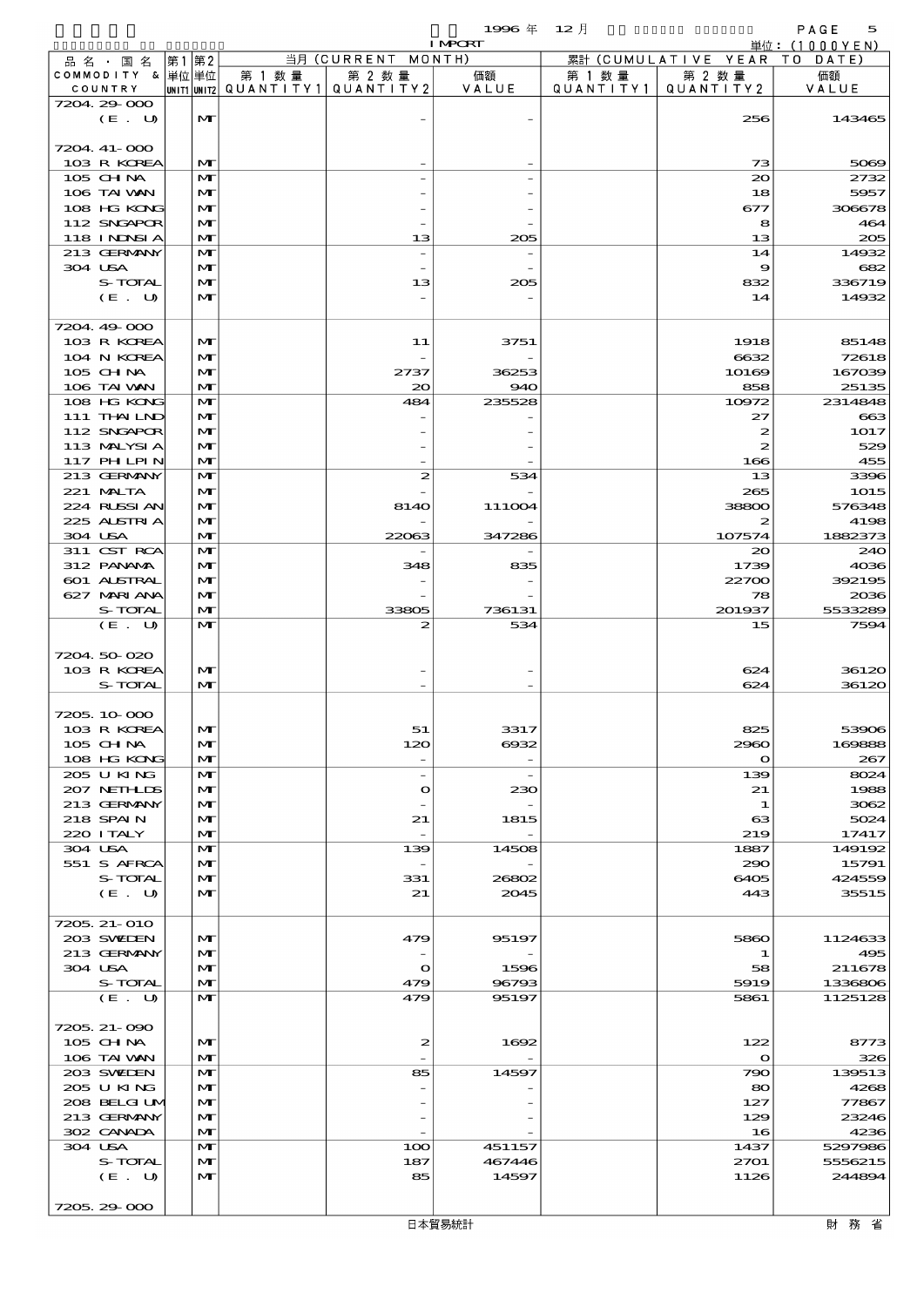1996 年 12 月 IMPORT

単位：(1000YEN)

| 品名・国名 COMMODITY & COUNTRY | 第1 単位 UNIT1 | 第2 単位 UNIT2 | 当月 (CURRENT MONTH) 第1数量 QUANTITY1 | 第2数量 QUANTITY2 | 価額 VALUE | 累計 (CUMULATIVE YEAR TO DATE) 第1数量 QUANTITY1 | 第2数量 QUANTITY2 | 価額 VALUE |
|---|---|---|---|---|---|---|---|---|
| 7204.29-000 | | | | | | | | |
| (E. U) | | MT | | - | - | | 256 | 143465 |
| 7204.41-000 | | | | | | | | |
| 103 R KOREA | | MT | | - | - | | 73 | 5069 |
| 105 CHINA | | MT | | - | - | | 20 | 2732 |
| 106 TAIWAN | | MT | | - | - | | 18 | 5957 |
| 108 HG KONG | | MT | | - | - | | 677 | 306678 |
| 112 SNGAPOR | | MT | | - | - | | 8 | 464 |
| 118 INDNSIA | | MT | | 13 | 205 | | 13 | 205 |
| 213 GERMANY | | MT | | - | - | | 14 | 14932 |
| 304 USA | | MT | | - | - | | 9 | 682 |
| S-TOTAL | | MT | | 13 | 205 | | 832 | 336719 |
| (E. U) | | MT | | - | - | | 14 | 14932 |
| 7204.49-000 | | | | | | | | |
| 103 R KOREA | | MT | | 11 | 3751 | | 1918 | 85148 |
| 104 N KOREA | | MT | | - | - | | 6632 | 72618 |
| 105 CHINA | | MT | | 2737 | 36253 | | 10169 | 167039 |
| 106 TAIWAN | | MT | | 20 | 940 | | 858 | 25135 |
| 108 HG KONG | | MT | | 484 | 235528 | | 10972 | 2314848 |
| 111 THAILND | | MT | | - | - | | 27 | 663 |
| 112 SNGAPOR | | MT | | - | - | | 2 | 1017 |
| 113 MALYSIA | | MT | | - | - | | 2 | 529 |
| 117 PHLPIN | | MT | | - | - | | 166 | 455 |
| 213 GERMANY | | MT | | 2 | 534 | | 13 | 3396 |
| 221 MALTA | | MT | | - | - | | 265 | 1015 |
| 224 RUSSIAN | | MT | | 8140 | 111004 | | 38800 | 576348 |
| 225 AUSTRIA | | MT | | - | - | | 2 | 4198 |
| 304 USA | | MT | | 22063 | 347286 | | 107574 | 1882373 |
| 311 CST RCA | | MT | | - | - | | 20 | 240 |
| 312 PANAMA | | MT | | 348 | 835 | | 1739 | 4036 |
| 601 AUSTRAL | | MT | | - | - | | 22700 | 392195 |
| 627 MARIANA | | MT | | - | - | | 78 | 2036 |
| S-TOTAL | | MT | | 33805 | 736131 | | 201937 | 5533289 |
| (E. U) | | MT | | 2 | 534 | | 15 | 7594 |
| 7204.50-020 | | | | | | | | |
| 103 R KOREA | | MT | | - | - | | 624 | 36120 |
| S-TOTAL | | MT | | - | - | | 624 | 36120 |
| 7205.10-000 | | | | | | | | |
| 103 R KOREA | | MT | | 51 | 3317 | | 825 | 53906 |
| 105 CHINA | | MT | | 120 | 6932 | | 2960 | 169888 |
| 108 HG KONG | | MT | | - | - | | 0 | 267 |
| 205 U KING | | MT | | - | - | | 139 | 8024 |
| 207 NETHLDS | | MT | | 0 | 230 | | 21 | 1988 |
| 213 GERMANY | | MT | | - | - | | 1 | 3062 |
| 218 SPAIN | | MT | | 21 | 1815 | | 63 | 5024 |
| 220 ITALY | | MT | | - | - | | 219 | 17417 |
| 304 USA | | MT | | 139 | 14508 | | 1887 | 149192 |
| 551 S AFRCA | | MT | | - | - | | 290 | 15791 |
| S-TOTAL | | MT | | 331 | 26802 | | 6405 | 424559 |
| (E. U) | | MT | | 21 | 2045 | | 443 | 35515 |
| 7205.21-010 | | | | | | | | |
| 203 SWEDEN | | MT | | 479 | 95197 | | 5860 | 1124633 |
| 213 GERMANY | | MT | | - | - | | 1 | 495 |
| 304 USA | | MT | | 0 | 1596 | | 58 | 211678 |
| S-TOTAL | | MT | | 479 | 96793 | | 5919 | 1336806 |
| (E. U) | | MT | | 479 | 95197 | | 5861 | 1125128 |
| 7205.21-090 | | | | | | | | |
| 105 CHINA | | MT | | 2 | 1692 | | 122 | 8773 |
| 106 TAIWAN | | MT | | - | - | | 0 | 326 |
| 203 SWEDEN | | MT | | 85 | 14597 | | 790 | 139513 |
| 205 U KING | | MT | | - | - | | 80 | 4268 |
| 208 BELGIUM | | MT | | - | - | | 127 | 77867 |
| 213 GERMANY | | MT | | - | - | | 129 | 23246 |
| 302 CANADA | | MT | | - | - | | 16 | 4236 |
| 304 USA | | MT | | 100 | 451157 | | 1437 | 5297986 |
| S-TOTAL | | MT | | 187 | 467446 | | 2701 | 5556215 |
| (E. U) | | MT | | 85 | 14597 | | 1126 | 244894 |
| 7205.29-000 | | | | | | | | |

日本貿易統計 財務省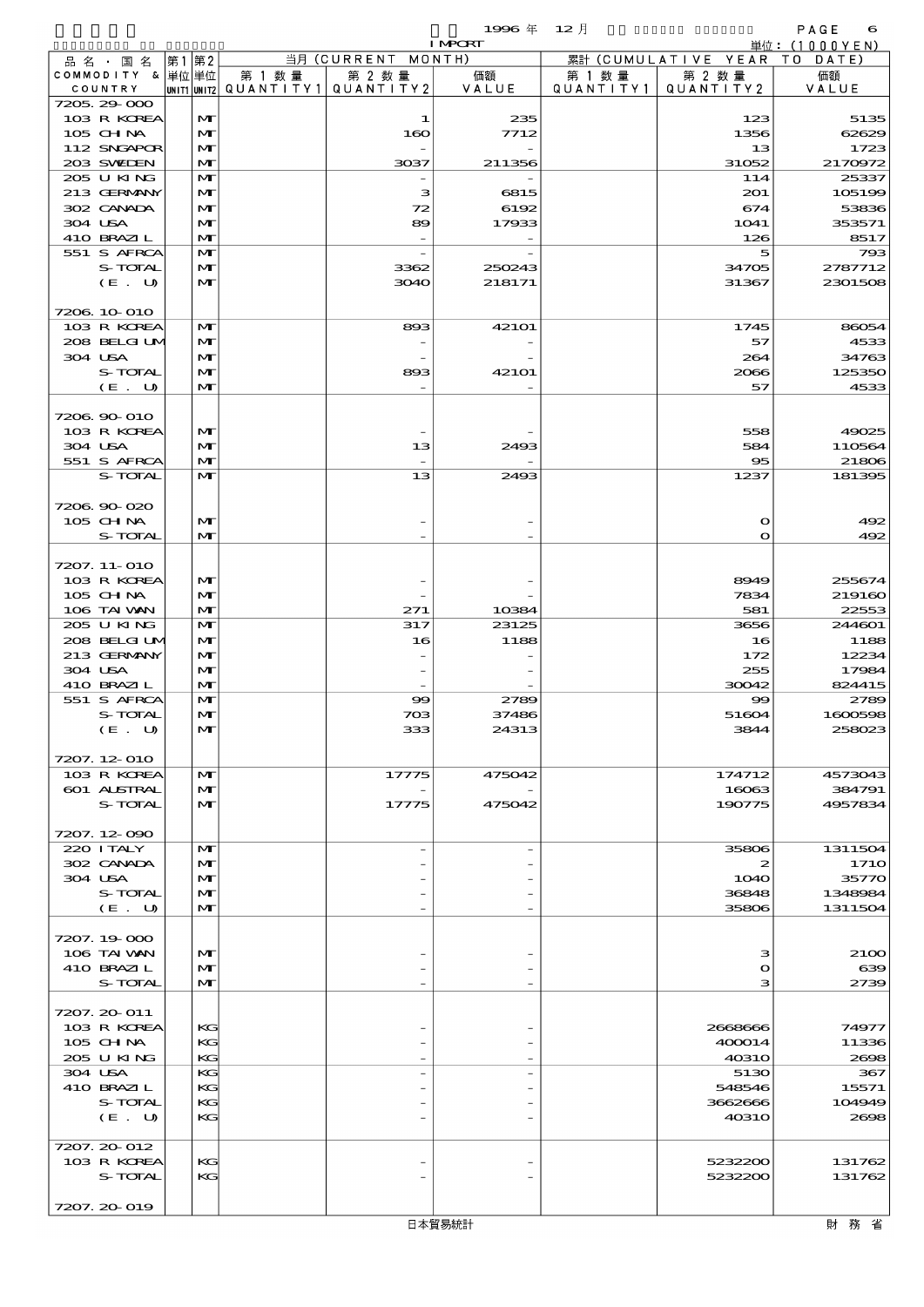1996 年 12 月 IMPORT

単位：(1000YEN)

| 品名・国名 COMMODITY & COUNTRY | 第1 単位 UNIT1 | 第2 単位 UNIT2 | 当月 (CURRENT MONTH) 第1数量 QUANTITY1 | 第2数量 QUANTITY2 | 価額 VALUE | 累計 (CUMULATIVE YEAR TO DATE) 第1数量 QUANTITY1 | 第2数量 QUANTITY2 | 価額 VALUE |
|---|---|---|---|---|---|---|---|---|
| 7205.29-000 | | | | | | | | |
| 103 R KOREA | | MT | | 1 | 235 | | 123 | 5135 |
| 105 CHINA | | MT | | 160 | 7712 | | 1356 | 62629 |
| 112 SNGAPOR | | MT | | - | - | | 13 | 1723 |
| 203 SWEDEN | | MT | | 3037 | 211356 | | 31052 | 2170972 |
| 205 U KING | | MT | | - | - | | 114 | 25337 |
| 213 GERMANY | | MT | | 3 | 6815 | | 201 | 105199 |
| 302 CANADA | | MT | | 72 | 6192 | | 674 | 53836 |
| 304 USA | | MT | | 89 | 17933 | | 1041 | 353571 |
| 410 BRAZIL | | MT | | - | - | | 126 | 8517 |
| 551 S AFRCA | | MT | | - | - | | 5 | 793 |
| S-TOTAL | | MT | | 3362 | 250243 | | 34705 | 2787712 |
| (E. U) | | MT | | 3040 | 218171 | | 31367 | 2301508 |
| 7206.10-010 | | | | | | | | |
| 103 R KOREA | | MT | | 893 | 42101 | | 1745 | 86054 |
| 208 BELGIUM | | MT | | - | - | | 57 | 4533 |
| 304 USA | | MT | | - | - | | 264 | 34763 |
| S-TOTAL | | MT | | 893 | 42101 | | 2066 | 125350 |
| (E. U) | | MT | | - | - | | 57 | 4533 |
| 7206.90-010 | | | | | | | | |
| 103 R KOREA | | MT | | - | - | | 558 | 49025 |
| 304 USA | | MT | | 13 | 2493 | | 584 | 110564 |
| 551 S AFRCA | | MT | | - | - | | 95 | 21806 |
| S-TOTAL | | MT | | 13 | 2493 | | 1237 | 181395 |
| 7206.90-020 | | | | | | | | |
| 105 CHINA | | MT | | - | - | | 0 | 492 |
| S-TOTAL | | MT | | - | - | | 0 | 492 |
| 7207.11-010 | | | | | | | | |
| 103 R KOREA | | MT | | - | - | | 8949 | 255674 |
| 105 CHINA | | MT | | - | - | | 7834 | 219160 |
| 106 TAIWAN | | MT | | 271 | 10384 | | 581 | 22553 |
| 205 U KING | | MT | | 317 | 23125 | | 3656 | 244601 |
| 208 BELGIUM | | MT | | 16 | 1188 | | 16 | 1188 |
| 213 GERMANY | | MT | | - | - | | 172 | 12234 |
| 304 USA | | MT | | - | - | | 255 | 17984 |
| 410 BRAZIL | | MT | | - | - | | 30042 | 824415 |
| 551 S AFRCA | | MT | | 99 | 2789 | | 99 | 2789 |
| S-TOTAL | | MT | | 703 | 37486 | | 51604 | 1600598 |
| (E. U) | | MT | | 333 | 24313 | | 3844 | 258023 |
| 7207.12-010 | | | | | | | | |
| 103 R KOREA | | MT | | 17775 | 475042 | | 174712 | 4573043 |
| 601 AUSTRAL | | MT | | - | - | | 16063 | 384791 |
| S-TOTAL | | MT | | 17775 | 475042 | | 190775 | 4957834 |
| 7207.12-090 | | | | | | | | |
| 220 ITALY | | MT | | - | - | | 35806 | 1311504 |
| 302 CANADA | | MT | | - | - | | 2 | 1710 |
| 304 USA | | MT | | - | - | | 1040 | 35770 |
| S-TOTAL | | MT | | - | - | | 36848 | 1348984 |
| (E. U) | | MT | | - | - | | 35806 | 1311504 |
| 7207.19-000 | | | | | | | | |
| 106 TAIWAN | | MT | | - | - | | 3 | 2100 |
| 410 BRAZIL | | MT | | - | - | | 0 | 639 |
| S-TOTAL | | MT | | - | - | | 3 | 2739 |
| 7207.20-011 | | | | | | | | |
| 103 R KOREA | | KG | | - | - | | 2668666 | 74977 |
| 105 CHINA | | KG | | - | - | | 400014 | 11336 |
| 205 U KING | | KG | | - | - | | 40310 | 2698 |
| 304 USA | | KG | | - | - | | 5130 | 367 |
| 410 BRAZIL | | KG | | - | - | | 548546 | 15571 |
| S-TOTAL | | KG | | - | - | | 3662666 | 104949 |
| (E. U) | | KG | | - | - | | 40310 | 2698 |
| 7207.20-012 | | | | | | | | |
| 103 R KOREA | | KG | | - | - | | 5232200 | 131762 |
| S-TOTAL | | KG | | - | - | | 5232200 | 131762 |
| 7207.20-019 | | | | | | | | |

日本貿易統計　財務省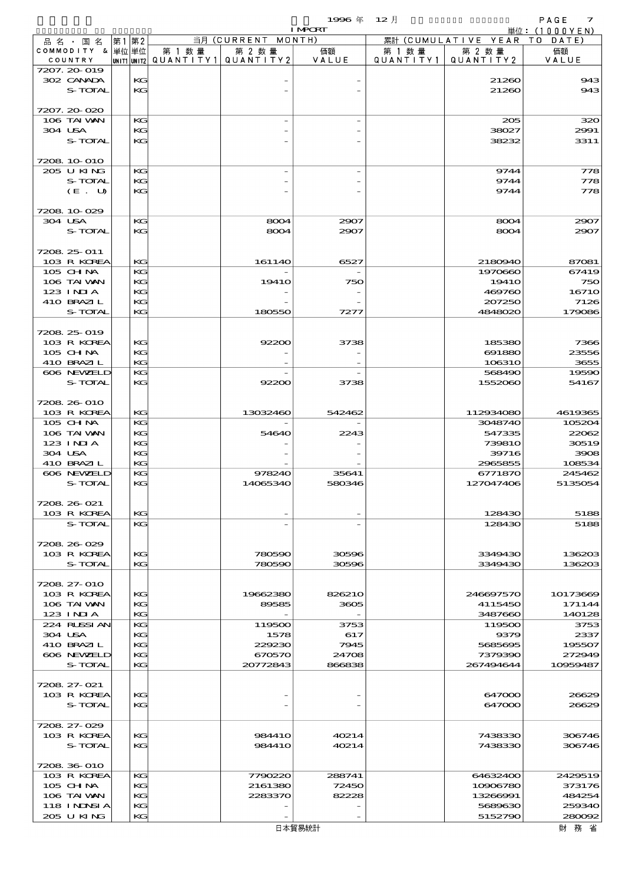1996 年 12 月 IMPORT

単位：(1000YEN)

| 品名・国名 COMMODITY & COUNTRY | 第1 単位 UNIT1 | 第2 単位 UNIT2 | 当月 (CURRENT MONTH) 第1数量 QUANTITY1 | 第2数量 QUANTITY2 | 価額 VALUE | 累計 (CUMULATIVE YEAR TO DATE) 第1数量 QUANTITY1 | 第2数量 QUANTITY2 | 価額 VALUE |
|---|---|---|---|---|---|---|---|---|
| 7207.20-019 | | | | | | | | |
| 302 CANADA | | KG | | - | - | | 21260 | 943 |
| S-TOTAL | | KG | | - | - | | 21260 | 943 |
| 7207.20-020 | | | | | | | | |
| 106 TAIWAN | | KG | | - | - | | 205 | 320 |
| 304 USA | | KG | | - | - | | 38027 | 2991 |
| S-TOTAL | | KG | | - | - | | 38232 | 3311 |
| 7208.10-010 | | | | | | | | |
| 205 U KING | | KG | | - | - | | 9744 | 778 |
| S-TOTAL | | KG | | - | - | | 9744 | 778 |
| (E. U) | | KG | | - | - | | 9744 | 778 |
| 7208.10-029 | | | | | | | | |
| 304 USA | | KG | | 8004 | 2907 | | 8004 | 2907 |
| S-TOTAL | | KG | | 8004 | 2907 | | 8004 | 2907 |
| 7208.25-011 | | | | | | | | |
| 103 R KOREA | | KG | | 161140 | 6527 | | 2180940 | 87081 |
| 105 CHINA | | KG | | - | - | | 1970660 | 67419 |
| 106 TAIWAN | | KG | | 19410 | 750 | | 19410 | 750 |
| 123 INDIA | | KG | | - | - | | 469760 | 16710 |
| 410 BRAZIL | | KG | | - | - | | 207250 | 7126 |
| S-TOTAL | | KG | | 180550 | 7277 | | 4848020 | 179086 |
| 7208.25-019 | | | | | | | | |
| 103 R KOREA | | KG | | 92200 | 3738 | | 185380 | 7366 |
| 105 CHINA | | KG | | - | - | | 691880 | 23556 |
| 410 BRAZIL | | KG | | - | - | | 106310 | 3655 |
| 606 NEWZELD | | KG | | - | - | | 568490 | 19590 |
| S-TOTAL | | KG | | 92200 | 3738 | | 1552060 | 54167 |
| 7208.26-010 | | | | | | | | |
| 103 R KOREA | | KG | | 13032460 | 542462 | | 112934080 | 4619365 |
| 105 CHINA | | KG | | - | - | | 3048740 | 105204 |
| 106 TAIWAN | | KG | | 54640 | 2243 | | 547335 | 22062 |
| 123 INDIA | | KG | | - | - | | 739810 | 30519 |
| 304 USA | | KG | | - | - | | 39716 | 3908 |
| 410 BRAZIL | | KG | | - | - | | 2965855 | 108534 |
| 606 NEWZELD | | KG | | 978240 | 35641 | | 6771870 | 245462 |
| S-TOTAL | | KG | | 14065340 | 580346 | | 127047406 | 5135054 |
| 7208.26-021 | | | | | | | | |
| 103 R KOREA | | KG | | - | - | | 128430 | 5188 |
| S-TOTAL | | KG | | - | - | | 128430 | 5188 |
| 7208.26-029 | | | | | | | | |
| 103 R KOREA | | KG | | 780590 | 30596 | | 3349430 | 136203 |
| S-TOTAL | | KG | | 780590 | 30596 | | 3349430 | 136203 |
| 7208.27-010 | | | | | | | | |
| 103 R KOREA | | KG | | 19662380 | 826210 | | 246697570 | 10173669 |
| 106 TAIWAN | | KG | | 89585 | 3605 | | 4115450 | 171144 |
| 123 INDIA | | KG | | - | - | | 3487660 | 140128 |
| 224 RUSSIAN | | KG | | 119500 | 3753 | | 119500 | 3753 |
| 304 USA | | KG | | 1578 | 617 | | 9379 | 2337 |
| 410 BRAZIL | | KG | | 229230 | 7945 | | 5685695 | 195507 |
| 606 NEWZELD | | KG | | 670570 | 24708 | | 7379390 | 272949 |
| S-TOTAL | | KG | | 20772843 | 866838 | | 267494644 | 10959487 |
| 7208.27-021 | | | | | | | | |
| 103 R KOREA | | KG | | - | - | | 647000 | 26629 |
| S-TOTAL | | KG | | - | - | | 647000 | 26629 |
| 7208.27-029 | | | | | | | | |
| 103 R KOREA | | KG | | 984410 | 40214 | | 7438330 | 306746 |
| S-TOTAL | | KG | | 984410 | 40214 | | 7438330 | 306746 |
| 7208.36-010 | | | | | | | | |
| 103 R KOREA | | KG | | 7790220 | 288741 | | 64632400 | 2429519 |
| 105 CHINA | | KG | | 2161380 | 72450 | | 10906780 | 373176 |
| 106 TAIWAN | | KG | | 2283370 | 82228 | | 13266991 | 484254 |
| 118 INDNSIA | | KG | | - | - | | 5689630 | 259340 |
| 205 U KING | | KG | | - | - | | 5152790 | 280092 |

日本貿易統計　　財務省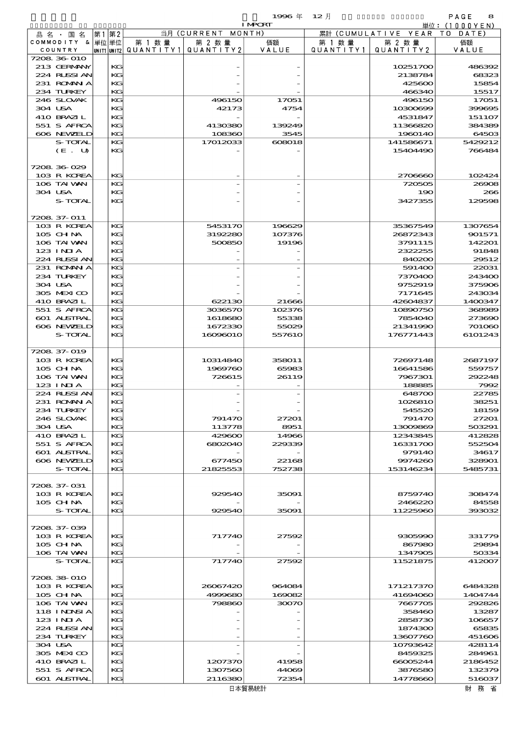1996 年 12 月 IMPORT

単位：(1000YEN)

| 品名・国名 COMMODITY & COUNTRY | 第1 単位 UNIT1 | 第2 単位 UNIT2 | 当月 (CURRENT MONTH) 第1数量 QUANTITY1 | 第2数量 QUANTITY2 | 価額 VALUE | 累計 (CUMULATIVE YEAR TO DATE) 第1数量 QUANTITY1 | 第2数量 QUANTITY2 | 価額 VALUE |
|---|---|---|---|---|---|---|---|---|
| 7208.36-010 | | | | | | | | |
| 213 GERMANY | | KG | | - | - | | 10251700 | 486392 |
| 224 RUSSIAN | | KG | | - | - | | 2138784 | 68323 |
| 231 ROMANIA | | KG | | - | - | | 425600 | 15854 |
| 234 TURKEY | | KG | | - | - | | 466340 | 15517 |
| 246 SLOVAK | | KG | | 496150 | 17051 | | 496150 | 17051 |
| 304 USA | | KG | | 42173 | 4754 | | 10300699 | 399695 |
| 410 BRAZIL | | KG | | - | - | | 4531847 | 151107 |
| 551 S AFRCA | | KG | | 4130380 | 139249 | | 11366820 | 384389 |
| 606 NEWZELD | | KG | | 108360 | 3545 | | 1960140 | 64503 |
| S-TOTAL | | KG | | 17012033 | 608018 | | 141586671 | 5429212 |
| (E. U) | | KG | | - | - | | 15404490 | 766484 |
| 7208.36-029 | | | | | | | | |
| 103 R KOREA | | KG | | - | - | | 2706660 | 102424 |
| 106 TAIWAN | | KG | | - | - | | 720505 | 26908 |
| 304 USA | | KG | | - | - | | 190 | 266 |
| S-TOTAL | | KG | | - | - | | 3427355 | 129598 |
| 7208.37-011 | | | | | | | | |
| 103 R KOREA | | KG | | 5453170 | 196629 | | 35367549 | 1307654 |
| 105 CHINA | | KG | | 3192280 | 107376 | | 26872343 | 901571 |
| 106 TAIWAN | | KG | | 500850 | 19196 | | 3791115 | 142201 |
| 123 INDIA | | KG | | - | - | | 2322255 | 91848 |
| 224 RUSSIAN | | KG | | - | - | | 840200 | 29512 |
| 231 ROMANIA | | KG | | - | - | | 591400 | 22031 |
| 234 TURKEY | | KG | | - | - | | 7370400 | 243400 |
| 304 USA | | KG | | - | - | | 9752919 | 375906 |
| 305 MEXICO | | KG | | - | - | | 7171645 | 243034 |
| 410 BRAZIL | | KG | | 622130 | 21666 | | 42604837 | 1400347 |
| 551 S AFRCA | | KG | | 3036570 | 102376 | | 10890750 | 368989 |
| 601 AUSTRAL | | KG | | 1618680 | 55338 | | 7854040 | 273690 |
| 606 NEWZELD | | KG | | 1672330 | 55029 | | 21341990 | 701060 |
| S-TOTAL | | KG | | 16096010 | 557610 | | 176771443 | 6101243 |
| 7208.37-019 | | | | | | | | |
| 103 R KOREA | | KG | | 10314840 | 358011 | | 72697148 | 2687197 |
| 105 CHINA | | KG | | 1969760 | 65983 | | 16641586 | 559757 |
| 106 TAIWAN | | KG | | 726615 | 26119 | | 7967301 | 292248 |
| 123 INDIA | | KG | | - | - | | 188885 | 7992 |
| 224 RUSSIAN | | KG | | - | - | | 648700 | 22785 |
| 231 ROMANIA | | KG | | - | - | | 1026810 | 38251 |
| 234 TURKEY | | KG | | - | - | | 545520 | 18159 |
| 246 SLOVAK | | KG | | 791470 | 27201 | | 791470 | 27201 |
| 304 USA | | KG | | 113778 | 8951 | | 13009869 | 503291 |
| 410 BRAZIL | | KG | | 429600 | 14966 | | 12343845 | 412828 |
| 551 S AFRCA | | KG | | 6802040 | 229339 | | 16331700 | 552504 |
| 601 AUSTRAL | | KG | | - | - | | 979140 | 34617 |
| 606 NEWZELD | | KG | | 677450 | 22168 | | 9974260 | 328901 |
| S-TOTAL | | KG | | 21825553 | 752738 | | 153146234 | 5485731 |
| 7208.37-031 | | | | | | | | |
| 103 R KOREA | | KG | | 929540 | 35091 | | 8759740 | 308474 |
| 105 CHINA | | KG | | - | - | | 2466220 | 84558 |
| S-TOTAL | | KG | | 929540 | 35091 | | 11225960 | 393032 |
| 7208.37-039 | | | | | | | | |
| 103 R KOREA | | KG | | 717740 | 27592 | | 9305990 | 331779 |
| 105 CHINA | | KG | | - | - | | 867980 | 29894 |
| 106 TAIWAN | | KG | | - | - | | 1347905 | 50334 |
| S-TOTAL | | KG | | 717740 | 27592 | | 11521875 | 412007 |
| 7208.38-010 | | | | | | | | |
| 103 R KOREA | | KG | | 26067420 | 964084 | | 171217370 | 6484328 |
| 105 CHINA | | KG | | 4999680 | 169082 | | 41694060 | 1404744 |
| 106 TAIWAN | | KG | | 798860 | 30070 | | 7667705 | 292826 |
| 118 INDNSIA | | KG | | - | - | | 358460 | 13287 |
| 123 INDIA | | KG | | - | - | | 2858730 | 106657 |
| 224 RUSSIAN | | KG | | - | - | | 1874300 | 65835 |
| 234 TURKEY | | KG | | - | - | | 13607760 | 451606 |
| 304 USA | | KG | | - | - | | 10793642 | 428114 |
| 305 MEXICO | | KG | | - | - | | 8459325 | 284961 |
| 410 BRAZIL | | KG | | 1207370 | 41958 | | 66005244 | 2186452 |
| 551 S AFRCA | | KG | | 1307560 | 44069 | | 3876580 | 132379 |
| 601 AUSTRAL | | KG | | 2116380 | 72354 | | 14778660 | 516037 |

日本貿易統計　　財務省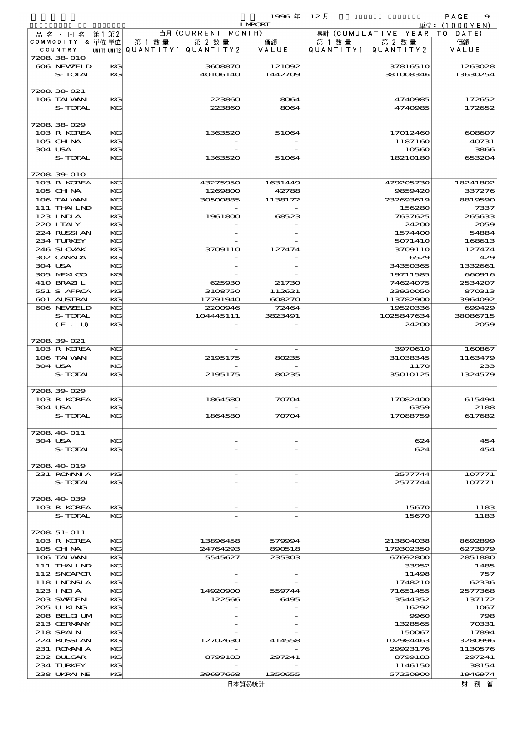1996 年 12 月 IMPORT

単位：(1000YEN)

| 品名・国名 COMMODITY & COUNTRY | 第1 単位 UNIT1 | 第2 単位 UNIT2 | 当月 (CURRENT MONTH) 第1数量 QUANTITY1 | 第2数量 QUANTITY2 | 価額 VALUE | 累計 (CUMULATIVE YEAR TO DATE) 第1数量 QUANTITY1 | 第2数量 QUANTITY2 | 価額 VALUE |
|---|---|---|---|---|---|---|---|---|
| 7208.38-010 | | | | | | | | |
| 606 NEWZELD | | KG | | 3608870 | 121092 | | 37816510 | 1263028 |
| S-TOTAL | | KG | | 40106140 | 1442709 | | 381008346 | 13630254 |
| 7208.38-021 | | | | | | | | |
| 106 TAIWAN | | KG | | 223860 | 8064 | | 4740985 | 172652 |
| S-TOTAL | | KG | | 223860 | 8064 | | 4740985 | 172652 |
| 7208.38-029 | | | | | | | | |
| 103 R KOREA | | KG | | 1363520 | 51064 | | 17012460 | 608607 |
| 105 CHINA | | KG | | - | - | | 1187160 | 40731 |
| 304 USA | | KG | | - | - | | 10560 | 3866 |
| S-TOTAL | | KG | | 1363520 | 51064 | | 18210180 | 653204 |
| 7208.39-010 | | | | | | | | |
| 103 R KOREA | | KG | | 43275950 | 1631449 | | 479205730 | 18241802 |
| 105 CHINA | | KG | | 1269800 | 42788 | | 9859420 | 337276 |
| 106 TAIWAN | | KG | | 30500885 | 1138172 | | 232693619 | 8819590 |
| 111 THAILND | | KG | | - | - | | 156280 | 7337 |
| 123 INDIA | | KG | | 1961800 | 68523 | | 7637625 | 265633 |
| 220 ITALY | | KG | | - | - | | 24200 | 2059 |
| 224 RUSSIAN | | KG | | - | - | | 1574400 | 54884 |
| 234 TURKEY | | KG | | - | - | | 5071410 | 168613 |
| 246 SLOVAK | | KG | | 3709110 | 127474 | | 3709110 | 127474 |
| 302 CANADA | | KG | | - | - | | 6529 | 429 |
| 304 USA | | KG | | - | - | | 34350365 | 1332661 |
| 305 MEXICO | | KG | | - | - | | 19711585 | 660916 |
| 410 BRAZIL | | KG | | 625930 | 21730 | | 74624075 | 2534207 |
| 551 S AFRCA | | KG | | 3108750 | 112621 | | 23920050 | 870313 |
| 601 AUSTRAL | | KG | | 17791940 | 608270 | | 113782900 | 3964092 |
| 606 NEWZELD | | KG | | 2200946 | 72464 | | 19520336 | 699429 |
| S-TOTAL | | KG | | 104445111 | 3823491 | | 1025847634 | 38086715 |
| (E. U) | | KG | | - | - | | 24200 | 2059 |
| 7208.39-021 | | | | | | | | |
| 103 R KOREA | | KG | | - | - | | 3970610 | 160867 |
| 106 TAIWAN | | KG | | 2195175 | 80235 | | 31038345 | 1163479 |
| 304 USA | | KG | | - | - | | 1170 | 233 |
| S-TOTAL | | KG | | 2195175 | 80235 | | 35010125 | 1324579 |
| 7208.39-029 | | | | | | | | |
| 103 R KOREA | | KG | | 1864580 | 70704 | | 17082400 | 615494 |
| 304 USA | | KG | | - | - | | 6359 | 2188 |
| S-TOTAL | | KG | | 1864580 | 70704 | | 17088759 | 617682 |
| 7208.40-011 | | | | | | | | |
| 304 USA | | KG | | - | - | | 624 | 454 |
| S-TOTAL | | KG | | - | - | | 624 | 454 |
| 7208.40-019 | | | | | | | | |
| 231 ROMANIA | | KG | | - | - | | 2577744 | 107771 |
| S-TOTAL | | KG | | - | - | | 2577744 | 107771 |
| 7208.40-039 | | | | | | | | |
| 103 R KOREA | | KG | | - | - | | 15670 | 1183 |
| S-TOTAL | | KG | | - | - | | 15670 | 1183 |
| 7208.51-011 | | | | | | | | |
| 103 R KOREA | | KG | | 13896458 | 579994 | | 213804038 | 8692899 |
| 105 CHINA | | KG | | 24764293 | 890518 | | 179302350 | 6273079 |
| 106 TAIWAN | | KG | | 5545627 | 235303 | | 67692800 | 2851880 |
| 111 THAILND | | KG | | - | - | | 33952 | 1485 |
| 112 SNGAPOR | | KG | | - | - | | 11498 | 757 |
| 118 INDNSIA | | KG | | - | - | | 1748210 | 62336 |
| 123 INDIA | | KG | | 14920900 | 559744 | | 71651455 | 2577368 |
| 203 SWEDEN | | KG | | 122566 | 6495 | | 3544352 | 137172 |
| 205 U KING | | KG | | - | - | | 16292 | 1067 |
| 208 BELGIUM | | KG | | - | - | | 9960 | 798 |
| 213 GERMANY | | KG | | - | - | | 1328565 | 70331 |
| 218 SPAIN | | KG | | - | - | | 150067 | 17894 |
| 224 RUSSIAN | | KG | | 12702630 | 414558 | | 102984463 | 3280996 |
| 231 ROMANIA | | KG | | - | - | | 29923176 | 1130576 |
| 232 BULGAR | | KG | | 8799183 | 297241 | | 8799183 | 297241 |
| 234 TURKEY | | KG | | - | - | | 1146150 | 38154 |
| 238 UKRAINE | | KG | | 39697668 | 1350655 | | 57230900 | 1946974 |

日本貿易統計　　財務省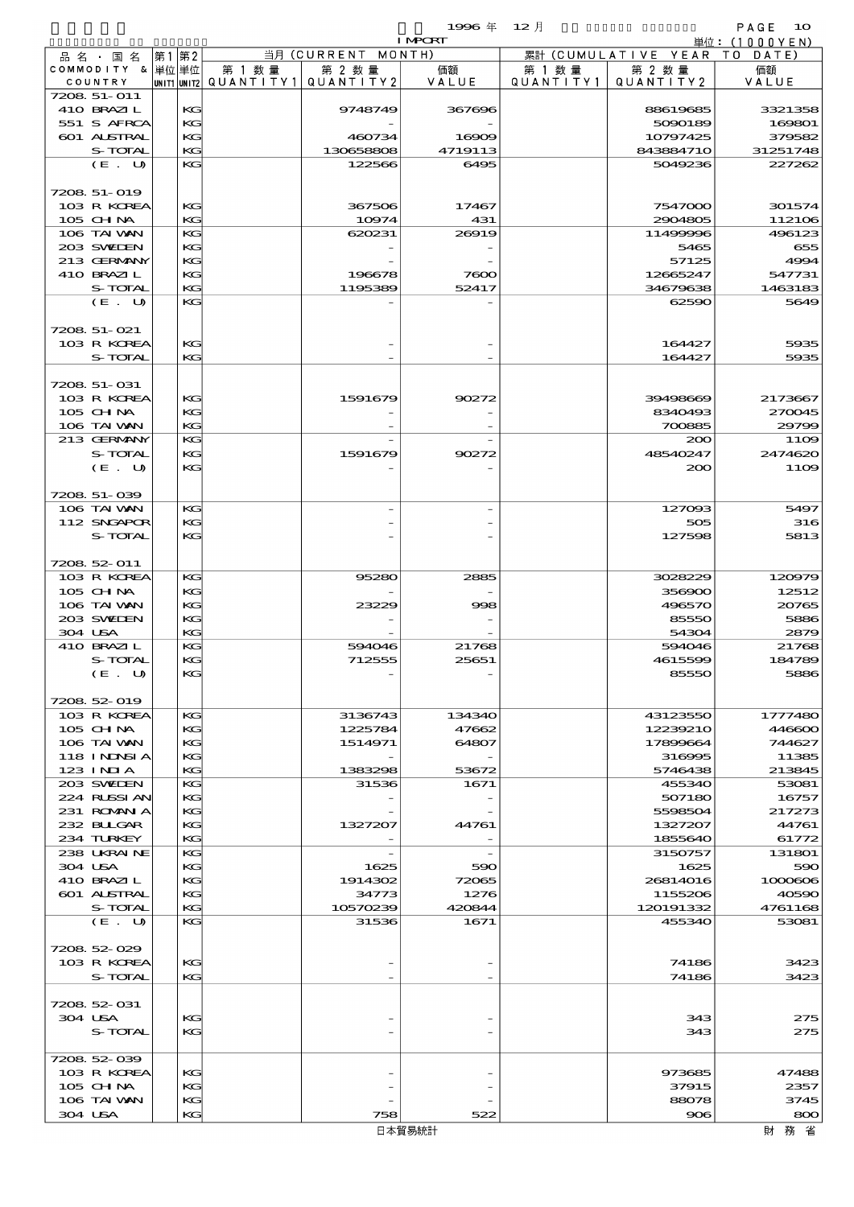1996 年 12 月 IMPORT

単位：(1000YEN)

| 品名・国名 COMMODITY & COUNTRY | 第1 単位 UNIT1 | 第2 単位 UNIT2 | 当月 (CURRENT MONTH) 第1数量 QUANTITY1 | 第2数量 QUANTITY2 | 価額 VALUE | 累計 (CUMULATIVE YEAR TO DATE) 第1数量 QUANTITY1 | 第2数量 QUANTITY2 | 価額 VALUE |
|---|---|---|---|---|---|---|---|---|
| 7208.51-011 | | | | | | | | |
| 410 BRAZIL | | KG | | 9748749 | 367696 | | 88619685 | 3321358 |
| 551 S AFRCA | | KG | | - | - | | 5090189 | 169801 |
| 601 AUSTRAL | | KG | | 460734 | 16909 | | 10797425 | 379582 |
| S-TOTAL | | KG | | 130658808 | 4719113 | | 843884710 | 31251748 |
| (E. U) | | KG | | 122566 | 6495 | | 5049236 | 227262 |
| 7208.51-019 | | | | | | | | |
| 103 R KOREA | | KG | | 367506 | 17467 | | 7547000 | 301574 |
| 105 CHINA | | KG | | 10974 | 431 | | 2904805 | 112106 |
| 106 TAIWAN | | KG | | 620231 | 26919 | | 11499996 | 496123 |
| 203 SWEDEN | | KG | | - | - | | 5465 | 655 |
| 213 GERMANY | | KG | | - | - | | 57125 | 4994 |
| 410 BRAZIL | | KG | | 196678 | 7600 | | 12665247 | 547731 |
| S-TOTAL | | KG | | 1195389 | 52417 | | 34679638 | 1463183 |
| (E. U) | | KG | | - | - | | 62590 | 5649 |
| 7208.51-021 | | | | | | | | |
| 103 R KOREA | | KG | | - | - | | 164427 | 5935 |
| S-TOTAL | | KG | | - | - | | 164427 | 5935 |
| 7208.51-031 | | | | | | | | |
| 103 R KOREA | | KG | | 1591679 | 90272 | | 39498669 | 2173667 |
| 105 CHINA | | KG | | - | - | | 8340493 | 270045 |
| 106 TAIWAN | | KG | | - | - | | 700885 | 29799 |
| 213 GERMANY | | KG | | - | - | | 200 | 1109 |
| S-TOTAL | | KG | | 1591679 | 90272 | | 48540247 | 2474620 |
| (E. U) | | KG | | - | - | | 200 | 1109 |
| 7208.51-039 | | | | | | | | |
| 106 TAIWAN | | KG | | - | - | | 127093 | 5497 |
| 112 SNGAPOR | | KG | | - | - | | 505 | 316 |
| S-TOTAL | | KG | | - | - | | 127598 | 5813 |
| 7208.52-011 | | | | | | | | |
| 103 R KOREA | | KG | | 95280 | 2885 | | 3028229 | 120979 |
| 105 CHINA | | KG | | - | - | | 356900 | 12512 |
| 106 TAIWAN | | KG | | 23229 | 998 | | 496570 | 20765 |
| 203 SWEDEN | | KG | | - | - | | 85550 | 5886 |
| 304 USA | | KG | | - | - | | 54304 | 2879 |
| 410 BRAZIL | | KG | | 594046 | 21768 | | 594046 | 21768 |
| S-TOTAL | | KG | | 712555 | 25651 | | 4615599 | 184789 |
| (E. U) | | KG | | - | - | | 85550 | 5886 |
| 7208.52-019 | | | | | | | | |
| 103 R KOREA | | KG | | 3136743 | 134340 | | 43123550 | 1777480 |
| 105 CHINA | | KG | | 1225784 | 47662 | | 12239210 | 446600 |
| 106 TAIWAN | | KG | | 1514971 | 64807 | | 17899664 | 744627 |
| 118 INDNSIA | | KG | | - | - | | 316995 | 11385 |
| 123 INDIA | | KG | | 1383298 | 53672 | | 5746438 | 213845 |
| 203 SWEDEN | | KG | | 31536 | 1671 | | 455340 | 53081 |
| 224 RUSSIAN | | KG | | - | - | | 507180 | 16757 |
| 231 ROMANIA | | KG | | - | - | | 5598504 | 217273 |
| 232 BULGAR | | KG | | 1327207 | 44761 | | 1327207 | 44761 |
| 234 TURKEY | | KG | | - | - | | 1855640 | 61772 |
| 238 UKRAINE | | KG | | - | - | | 3150757 | 131801 |
| 304 USA | | KG | | 1625 | 590 | | 1625 | 590 |
| 410 BRAZIL | | KG | | 1914302 | 72065 | | 26814016 | 1000606 |
| 601 AUSTRAL | | KG | | 34773 | 1276 | | 1155206 | 40590 |
| S-TOTAL | | KG | | 10570239 | 420844 | | 120191332 | 4761168 |
| (E. U) | | KG | | 31536 | 1671 | | 455340 | 53081 |
| 7208.52-029 | | | | | | | | |
| 103 R KOREA | | KG | | - | - | | 74186 | 3423 |
| S-TOTAL | | KG | | - | - | | 74186 | 3423 |
| 7208.52-031 | | | | | | | | |
| 304 USA | | KG | | - | - | | 343 | 275 |
| S-TOTAL | | KG | | - | - | | 343 | 275 |
| 7208.52-039 | | | | | | | | |
| 103 R KOREA | | KG | | - | - | | 973685 | 47488 |
| 105 CHINA | | KG | | - | - | | 37915 | 2357 |
| 106 TAIWAN | | KG | | - | - | | 88078 | 3745 |
| 304 USA | | KG | | 758 | 522 | | 906 | 800 |

日本貿易統計　　財 務 省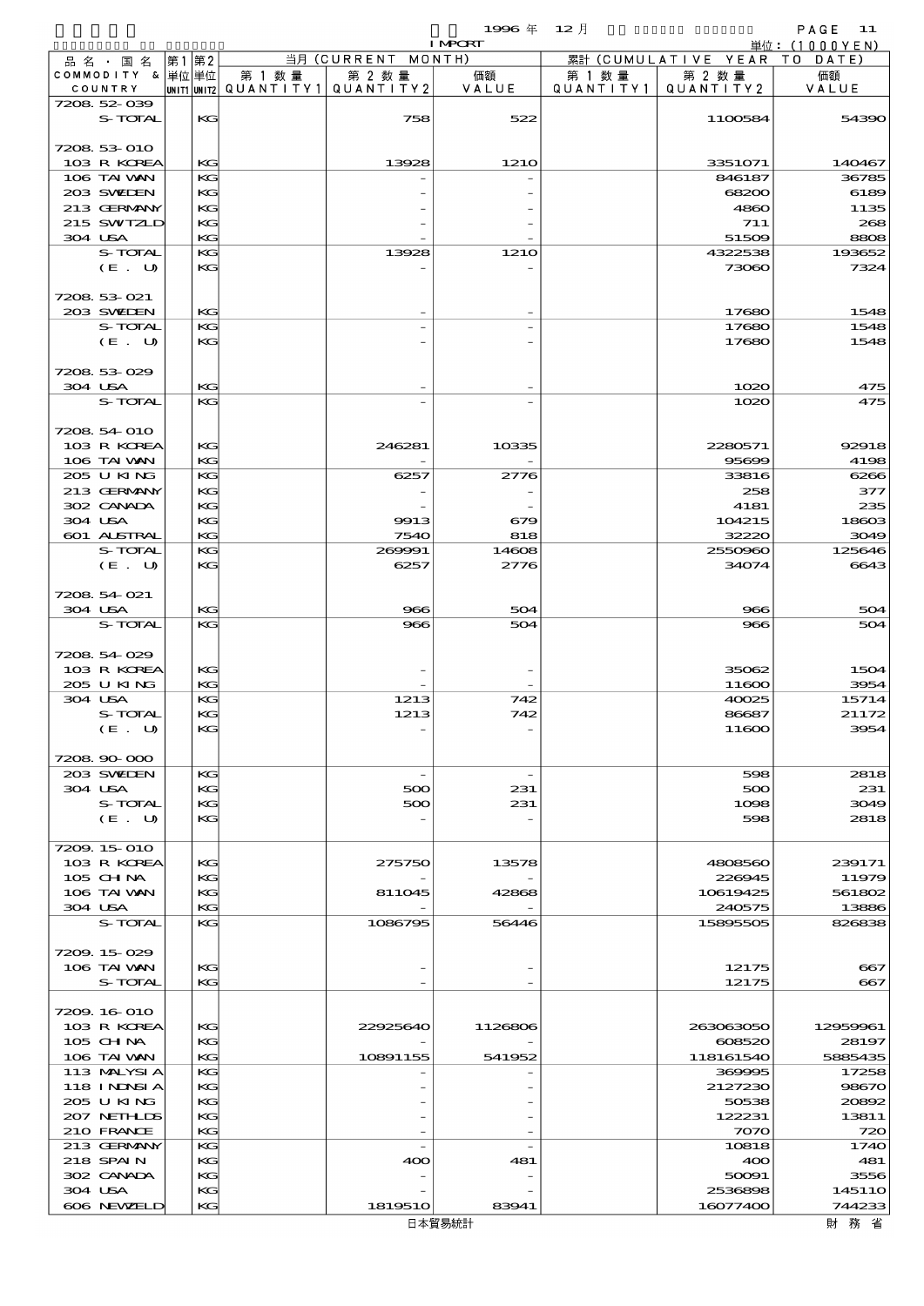1996 年 12 月 IMPORT

単位：(1000YEN)

| 品名・国名 COMMODITY & COUNTRY | 第1 単位 UNIT1 | 第2 単位 UNIT2 | 当月 (CURRENT MONTH) 第1数量 QUANTITY1 | 第2数量 QUANTITY2 | 価額 VALUE | 累計 (CUMULATIVE YEAR TO DATE) 第1数量 QUANTITY1 | 第2数量 QUANTITY2 | 価額 VALUE |
|---|---|---|---|---|---|---|---|---|
| 7208.52-039 | | | | | | | | |
| S-TOTAL | | KG | | 758 | 522 | | 1100584 | 54390 |
| 7208.53-010 | | | | | | | | |
| 103 R KOREA | | KG | | 13928 | 1210 | | 3351071 | 140467 |
| 106 TAIWAN | | KG | | - | - | | 846187 | 36785 |
| 203 SWEDEN | | KG | | - | - | | 68200 | 6189 |
| 213 GERMANY | | KG | | - | - | | 4860 | 1135 |
| 215 SWITZLD | | KG | | - | - | | 711 | 268 |
| 304 USA | | KG | | - | - | | 51509 | 8808 |
| S-TOTAL | | KG | | 13928 | 1210 | | 4322538 | 193652 |
| (E. U) | | KG | | - | - | | 73060 | 7324 |
| 7208.53-021 | | | | | | | | |
| 203 SWEDEN | | KG | | - | - | | 17680 | 1548 |
| S-TOTAL | | KG | | - | - | | 17680 | 1548 |
| (E. U) | | KG | | - | - | | 17680 | 1548 |
| 7208.53-029 | | | | | | | | |
| 304 USA | | KG | | - | - | | 1020 | 475 |
| S-TOTAL | | KG | | - | - | | 1020 | 475 |
| 7208.54-010 | | | | | | | | |
| 103 R KOREA | | KG | | 246281 | 10335 | | 2280571 | 92918 |
| 106 TAIWAN | | KG | | - | - | | 95699 | 4198 |
| 205 U KING | | KG | | 6257 | 2776 | | 33816 | 6266 |
| 213 GERMANY | | KG | | - | - | | 258 | 377 |
| 302 CANADA | | KG | | - | - | | 4181 | 235 |
| 304 USA | | KG | | 9913 | 679 | | 104215 | 18603 |
| 601 AUSTRAL | | KG | | 7540 | 818 | | 32220 | 3049 |
| S-TOTAL | | KG | | 269991 | 14608 | | 2550960 | 125646 |
| (E. U) | | KG | | 6257 | 2776 | | 34074 | 6643 |
| 7208.54-021 | | | | | | | | |
| 304 USA | | KG | | 966 | 504 | | 966 | 504 |
| S-TOTAL | | KG | | 966 | 504 | | 966 | 504 |
| 7208.54-029 | | | | | | | | |
| 103 R KOREA | | KG | | - | - | | 35062 | 1504 |
| 205 U KING | | KG | | - | - | | 11600 | 3954 |
| 304 USA | | KG | | 1213 | 742 | | 40025 | 15714 |
| S-TOTAL | | KG | | 1213 | 742 | | 86687 | 21172 |
| (E. U) | | KG | | - | - | | 11600 | 3954 |
| 7208.90-000 | | | | | | | | |
| 203 SWEDEN | | KG | | - | - | | 598 | 2818 |
| 304 USA | | KG | | 500 | 231 | | 500 | 231 |
| S-TOTAL | | KG | | 500 | 231 | | 1098 | 3049 |
| (E. U) | | KG | | - | - | | 598 | 2818 |
| 7209.15-010 | | | | | | | | |
| 103 R KOREA | | KG | | 275750 | 13578 | | 4808560 | 239171 |
| 105 CHINA | | KG | | - | - | | 226945 | 11979 |
| 106 TAIWAN | | KG | | 811045 | 42868 | | 10619425 | 561802 |
| 304 USA | | KG | | - | - | | 240575 | 13886 |
| S-TOTAL | | KG | | 1086795 | 56446 | | 15895505 | 826838 |
| 7209.15-029 | | | | | | | | |
| 106 TAIWAN | | KG | | - | - | | 12175 | 667 |
| S-TOTAL | | KG | | - | - | | 12175 | 667 |
| 7209.16-010 | | | | | | | | |
| 103 R KOREA | | KG | | 22925640 | 1126806 | | 263063050 | 12959961 |
| 105 CHINA | | KG | | - | - | | 608520 | 28197 |
| 106 TAIWAN | | KG | | 10891155 | 541952 | | 118161540 | 5885435 |
| 113 MALYSIA | | KG | | - | - | | 369995 | 17258 |
| 118 INDNSIA | | KG | | - | - | | 2127230 | 98670 |
| 205 U KING | | KG | | - | - | | 50538 | 20892 |
| 207 NETHLDS | | KG | | - | - | | 122231 | 13811 |
| 210 FRANCE | | KG | | - | - | | 7070 | 720 |
| 213 GERMANY | | KG | | - | - | | 10818 | 1740 |
| 218 SPAIN | | KG | | 400 | 481 | | 400 | 481 |
| 302 CANADA | | KG | | - | - | | 50091 | 3556 |
| 304 USA | | KG | | - | - | | 2536898 | 145110 |
| 606 NEWZELD | | KG | | 1819510 | 83941 | | 16077400 | 744233 |

日本貿易統計　財務省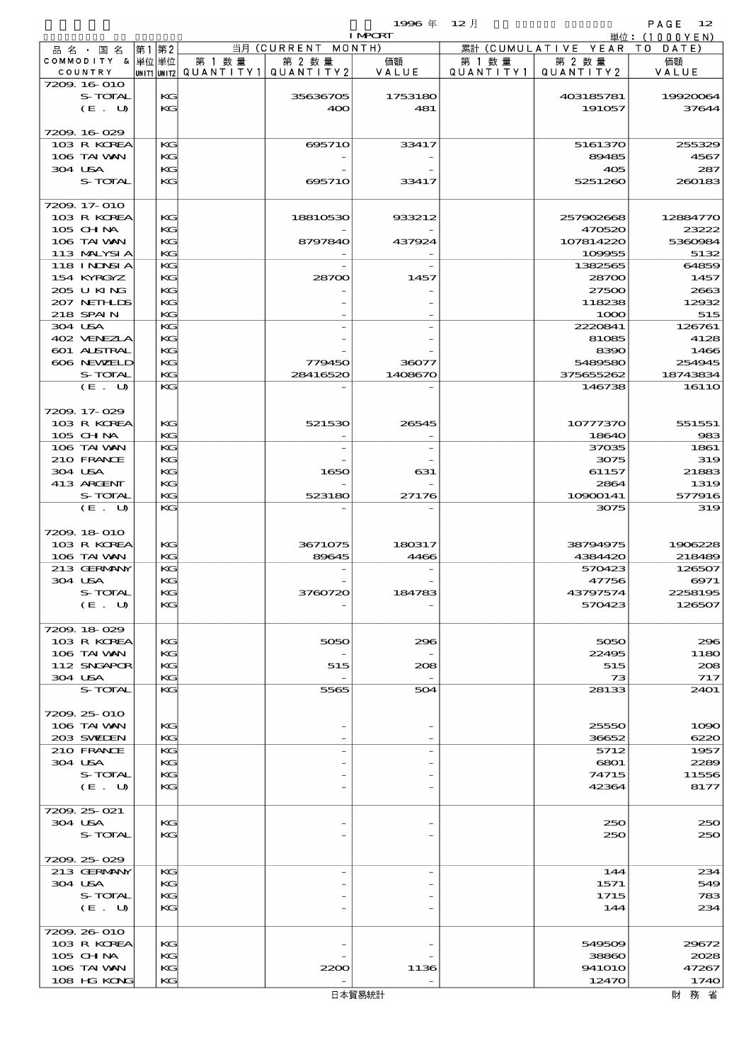1996年 12月 IMPORT

単位：(1000YEN)

| 品名・国名 COMMODITY & COUNTRY | 第1 単位 UNIT1 | 第2 単位 UNIT2 | 当月 (CURRENT MONTH) 第1数量 QUANTITY1 | 第2数量 QUANTITY2 | 価額 VALUE | 累計 (CUMULATIVE YEAR TO DATE) 第1数量 QUANTITY1 | 第2数量 QUANTITY2 | 価額 VALUE |
|---|---|---|---|---|---|---|---|---|
| 7209.16-010 | | | | | | | | |
| S-TOTAL | | KG | | 35636705 | 1753180 | | 403185781 | 19920064 |
| (E. U) | | KG | | 400 | 481 | | 191057 | 37644 |
| 7209.16-029 | | | | | | | | |
| 103 R KOREA | | KG | | 695710 | 33417 | | 5161370 | 255329 |
| 106 TAIWAN | | KG | | - | - | | 89485 | 4567 |
| 304 USA | | KG | | - | - | | 405 | 287 |
| S-TOTAL | | KG | | 695710 | 33417 | | 5251260 | 260183 |
| 7209.17-010 | | | | | | | | |
| 103 R KOREA | | KG | | 18810530 | 933212 | | 257902668 | 12884770 |
| 105 CHINA | | KG | | - | - | | 470520 | 23222 |
| 106 TAIWAN | | KG | | 8797840 | 437924 | | 107814220 | 5360984 |
| 113 MALYSIA | | KG | | - | - | | 109955 | 5132 |
| 118 INDNSIA | | KG | | - | - | | 1382565 | 64859 |
| 154 KYRGYZ | | KG | | 28700 | 1457 | | 28700 | 1457 |
| 205 U KING | | KG | | - | - | | 27500 | 2663 |
| 207 NETHLDS | | KG | | - | - | | 118238 | 12932 |
| 218 SPAIN | | KG | | - | - | | 1000 | 515 |
| 304 USA | | KG | | - | - | | 2220841 | 126761 |
| 402 VENEZLA | | KG | | - | - | | 81085 | 4128 |
| 601 AUSTRAL | | KG | | - | - | | 8390 | 1466 |
| 606 NEWZELD | | KG | | 779450 | 36077 | | 5489580 | 254945 |
| S-TOTAL | | KG | | 28416520 | 1408670 | | 375655262 | 18743834 |
| (E. U) | | KG | | - | - | | 146738 | 16110 |
| 7209.17-029 | | | | | | | | |
| 103 R KOREA | | KG | | 521530 | 26545 | | 10777370 | 551551 |
| 105 CHINA | | KG | | - | - | | 18640 | 983 |
| 106 TAIWAN | | KG | | - | - | | 37035 | 1861 |
| 210 FRANCE | | KG | | - | - | | 3075 | 319 |
| 304 USA | | KG | | 1650 | 631 | | 61157 | 21883 |
| 413 ARGENT | | KG | | - | - | | 2864 | 1319 |
| S-TOTAL | | KG | | 523180 | 27176 | | 10900141 | 577916 |
| (E. U) | | KG | | - | - | | 3075 | 319 |
| 7209.18-010 | | | | | | | | |
| 103 R KOREA | | KG | | 3671075 | 180317 | | 38794975 | 1906228 |
| 106 TAIWAN | | KG | | 89645 | 4466 | | 4384420 | 218489 |
| 213 GERMANY | | KG | | - | - | | 570423 | 126507 |
| 304 USA | | KG | | - | - | | 47756 | 6971 |
| S-TOTAL | | KG | | 3760720 | 184783 | | 43797574 | 2258195 |
| (E. U) | | KG | | - | - | | 570423 | 126507 |
| 7209.18-029 | | | | | | | | |
| 103 R KOREA | | KG | | 5050 | 296 | | 5050 | 296 |
| 106 TAIWAN | | KG | | - | - | | 22495 | 1180 |
| 112 SNGAPOR | | KG | | 515 | 208 | | 515 | 208 |
| 304 USA | | KG | | - | - | | 73 | 717 |
| S-TOTAL | | KG | | 5565 | 504 | | 28133 | 2401 |
| 7209.25-010 | | | | | | | | |
| 106 TAIWAN | | KG | | - | - | | 25550 | 1090 |
| 203 SWEDEN | | KG | | - | - | | 36652 | 6220 |
| 210 FRANCE | | KG | | - | - | | 5712 | 1957 |
| 304 USA | | KG | | - | - | | 6801 | 2289 |
| S-TOTAL | | KG | | - | - | | 74715 | 11556 |
| (E. U) | | KG | | - | - | | 42364 | 8177 |
| 7209.25-021 | | | | | | | | |
| 304 USA | | KG | | - | - | | 250 | 250 |
| S-TOTAL | | KG | | - | - | | 250 | 250 |
| 7209.25-029 | | | | | | | | |
| 213 GERMANY | | KG | | - | - | | 144 | 234 |
| 304 USA | | KG | | - | - | | 1571 | 549 |
| S-TOTAL | | KG | | - | - | | 1715 | 783 |
| (E. U) | | KG | | - | - | | 144 | 234 |
| 7209.26-010 | | | | | | | | |
| 103 R KOREA | | KG | | - | - | | 549509 | 29672 |
| 105 CHINA | | KG | | - | - | | 38860 | 2028 |
| 106 TAIWAN | | KG | | 2200 | 1136 | | 941010 | 47267 |
| 108 HG KONG | | KG | | - | - | | 12470 | 1740 |

日本貿易統計　　財務省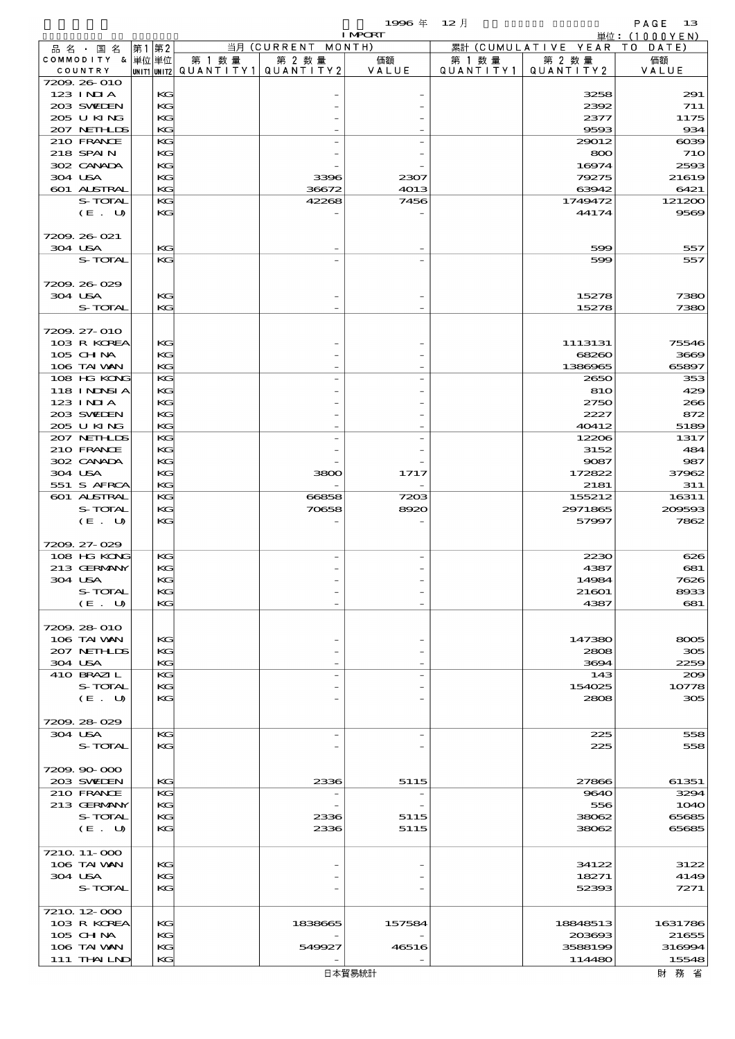1996 年 12 月 IMPORT 単位：(1000YEN)

| 品名・国名 COMMODITY & COUNTRY | 第1 単位 UNIT1 | 第2 単位 UNIT2 | 当月 (CURRENT MONTH) 第1数量 QUANTITY1 | 第2数量 QUANTITY2 | 価額 VALUE | 累計 (CUMULATIVE YEAR TO DATE) 第1数量 QUANTITY1 | 第2数量 QUANTITY2 | 価額 VALUE |
|---|---|---|---|---|---|---|---|---|
| 7209.26-010 | | | | | | | | |
| 123 INDIA | | KG | | - | - | | 3258 | 291 |
| 203 SWEDEN | | KG | | - | - | | 2392 | 711 |
| 205 U KING | | KG | | - | - | | 2377 | 1175 |
| 207 NETHLDS | | KG | | - | - | | 9593 | 934 |
| 210 FRANCE | | KG | | - | - | | 29012 | 6039 |
| 218 SPAIN | | KG | | - | - | | 800 | 710 |
| 302 CANADA | | KG | | - | - | | 16974 | 2593 |
| 304 USA | | KG | | 3396 | 2307 | | 79275 | 21619 |
| 601 AUSTRAL | | KG | | 36672 | 4013 | | 63942 | 6421 |
| S-TOTAL | | KG | | 42268 | 7456 | | 1749472 | 121200 |
| (E. U) | | KG | | - | - | | 44174 | 9569 |
| 7209.26-021 | | | | | | | | |
| 304 USA | | KG | | - | - | | 599 | 557 |
| S-TOTAL | | KG | | - | - | | 599 | 557 |
| 7209.26-029 | | | | | | | | |
| 304 USA | | KG | | - | - | | 15278 | 7380 |
| S-TOTAL | | KG | | - | - | | 15278 | 7380 |
| 7209.27-010 | | | | | | | | |
| 103 R KOREA | | KG | | - | - | | 1113131 | 75546 |
| 105 CHINA | | KG | | - | - | | 68260 | 3669 |
| 106 TAIWAN | | KG | | - | - | | 1386965 | 65897 |
| 108 HG KONG | | KG | | - | - | | 2650 | 353 |
| 118 INDNSIA | | KG | | - | - | | 810 | 429 |
| 123 INDIA | | KG | | - | - | | 2750 | 266 |
| 203 SWEDEN | | KG | | - | - | | 2227 | 872 |
| 205 U KING | | KG | | - | - | | 40412 | 5189 |
| 207 NETHLDS | | KG | | - | - | | 12206 | 1317 |
| 210 FRANCE | | KG | | - | - | | 3152 | 484 |
| 302 CANADA | | KG | | - | - | | 9087 | 987 |
| 304 USA | | KG | | 3800 | 1717 | | 172822 | 37962 |
| 551 S AFRCA | | KG | | - | - | | 2181 | 311 |
| 601 AUSTRAL | | KG | | 66858 | 7203 | | 155212 | 16311 |
| S-TOTAL | | KG | | 70658 | 8920 | | 2971865 | 209593 |
| (E. U) | | KG | | - | - | | 57997 | 7862 |
| 7209.27-029 | | | | | | | | |
| 108 HG KONG | | KG | | - | - | | 2230 | 626 |
| 213 GERMANY | | KG | | - | - | | 4387 | 681 |
| 304 USA | | KG | | - | - | | 14984 | 7626 |
| S-TOTAL | | KG | | - | - | | 21601 | 8933 |
| (E. U) | | KG | | - | - | | 4387 | 681 |
| 7209.28-010 | | | | | | | | |
| 106 TAIWAN | | KG | | - | - | | 147380 | 8005 |
| 207 NETHLDS | | KG | | - | - | | 2808 | 305 |
| 304 USA | | KG | | - | - | | 3694 | 2259 |
| 410 BRAZIL | | KG | | - | - | | 143 | 209 |
| S-TOTAL | | KG | | - | - | | 154025 | 10778 |
| (E. U) | | KG | | - | - | | 2808 | 305 |
| 7209.28-029 | | | | | | | | |
| 304 USA | | KG | | - | - | | 225 | 558 |
| S-TOTAL | | KG | | - | - | | 225 | 558 |
| 7209.90-000 | | | | | | | | |
| 203 SWEDEN | | KG | | 2336 | 5115 | | 27866 | 61351 |
| 210 FRANCE | | KG | | - | - | | 9640 | 3294 |
| 213 GERMANY | | KG | | - | - | | 556 | 1040 |
| S-TOTAL | | KG | | 2336 | 5115 | | 38062 | 65685 |
| (E. U) | | KG | | 2336 | 5115 | | 38062 | 65685 |
| 7210.11-000 | | | | | | | | |
| 106 TAIWAN | | KG | | - | - | | 34122 | 3122 |
| 304 USA | | KG | | - | - | | 18271 | 4149 |
| S-TOTAL | | KG | | - | - | | 52393 | 7271 |
| 7210.12-000 | | | | | | | | |
| 103 R KOREA | | KG | | 1838665 | 157584 | | 18848513 | 1631786 |
| 105 CHINA | | KG | | - | - | | 203693 | 21655 |
| 106 TAIWAN | | KG | | 549927 | 46516 | | 3588199 | 316994 |
| 111 THAILND | | KG | | - | - | | 114480 | 15548 |

日本貿易統計　財務省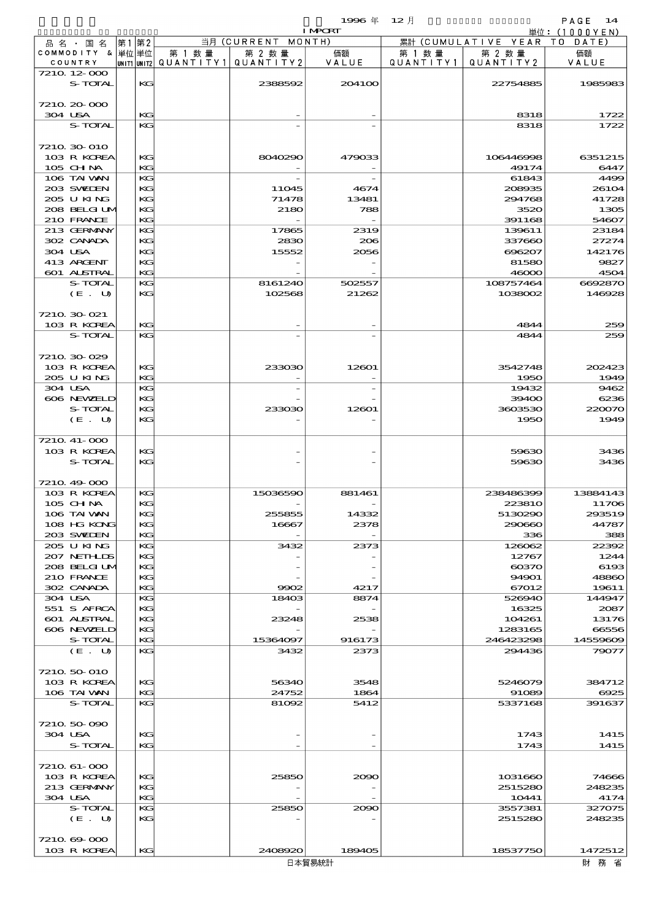1996 年 12 月 IMPORT

単位：(1000YEN)

| 品名・国名 COMMODITY & COUNTRY | 第1 単位 UNIT1 | 第2 単位 UNIT2 | 当月 (CURRENT MONTH) 第1数量 QUANTITY1 | 第2数量 QUANTITY2 | 価額 VALUE | 累計 (CUMULATIVE YEAR TO DATE) 第1数量 QUANTITY1 | 第2数量 QUANTITY2 | 価額 VALUE |
|---|---|---|---|---|---|---|---|---|
| 7210.12-000 | | | | | | | | |
| S-TOTAL | | KG | | 2388592 | 204100 | | 22754885 | 1985983 |
| 7210.20-000 | | | | | | | | |
| 304 USA | | KG | | - | - | | 8318 | 1722 |
| S-TOTAL | | KG | | - | - | | 8318 | 1722 |
| 7210.30-010 | | | | | | | | |
| 103 R KOREA | | KG | | 8040290 | 479033 | | 106446998 | 6351215 |
| 105 CHINA | | KG | | - | - | | 49174 | 6447 |
| 106 TAIWAN | | KG | | - | - | | 61843 | 4499 |
| 203 SWEDEN | | KG | | 11045 | 4674 | | 208935 | 26104 |
| 205 U KING | | KG | | 71478 | 13481 | | 294768 | 41728 |
| 208 BELGIUM | | KG | | 2180 | 788 | | 3520 | 1305 |
| 210 FRANCE | | KG | | - | - | | 391168 | 54607 |
| 213 GERMANY | | KG | | 17865 | 2319 | | 139611 | 23184 |
| 302 CANADA | | KG | | 2830 | 206 | | 337660 | 27274 |
| 304 USA | | KG | | 15552 | 2056 | | 696207 | 142176 |
| 413 ARGENT | | KG | | - | - | | 81580 | 9827 |
| 601 AUSTRAL | | KG | | - | - | | 46000 | 4504 |
| S-TOTAL | | KG | | 8161240 | 502557 | | 108757464 | 6692870 |
| (E. U) | | KG | | 102568 | 21262 | | 1038002 | 146928 |
| 7210.30-021 | | | | | | | | |
| 103 R KOREA | | KG | | - | - | | 4844 | 259 |
| S-TOTAL | | KG | | - | - | | 4844 | 259 |
| 7210.30-029 | | | | | | | | |
| 103 R KOREA | | KG | | 233030 | 12601 | | 3542748 | 202423 |
| 205 U KING | | KG | | - | - | | 1950 | 1949 |
| 304 USA | | KG | | - | - | | 19432 | 9462 |
| 606 NEWZELD | | KG | | - | - | | 39400 | 6236 |
| S-TOTAL | | KG | | 233030 | 12601 | | 3603530 | 220070 |
| (E. U) | | KG | | - | - | | 1950 | 1949 |
| 7210.41-000 | | | | | | | | |
| 103 R KOREA | | KG | | - | - | | 59630 | 3436 |
| S-TOTAL | | KG | | - | - | | 59630 | 3436 |
| 7210.49-000 | | | | | | | | |
| 103 R KOREA | | KG | | 15036590 | 881461 | | 238486399 | 13884143 |
| 105 CHINA | | KG | | - | - | | 223810 | 11706 |
| 106 TAIWAN | | KG | | 255855 | 14332 | | 5130290 | 293519 |
| 108 HG KONG | | KG | | 16667 | 2378 | | 290660 | 44787 |
| 203 SWEDEN | | KG | | - | - | | 336 | 388 |
| 205 U KING | | KG | | 3432 | 2373 | | 126062 | 22392 |
| 207 NETHLDS | | KG | | - | - | | 12767 | 1244 |
| 208 BELGIUM | | KG | | - | - | | 60370 | 6193 |
| 210 FRANCE | | KG | | - | - | | 94901 | 48860 |
| 302 CANADA | | KG | | 9902 | 4217 | | 67012 | 19611 |
| 304 USA | | KG | | 18403 | 8874 | | 526940 | 144947 |
| 551 S AFRCA | | KG | | - | - | | 16325 | 2087 |
| 601 AUSTRAL | | KG | | 23248 | 2538 | | 104261 | 13176 |
| 606 NEWZELD | | KG | | - | - | | 1283165 | 66556 |
| S-TOTAL | | KG | | 15364097 | 916173 | | 246423298 | 14559609 |
| (E. U) | | KG | | 3432 | 2373 | | 294436 | 79077 |
| 7210.50-010 | | | | | | | | |
| 103 R KOREA | | KG | | 56340 | 3548 | | 5246079 | 384712 |
| 106 TAIWAN | | KG | | 24752 | 1864 | | 91089 | 6925 |
| S-TOTAL | | KG | | 81092 | 5412 | | 5337168 | 391637 |
| 7210.50-090 | | | | | | | | |
| 304 USA | | KG | | - | - | | 1743 | 1415 |
| S-TOTAL | | KG | | - | - | | 1743 | 1415 |
| 7210.61-000 | | | | | | | | |
| 103 R KOREA | | KG | | 25850 | 2090 | | 1031660 | 74666 |
| 213 GERMANY | | KG | | - | - | | 2515280 | 248235 |
| 304 USA | | KG | | - | - | | 10441 | 4174 |
| S-TOTAL | | KG | | 25850 | 2090 | | 3557381 | 327075 |
| (E. U) | | KG | | - | - | | 2515280 | 248235 |
| 7210.69-000 | | | | | | | | |
| 103 R KOREA | | KG | | 2408920 | 189405 | | 18537750 | 1472512 |

日本貿易統計　　財務省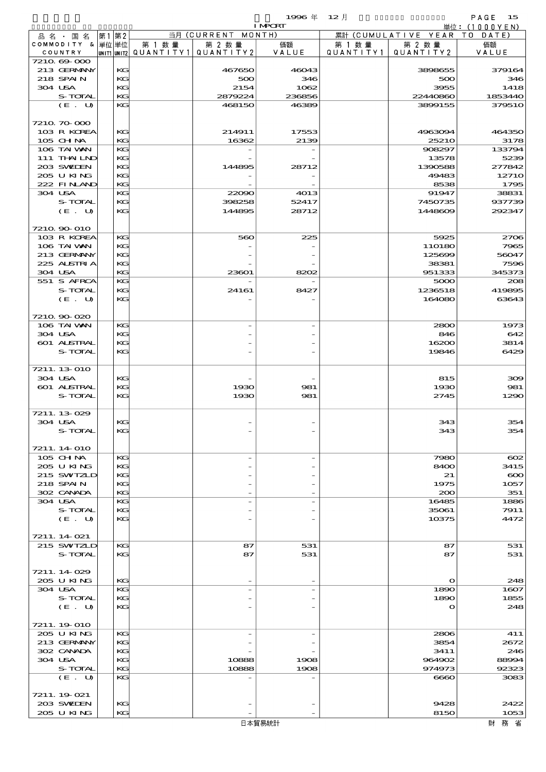1996年 12月 IMPORT

単位：(1000YEN)

| 品名・国名 COMMODITY & COUNTRY | 第1 単位 UNIT1 | 第2 単位 UNIT2 | 当月 (CURRENT MONTH) 第1数量 QUANTITY1 | 第2数量 QUANTITY2 | 価額 VALUE | 累計 (CUMULATIVE YEAR TO DATE) 第1数量 QUANTITY1 | 第2数量 QUANTITY2 | 価額 VALUE |
|---|---|---|---|---|---|---|---|---|
| 7210.69-000 | | | | | | | | |
| 213 GERMANY | | KG | | 467650 | 46043 | | 3898655 | 379164 |
| 218 SPAIN | | KG | | 500 | 346 | | 500 | 346 |
| 304 USA | | KG | | 2154 | 1062 | | 3955 | 1418 |
| S-TOTAL | | KG | | 2879224 | 236856 | | 22440860 | 1853440 |
| (E. U) | | KG | | 468150 | 46389 | | 3899155 | 379510 |
| 7210.70-000 | | | | | | | | |
| 103 R KOREA | | KG | | 214911 | 17553 | | 4963094 | 464350 |
| 105 CHINA | | KG | | 16362 | 2139 | | 25210 | 3178 |
| 106 TAIWAN | | KG | | - | - | | 908297 | 133794 |
| 111 THAILND | | KG | | - | - | | 13578 | 5239 |
| 203 SWEDEN | | KG | | 144895 | 28712 | | 1390588 | 277842 |
| 205 U KING | | KG | | - | - | | 49483 | 12710 |
| 222 FINLAND | | KG | | - | - | | 8538 | 1795 |
| 304 USA | | KG | | 22090 | 4013 | | 91947 | 38831 |
| S-TOTAL | | KG | | 398258 | 52417 | | 7450735 | 937739 |
| (E. U) | | KG | | 144895 | 28712 | | 1448609 | 292347 |
| 7210.90-010 | | | | | | | | |
| 103 R KOREA | | KG | | 560 | 225 | | 5925 | 2706 |
| 106 TAIWAN | | KG | | - | - | | 110180 | 7965 |
| 213 GERMANY | | KG | | - | - | | 125699 | 56047 |
| 225 AUSTRIA | | KG | | - | - | | 38381 | 7596 |
| 304 USA | | KG | | 23601 | 8202 | | 951333 | 345373 |
| 551 S AFRCA | | KG | | - | - | | 5000 | 208 |
| S-TOTAL | | KG | | 24161 | 8427 | | 1236518 | 419895 |
| (E. U) | | KG | | - | - | | 164080 | 63643 |
| 7210.90-020 | | | | | | | | |
| 106 TAIWAN | | KG | | - | - | | 2800 | 1973 |
| 304 USA | | KG | | - | - | | 846 | 642 |
| 601 AUSTRAL | | KG | | - | - | | 16200 | 3814 |
| S-TOTAL | | KG | | - | - | | 19846 | 6429 |
| 7211.13-010 | | | | | | | | |
| 304 USA | | KG | | - | - | | 815 | 309 |
| 601 AUSTRAL | | KG | | 1930 | 981 | | 1930 | 981 |
| S-TOTAL | | KG | | 1930 | 981 | | 2745 | 1290 |
| 7211.13-029 | | | | | | | | |
| 304 USA | | KG | | - | - | | 343 | 354 |
| S-TOTAL | | KG | | - | - | | 343 | 354 |
| 7211.14-010 | | | | | | | | |
| 105 CHINA | | KG | | - | - | | 7980 | 602 |
| 205 U KING | | KG | | - | - | | 8400 | 3415 |
| 215 SWTZLD | | KG | | - | - | | 21 | 600 |
| 218 SPAIN | | KG | | - | - | | 1975 | 1057 |
| 302 CANADA | | KG | | - | - | | 200 | 351 |
| 304 USA | | KG | | - | - | | 16485 | 1886 |
| S-TOTAL | | KG | | - | - | | 35061 | 7911 |
| (E. U) | | KG | | - | - | | 10375 | 4472 |
| 7211.14-021 | | | | | | | | |
| 215 SWTZLD | | KG | | 87 | 531 | | 87 | 531 |
| S-TOTAL | | KG | | 87 | 531 | | 87 | 531 |
| 7211.14-029 | | | | | | | | |
| 205 U KING | | KG | | - | - | | 0 | 248 |
| 304 USA | | KG | | - | - | | 1890 | 1607 |
| S-TOTAL | | KG | | - | - | | 1890 | 1855 |
| (E. U) | | KG | | - | - | | 0 | 248 |
| 7211.19-010 | | | | | | | | |
| 205 U KING | | KG | | - | - | | 2806 | 411 |
| 213 GERMANY | | KG | | - | - | | 3854 | 2672 |
| 302 CANADA | | KG | | - | - | | 3411 | 246 |
| 304 USA | | KG | | 10888 | 1908 | | 964902 | 88994 |
| S-TOTAL | | KG | | 10888 | 1908 | | 974973 | 92323 |
| (E. U) | | KG | | - | - | | 6660 | 3083 |
| 7211.19-021 | | | | | | | | |
| 203 SWEDEN | | KG | | - | - | | 9428 | 2422 |
| 205 U KING | | KG | | - | - | | 8150 | 1053 |

日本貿易統計　　財務省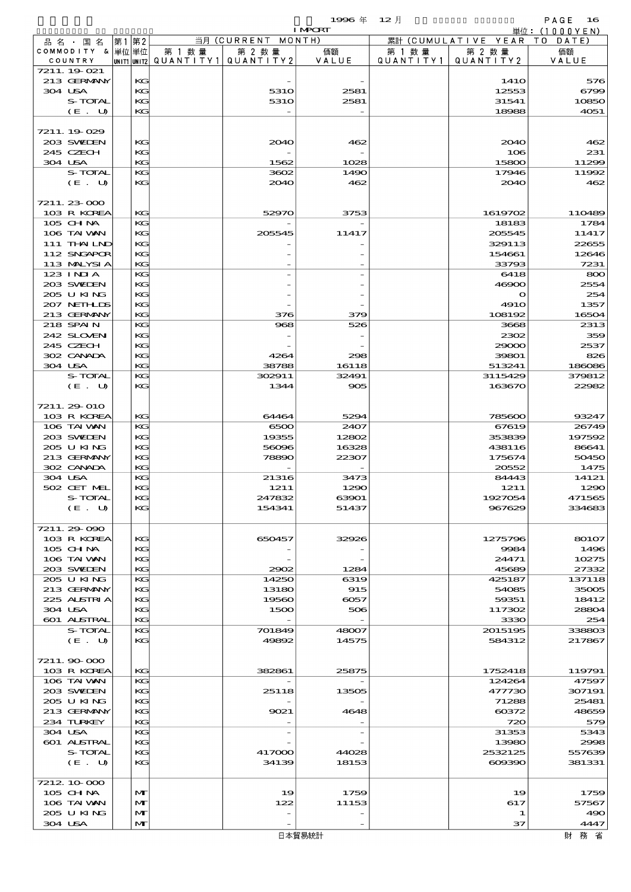1996 年 12 月 IMPORT 単位：(1000YEN)

| 品名・国名 COMMODITY & COUNTRY | 第1 単位 UNIT1 | 第2 単位 UNIT2 | 当月 (CURRENT MONTH) 第1数量 QUANTITY1 | 第2数量 QUANTITY2 | 価額 VALUE | 累計 (CUMULATIVE YEAR TO DATE) 第1数量 QUANTITY1 | 第2数量 QUANTITY2 | 価額 VALUE |
|---|---|---|---|---|---|---|---|---|
| 7211.19-021 | | | | | | | | |
| 213 GERMANY | | KG | | - | - | | 1410 | 576 |
| 304 USA | | KG | | 5310 | 2581 | | 12553 | 6799 |
| S-TOTAL | | KG | | 5310 | 2581 | | 31541 | 10850 |
| (E. U) | | KG | | - | - | | 18988 | 4051 |
| 7211.19-029 | | | | | | | | |
| 203 SWEDEN | | KG | | 2040 | 462 | | 2040 | 462 |
| 245 CZECH | | KG | | - | - | | 106 | 231 |
| 304 USA | | KG | | 1562 | 1028 | | 15800 | 11299 |
| S-TOTAL | | KG | | 3602 | 1490 | | 17946 | 11992 |
| (E. U) | | KG | | 2040 | 462 | | 2040 | 462 |
| 7211.23-000 | | | | | | | | |
| 103 R KOREA | | KG | | 52970 | 3753 | | 1619702 | 110489 |
| 105 CHINA | | KG | | - | - | | 18183 | 1784 |
| 106 TAIWAN | | KG | | 205545 | 11417 | | 205545 | 11417 |
| 111 THAILND | | KG | | - | - | | 329113 | 22655 |
| 112 SNGAPOR | | KG | | - | - | | 154661 | 12646 |
| 113 MALYSIA | | KG | | - | - | | 33793 | 7231 |
| 123 INDIA | | KG | | - | - | | 6418 | 800 |
| 203 SWEDEN | | KG | | - | - | | 46900 | 2554 |
| 205 U KING | | KG | | - | - | | 0 | 254 |
| 207 NETHLDS | | KG | | - | - | | 4910 | 1357 |
| 213 GERMANY | | KG | | 376 | 379 | | 108192 | 16504 |
| 218 SPAIN | | KG | | 968 | 526 | | 3668 | 2313 |
| 242 SLOVEN | | KG | | - | - | | 2302 | 359 |
| 245 CZECH | | KG | | - | - | | 29000 | 2537 |
| 302 CANADA | | KG | | 4264 | 298 | | 39801 | 826 |
| 304 USA | | KG | | 38788 | 16118 | | 513241 | 186086 |
| S-TOTAL | | KG | | 302911 | 32491 | | 3115429 | 379812 |
| (E. U) | | KG | | 1344 | 905 | | 163670 | 22982 |
| 7211.29-010 | | | | | | | | |
| 103 R KOREA | | KG | | 64464 | 5294 | | 785600 | 93247 |
| 106 TAIWAN | | KG | | 6500 | 2407 | | 67619 | 26749 |
| 203 SWEDEN | | KG | | 19355 | 12802 | | 353839 | 197592 |
| 205 U KING | | KG | | 56096 | 16328 | | 438116 | 86641 |
| 213 GERMANY | | KG | | 78890 | 22307 | | 175674 | 50450 |
| 302 CANADA | | KG | | - | - | | 20552 | 1475 |
| 304 USA | | KG | | 21316 | 3473 | | 84443 | 14121 |
| 502 CET MEL | | KG | | 1211 | 1290 | | 1211 | 1290 |
| S-TOTAL | | KG | | 247832 | 63901 | | 1927054 | 471565 |
| (E. U) | | KG | | 154341 | 51437 | | 967629 | 334683 |
| 7211.29-090 | | | | | | | | |
| 103 R KOREA | | KG | | 650457 | 32926 | | 1275796 | 80107 |
| 105 CHINA | | KG | | - | - | | 9984 | 1496 |
| 106 TAIWAN | | KG | | - | - | | 24471 | 10275 |
| 203 SWEDEN | | KG | | 2902 | 1284 | | 45689 | 27332 |
| 205 U KING | | KG | | 14250 | 6319 | | 425187 | 137118 |
| 213 GERMANY | | KG | | 13180 | 915 | | 54085 | 35005 |
| 225 AUSTRIA | | KG | | 19560 | 6057 | | 59351 | 18412 |
| 304 USA | | KG | | 1500 | 506 | | 117302 | 28804 |
| 601 AUSTRAL | | KG | | - | - | | 3330 | 254 |
| S-TOTAL | | KG | | 701849 | 48007 | | 2015195 | 338803 |
| (E. U) | | KG | | 49892 | 14575 | | 584312 | 217867 |
| 7211.90-000 | | | | | | | | |
| 103 R KOREA | | KG | | 382861 | 25875 | | 1752418 | 119791 |
| 106 TAIWAN | | KG | | - | - | | 124264 | 47597 |
| 203 SWEDEN | | KG | | 25118 | 13505 | | 477730 | 307191 |
| 205 U KING | | KG | | - | - | | 71288 | 25481 |
| 213 GERMANY | | KG | | 9021 | 4648 | | 60372 | 48659 |
| 234 TURKEY | | KG | | - | - | | 720 | 579 |
| 304 USA | | KG | | - | - | | 31353 | 5343 |
| 601 AUSTRAL | | KG | | - | - | | 13980 | 2998 |
| S-TOTAL | | KG | | 417000 | 44028 | | 2532125 | 557639 |
| (E. U) | | KG | | 34139 | 18153 | | 609390 | 381331 |
| 7212.10-000 | | | | | | | | |
| 105 CHINA | | MT | | 19 | 1759 | | 19 | 1759 |
| 106 TAIWAN | | MT | | 122 | 11153 | | 617 | 57567 |
| 205 U KING | | MT | | - | - | | 1 | 490 |
| 304 USA | | MT | | - | - | | 37 | 4447 |

日本貿易統計 財務省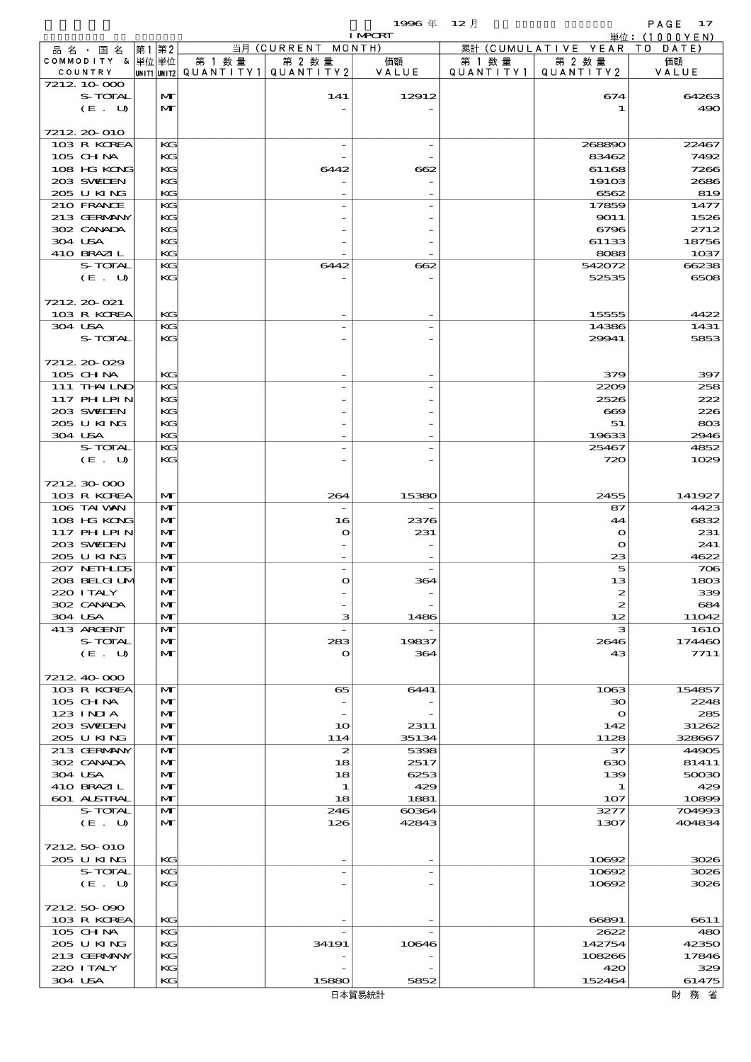1996 年 12 月 IMPORT

単位：(1000YEN)

| 品名・国名 COMMODITY & COUNTRY | 第1 単位 UNIT1 | 第2 単位 UNIT2 | 当月 (CURRENT MONTH) 第1数量 QUANTITY1 | 第2数量 QUANTITY2 | 価額 VALUE | 累計 (CUMULATIVE YEAR TO DATE) 第1数量 QUANTITY1 | 第2数量 QUANTITY2 | 価額 VALUE |
|---|---|---|---|---|---|---|---|---|
| 7212.10-000 | | | | | | | | |
| S-TOTAL | | MT | | 141 | 12912 | | 674 | 64263 |
| (E. U) | | MT | | - | - | | 1 | 490 |
| 7212.20-010 | | | | | | | | |
| 103 R KOREA | | KG | | - | - | | 268890 | 22467 |
| 105 CHINA | | KG | | - | - | | 83462 | 7492 |
| 108 HG KONG | | KG | | 6442 | 662 | | 61168 | 7266 |
| 203 SWEDEN | | KG | | - | - | | 19103 | 2686 |
| 205 U KING | | KG | | - | - | | 6562 | 819 |
| 210 FRANCE | | KG | | - | - | | 17859 | 1477 |
| 213 GERMANY | | KG | | - | - | | 9011 | 1526 |
| 302 CANADA | | KG | | - | - | | 6796 | 2712 |
| 304 USA | | KG | | - | - | | 61133 | 18756 |
| 410 BRAZIL | | KG | | - | - | | 8088 | 1037 |
| S-TOTAL | | KG | | 6442 | 662 | | 542072 | 66238 |
| (E. U) | | KG | | - | - | | 52535 | 6508 |
| 7212.20-021 | | | | | | | | |
| 103 R KOREA | | KG | | - | - | | 15555 | 4422 |
| 304 USA | | KG | | - | - | | 14386 | 1431 |
| S-TOTAL | | KG | | - | - | | 29941 | 5853 |
| 7212.20-029 | | | | | | | | |
| 105 CHINA | | KG | | - | - | | 379 | 397 |
| 111 THAILND | | KG | | - | - | | 2209 | 258 |
| 117 PHILPIN | | KG | | - | - | | 2526 | 222 |
| 203 SWEDEN | | KG | | - | - | | 669 | 226 |
| 205 U KING | | KG | | - | - | | 51 | 803 |
| 304 USA | | KG | | - | - | | 19633 | 2946 |
| S-TOTAL | | KG | | - | - | | 25467 | 4852 |
| (E. U) | | KG | | - | - | | 720 | 1029 |
| 7212.30-000 | | | | | | | | |
| 103 R KOREA | | MT | | 264 | 15380 | | 2455 | 141927 |
| 106 TAIWAN | | MT | | - | - | | 87 | 4423 |
| 108 HG KONG | | MT | | 16 | 2376 | | 44 | 6832 |
| 117 PHILPIN | | MT | | 0 | 231 | | 0 | 231 |
| 203 SWEDEN | | MT | | - | - | | 0 | 241 |
| 205 U KING | | MT | | - | - | | 23 | 4622 |
| 207 NETHLDS | | MT | | - | - | | 5 | 706 |
| 208 BELGIUM | | MT | | 0 | 364 | | 13 | 1803 |
| 220 ITALY | | MT | | - | - | | 2 | 339 |
| 302 CANADA | | MT | | - | - | | 2 | 684 |
| 304 USA | | MT | | 3 | 1486 | | 12 | 11042 |
| 413 ARGENT | | MT | | - | - | | 3 | 1610 |
| S-TOTAL | | MT | | 283 | 19837 | | 2646 | 174460 |
| (E. U) | | MT | | 0 | 364 | | 43 | 7711 |
| 7212.40-000 | | | | | | | | |
| 103 R KOREA | | MT | | 65 | 6441 | | 1063 | 154857 |
| 105 CHINA | | MT | | - | - | | 30 | 2248 |
| 123 INDIA | | MT | | - | - | | 0 | 285 |
| 203 SWEDEN | | MT | | 10 | 2311 | | 142 | 31262 |
| 205 U KING | | MT | | 114 | 35134 | | 1128 | 328667 |
| 213 GERMANY | | MT | | 2 | 5398 | | 37 | 44905 |
| 302 CANADA | | MT | | 18 | 2517 | | 630 | 81411 |
| 304 USA | | MT | | 18 | 6253 | | 139 | 50030 |
| 410 BRAZIL | | MT | | 1 | 429 | | 1 | 429 |
| 601 AUSTRAL | | MT | | 18 | 1881 | | 107 | 10899 |
| S-TOTAL | | MT | | 246 | 60364 | | 3277 | 704993 |
| (E. U) | | MT | | 126 | 42843 | | 1307 | 404834 |
| 7212.50-010 | | | | | | | | |
| 205 U KING | | KG | | - | - | | 10692 | 3026 |
| S-TOTAL | | KG | | - | - | | 10692 | 3026 |
| (E. U) | | KG | | - | - | | 10692 | 3026 |
| 7212.50-090 | | | | | | | | |
| 103 R KOREA | | KG | | - | - | | 66891 | 6611 |
| 105 CHINA | | KG | | - | - | | 2622 | 480 |
| 205 U KING | | KG | | 34191 | 10646 | | 142754 | 42350 |
| 213 GERMANY | | KG | | - | - | | 108266 | 17846 |
| 220 ITALY | | KG | | - | - | | 420 | 329 |
| 304 USA | | KG | | 15880 | 5852 | | 152464 | 61475 |

日本貿易統計　財務省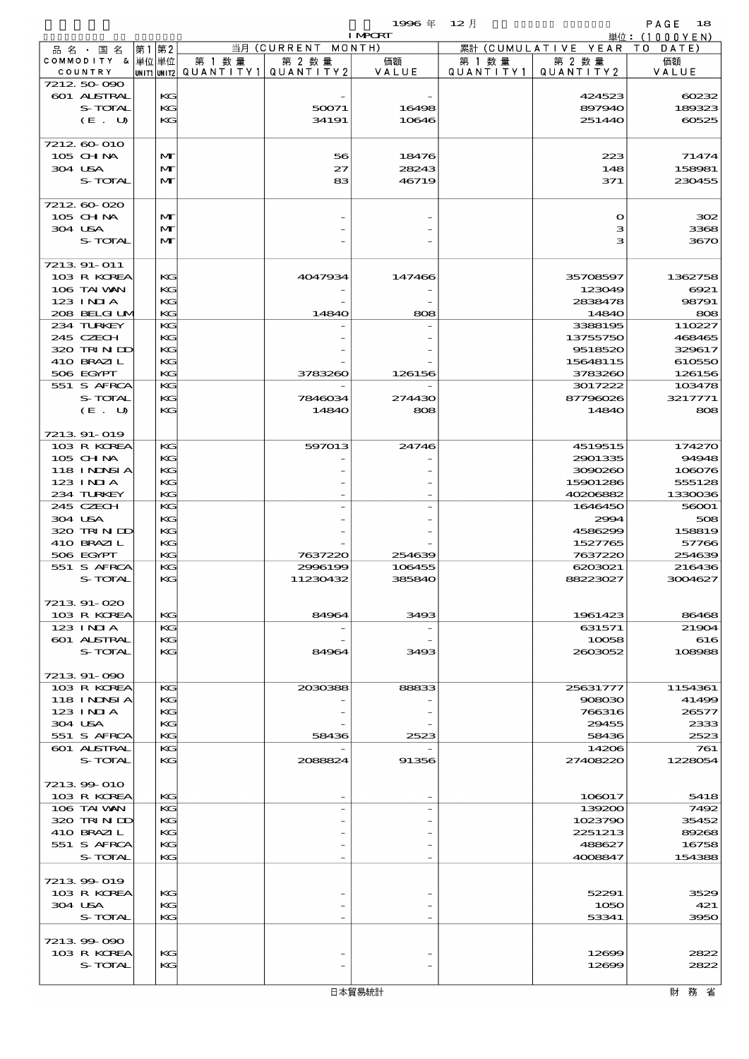1996 年 12 月 IMPORT

単位：(1000YEN)

| 品名・国名 COMMODITY & COUNTRY | 第1 単位 UNIT1 | 第2 単位 UNIT2 | 当月 (CURRENT MONTH) 第1数量 QUANTITY1 | 第2数量 QUANTITY2 | 価額 VALUE | 累計 (CUMULATIVE YEAR TO DATE) 第1数量 QUANTITY1 | 第2数量 QUANTITY2 | 価額 VALUE |
|---|---|---|---|---|---|---|---|---|
| 7212.50-090 | | | | | | | | |
| 601 AUSTRAL | | KG | | - | - | | 424523 | 60232 |
| S-TOTAL | | KG | | 50071 | 16498 | | 897940 | 189323 |
| (E. U) | | KG | | 34191 | 10646 | | 251440 | 60525 |
| 7212.60-010 | | | | | | | | |
| 105 CHINA | | MT | | 56 | 18476 | | 223 | 71474 |
| 304 USA | | MT | | 27 | 28243 | | 148 | 158981 |
| S-TOTAL | | MT | | 83 | 46719 | | 371 | 230455 |
| 7212.60-020 | | | | | | | | |
| 105 CHINA | | MT | | - | - | | 0 | 302 |
| 304 USA | | MT | | - | - | | 3 | 3368 |
| S-TOTAL | | MT | | - | - | | 3 | 3670 |
| 7213.91-011 | | | | | | | | |
| 103 R KOREA | | KG | | 4047934 | 147466 | | 35708597 | 1362758 |
| 106 TAIWAN | | KG | | - | - | | 123049 | 6921 |
| 123 INDIA | | KG | | - | - | | 2838478 | 98791 |
| 208 BELGIUM | | KG | | 14840 | 808 | | 14840 | 808 |
| 234 TURKEY | | KG | | - | - | | 3388195 | 110227 |
| 245 CZECH | | KG | | - | - | | 13755750 | 468465 |
| 320 TRINIDD | | KG | | - | - | | 9518520 | 329617 |
| 410 BRAZIL | | KG | | - | - | | 15648115 | 610550 |
| 506 EGYPT | | KG | | 3783260 | 126156 | | 3783260 | 126156 |
| 551 S AFRCA | | KG | | - | - | | 3017222 | 103478 |
| S-TOTAL | | KG | | 7846034 | 274430 | | 87796026 | 3217771 |
| (E. U) | | KG | | 14840 | 808 | | 14840 | 808 |
| 7213.91-019 | | | | | | | | |
| 103 R KOREA | | KG | | 597013 | 24746 | | 4519515 | 174270 |
| 105 CHINA | | KG | | - | - | | 2901335 | 94948 |
| 118 INDNSIA | | KG | | - | - | | 3090260 | 106076 |
| 123 INDIA | | KG | | - | - | | 15901286 | 555128 |
| 234 TURKEY | | KG | | - | - | | 40206882 | 1330036 |
| 245 CZECH | | KG | | - | - | | 1646450 | 56001 |
| 304 USA | | KG | | - | - | | 2994 | 508 |
| 320 TRINIDD | | KG | | - | - | | 4586299 | 158819 |
| 410 BRAZIL | | KG | | - | - | | 1527765 | 57766 |
| 506 EGYPT | | KG | | 7637220 | 254639 | | 7637220 | 254639 |
| 551 S AFRCA | | KG | | 2996199 | 106455 | | 6203021 | 216436 |
| S-TOTAL | | KG | | 11230432 | 385840 | | 88223027 | 3004627 |
| 7213.91-020 | | | | | | | | |
| 103 R KOREA | | KG | | 84964 | 3493 | | 1961423 | 86468 |
| 123 INDIA | | KG | | - | - | | 631571 | 21904 |
| 601 AUSTRAL | | KG | | - | - | | 10058 | 616 |
| S-TOTAL | | KG | | 84964 | 3493 | | 2603052 | 108988 |
| 7213.91-090 | | | | | | | | |
| 103 R KOREA | | KG | | 2030388 | 88833 | | 25631777 | 1154361 |
| 118 INDNSIA | | KG | | - | - | | 908030 | 41499 |
| 123 INDIA | | KG | | - | - | | 766316 | 26577 |
| 304 USA | | KG | | - | - | | 29455 | 2333 |
| 551 S AFRCA | | KG | | 58436 | 2523 | | 58436 | 2523 |
| 601 AUSTRAL | | KG | | - | - | | 14206 | 761 |
| S-TOTAL | | KG | | 2088824 | 91356 | | 27408220 | 1228054 |
| 7213.99-010 | | | | | | | | |
| 103 R KOREA | | KG | | - | - | | 106017 | 5418 |
| 106 TAIWAN | | KG | | - | - | | 139200 | 7492 |
| 320 TRINIDD | | KG | | - | - | | 1023790 | 35452 |
| 410 BRAZIL | | KG | | - | - | | 2251213 | 89268 |
| 551 S AFRCA | | KG | | - | - | | 488627 | 16758 |
| S-TOTAL | | KG | | - | - | | 4008847 | 154388 |
| 7213.99-019 | | | | | | | | |
| 103 R KOREA | | KG | | - | - | | 52291 | 3529 |
| 304 USA | | KG | | - | - | | 1050 | 421 |
| S-TOTAL | | KG | | - | - | | 53341 | 3950 |
| 7213.99-090 | | | | | | | | |
| 103 R KOREA | | KG | | - | - | | 12699 | 2822 |
| S-TOTAL | | KG | | - | - | | 12699 | 2822 |

日本貿易統計　　財務省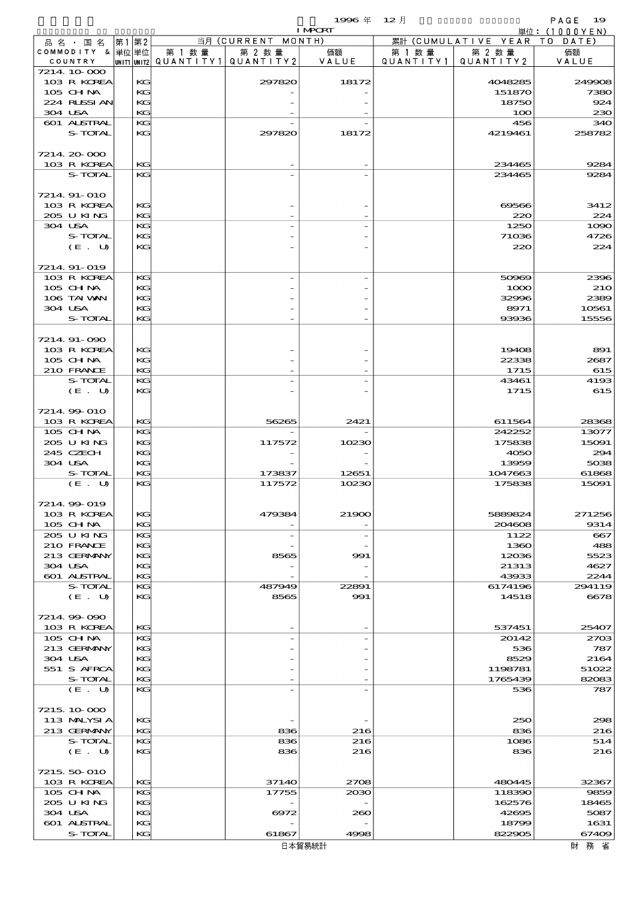1996 年 12 月 IMPORT

単位：(1000YEN)

| 品名・国名 COMMODITY & COUNTRY | 第1単位 UNIT1 | 第2単位 UNIT2 | 当月 (CURRENT MONTH) 第1数量 QUANTITY1 | 第2数量 QUANTITY2 | 価額 VALUE | 累計 (CUMULATIVE YEAR TO DATE) 第1数量 QUANTITY1 | 第2数量 QUANTITY2 | 価額 VALUE |
|---|---|---|---|---|---|---|---|---|
| 7214.10-000 | | | | | | | | |
| 103 R KOREA | | KG | | 297820 | 18172 | | 4048285 | 249908 |
| 105 CHINA | | KG | | - | - | | 151870 | 7380 |
| 224 RUSSIAN | | KG | | - | - | | 18750 | 924 |
| 304 USA | | KG | | - | - | | 100 | 230 |
| 601 AUSTRAL | | KG | | - | - | | 456 | 340 |
| S-TOTAL | | KG | | 297820 | 18172 | | 4219461 | 258782 |
| 7214.20-000 | | | | | | | | |
| 103 R KOREA | | KG | | - | - | | 234465 | 9284 |
| S-TOTAL | | KG | | - | - | | 234465 | 9284 |
| 7214.91-010 | | | | | | | | |
| 103 R KOREA | | KG | | - | - | | 69566 | 3412 |
| 205 U KING | | KG | | - | - | | 220 | 224 |
| 304 USA | | KG | | - | - | | 1250 | 1090 |
| S-TOTAL | | KG | | - | - | | 71036 | 4726 |
| (E. U) | | KG | | - | - | | 220 | 224 |
| 7214.91-019 | | | | | | | | |
| 103 R KOREA | | KG | | - | - | | 50969 | 2396 |
| 105 CHINA | | KG | | - | - | | 1000 | 210 |
| 106 TAIWAN | | KG | | - | - | | 32996 | 2389 |
| 304 USA | | KG | | - | - | | 8971 | 10561 |
| S-TOTAL | | KG | | - | - | | 93936 | 15556 |
| 7214.91-090 | | | | | | | | |
| 103 R KOREA | | KG | | - | - | | 19408 | 891 |
| 105 CHINA | | KG | | - | - | | 22338 | 2687 |
| 210 FRANCE | | KG | | - | - | | 1715 | 615 |
| S-TOTAL | | KG | | - | - | | 43461 | 4193 |
| (E. U) | | KG | | - | - | | 1715 | 615 |
| 7214.99-010 | | | | | | | | |
| 103 R KOREA | | KG | | 56265 | 2421 | | 611564 | 28368 |
| 105 CHINA | | KG | | - | - | | 242252 | 13077 |
| 205 U KING | | KG | | 117572 | 10230 | | 175838 | 15091 |
| 245 CZECH | | KG | | - | - | | 4050 | 294 |
| 304 USA | | KG | | - | - | | 13959 | 5038 |
| S-TOTAL | | KG | | 173837 | 12651 | | 1047663 | 61868 |
| (E. U) | | KG | | 117572 | 10230 | | 175838 | 15091 |
| 7214.99-019 | | | | | | | | |
| 103 R KOREA | | KG | | 479384 | 21900 | | 5889824 | 271256 |
| 105 CHINA | | KG | | - | - | | 204608 | 9314 |
| 205 U KING | | KG | | - | - | | 1122 | 667 |
| 210 FRANCE | | KG | | - | - | | 1360 | 488 |
| 213 GERMANY | | KG | | 8565 | 991 | | 12036 | 5523 |
| 304 USA | | KG | | - | - | | 21313 | 4627 |
| 601 AUSTRAL | | KG | | - | - | | 43933 | 2244 |
| S-TOTAL | | KG | | 487949 | 22891 | | 6174196 | 294119 |
| (E. U) | | KG | | 8565 | 991 | | 14518 | 6678 |
| 7214.99-090 | | | | | | | | |
| 103 R KOREA | | KG | | - | - | | 537451 | 25407 |
| 105 CHINA | | KG | | - | - | | 20142 | 2703 |
| 213 GERMANY | | KG | | - | - | | 536 | 787 |
| 304 USA | | KG | | - | - | | 8529 | 2164 |
| 551 S AFRCA | | KG | | - | - | | 1198781 | 51022 |
| S-TOTAL | | KG | | - | - | | 1765439 | 82083 |
| (E. U) | | KG | | - | - | | 536 | 787 |
| 7215.10-000 | | | | | | | | |
| 113 MALYSIA | | KG | | - | - | | 250 | 298 |
| 213 GERMANY | | KG | | 836 | 216 | | 836 | 216 |
| S-TOTAL | | KG | | 836 | 216 | | 1086 | 514 |
| (E. U) | | KG | | 836 | 216 | | 836 | 216 |
| 7215.50-010 | | | | | | | | |
| 103 R KOREA | | KG | | 37140 | 2708 | | 480445 | 32367 |
| 105 CHINA | | KG | | 17755 | 2030 | | 118390 | 9859 |
| 205 U KING | | KG | | - | - | | 162576 | 18465 |
| 304 USA | | KG | | 6972 | 260 | | 42695 | 5087 |
| 601 AUSTRAL | | KG | | - | - | | 18799 | 1631 |
| S-TOTAL | | KG | | 61867 | 4998 | | 822905 | 67409 |

日本貿易統計　財務省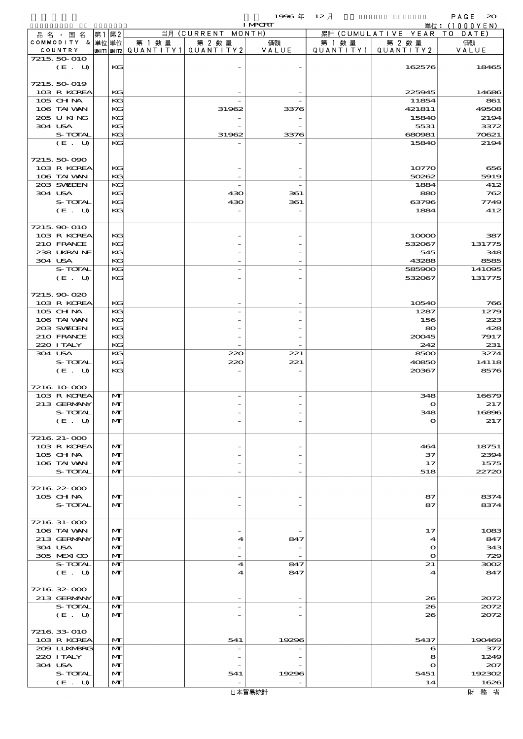1996 年 12 月 IMPORT

単位：(1000YEN)

| 品名・国名 COMMODITY & COUNTRY | 第1単位 UNIT1 | 第2単位 UNIT2 | 当月 (CURRENT MONTH) 第1数量 QUANTITY1 | 第2数量 QUANTITY2 | 価額 VALUE | 累計 (CUMULATIVE YEAR TO DATE) 第1数量 QUANTITY1 | 第2数量 QUANTITY2 | 価額 VALUE |
|---|---|---|---|---|---|---|---|---|
| 7215.50-010 | | | | | | | | |
| (E. U) | | KG | | - | - | | 162576 | 18465 |
| 7215.50-019 | | | | | | | | |
| 103 R KOREA | | KG | | - | - | | 225945 | 14686 |
| 105 CHINA | | KG | | - | - | | 11854 | 861 |
| 106 TAIWAN | | KG | | 31962 | 3376 | | 421811 | 49508 |
| 205 U KING | | KG | | - | - | | 15840 | 2194 |
| 304 USA | | KG | | - | - | | 5531 | 3372 |
| S-TOTAL | | KG | | 31962 | 3376 | | 680981 | 70621 |
| (E. U) | | KG | | - | - | | 15840 | 2194 |
| 7215.50-090 | | | | | | | | |
| 103 R KOREA | | KG | | - | - | | 10770 | 656 |
| 106 TAIWAN | | KG | | - | - | | 50262 | 5919 |
| 203 SWEDEN | | KG | | - | - | | 1884 | 412 |
| 304 USA | | KG | | 430 | 361 | | 880 | 762 |
| S-TOTAL | | KG | | 430 | 361 | | 63796 | 7749 |
| (E. U) | | KG | | - | - | | 1884 | 412 |
| 7215.90-010 | | | | | | | | |
| 103 R KOREA | | KG | | - | - | | 10000 | 387 |
| 210 FRANCE | | KG | | - | - | | 532067 | 131775 |
| 238 UKRAINE | | KG | | - | - | | 545 | 348 |
| 304 USA | | KG | | - | - | | 43288 | 8585 |
| S-TOTAL | | KG | | - | - | | 585900 | 141095 |
| (E. U) | | KG | | - | - | | 532067 | 131775 |
| 7215.90-020 | | | | | | | | |
| 103 R KOREA | | KG | | - | - | | 10540 | 766 |
| 105 CHINA | | KG | | - | - | | 1287 | 1279 |
| 106 TAIWAN | | KG | | - | - | | 156 | 223 |
| 203 SWEDEN | | KG | | - | - | | 80 | 428 |
| 210 FRANCE | | KG | | - | - | | 20045 | 7917 |
| 220 ITALY | | KG | | - | - | | 242 | 231 |
| 304 USA | | KG | | 220 | 221 | | 8500 | 3274 |
| S-TOTAL | | KG | | 220 | 221 | | 40850 | 14118 |
| (E. U) | | KG | | - | - | | 20367 | 8576 |
| 7216.10-000 | | | | | | | | |
| 103 R KOREA | | MT | | - | - | | 348 | 16679 |
| 213 GERMANY | | MT | | - | - | | 0 | 217 |
| S-TOTAL | | MT | | - | - | | 348 | 16896 |
| (E. U) | | MT | | - | - | | 0 | 217 |
| 7216.21-000 | | | | | | | | |
| 103 R KOREA | | MT | | - | - | | 464 | 18751 |
| 105 CHINA | | MT | | - | - | | 37 | 2394 |
| 106 TAIWAN | | MT | | - | - | | 17 | 1575 |
| S-TOTAL | | MT | | - | - | | 518 | 22720 |
| 7216.22-000 | | | | | | | | |
| 105 CHINA | | MT | | - | - | | 87 | 8374 |
| S-TOTAL | | MT | | - | - | | 87 | 8374 |
| 7216.31-000 | | | | | | | | |
| 106 TAIWAN | | MT | | - | - | | 17 | 1083 |
| 213 GERMANY | | MT | | 4 | 847 | | 4 | 847 |
| 304 USA | | MT | | - | - | | 0 | 343 |
| 305 MEXICO | | MT | | - | - | | 0 | 729 |
| S-TOTAL | | MT | | 4 | 847 | | 21 | 3002 |
| (E. U) | | MT | | 4 | 847 | | 4 | 847 |
| 7216.32-000 | | | | | | | | |
| 213 GERMANY | | MT | | - | - | | 26 | 2072 |
| S-TOTAL | | MT | | - | - | | 26 | 2072 |
| (E. U) | | MT | | - | - | | 26 | 2072 |
| 7216.33-010 | | | | | | | | |
| 103 R KOREA | | MT | | 541 | 19296 | | 5437 | 190469 |
| 209 LUXMBRG | | MT | | - | - | | 6 | 377 |
| 220 ITALY | | MT | | - | - | | 8 | 1249 |
| 304 USA | | MT | | - | - | | 0 | 207 |
| S-TOTAL | | MT | | 541 | 19296 | | 5451 | 192302 |
| (E. U) | | MT | | - | - | | 14 | 1626 |

日本貿易統計　　財務省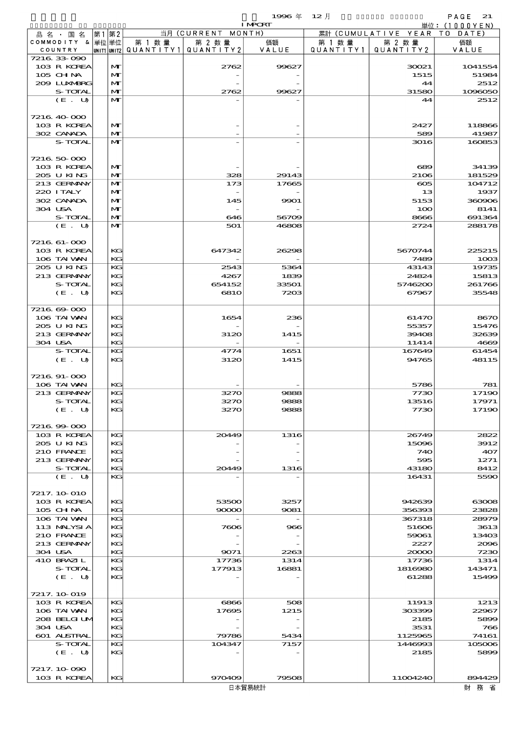| 品名・国名 COMMODITY & COUNTRY | 第1 単位 UNIT1 | 第2 単位 UNIT2 | 当月 (CURRENT MONTH) 第1数量 QUANTITY1 | 第2数量 QUANTITY2 | 価額 VALUE | 累計 (CUMULATIVE YEAR TO DATE) 第1数量 QUANTITY1 | 第2数量 QUANTITY2 | 価額 VALUE |
|---|---|---|---|---|---|---|---|---|
| 7216.33-090 | | | | | | | | |
| 103 R KOREA | | MT | | 2762 | 99627 | | 30021 | 1041554 |
| 105 CHINA | | MT | | - | - | | 1515 | 51984 |
| 209 LUXMBRG | | MT | | - | - | | 44 | 2512 |
| S-TOTAL | | MT | | 2762 | 99627 | | 31580 | 1096050 |
| (E. U) | | MT | | - | - | | 44 | 2512 |
| 7216.40-000 | | | | | | | | |
| 103 R KOREA | | MT | | - | - | | 2427 | 118866 |
| 302 CANADA | | MT | | - | - | | 589 | 41987 |
| S-TOTAL | | MT | | - | - | | 3016 | 160853 |
| 7216.50-000 | | | | | | | | |
| 103 R KOREA | | MT | | - | - | | 689 | 34139 |
| 205 U KING | | MT | | 328 | 29143 | | 2106 | 181529 |
| 213 GERMANY | | MT | | 173 | 17665 | | 605 | 104712 |
| 220 ITALY | | MT | | - | - | | 13 | 1937 |
| 302 CANADA | | MT | | 145 | 9901 | | 5153 | 360906 |
| 304 USA | | MT | | - | - | | 100 | 8141 |
| S-TOTAL | | MT | | 646 | 56709 | | 8666 | 691364 |
| (E. U) | | MT | | 501 | 46808 | | 2724 | 288178 |
| 7216.61-000 | | | | | | | | |
| 103 R KOREA | | KG | | 647342 | 26298 | | 5670744 | 225215 |
| 106 TAIWAN | | KG | | - | - | | 7489 | 1003 |
| 205 U KING | | KG | | 2543 | 5364 | | 43143 | 19735 |
| 213 GERMANY | | KG | | 4267 | 1839 | | 24824 | 15813 |
| S-TOTAL | | KG | | 654152 | 33501 | | 5746200 | 261766 |
| (E. U) | | KG | | 6810 | 7203 | | 67967 | 35548 |
| 7216.69-000 | | | | | | | | |
| 106 TAIWAN | | KG | | 1654 | 236 | | 61470 | 8670 |
| 205 U KING | | KG | | - | - | | 55357 | 15476 |
| 213 GERMANY | | KG | | 3120 | 1415 | | 39408 | 32639 |
| 304 USA | | KG | | - | - | | 11414 | 4669 |
| S-TOTAL | | KG | | 4774 | 1651 | | 167649 | 61454 |
| (E. U) | | KG | | 3120 | 1415 | | 94765 | 48115 |
| 7216.91-000 | | | | | | | | |
| 106 TAIWAN | | KG | | - | - | | 5786 | 781 |
| 213 GERMANY | | KG | | 3270 | 9888 | | 7730 | 17190 |
| S-TOTAL | | KG | | 3270 | 9888 | | 13516 | 17971 |
| (E. U) | | KG | | 3270 | 9888 | | 7730 | 17190 |
| 7216.99-000 | | | | | | | | |
| 103 R KOREA | | KG | | 20449 | 1316 | | 26749 | 2822 |
| 205 U KING | | KG | | - | - | | 15096 | 3912 |
| 210 FRANCE | | KG | | - | - | | 740 | 407 |
| 213 GERMANY | | KG | | - | - | | 595 | 1271 |
| S-TOTAL | | KG | | 20449 | 1316 | | 43180 | 8412 |
| (E. U) | | KG | | - | - | | 16431 | 5590 |
| 7217.10-010 | | | | | | | | |
| 103 R KOREA | | KG | | 53500 | 3257 | | 942639 | 63008 |
| 105 CHINA | | KG | | 90000 | 9081 | | 356393 | 23828 |
| 106 TAIWAN | | KG | | - | - | | 367318 | 28979 |
| 113 MALYSIA | | KG | | 7606 | 966 | | 51606 | 3613 |
| 210 FRANCE | | KG | | - | - | | 59061 | 13403 |
| 213 GERMANY | | KG | | - | - | | 2227 | 2096 |
| 304 USA | | KG | | 9071 | 2263 | | 20000 | 7230 |
| 410 BRAZIL | | KG | | 17736 | 1314 | | 17736 | 1314 |
| S-TOTAL | | KG | | 177913 | 16881 | | 1816980 | 143471 |
| (E. U) | | KG | | - | - | | 61288 | 15499 |
| 7217.10-019 | | | | | | | | |
| 103 R KOREA | | KG | | 6866 | 508 | | 11913 | 1213 |
| 106 TAIWAN | | KG | | 17695 | 1215 | | 303399 | 22967 |
| 208 BELGIUM | | KG | | - | - | | 2185 | 5899 |
| 304 USA | | KG | | - | - | | 3531 | 766 |
| 601 AUSTRAL | | KG | | 79786 | 5434 | | 1125965 | 74161 |
| S-TOTAL | | KG | | 104347 | 7157 | | 1446993 | 105006 |
| (E. U) | | KG | | - | - | | 2185 | 5899 |
| 7217.10-090 | | | | | | | | |
| 103 R KOREA | | KG | | 970409 | 79508 | | 11004240 | 894429 |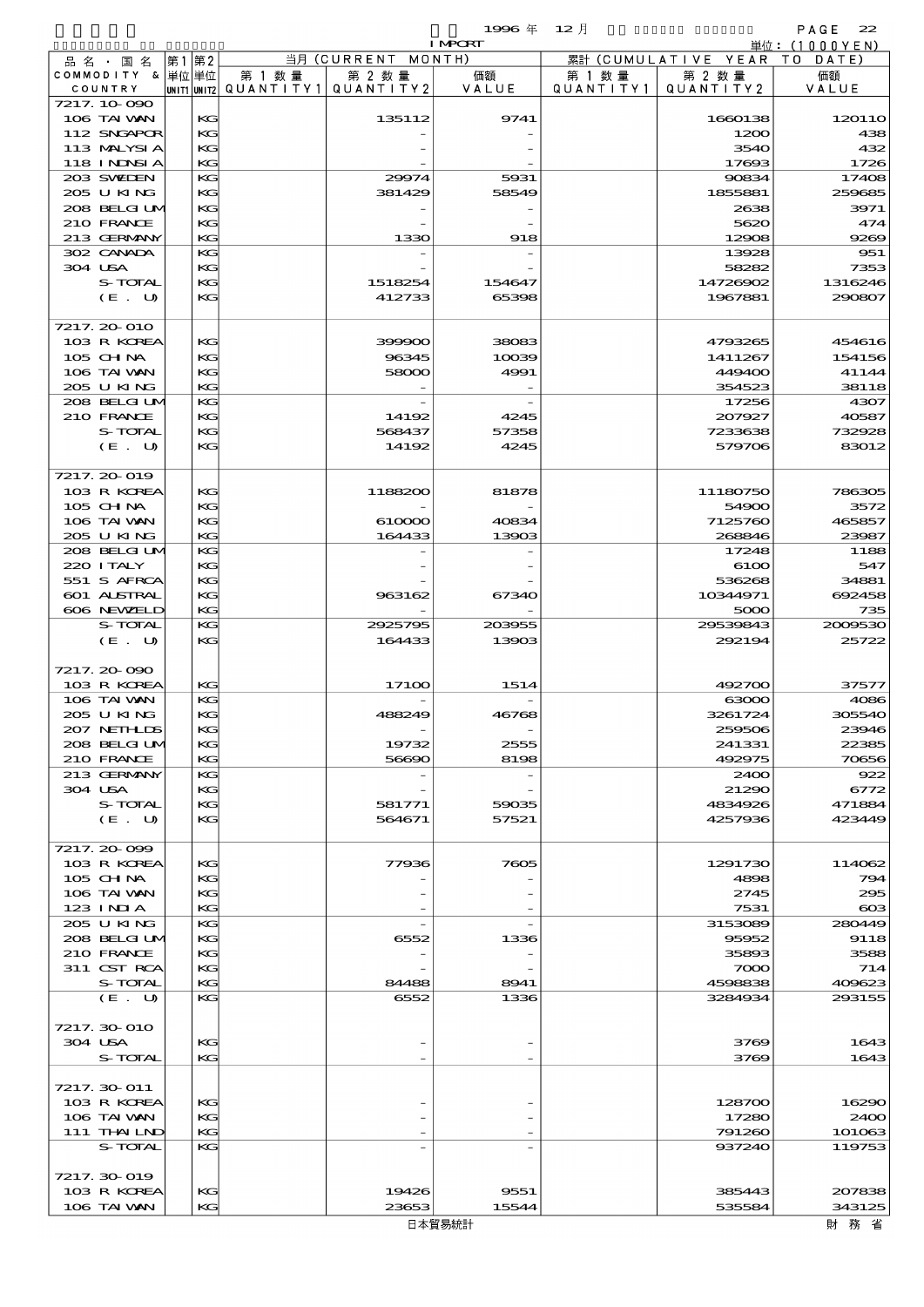1996 年 12 月 IMPORT

単位：(1000YEN)

| 品名・国名 COMMODITY & COUNTRY | 第1 単位 UNIT1 | 第2 単位 UNIT2 | 当月 (CURRENT MONTH) 第1数量 QUANTITY1 | 第2数量 QUANTITY2 | 価額 VALUE | 累計 (CUMULATIVE YEAR TO DATE) 第1数量 QUANTITY1 | 第2数量 QUANTITY2 | 価額 VALUE |
|---|---|---|---|---|---|---|---|---|
| 7217.10-090 | | | | | | | | |
| 106 TAIWAN | | KG | | 135112 | 9741 | | 1660138 | 120110 |
| 112 SNGAPOR | | KG | | - | - | | 1200 | 438 |
| 113 MALYSIA | | KG | | - | - | | 3540 | 432 |
| 118 INDNSIA | | KG | | - | - | | 17693 | 1726 |
| 203 SWEDEN | | KG | | 29974 | 5931 | | 90834 | 17408 |
| 205 U KING | | KG | | 381429 | 58549 | | 1855881 | 259685 |
| 208 BELGIUM | | KG | | - | - | | 2638 | 3971 |
| 210 FRANCE | | KG | | - | - | | 5620 | 474 |
| 213 GERMANY | | KG | | 1330 | 918 | | 12908 | 9269 |
| 302 CANADA | | KG | | - | - | | 13928 | 951 |
| 304 USA | | KG | | - | - | | 58282 | 7353 |
| S-TOTAL | | KG | | 1518254 | 154647 | | 14726902 | 1316246 |
| (E. U) | | KG | | 412733 | 65398 | | 1967881 | 290807 |
| 7217.20-010 | | | | | | | | |
| 103 R KOREA | | KG | | 399900 | 38083 | | 4793265 | 454616 |
| 105 CHINA | | KG | | 96345 | 10039 | | 1411267 | 154156 |
| 106 TAIWAN | | KG | | 58000 | 4991 | | 449400 | 41144 |
| 205 U KING | | KG | | - | - | | 354523 | 38118 |
| 208 BELGIUM | | KG | | - | - | | 17256 | 4307 |
| 210 FRANCE | | KG | | 14192 | 4245 | | 207927 | 40587 |
| S-TOTAL | | KG | | 568437 | 57358 | | 7233638 | 732928 |
| (E. U) | | KG | | 14192 | 4245 | | 579706 | 83012 |
| 7217.20-019 | | | | | | | | |
| 103 R KOREA | | KG | | 1188200 | 81878 | | 11180750 | 786305 |
| 105 CHINA | | KG | | - | - | | 54900 | 3572 |
| 106 TAIWAN | | KG | | 610000 | 40834 | | 7125760 | 465857 |
| 205 U KING | | KG | | 164433 | 13903 | | 268846 | 23987 |
| 208 BELGIUM | | KG | | - | - | | 17248 | 1188 |
| 220 ITALY | | KG | | - | - | | 6100 | 547 |
| 551 S AFRCA | | KG | | - | - | | 536268 | 34881 |
| 601 AUSTRAL | | KG | | 963162 | 67340 | | 10344971 | 692458 |
| 606 NEWZELD | | KG | | - | - | | 5000 | 735 |
| S-TOTAL | | KG | | 2925795 | 203955 | | 29539843 | 2009530 |
| (E. U) | | KG | | 164433 | 13903 | | 292194 | 25722 |
| 7217.20-090 | | | | | | | | |
| 103 R KOREA | | KG | | 17100 | 1514 | | 492700 | 37577 |
| 106 TAIWAN | | KG | | - | - | | 63000 | 4086 |
| 205 U KING | | KG | | 488249 | 46768 | | 3261724 | 305540 |
| 207 NETHLDS | | KG | | - | - | | 259506 | 23946 |
| 208 BELGIUM | | KG | | 19732 | 2555 | | 241331 | 22385 |
| 210 FRANCE | | KG | | 56690 | 8198 | | 492975 | 70656 |
| 213 GERMANY | | KG | | - | - | | 2400 | 922 |
| 304 USA | | KG | | - | - | | 21290 | 6772 |
| S-TOTAL | | KG | | 581771 | 59035 | | 4834926 | 471884 |
| (E. U) | | KG | | 564671 | 57521 | | 4257936 | 423449 |
| 7217.20-099 | | | | | | | | |
| 103 R KOREA | | KG | | 77936 | 7605 | | 1291730 | 114062 |
| 105 CHINA | | KG | | - | - | | 4898 | 794 |
| 106 TAIWAN | | KG | | - | - | | 2745 | 295 |
| 123 INDIA | | KG | | - | - | | 7531 | 603 |
| 205 U KING | | KG | | - | - | | 3153089 | 280449 |
| 208 BELGIUM | | KG | | 6552 | 1336 | | 95952 | 9118 |
| 210 FRANCE | | KG | | - | - | | 35893 | 3588 |
| 311 CST RCA | | KG | | - | - | | 7000 | 714 |
| S-TOTAL | | KG | | 84488 | 8941 | | 4598838 | 409623 |
| (E. U) | | KG | | 6552 | 1336 | | 3284934 | 293155 |
| 7217.30-010 | | | | | | | | |
| 304 USA | | KG | | - | - | | 3769 | 1643 |
| S-TOTAL | | KG | | - | - | | 3769 | 1643 |
| 7217.30-011 | | | | | | | | |
| 103 R KOREA | | KG | | - | - | | 128700 | 16290 |
| 106 TAIWAN | | KG | | - | - | | 17280 | 2400 |
| 111 THAILND | | KG | | - | - | | 791260 | 101063 |
| S-TOTAL | | KG | | - | - | | 937240 | 119753 |
| 7217.30-019 | | | | | | | | |
| 103 R KOREA | | KG | | 19426 | 9551 | | 385443 | 207838 |
| 106 TAIWAN | | KG | | 23653 | 15544 | | 535584 | 343125 |

日本貿易統計 財務省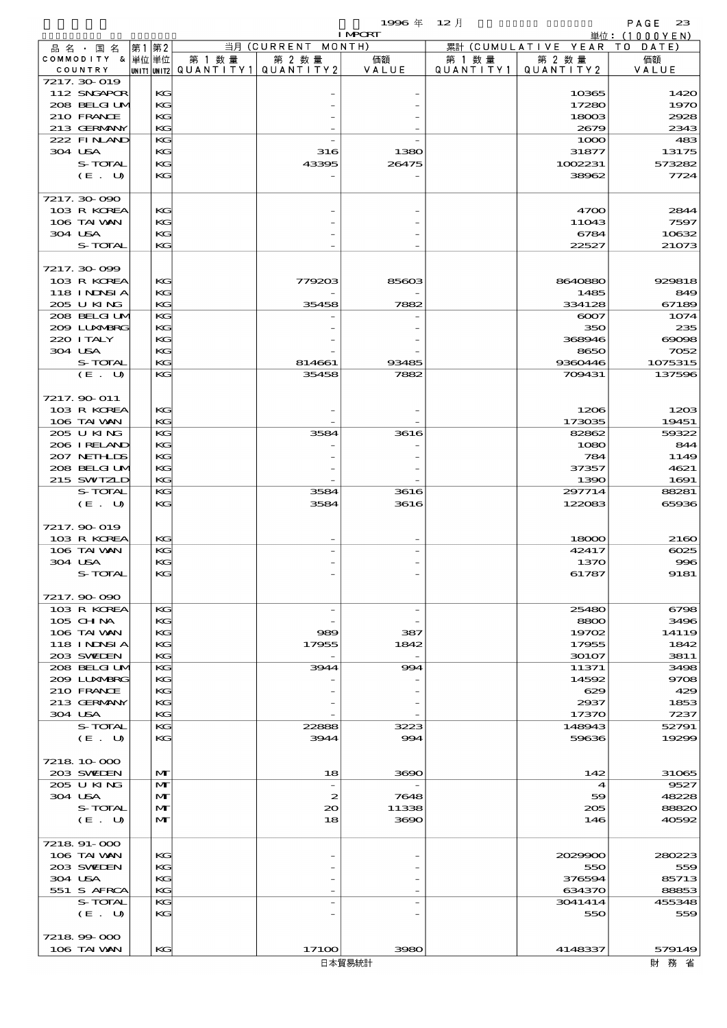1996 年 12 月 IMPORT

単位：(1000YEN)

| 品名・国名 COMMODITY & COUNTRY | 第1 単位 UNIT1 | 第2 単位 UNIT2 | 当月 (CURRENT MONTH) 第1数量 QUANTITY1 | 第2数量 QUANTITY2 | 価額 VALUE | 累計 (CUMULATIVE YEAR TO DATE) 第1数量 QUANTITY1 | 第2数量 QUANTITY2 | 価額 VALUE |
|---|---|---|---|---|---|---|---|---|
| 7217.30-019 | | | | | | | | |
| 112 SNGAPOR | | KG | | - | - | | 10365 | 1420 |
| 208 BELGIUM | | KG | | - | - | | 17280 | 1970 |
| 210 FRANCE | | KG | | - | - | | 18003 | 2928 |
| 213 GERMANY | | KG | | - | - | | 2679 | 2343 |
| 222 FINLAND | | KG | | - | - | | 1000 | 483 |
| 304 USA | | KG | | 316 | 1380 | | 31877 | 13175 |
| S-TOTAL | | KG | | 43395 | 26475 | | 1002231 | 573282 |
| (E. U) | | KG | | - | - | | 38962 | 7724 |
| 7217.30-090 | | | | | | | | |
| 103 R KOREA | | KG | | - | - | | 4700 | 2844 |
| 106 TAIWAN | | KG | | - | - | | 11043 | 7597 |
| 304 USA | | KG | | - | - | | 6784 | 10632 |
| S-TOTAL | | KG | | - | - | | 22527 | 21073 |
| 7217.30-099 | | | | | | | | |
| 103 R KOREA | | KG | | 779203 | 85603 | | 8640880 | 929818 |
| 118 INDNSIA | | KG | | - | - | | 1485 | 849 |
| 205 U KING | | KG | | 35458 | 7882 | | 334128 | 67189 |
| 208 BELGIUM | | KG | | - | - | | 6007 | 1074 |
| 209 LUXMBRG | | KG | | - | - | | 350 | 235 |
| 220 ITALY | | KG | | - | - | | 368946 | 69098 |
| 304 USA | | KG | | - | - | | 8650 | 7052 |
| S-TOTAL | | KG | | 814661 | 93485 | | 9360446 | 1075315 |
| (E. U) | | KG | | 35458 | 7882 | | 709431 | 137596 |
| 7217.90-011 | | | | | | | | |
| 103 R KOREA | | KG | | - | - | | 1206 | 1203 |
| 106 TAIWAN | | KG | | - | - | | 173035 | 19451 |
| 205 U KING | | KG | | 3584 | 3616 | | 82862 | 59322 |
| 206 IRELAND | | KG | | - | - | | 1080 | 844 |
| 207 NETHLDS | | KG | | - | - | | 784 | 1149 |
| 208 BELGIUM | | KG | | - | - | | 37357 | 4621 |
| 215 SWTZLD | | KG | | - | - | | 1390 | 1691 |
| S-TOTAL | | KG | | 3584 | 3616 | | 297714 | 88281 |
| (E. U) | | KG | | 3584 | 3616 | | 122083 | 65936 |
| 7217.90-019 | | | | | | | | |
| 103 R KOREA | | KG | | - | - | | 18000 | 2160 |
| 106 TAIWAN | | KG | | - | - | | 42417 | 6025 |
| 304 USA | | KG | | - | - | | 1370 | 996 |
| S-TOTAL | | KG | | - | - | | 61787 | 9181 |
| 7217.90-090 | | | | | | | | |
| 103 R KOREA | | KG | | - | - | | 25480 | 6798 |
| 105 CHINA | | KG | | - | - | | 8800 | 3496 |
| 106 TAIWAN | | KG | | 989 | 387 | | 19702 | 14119 |
| 118 INDNSIA | | KG | | 17955 | 1842 | | 17955 | 1842 |
| 203 SWEDEN | | KG | | - | - | | 30107 | 3811 |
| 208 BELGIUM | | KG | | 3944 | 994 | | 11371 | 3498 |
| 209 LUXMBRG | | KG | | - | - | | 14592 | 9708 |
| 210 FRANCE | | KG | | - | - | | 629 | 429 |
| 213 GERMANY | | KG | | - | - | | 2937 | 1853 |
| 304 USA | | KG | | - | - | | 17370 | 7237 |
| S-TOTAL | | KG | | 22888 | 3223 | | 148943 | 52791 |
| (E. U) | | KG | | 3944 | 994 | | 59636 | 19299 |
| 7218.10-000 | | | | | | | | |
| 203 SWEDEN | | MT | | 18 | 3690 | | 142 | 31065 |
| 205 U KING | | MT | | - | - | | 4 | 9527 |
| 304 USA | | MT | | 2 | 7648 | | 59 | 48228 |
| S-TOTAL | | MT | | 20 | 11338 | | 205 | 88820 |
| (E. U) | | MT | | 18 | 3690 | | 146 | 40592 |
| 7218.91-000 | | | | | | | | |
| 106 TAIWAN | | KG | | - | - | | 2029900 | 280223 |
| 203 SWEDEN | | KG | | - | - | | 550 | 559 |
| 304 USA | | KG | | - | - | | 376594 | 85713 |
| 551 S AFRCA | | KG | | - | - | | 634370 | 88853 |
| S-TOTAL | | KG | | - | - | | 3041414 | 455348 |
| (E. U) | | KG | | - | - | | 550 | 559 |
| 7218.99-000 | | | | | | | | |
| 106 TAIWAN | | KG | | 17100 | 3980 | | 4148337 | 579149 |

日本貿易統計　財務省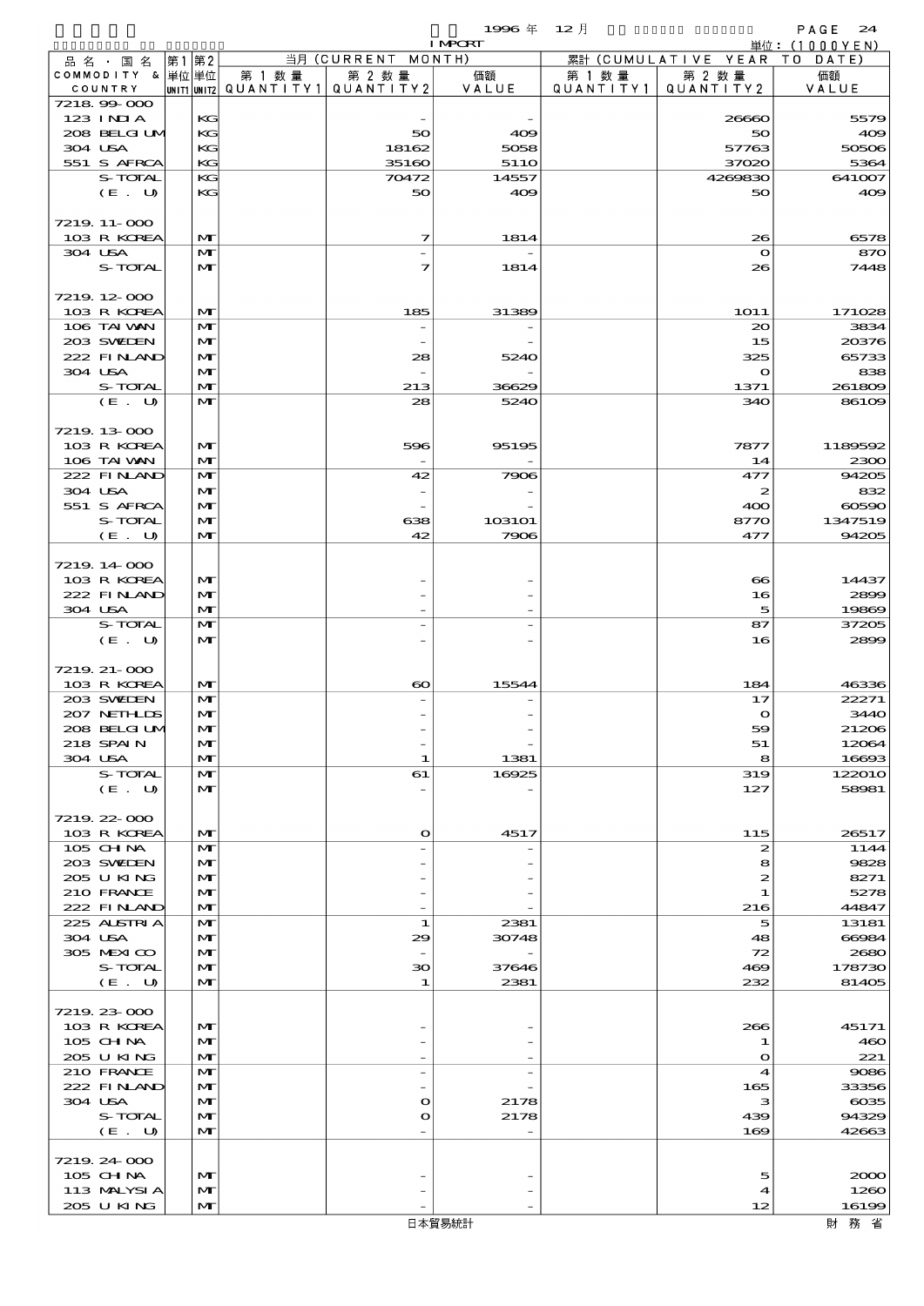1996 年 12 月 IMPORT 単位：(1000YEN)

| 品名・国名 COMMODITY & COUNTRY | 第1 単位 UNIT1 | 第2 単位 UNIT2 | 当月 (CURRENT MONTH) 第1数量 QUANTITY1 | 第2数量 QUANTITY2 | 価額 VALUE | 累計 (CUMULATIVE YEAR TO DATE) 第1数量 QUANTITY1 | 第2数量 QUANTITY2 | 価額 VALUE |
|---|---|---|---|---|---|---|---|---|
| 7218.99-000 | | | | | | | | |
| 123 INDIA | | KG | | - | - | | 26660 | 5579 |
| 208 BELGIUM | | KG | | 50 | 409 | | 50 | 409 |
| 304 USA | | KG | | 18162 | 5058 | | 57763 | 50506 |
| 551 S AFRCA | | KG | | 35160 | 5110 | | 37020 | 5364 |
| S-TOTAL | | KG | | 70472 | 14557 | | 4269830 | 641007 |
| (E. U) | | KG | | 50 | 409 | | 50 | 409 |
| 7219.11-000 | | | | | | | | |
| 103 R KOREA | | MT | | 7 | 1814 | | 26 | 6578 |
| 304 USA | | MT | | - | - | | 0 | 870 |
| S-TOTAL | | MT | | 7 | 1814 | | 26 | 7448 |
| 7219.12-000 | | | | | | | | |
| 103 R KOREA | | MT | | 185 | 31389 | | 1011 | 171028 |
| 106 TAIWAN | | MT | | - | - | | 20 | 3834 |
| 203 SWEDEN | | MT | | - | - | | 15 | 20376 |
| 222 FINLAND | | MT | | 28 | 5240 | | 325 | 65733 |
| 304 USA | | MT | | - | - | | 0 | 838 |
| S-TOTAL | | MT | | 213 | 36629 | | 1371 | 261809 |
| (E. U) | | MT | | 28 | 5240 | | 340 | 86109 |
| 7219.13-000 | | | | | | | | |
| 103 R KOREA | | MT | | 596 | 95195 | | 7877 | 1189592 |
| 106 TAIWAN | | MT | | - | - | | 14 | 2300 |
| 222 FINLAND | | MT | | 42 | 7906 | | 477 | 94205 |
| 304 USA | | MT | | - | - | | 2 | 832 |
| 551 S AFRCA | | MT | | - | - | | 400 | 60590 |
| S-TOTAL | | MT | | 638 | 103101 | | 8770 | 1347519 |
| (E. U) | | MT | | 42 | 7906 | | 477 | 94205 |
| 7219.14-000 | | | | | | | | |
| 103 R KOREA | | MT | | - | - | | 66 | 14437 |
| 222 FINLAND | | MT | | - | - | | 16 | 2899 |
| 304 USA | | MT | | - | - | | 5 | 19869 |
| S-TOTAL | | MT | | - | - | | 87 | 37205 |
| (E. U) | | MT | | - | - | | 16 | 2899 |
| 7219.21-000 | | | | | | | | |
| 103 R KOREA | | MT | | 60 | 15544 | | 184 | 46336 |
| 203 SWEDEN | | MT | | - | - | | 17 | 22271 |
| 207 NETHLDS | | MT | | - | - | | 0 | 3440 |
| 208 BELGIUM | | MT | | - | - | | 59 | 21206 |
| 218 SPAIN | | MT | | - | - | | 51 | 12064 |
| 304 USA | | MT | | 1 | 1381 | | 8 | 16693 |
| S-TOTAL | | MT | | 61 | 16925 | | 319 | 122010 |
| (E. U) | | MT | | - | - | | 127 | 58981 |
| 7219.22-000 | | | | | | | | |
| 103 R KOREA | | MT | | 0 | 4517 | | 115 | 26517 |
| 105 CHINA | | MT | | - | - | | 2 | 1144 |
| 203 SWEDEN | | MT | | - | - | | 8 | 9828 |
| 205 U KING | | MT | | - | - | | 2 | 8271 |
| 210 FRANCE | | MT | | - | - | | 1 | 5278 |
| 222 FINLAND | | MT | | - | - | | 216 | 44847 |
| 225 AUSTRIA | | MT | | 1 | 2381 | | 5 | 13181 |
| 304 USA | | MT | | 29 | 30748 | | 48 | 66984 |
| 305 MEXICO | | MT | | - | - | | 72 | 2680 |
| S-TOTAL | | MT | | 30 | 37646 | | 469 | 178730 |
| (E. U) | | MT | | 1 | 2381 | | 232 | 81405 |
| 7219.23-000 | | | | | | | | |
| 103 R KOREA | | MT | | - | - | | 266 | 45171 |
| 105 CHINA | | MT | | - | - | | 1 | 460 |
| 205 U KING | | MT | | - | - | | 0 | 221 |
| 210 FRANCE | | MT | | - | - | | 4 | 9086 |
| 222 FINLAND | | MT | | - | - | | 165 | 33356 |
| 304 USA | | MT | | 0 | 2178 | | 3 | 6035 |
| S-TOTAL | | MT | | 0 | 2178 | | 439 | 94329 |
| (E. U) | | MT | | - | - | | 169 | 42663 |
| 7219.24-000 | | | | | | | | |
| 105 CHINA | | MT | | - | - | | 5 | 2000 |
| 113 MALYSIA | | MT | | - | - | | 4 | 1260 |
| 205 U KING | | MT | | - | - | | 12 | 16199 |

日本貿易統計 財務省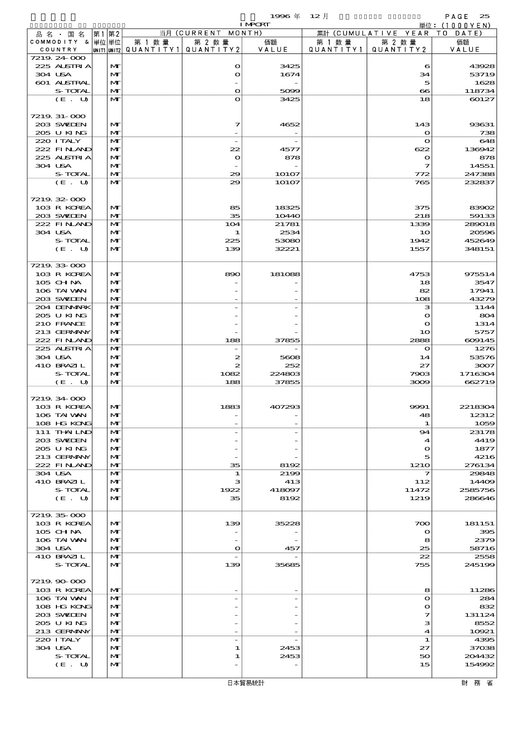1996 年 12 月 IMPORT

単位：(1000YEN)

| 品名・国名 COMMODITY & COUNTRY | 第1 単位 UNIT1 | 第2 単位 UNIT2 | 当月 (CURRENT MONTH) 第1数量 QUANTITY1 | 第2数量 QUANTITY2 | 価額 VALUE | 累計 (CUMULATIVE YEAR TO DATE) 第1数量 QUANTITY1 | 第2数量 QUANTITY2 | 価額 VALUE |
|---|---|---|---|---|---|---|---|---|
| 7219.24-000 | | | | | | | | |
| 225 AUSTRIA | | MT | | 0 | 3425 | | 6 | 43928 |
| 304 USA | | MT | | 0 | 1674 | | 34 | 53719 |
| 601 AUSTRAL | | MT | | - | - | | 5 | 1628 |
| S-TOTAL | | MT | | 0 | 5099 | | 66 | 118734 |
| (E. U) | | MT | | 0 | 3425 | | 18 | 60127 |
| 7219.31-000 | | | | | | | | |
| 203 SWEDEN | | MT | | 7 | 4652 | | 143 | 93631 |
| 205 U KING | | MT | | - | - | | 0 | 738 |
| 220 ITALY | | MT | | - | - | | 0 | 648 |
| 222 FINLAND | | MT | | 22 | 4577 | | 622 | 136942 |
| 225 AUSTRIA | | MT | | 0 | 878 | | 0 | 878 |
| 304 USA | | MT | | - | - | | 7 | 14551 |
| S-TOTAL | | MT | | 29 | 10107 | | 772 | 247388 |
| (E. U) | | MT | | 29 | 10107 | | 765 | 232837 |
| 7219.32-000 | | | | | | | | |
| 103 R KOREA | | MT | | 85 | 18325 | | 375 | 83902 |
| 203 SWEDEN | | MT | | 35 | 10440 | | 218 | 59133 |
| 222 FINLAND | | MT | | 104 | 21781 | | 1339 | 289018 |
| 304 USA | | MT | | 1 | 2534 | | 10 | 20596 |
| S-TOTAL | | MT | | 225 | 53080 | | 1942 | 452649 |
| (E. U) | | MT | | 139 | 32221 | | 1557 | 348151 |
| 7219.33-000 | | | | | | | | |
| 103 R KOREA | | MT | | 890 | 181088 | | 4753 | 975514 |
| 105 CHINA | | MT | | - | - | | 18 | 3547 |
| 106 TAIWAN | | MT | | - | - | | 82 | 17941 |
| 203 SWEDEN | | MT | | - | - | | 108 | 43279 |
| 204 DENMARK | | MT | | - | - | | 3 | 1144 |
| 205 U KING | | MT | | - | - | | 0 | 804 |
| 210 FRANCE | | MT | | - | - | | 0 | 1314 |
| 213 GERMANY | | MT | | - | - | | 10 | 5757 |
| 222 FINLAND | | MT | | 188 | 37855 | | 2888 | 609145 |
| 225 AUSTRIA | | MT | | - | - | | 0 | 1276 |
| 304 USA | | MT | | 2 | 5608 | | 14 | 53576 |
| 410 BRAZIL | | MT | | 2 | 252 | | 27 | 3007 |
| S-TOTAL | | MT | | 1082 | 224803 | | 7903 | 1716304 |
| (E. U) | | MT | | 188 | 37855 | | 3009 | 662719 |
| 7219.34-000 | | | | | | | | |
| 103 R KOREA | | MT | | 1883 | 407293 | | 9991 | 2218304 |
| 106 TAIWAN | | MT | | - | - | | 48 | 12312 |
| 108 HG KONG | | MT | | - | - | | 1 | 1059 |
| 111 THAILND | | MT | | - | - | | 94 | 23178 |
| 203 SWEDEN | | MT | | - | - | | 4 | 4419 |
| 205 U KING | | MT | | - | - | | 0 | 1877 |
| 213 GERMANY | | MT | | - | - | | 5 | 4216 |
| 222 FINLAND | | MT | | 35 | 8192 | | 1210 | 276134 |
| 304 USA | | MT | | 1 | 2199 | | 7 | 29848 |
| 410 BRAZIL | | MT | | 3 | 413 | | 112 | 14409 |
| S-TOTAL | | MT | | 1922 | 418097 | | 11472 | 2585756 |
| (E. U) | | MT | | 35 | 8192 | | 1219 | 286646 |
| 7219.35-000 | | | | | | | | |
| 103 R KOREA | | MT | | 139 | 35228 | | 700 | 181151 |
| 105 CHINA | | MT | | - | - | | 0 | 395 |
| 106 TAIWAN | | MT | | - | - | | 8 | 2379 |
| 304 USA | | MT | | 0 | 457 | | 25 | 58716 |
| 410 BRAZIL | | MT | | - | - | | 22 | 2558 |
| S-TOTAL | | MT | | 139 | 35685 | | 755 | 245199 |
| 7219.90-000 | | | | | | | | |
| 103 R KOREA | | MT | | - | - | | 8 | 11286 |
| 106 TAIWAN | | MT | | - | - | | 0 | 284 |
| 108 HG KONG | | MT | | - | - | | 0 | 832 |
| 203 SWEDEN | | MT | | - | - | | 7 | 131124 |
| 205 U KING | | MT | | - | - | | 3 | 8552 |
| 213 GERMANY | | MT | | - | - | | 4 | 10921 |
| 220 ITALY | | MT | | - | - | | 1 | 4395 |
| 304 USA | | MT | | 1 | 2453 | | 27 | 37038 |
| S-TOTAL | | MT | | 1 | 2453 | | 50 | 204432 |
| (E. U) | | MT | | - | - | | 15 | 154992 |

日本貿易統計　　財務省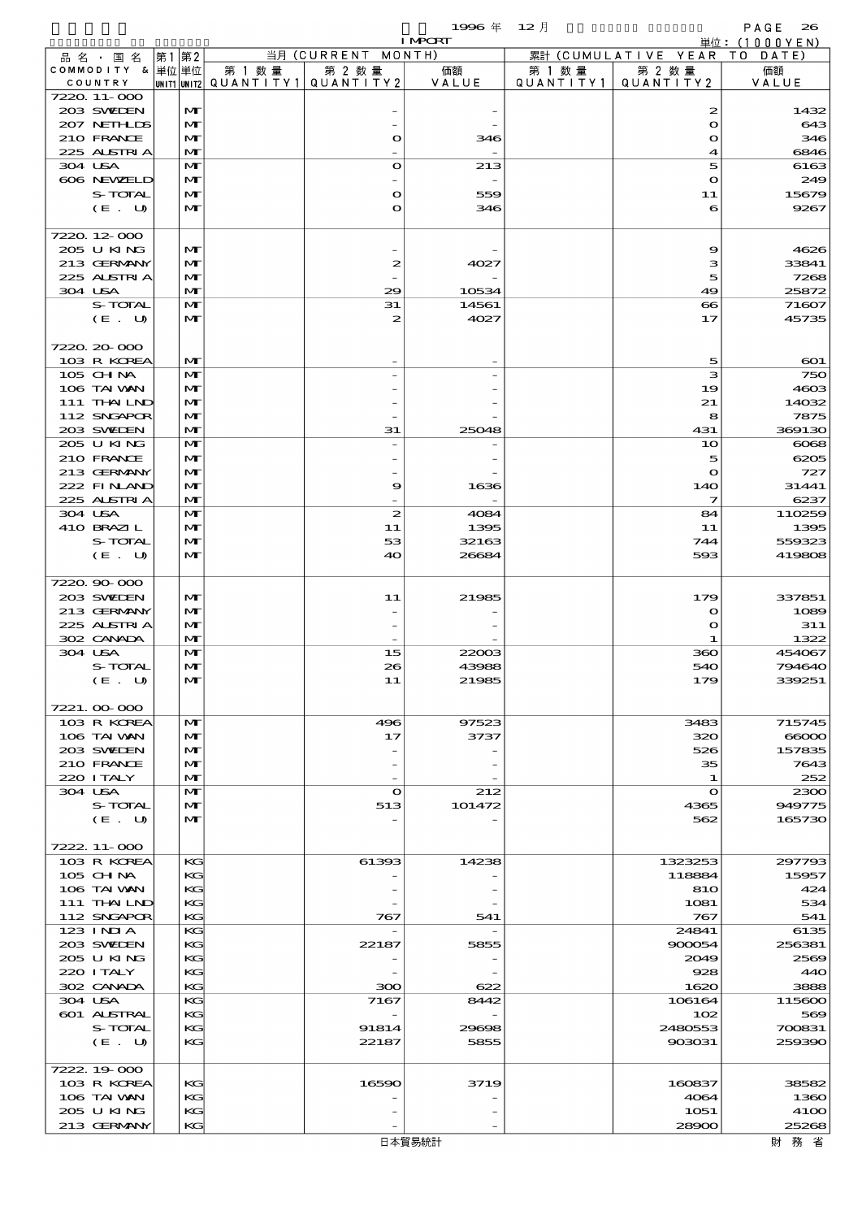1996 年 12 月 IMPORT

単位：(1000YEN)

| 品名・国名 COMMODITY & COUNTRY | 第1単位 UNIT1 | 第2単位 UNIT2 | 当月 (CURRENT MONTH) 第1数量 QUANTITY1 | 第2数量 QUANTITY2 | 価額 VALUE | 累計 (CUMULATIVE YEAR TO DATE) 第1数量 QUANTITY1 | 第2数量 QUANTITY2 | 価額 VALUE |
|---|---|---|---|---|---|---|---|---|
| 7220.11-000 | | | | | | | | |
| 203 SWEDEN | | MT | | - | - | | 2 | 1432 |
| 207 NETHLDS | | MT | | - | - | | 0 | 643 |
| 210 FRANCE | | MT | | 0 | 346 | | 0 | 346 |
| 225 AUSTRIA | | MT | | - | - | | 4 | 6846 |
| 304 USA | | MT | | 0 | 213 | | 5 | 6163 |
| 606 NEWZELD | | MT | | - | - | | 0 | 249 |
| S-TOTAL | | MT | | 0 | 559 | | 11 | 15679 |
| (E. U) | | MT | | 0 | 346 | | 6 | 9267 |
| 7220.12-000 | | | | | | | | |
| 205 U KING | | MT | | - | - | | 9 | 4626 |
| 213 GERMANY | | MT | | 2 | 4027 | | 3 | 33841 |
| 225 AUSTRIA | | MT | | - | - | | 5 | 7268 |
| 304 USA | | MT | | 29 | 10534 | | 49 | 25872 |
| S-TOTAL | | MT | | 31 | 14561 | | 66 | 71607 |
| (E. U) | | MT | | 2 | 4027 | | 17 | 45735 |
| 7220.20-000 | | | | | | | | |
| 103 R KOREA | | MT | | - | - | | 5 | 601 |
| 105 CHINA | | MT | | - | - | | 3 | 750 |
| 106 TAIWAN | | MT | | - | - | | 19 | 4603 |
| 111 THAILND | | MT | | - | - | | 21 | 14032 |
| 112 SNGAPOR | | MT | | - | - | | 8 | 7875 |
| 203 SWEDEN | | MT | | 31 | 25048 | | 431 | 369130 |
| 205 U KING | | MT | | - | - | | 10 | 6068 |
| 210 FRANCE | | MT | | - | - | | 5 | 6205 |
| 213 GERMANY | | MT | | - | - | | 0 | 727 |
| 222 FINLAND | | MT | | 9 | 1636 | | 140 | 31441 |
| 225 AUSTRIA | | MT | | - | - | | 7 | 6237 |
| 304 USA | | MT | | 2 | 4084 | | 84 | 110259 |
| 410 BRAZIL | | MT | | 11 | 1395 | | 11 | 1395 |
| S-TOTAL | | MT | | 53 | 32163 | | 744 | 559323 |
| (E. U) | | MT | | 40 | 26684 | | 593 | 419808 |
| 7220.90-000 | | | | | | | | |
| 203 SWEDEN | | MT | | 11 | 21985 | | 179 | 337851 |
| 213 GERMANY | | MT | | - | - | | 0 | 1089 |
| 225 AUSTRIA | | MT | | - | - | | 0 | 311 |
| 302 CANADA | | MT | | - | - | | 1 | 1322 |
| 304 USA | | MT | | 15 | 22003 | | 360 | 454067 |
| S-TOTAL | | MT | | 26 | 43988 | | 540 | 794640 |
| (E. U) | | MT | | 11 | 21985 | | 179 | 339251 |
| 7221.00-000 | | | | | | | | |
| 103 R KOREA | | MT | | 496 | 97523 | | 3483 | 715745 |
| 106 TAIWAN | | MT | | 17 | 3737 | | 320 | 66000 |
| 203 SWEDEN | | MT | | - | - | | 526 | 157835 |
| 210 FRANCE | | MT | | - | - | | 35 | 7643 |
| 220 ITALY | | MT | | - | - | | 1 | 252 |
| 304 USA | | MT | | 0 | 212 | | 0 | 2300 |
| S-TOTAL | | MT | | 513 | 101472 | | 4365 | 949775 |
| (E. U) | | MT | | - | - | | 562 | 165730 |
| 7222.11-000 | | | | | | | | |
| 103 R KOREA | | KG | | 61393 | 14238 | | 1323253 | 297793 |
| 105 CHINA | | KG | | - | - | | 118884 | 15957 |
| 106 TAIWAN | | KG | | - | - | | 810 | 424 |
| 111 THAILND | | KG | | - | - | | 1081 | 534 |
| 112 SNGAPOR | | KG | | 767 | 541 | | 767 | 541 |
| 123 INDIA | | KG | | - | - | | 24841 | 6135 |
| 203 SWEDEN | | KG | | 22187 | 5855 | | 900054 | 256381 |
| 205 U KING | | KG | | - | - | | 2049 | 2569 |
| 220 ITALY | | KG | | - | - | | 928 | 440 |
| 302 CANADA | | KG | | 300 | 622 | | 1620 | 3888 |
| 304 USA | | KG | | 7167 | 8442 | | 106164 | 115600 |
| 601 AUSTRAL | | KG | | - | - | | 102 | 569 |
| S-TOTAL | | KG | | 91814 | 29698 | | 2480553 | 700831 |
| (E. U) | | KG | | 22187 | 5855 | | 903031 | 259390 |
| 7222.19-000 | | | | | | | | |
| 103 R KOREA | | KG | | 16590 | 3719 | | 160837 | 38582 |
| 106 TAIWAN | | KG | | - | - | | 4064 | 1360 |
| 205 U KING | | KG | | - | - | | 1051 | 4100 |
| 213 GERMANY | | KG | | - | - | | 28900 | 25268 |

日本貿易統計　財務省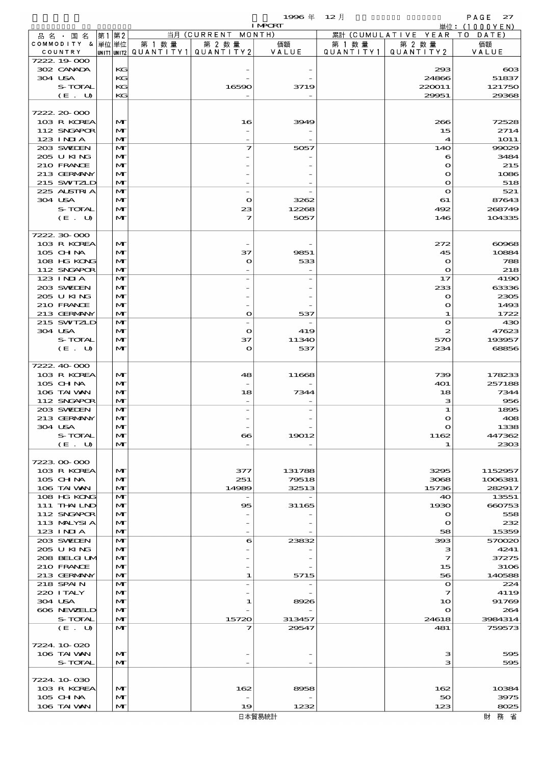1996年 12月 IMPORT

単位：(1000YEN)

| 品名・国名 COMMODITY & COUNTRY | 第1 単位 UNIT1 | 第2 単位 UNIT2 | 当月 (CURRENT MONTH) 第1数量 QUANTITY1 | 第2数量 QUANTITY2 | 価額 VALUE | 累計 (CUMULATIVE YEAR TO DATE) 第1数量 QUANTITY1 | 第2数量 QUANTITY2 | 価額 VALUE |
|---|---|---|---|---|---|---|---|---|
| 7222.19-000 | | | | | | | | |
| 302 CANADA | | KG | | - | - | | 293 | 603 |
| 304 USA | | KG | | - | - | | 24866 | 51837 |
| S-TOTAL | | KG | | 16590 | 3719 | | 220011 | 121750 |
| (E. U) | | KG | | - | - | | 29951 | 29368 |
| 7222.20-000 | | | | | | | | |
| 103 R KOREA | | MT | | 16 | 3949 | | 266 | 72528 |
| 112 SNGAPOR | | MT | | - | - | | 15 | 2714 |
| 123 INDIA | | MT | | - | - | | 4 | 1011 |
| 203 SWEDEN | | MT | | 7 | 5057 | | 140 | 99029 |
| 205 U KING | | MT | | - | - | | 6 | 3484 |
| 210 FRANCE | | MT | | - | - | | 0 | 215 |
| 213 GERMANY | | MT | | - | - | | 0 | 1086 |
| 215 SWITZLD | | MT | | - | - | | 0 | 518 |
| 225 AUSTRIA | | MT | | - | - | | 0 | 521 |
| 304 USA | | MT | | 0 | 3262 | | 61 | 87643 |
| S-TOTAL | | MT | | 23 | 12268 | | 492 | 268749 |
| (E. U) | | MT | | 7 | 5057 | | 146 | 104335 |
| 7222.30-000 | | | | | | | | |
| 103 R KOREA | | MT | | - | - | | 272 | 60968 |
| 105 CHINA | | MT | | 37 | 9851 | | 45 | 10884 |
| 108 HG KONG | | MT | | 0 | 533 | | 0 | 788 |
| 112 SNGAPOR | | MT | | - | - | | 0 | 218 |
| 123 INDIA | | MT | | - | - | | 17 | 4190 |
| 203 SWEDEN | | MT | | - | - | | 233 | 63336 |
| 205 U KING | | MT | | - | - | | 0 | 2305 |
| 210 FRANCE | | MT | | - | - | | 0 | 1493 |
| 213 GERMANY | | MT | | 0 | 537 | | 1 | 1722 |
| 215 SWITZLD | | MT | | - | - | | 0 | 430 |
| 304 USA | | MT | | 0 | 419 | | 2 | 47623 |
| S-TOTAL | | MT | | 37 | 11340 | | 570 | 193957 |
| (E. U) | | MT | | 0 | 537 | | 234 | 68856 |
| 7222.40-000 | | | | | | | | |
| 103 R KOREA | | MT | | 48 | 11668 | | 739 | 178233 |
| 105 CHINA | | MT | | - | - | | 401 | 257188 |
| 106 TAIWAN | | MT | | 18 | 7344 | | 18 | 7344 |
| 112 SNGAPOR | | MT | | - | - | | 3 | 956 |
| 203 SWEDEN | | MT | | - | - | | 1 | 1895 |
| 213 GERMANY | | MT | | - | - | | 0 | 408 |
| 304 USA | | MT | | - | - | | 0 | 1338 |
| S-TOTAL | | MT | | 66 | 19012 | | 1162 | 447362 |
| (E. U) | | MT | | - | - | | 1 | 2303 |
| 7223.00-000 | | | | | | | | |
| 103 R KOREA | | MT | | 377 | 131788 | | 3295 | 1152957 |
| 105 CHINA | | MT | | 251 | 79518 | | 3068 | 1006381 |
| 106 TAIWAN | | MT | | 14989 | 32513 | | 15736 | 282917 |
| 108 HG KONG | | MT | | - | - | | 40 | 13551 |
| 111 THAILND | | MT | | 95 | 31165 | | 1930 | 660753 |
| 112 SNGAPOR | | MT | | - | - | | 0 | 558 |
| 113 MALYSIA | | MT | | - | - | | 0 | 232 |
| 123 INDIA | | MT | | - | - | | 58 | 15359 |
| 203 SWEDEN | | MT | | 6 | 23832 | | 393 | 570020 |
| 205 U KING | | MT | | - | - | | 3 | 4241 |
| 208 BELGIUM | | MT | | - | - | | 7 | 37275 |
| 210 FRANCE | | MT | | - | - | | 15 | 3106 |
| 213 GERMANY | | MT | | 1 | 5715 | | 56 | 140588 |
| 218 SPAIN | | MT | | - | - | | 0 | 224 |
| 220 ITALY | | MT | | - | - | | 7 | 4119 |
| 304 USA | | MT | | 1 | 8926 | | 10 | 91769 |
| 606 NEWZELD | | MT | | - | - | | 0 | 264 |
| S-TOTAL | | MT | | 15720 | 313457 | | 24618 | 3984314 |
| (E. U) | | MT | | 7 | 29547 | | 481 | 759573 |
| 7224.10-020 | | | | | | | | |
| 106 TAIWAN | | MT | | - | - | | 3 | 595 |
| S-TOTAL | | MT | | - | - | | 3 | 595 |
| 7224.10-030 | | | | | | | | |
| 103 R KOREA | | MT | | 162 | 8958 | | 162 | 10384 |
| 105 CHINA | | MT | | - | - | | 50 | 3975 |
| 106 TAIWAN | | MT | | 19 | 1232 | | 123 | 8025 |

日本貿易統計　　財務省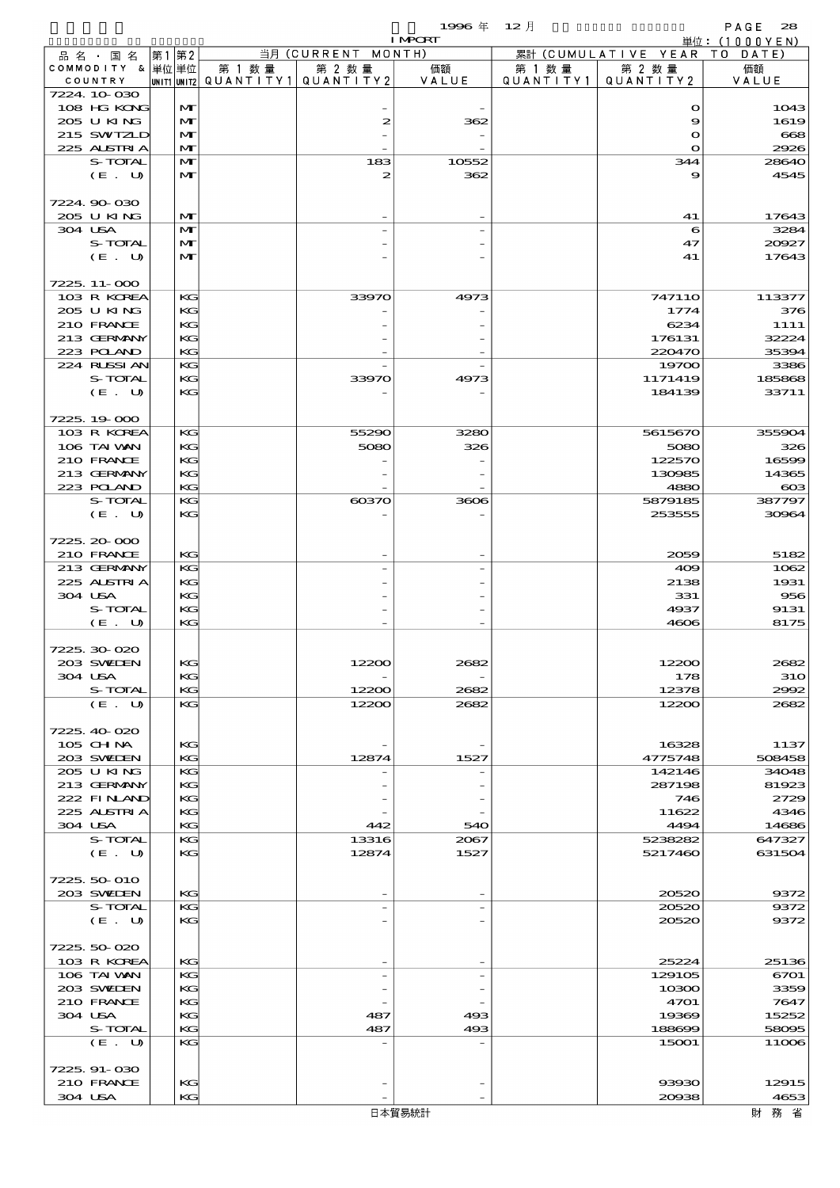| 品名・国名 COMMODITY & COUNTRY | 第1単位 UNIT1 | 第2単位 UNIT2 | 当月(CURRENT MONTH) 第1数量 QUANTITY1 | 第2数量 QUANTITY2 | 価額 VALUE | 累計(CUMULATIVE YEAR TO DATE) 第1数量 QUANTITY1 | 第2数量 QUANTITY2 | 価額 VALUE |
|---|---|---|---|---|---|---|---|---|
| 7224.10-030 | | | | | | | | |
| 108 HG KONG | | MT | | - | - | | 0 | 1043 |
| 205 U KING | | MT | | 2 | 362 | | 9 | 1619 |
| 215 SWTZLD | | MT | | - | - | | 0 | 668 |
| 225 AUSTRIA | | MT | | - | - | | 0 | 2926 |
| S-TOTAL | | MT | | 183 | 10552 | | 344 | 28640 |
| (E. U) | | MT | | 2 | 362 | | 9 | 4545 |
| 7224.90-030 | | | | | | | | |
| 205 U KING | | MT | | - | - | | 41 | 17643 |
| 304 USA | | MT | | - | - | | 6 | 3284 |
| S-TOTAL | | MT | | - | - | | 47 | 20927 |
| (E. U) | | MT | | - | - | | 41 | 17643 |
| 7225.11-000 | | | | | | | | |
| 103 R KOREA | | KG | | 33970 | 4973 | | 747110 | 113377 |
| 205 U KING | | KG | | - | - | | 1774 | 376 |
| 210 FRANCE | | KG | | - | - | | 6234 | 1111 |
| 213 GERMANY | | KG | | - | - | | 176131 | 32224 |
| 223 POLAND | | KG | | - | - | | 220470 | 35394 |
| 224 RUSSIAN | | KG | | - | - | | 19700 | 3386 |
| S-TOTAL | | KG | | 33970 | 4973 | | 1171419 | 185868 |
| (E. U) | | KG | | - | - | | 184139 | 33711 |
| 7225.19-000 | | | | | | | | |
| 103 R KOREA | | KG | | 55290 | 3280 | | 5615670 | 355904 |
| 106 TAIWAN | | KG | | 5080 | 326 | | 5080 | 326 |
| 210 FRANCE | | KG | | - | - | | 122570 | 16599 |
| 213 GERMANY | | KG | | - | - | | 130985 | 14365 |
| 223 POLAND | | KG | | - | - | | 4880 | 603 |
| S-TOTAL | | KG | | 60370 | 3606 | | 5879185 | 387797 |
| (E. U) | | KG | | - | - | | 253555 | 30964 |
| 7225.20-000 | | | | | | | | |
| 210 FRANCE | | KG | | - | - | | 2059 | 5182 |
| 213 GERMANY | | KG | | - | - | | 409 | 1062 |
| 225 AUSTRIA | | KG | | - | - | | 2138 | 1931 |
| 304 USA | | KG | | - | - | | 331 | 956 |
| S-TOTAL | | KG | | - | - | | 4937 | 9131 |
| (E. U) | | KG | | - | - | | 4606 | 8175 |
| 7225.30-020 | | | | | | | | |
| 203 SWEDEN | | KG | | 12200 | 2682 | | 12200 | 2682 |
| 304 USA | | KG | | - | - | | 178 | 310 |
| S-TOTAL | | KG | | 12200 | 2682 | | 12378 | 2992 |
| (E. U) | | KG | | 12200 | 2682 | | 12200 | 2682 |
| 7225.40-020 | | | | | | | | |
| 105 CHINA | | KG | | - | - | | 16328 | 1137 |
| 203 SWEDEN | | KG | | 12874 | 1527 | | 4775748 | 508458 |
| 205 U KING | | KG | | - | - | | 142146 | 34048 |
| 213 GERMANY | | KG | | - | - | | 287198 | 81923 |
| 222 FINLAND | | KG | | - | - | | 746 | 2729 |
| 225 AUSTRIA | | KG | | - | - | | 11622 | 4346 |
| 304 USA | | KG | | 442 | 540 | | 4494 | 14686 |
| S-TOTAL | | KG | | 13316 | 2067 | | 5238282 | 647327 |
| (E. U) | | KG | | 12874 | 1527 | | 5217460 | 631504 |
| 7225.50-010 | | | | | | | | |
| 203 SWEDEN | | KG | | - | - | | 20520 | 9372 |
| S-TOTAL | | KG | | - | - | | 20520 | 9372 |
| (E. U) | | KG | | - | - | | 20520 | 9372 |
| 7225.50-020 | | | | | | | | |
| 103 R KOREA | | KG | | - | - | | 25224 | 25136 |
| 106 TAIWAN | | KG | | - | - | | 129105 | 6701 |
| 203 SWEDEN | | KG | | - | - | | 10300 | 3359 |
| 210 FRANCE | | KG | | - | - | | 4701 | 7647 |
| 304 USA | | KG | | 487 | 493 | | 19369 | 15252 |
| S-TOTAL | | KG | | 487 | 493 | | 188699 | 58095 |
| (E. U) | | KG | | - | - | | 15001 | 11006 |
| 7225.91-030 | | | | | | | | |
| 210 FRANCE | | KG | | - | - | | 93930 | 12915 |
| 304 USA | | KG | | - | - | | 20938 | 4653 |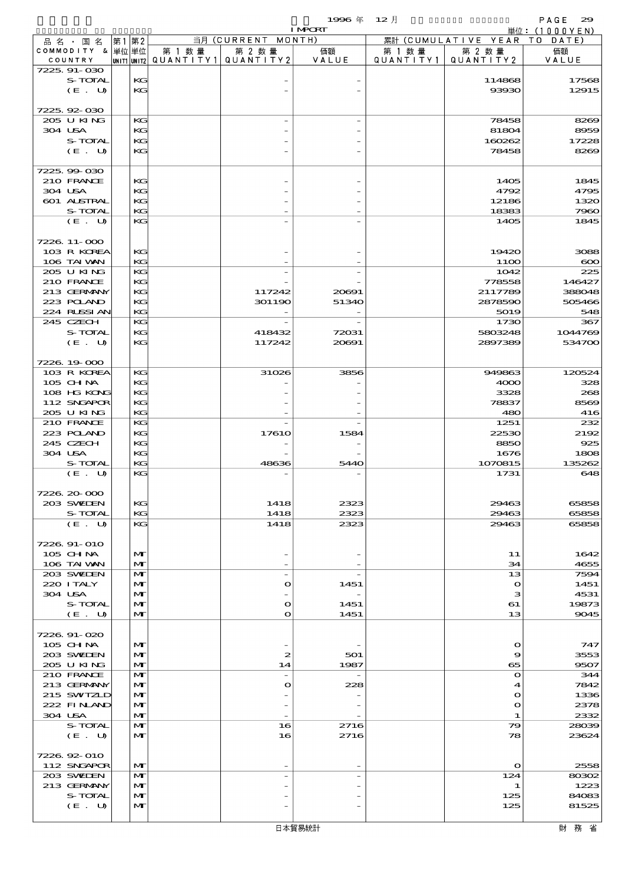1996 年 12 月 IMPORT

単位：(1000YEN)

| 品名・国名 COMMODITY & COUNTRY | 第1単位 UNIT1 | 第2単位 UNIT2 | 当月 (CURRENT MONTH) 第1数量 QUANTITY1 | 第2数量 QUANTITY2 | 価額 VALUE | 累計 (CUMULATIVE YEAR TO DATE) 第1数量 QUANTITY1 | 第2数量 QUANTITY2 | 価額 VALUE |
|---|---|---|---|---|---|---|---|---|
| 7225.91-030 | | | | | | | | |
| S-TOTAL | | KG | | - | - | | 114868 | 17568 |
| (E. U) | | KG | | - | - | | 93930 | 12915 |
| 7225.92-030 | | | | | | | | |
| 205 U KING | | KG | | - | - | | 78458 | 8269 |
| 304 USA | | KG | | - | - | | 81804 | 8959 |
| S-TOTAL | | KG | | - | - | | 160262 | 17228 |
| (E. U) | | KG | | - | - | | 78458 | 8269 |
| 7225.99-030 | | | | | | | | |
| 210 FRANCE | | KG | | - | - | | 1405 | 1845 |
| 304 USA | | KG | | - | - | | 4792 | 4795 |
| 601 AUSTRAL | | KG | | - | - | | 12186 | 1320 |
| S-TOTAL | | KG | | - | - | | 18383 | 7960 |
| (E. U) | | KG | | - | - | | 1405 | 1845 |
| 7226.11-000 | | | | | | | | |
| 103 R KOREA | | KG | | - | - | | 19420 | 3088 |
| 106 TAIWAN | | KG | | - | - | | 1100 | 600 |
| 205 U KING | | KG | | - | - | | 1042 | 225 |
| 210 FRANCE | | KG | | - | - | | 778558 | 146427 |
| 213 GERMANY | | KG | | 117242 | 20691 | | 2117789 | 388048 |
| 223 POLAND | | KG | | 301190 | 51340 | | 2878590 | 505466 |
| 224 RUSSIAN | | KG | | - | - | | 5019 | 548 |
| 245 CZECH | | KG | | - | - | | 1730 | 367 |
| S-TOTAL | | KG | | 418432 | 72031 | | 5803248 | 1044769 |
| (E. U) | | KG | | 117242 | 20691 | | 2897389 | 534700 |
| 7226.19-000 | | | | | | | | |
| 103 R KOREA | | KG | | 31026 | 3856 | | 949863 | 120524 |
| 105 CHINA | | KG | | - | - | | 4000 | 328 |
| 108 HG KONG | | KG | | - | - | | 3328 | 268 |
| 112 SNGAPOR | | KG | | - | - | | 78837 | 8569 |
| 205 U KING | | KG | | - | - | | 480 | 416 |
| 210 FRANCE | | KG | | - | - | | 1251 | 232 |
| 223 POLAND | | KG | | 17610 | 1584 | | 22530 | 2192 |
| 245 CZECH | | KG | | - | - | | 8850 | 925 |
| 304 USA | | KG | | - | - | | 1676 | 1808 |
| S-TOTAL | | KG | | 48636 | 5440 | | 1070815 | 135262 |
| (E. U) | | KG | | - | - | | 1731 | 648 |
| 7226.20-000 | | | | | | | | |
| 203 SWEDEN | | KG | | 1418 | 2323 | | 29463 | 65858 |
| S-TOTAL | | KG | | 1418 | 2323 | | 29463 | 65858 |
| (E. U) | | KG | | 1418 | 2323 | | 29463 | 65858 |
| 7226.91-010 | | | | | | | | |
| 105 CHINA | | MT | | - | - | | 11 | 1642 |
| 106 TAIWAN | | MT | | - | - | | 34 | 4655 |
| 203 SWEDEN | | MT | | - | - | | 13 | 7594 |
| 220 ITALY | | MT | | 0 | 1451 | | 0 | 1451 |
| 304 USA | | MT | | - | - | | 3 | 4531 |
| S-TOTAL | | MT | | 0 | 1451 | | 61 | 19873 |
| (E. U) | | MT | | 0 | 1451 | | 13 | 9045 |
| 7226.91-020 | | | | | | | | |
| 105 CHINA | | MT | | - | - | | 0 | 747 |
| 203 SWEDEN | | MT | | 2 | 501 | | 9 | 3553 |
| 205 U KING | | MT | | 14 | 1987 | | 65 | 9507 |
| 210 FRANCE | | MT | | - | - | | 0 | 344 |
| 213 GERMANY | | MT | | 0 | 228 | | 4 | 7842 |
| 215 SWITZLD | | MT | | - | - | | 0 | 1336 |
| 222 FINLAND | | MT | | - | - | | 0 | 2378 |
| 304 USA | | MT | | - | - | | 1 | 2332 |
| S-TOTAL | | MT | | 16 | 2716 | | 79 | 28039 |
| (E. U) | | MT | | 16 | 2716 | | 78 | 23624 |
| 7226.92-010 | | | | | | | | |
| 112 SNGAPOR | | MT | | - | - | | 0 | 2558 |
| 203 SWEDEN | | MT | | - | - | | 124 | 80302 |
| 213 GERMANY | | MT | | - | - | | 1 | 1223 |
| S-TOTAL | | MT | | - | - | | 125 | 84083 |
| (E. U) | | MT | | - | - | | 125 | 81525 |

日本貿易統計　　財務省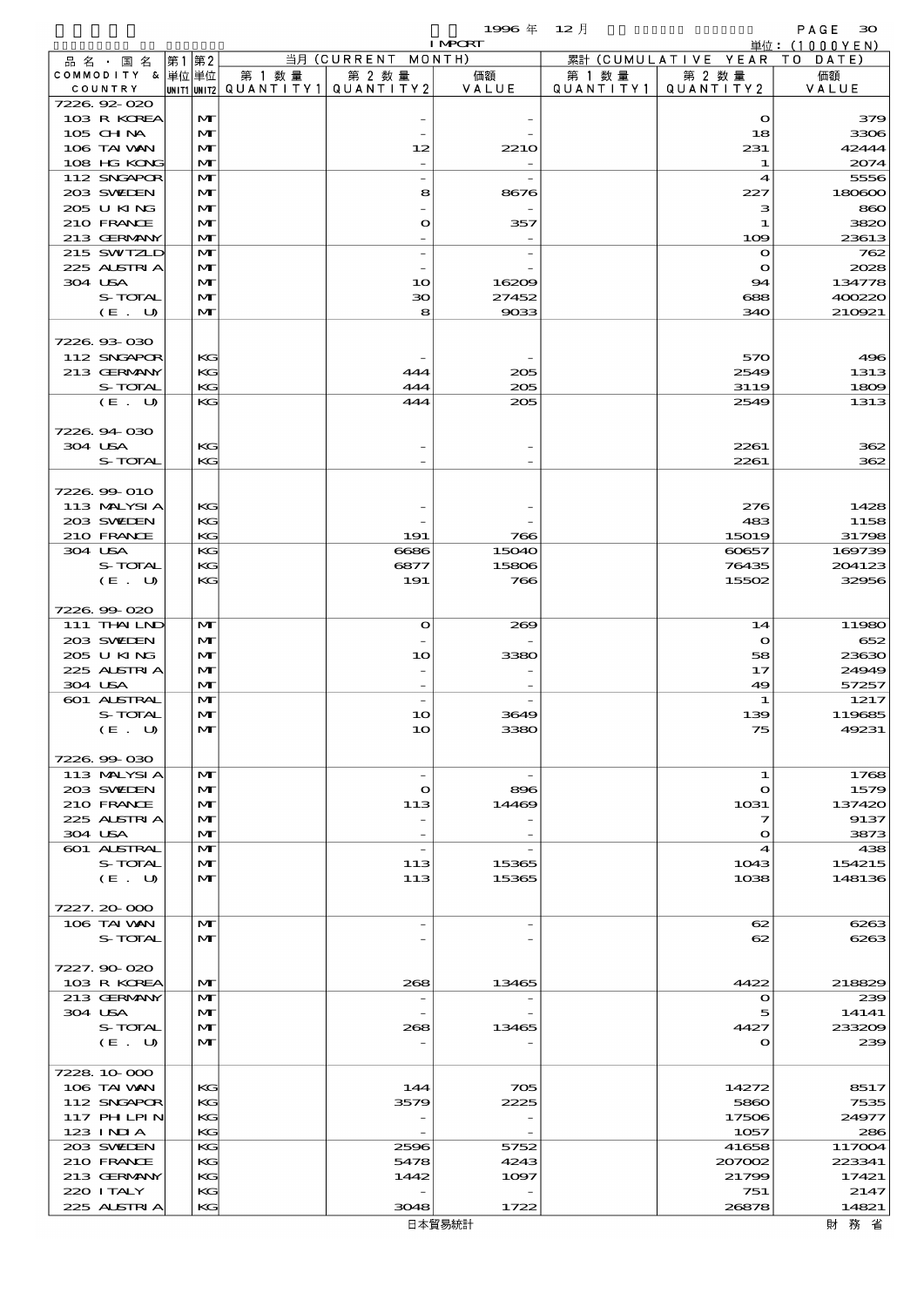1996 年 12 月 IMPORT

単位：(1000YEN)

| 品名・国名 COMMODITY & COUNTRY | 第1 単位 UNIT1 | 第2 単位 UNIT2 | 当月 (CURRENT MONTH) 第1数量 QUANTITY1 | 第2数量 QUANTITY2 | 価額 VALUE | 累計 (CUMULATIVE YEAR TO DATE) 第1数量 QUANTITY1 | 第2数量 QUANTITY2 | 価額 VALUE |
|---|---|---|---|---|---|---|---|---|
| 7226.92-020 | | | | | | | | |
| 103 R KOREA | | MT | | - | - | | 0 | 379 |
| 105 CHINA | | MT | | - | - | | 18 | 3306 |
| 106 TAIWAN | | MT | | 12 | 2210 | | 231 | 42444 |
| 108 HG KONG | | MT | | - | - | | 1 | 2074 |
| 112 SNGAPOR | | MT | | - | - | | 4 | 5556 |
| 203 SWEDEN | | MT | | 8 | 8676 | | 227 | 180600 |
| 205 U KING | | MT | | - | - | | 3 | 860 |
| 210 FRANCE | | MT | | 0 | 357 | | 1 | 3820 |
| 213 GERMANY | | MT | | - | - | | 109 | 23613 |
| 215 SWITZLD | | MT | | - | - | | 0 | 762 |
| 225 AUSTRIA | | MT | | - | - | | 0 | 2028 |
| 304 USA | | MT | | 10 | 16209 | | 94 | 134778 |
| S-TOTAL | | MT | | 30 | 27452 | | 688 | 400220 |
| (E. U) | | MT | | 8 | 9033 | | 340 | 210921 |
| 7226.93-030 | | | | | | | | |
| 112 SNGAPOR | | KG | | - | - | | 570 | 496 |
| 213 GERMANY | | KG | | 444 | 205 | | 2549 | 1313 |
| S-TOTAL | | KG | | 444 | 205 | | 3119 | 1809 |
| (E. U) | | KG | | 444 | 205 | | 2549 | 1313 |
| 7226.94-030 | | | | | | | | |
| 304 USA | | KG | | - | - | | 2261 | 362 |
| S-TOTAL | | KG | | - | - | | 2261 | 362 |
| 7226.99-010 | | | | | | | | |
| 113 MALYSIA | | KG | | - | - | | 276 | 1428 |
| 203 SWEDEN | | KG | | - | - | | 483 | 1158 |
| 210 FRANCE | | KG | | 191 | 766 | | 15019 | 31798 |
| 304 USA | | KG | | 6686 | 15040 | | 60657 | 169739 |
| S-TOTAL | | KG | | 6877 | 15806 | | 76435 | 204123 |
| (E. U) | | KG | | 191 | 766 | | 15502 | 32956 |
| 7226.99-020 | | | | | | | | |
| 111 THAILND | | MT | | 0 | 269 | | 14 | 11980 |
| 203 SWEDEN | | MT | | - | - | | 0 | 652 |
| 205 U KING | | MT | | 10 | 3380 | | 58 | 23630 |
| 225 AUSTRIA | | MT | | - | - | | 17 | 24949 |
| 304 USA | | MT | | - | - | | 49 | 57257 |
| 601 AUSTRAL | | MT | | - | - | | 1 | 1217 |
| S-TOTAL | | MT | | 10 | 3649 | | 139 | 119685 |
| (E. U) | | MT | | 10 | 3380 | | 75 | 49231 |
| 7226.99-030 | | | | | | | | |
| 113 MALYSIA | | MT | | - | - | | 1 | 1768 |
| 203 SWEDEN | | MT | | 0 | 896 | | 0 | 1579 |
| 210 FRANCE | | MT | | 113 | 14469 | | 1031 | 137420 |
| 225 AUSTRIA | | MT | | - | - | | 7 | 9137 |
| 304 USA | | MT | | - | - | | 0 | 3873 |
| 601 AUSTRAL | | MT | | - | - | | 4 | 438 |
| S-TOTAL | | MT | | 113 | 15365 | | 1043 | 154215 |
| (E. U) | | MT | | 113 | 15365 | | 1038 | 148136 |
| 7227.20-000 | | | | | | | | |
| 106 TAIWAN | | MT | | - | - | | 62 | 6263 |
| S-TOTAL | | MT | | - | - | | 62 | 6263 |
| 7227.90-020 | | | | | | | | |
| 103 R KOREA | | MT | | 268 | 13465 | | 4422 | 218829 |
| 213 GERMANY | | MT | | - | - | | 0 | 239 |
| 304 USA | | MT | | - | - | | 5 | 14141 |
| S-TOTAL | | MT | | 268 | 13465 | | 4427 | 233209 |
| (E. U) | | MT | | - | - | | 0 | 239 |
| 7228.10-000 | | | | | | | | |
| 106 TAIWAN | | KG | | 144 | 705 | | 14272 | 8517 |
| 112 SNGAPOR | | KG | | 3579 | 2225 | | 5860 | 7535 |
| 117 PHLPIN | | KG | | - | - | | 17506 | 24977 |
| 123 INDIA | | KG | | - | - | | 1057 | 286 |
| 203 SWEDEN | | KG | | 2596 | 5752 | | 41658 | 117004 |
| 210 FRANCE | | KG | | 5478 | 4243 | | 207002 | 223341 |
| 213 GERMANY | | KG | | 1442 | 1097 | | 21799 | 17421 |
| 220 ITALY | | KG | | - | - | | 751 | 2147 |
| 225 AUSTRIA | | KG | | 3048 | 1722 | | 26878 | 14821 |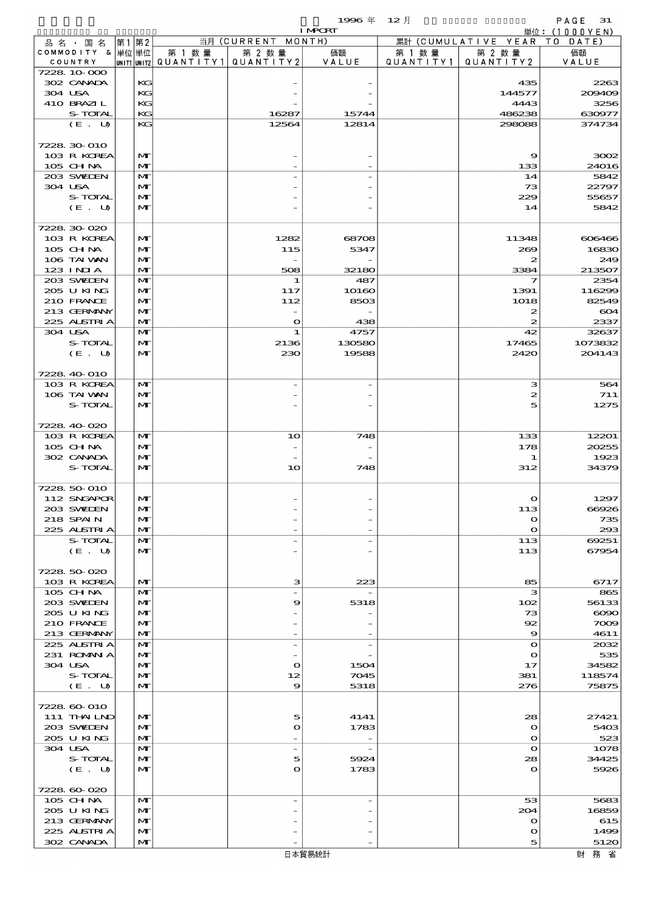1996 年 12 月 IMPORT

単位：(1000YEN)

| 品名・国名 COMMODITY & COUNTRY | 第1 単位 UNIT1 | 第2 単位 UNIT2 | 当月 (CURRENT MONTH) 第1数量 QUANTITY1 | 第2数量 QUANTITY2 | 価額 VALUE | 累計 (CUMULATIVE YEAR TO DATE) 第1数量 QUANTITY1 | 第2数量 QUANTITY2 | 価額 VALUE |
|---|---|---|---|---|---|---|---|---|
| 7228.10-000 | | | | | | | | |
| 302 CANADA | | KG | | - | - | | 435 | 2263 |
| 304 USA | | KG | | - | - | | 144577 | 209409 |
| 410 BRAZIL | | KG | | - | - | | 4443 | 3256 |
| S-TOTAL | | KG | | 16287 | 15744 | | 486238 | 630977 |
| (E. U) | | KG | | 12564 | 12814 | | 298088 | 374734 |
| 7228.30-010 | | | | | | | | |
| 103 R KOREA | | MT | | - | - | | 9 | 3002 |
| 105 CHINA | | MT | | - | - | | 133 | 24016 |
| 203 SWEDEN | | MT | | - | - | | 14 | 5842 |
| 304 USA | | MT | | - | - | | 73 | 22797 |
| S-TOTAL | | MT | | - | - | | 229 | 55657 |
| (E. U) | | MT | | - | - | | 14 | 5842 |
| 7228.30-020 | | | | | | | | |
| 103 R KOREA | | MT | | 1282 | 68708 | | 11348 | 606466 |
| 105 CHINA | | MT | | 115 | 5347 | | 269 | 16830 |
| 106 TAIWAN | | MT | | - | - | | 2 | 249 |
| 123 INDIA | | MT | | 508 | 32180 | | 3384 | 213507 |
| 203 SWEDEN | | MT | | 1 | 487 | | 7 | 2354 |
| 205 U KING | | MT | | 117 | 10160 | | 1391 | 116299 |
| 210 FRANCE | | MT | | 112 | 8503 | | 1018 | 82549 |
| 213 GERMANY | | MT | | - | - | | 2 | 604 |
| 225 AUSTRIA | | MT | | 0 | 438 | | 2 | 2337 |
| 304 USA | | MT | | 1 | 4757 | | 42 | 32637 |
| S-TOTAL | | MT | | 2136 | 130580 | | 17465 | 1073832 |
| (E. U) | | MT | | 230 | 19588 | | 2420 | 204143 |
| 7228.40-010 | | | | | | | | |
| 103 R KOREA | | MT | | - | - | | 3 | 564 |
| 106 TAIWAN | | MT | | - | - | | 2 | 711 |
| S-TOTAL | | MT | | - | - | | 5 | 1275 |
| 7228.40-020 | | | | | | | | |
| 103 R KOREA | | MT | | 10 | 748 | | 133 | 12201 |
| 105 CHINA | | MT | | - | - | | 178 | 20255 |
| 302 CANADA | | MT | | - | - | | 1 | 1923 |
| S-TOTAL | | MT | | 10 | 748 | | 312 | 34379 |
| 7228.50-010 | | | | | | | | |
| 112 SNGAPOR | | MT | | - | - | | 0 | 1297 |
| 203 SWEDEN | | MT | | - | - | | 113 | 66926 |
| 218 SPAIN | | MT | | - | - | | 0 | 735 |
| 225 AUSTRIA | | MT | | - | - | | 0 | 293 |
| S-TOTAL | | MT | | - | - | | 113 | 69251 |
| (E. U) | | MT | | - | - | | 113 | 67954 |
| 7228.50-020 | | | | | | | | |
| 103 R KOREA | | MT | | 3 | 223 | | 85 | 6717 |
| 105 CHINA | | MT | | - | - | | 3 | 865 |
| 203 SWEDEN | | MT | | 9 | 5318 | | 102 | 56133 |
| 205 U KING | | MT | | - | - | | 73 | 6090 |
| 210 FRANCE | | MT | | - | - | | 92 | 7009 |
| 213 GERMANY | | MT | | - | - | | 9 | 4611 |
| 225 AUSTRIA | | MT | | - | - | | 0 | 2032 |
| 231 ROMANIA | | MT | | - | - | | 0 | 535 |
| 304 USA | | MT | | 0 | 1504 | | 17 | 34582 |
| S-TOTAL | | MT | | 12 | 7045 | | 381 | 118574 |
| (E. U) | | MT | | 9 | 5318 | | 276 | 75875 |
| 7228.60-010 | | | | | | | | |
| 111 THAILND | | MT | | 5 | 4141 | | 28 | 27421 |
| 203 SWEDEN | | MT | | 0 | 1783 | | 0 | 5403 |
| 205 U KING | | MT | | - | - | | 0 | 523 |
| 304 USA | | MT | | - | - | | 0 | 1078 |
| S-TOTAL | | MT | | 5 | 5924 | | 28 | 34425 |
| (E. U) | | MT | | 0 | 1783 | | 0 | 5926 |
| 7228.60-020 | | | | | | | | |
| 105 CHINA | | MT | | - | - | | 53 | 5683 |
| 205 U KING | | MT | | - | - | | 204 | 16859 |
| 213 GERMANY | | MT | | - | - | | 0 | 615 |
| 225 AUSTRIA | | MT | | - | - | | 0 | 1499 |
| 302 CANADA | | MT | | - | - | | 5 | 5120 |

日本貿易統計　財務省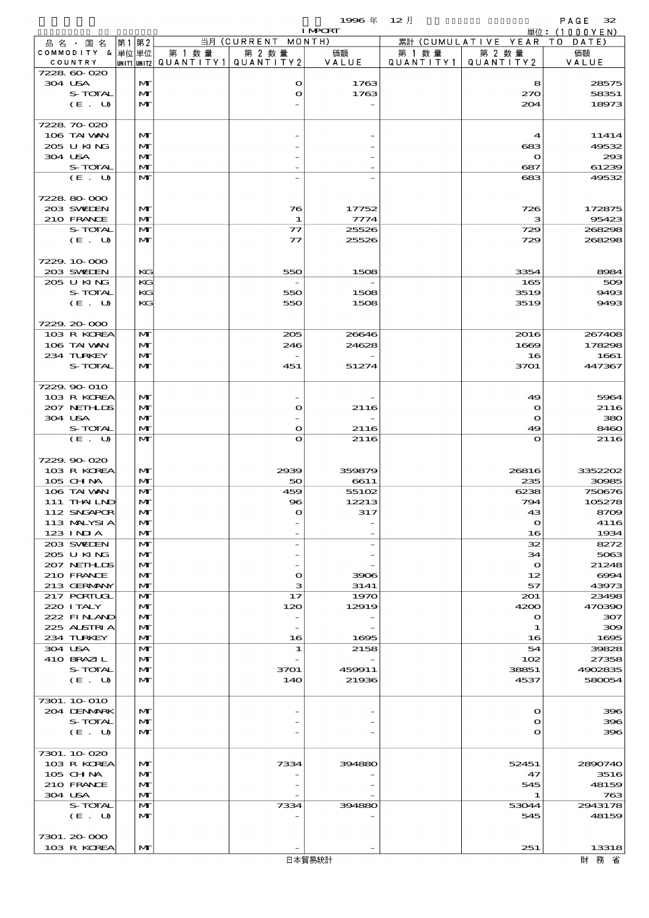1996 年 12 月 IMPORT

単位：(1000YEN)

| 品名・国名 COMMODITY & COUNTRY | 第1 単位 UNIT1 | 第2 単位 UNIT2 | 当月 (CURRENT MONTH) 第1数量 QUANTITY1 | 第2数量 QUANTITY2 | 価額 VALUE | 累計 (CUMULATIVE YEAR TO DATE) 第1数量 QUANTITY1 | 第2数量 QUANTITY2 | 価額 VALUE |
|---|---|---|---|---|---|---|---|---|
| 7228.60-020 | | | | | | | | |
| 304 USA | | MT | | 0 | 1763 | | 8 | 28575 |
| S-TOTAL | | MT | | 0 | 1763 | | 270 | 58351 |
| (E. U) | | MT | | - | - | | 204 | 18973 |
| 7228.70-020 | | | | | | | | |
| 106 TAIWAN | | MT | | - | - | | 4 | 11414 |
| 205 U KING | | MT | | - | - | | 683 | 49532 |
| 304 USA | | MT | | - | - | | 0 | 293 |
| S-TOTAL | | MT | | - | - | | 687 | 61239 |
| (E. U) | | MT | | - | - | | 683 | 49532 |
| 7228.80-000 | | | | | | | | |
| 203 SWEDEN | | MT | | 76 | 17752 | | 726 | 172875 |
| 210 FRANCE | | MT | | 1 | 7774 | | 3 | 95423 |
| S-TOTAL | | MT | | 77 | 25526 | | 729 | 268298 |
| (E. U) | | MT | | 77 | 25526 | | 729 | 268298 |
| 7229.10-000 | | | | | | | | |
| 203 SWEDEN | | KG | | 550 | 1508 | | 3354 | 8984 |
| 205 U KING | | KG | | - | - | | 165 | 509 |
| S-TOTAL | | KG | | 550 | 1508 | | 3519 | 9493 |
| (E. U) | | KG | | 550 | 1508 | | 3519 | 9493 |
| 7229.20-000 | | | | | | | | |
| 103 R KOREA | | MT | | 205 | 26646 | | 2016 | 267408 |
| 106 TAIWAN | | MT | | 246 | 24628 | | 1669 | 178298 |
| 234 TURKEY | | MT | | - | - | | 16 | 1661 |
| S-TOTAL | | MT | | 451 | 51274 | | 3701 | 447367 |
| 7229.90-010 | | | | | | | | |
| 103 R KOREA | | MT | | - | - | | 49 | 5964 |
| 207 NETHLDS | | MT | | 0 | 2116 | | 0 | 2116 |
| 304 USA | | MT | | - | - | | 0 | 380 |
| S-TOTAL | | MT | | 0 | 2116 | | 49 | 8460 |
| (E. U) | | MT | | 0 | 2116 | | 0 | 2116 |
| 7229.90-020 | | | | | | | | |
| 103 R KOREA | | MT | | 2939 | 359879 | | 26816 | 3352202 |
| 105 CHINA | | MT | | 50 | 6611 | | 235 | 30985 |
| 106 TAIWAN | | MT | | 459 | 55102 | | 6238 | 750676 |
| 111 THAILND | | MT | | 96 | 12213 | | 794 | 105278 |
| 112 SNGAPOR | | MT | | 0 | 317 | | 43 | 8709 |
| 113 MALYSIA | | MT | | - | - | | 0 | 4116 |
| 123 INDIA | | MT | | - | - | | 16 | 1934 |
| 203 SWEDEN | | MT | | - | - | | 32 | 8272 |
| 205 U KING | | MT | | - | - | | 34 | 5063 |
| 207 NETHLDS | | MT | | - | - | | 0 | 21248 |
| 210 FRANCE | | MT | | 0 | 3906 | | 12 | 6994 |
| 213 GERMANY | | MT | | 3 | 3141 | | 57 | 43973 |
| 217 PORTUGL | | MT | | 17 | 1970 | | 201 | 23498 |
| 220 ITALY | | MT | | 120 | 12919 | | 4200 | 470390 |
| 222 FINLAND | | MT | | - | - | | 0 | 307 |
| 225 AUSTRIA | | MT | | - | - | | 1 | 309 |
| 234 TURKEY | | MT | | 16 | 1695 | | 16 | 1695 |
| 304 USA | | MT | | 1 | 2158 | | 54 | 39828 |
| 410 BRAZIL | | MT | | - | - | | 102 | 27358 |
| S-TOTAL | | MT | | 3701 | 459911 | | 38851 | 4902835 |
| (E. U) | | MT | | 140 | 21936 | | 4537 | 580054 |
| 7301.10-010 | | | | | | | | |
| 204 DENMARK | | MT | | - | - | | 0 | 396 |
| S-TOTAL | | MT | | - | - | | 0 | 396 |
| (E. U) | | MT | | - | - | | 0 | 396 |
| 7301.10-020 | | | | | | | | |
| 103 R KOREA | | MT | | 7334 | 394880 | | 52451 | 2890740 |
| 105 CHINA | | MT | | - | - | | 47 | 3516 |
| 210 FRANCE | | MT | | - | - | | 545 | 48159 |
| 304 USA | | MT | | - | - | | 1 | 763 |
| S-TOTAL | | MT | | 7334 | 394880 | | 53044 | 2943178 |
| (E. U) | | MT | | - | - | | 545 | 48159 |
| 7301.20-000 | | | | | | | | |
| 103 R KOREA | | MT | | - | - | | 251 | 13318 |

日本貿易統計　財務省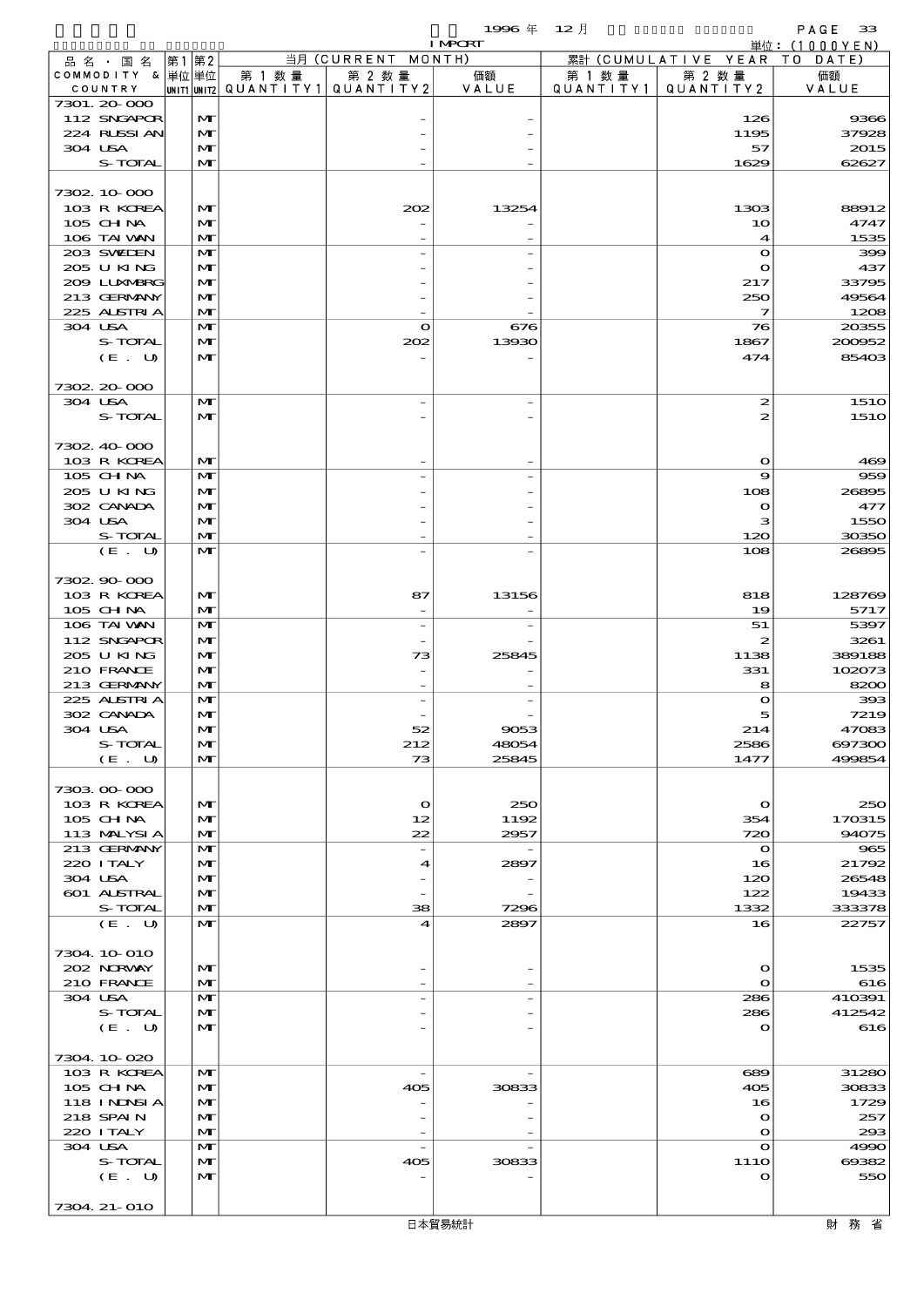1996 年 12 月 IMPORT

単位：(1000YEN)

| 品名・国名 COMMODITY & COUNTRY | 第1 単位 UNIT1 | 第2 単位 UNIT2 | 当月 (CURRENT MONTH) 第1数量 QUANTITY1 | 第2数量 QUANTITY2 | 価額 VALUE | 累計 (CUMULATIVE YEAR TO DATE) 第1数量 QUANTITY1 | 第2数量 QUANTITY2 | 価額 VALUE |
|---|---|---|---|---|---|---|---|---|
| 7301.20-000 | | | | | | | | |
| 112 SNGAPOR | | MT | | - | - | | 126 | 9366 |
| 224 RUSSIAN | | MT | | - | - | | 1195 | 37928 |
| 304 USA | | MT | | - | - | | 57 | 2015 |
| S-TOTAL | | MT | | - | - | | 1629 | 62627 |
| 7302.10-000 | | | | | | | | |
| 103 R KOREA | | MT | | 202 | 13254 | | 1303 | 88912 |
| 105 CHINA | | MT | | - | - | | 10 | 4747 |
| 106 TAIWAN | | MT | | - | - | | 4 | 1535 |
| 203 SWEDEN | | MT | | - | - | | 0 | 399 |
| 205 U KING | | MT | | - | - | | 0 | 437 |
| 209 LUXMBRG | | MT | | - | - | | 217 | 33795 |
| 213 GERMANY | | MT | | - | - | | 250 | 49564 |
| 225 AUSTRIA | | MT | | - | - | | 7 | 1208 |
| 304 USA | | MT | | 0 | 676 | | 76 | 20355 |
| S-TOTAL | | MT | | 202 | 13930 | | 1867 | 200952 |
| (E. U) | | MT | | - | - | | 474 | 85403 |
| 7302.20-000 | | | | | | | | |
| 304 USA | | MT | | - | - | | 2 | 1510 |
| S-TOTAL | | MT | | - | - | | 2 | 1510 |
| 7302.40-000 | | | | | | | | |
| 103 R KOREA | | MT | | - | - | | 0 | 469 |
| 105 CHINA | | MT | | - | - | | 9 | 959 |
| 205 U KING | | MT | | - | - | | 108 | 26895 |
| 302 CANADA | | MT | | - | - | | 0 | 477 |
| 304 USA | | MT | | - | - | | 3 | 1550 |
| S-TOTAL | | MT | | - | - | | 120 | 30350 |
| (E. U) | | MT | | - | - | | 108 | 26895 |
| 7302.90-000 | | | | | | | | |
| 103 R KOREA | | MT | | 87 | 13156 | | 818 | 128769 |
| 105 CHINA | | MT | | - | - | | 19 | 5717 |
| 106 TAIWAN | | MT | | - | - | | 51 | 5397 |
| 112 SNGAPOR | | MT | | - | - | | 2 | 3261 |
| 205 U KING | | MT | | 73 | 25845 | | 1138 | 389188 |
| 210 FRANCE | | MT | | - | - | | 331 | 102073 |
| 213 GERMANY | | MT | | - | - | | 8 | 8200 |
| 225 AUSTRIA | | MT | | - | - | | 0 | 393 |
| 302 CANADA | | MT | | - | - | | 5 | 7219 |
| 304 USA | | MT | | 52 | 9053 | | 214 | 47083 |
| S-TOTAL | | MT | | 212 | 48054 | | 2586 | 697300 |
| (E. U) | | MT | | 73 | 25845 | | 1477 | 499854 |
| 7303.00-000 | | | | | | | | |
| 103 R KOREA | | MT | | 0 | 250 | | 0 | 250 |
| 105 CHINA | | MT | | 12 | 1192 | | 354 | 170315 |
| 113 MALYSIA | | MT | | 22 | 2957 | | 720 | 94075 |
| 213 GERMANY | | MT | | - | - | | 0 | 965 |
| 220 ITALY | | MT | | 4 | 2897 | | 16 | 21792 |
| 304 USA | | MT | | - | - | | 120 | 26548 |
| 601 AUSTRAL | | MT | | - | - | | 122 | 19433 |
| S-TOTAL | | MT | | 38 | 7296 | | 1332 | 333378 |
| (E. U) | | MT | | 4 | 2897 | | 16 | 22757 |
| 7304.10-010 | | | | | | | | |
| 202 NORWAY | | MT | | - | - | | 0 | 1535 |
| 210 FRANCE | | MT | | - | - | | 0 | 616 |
| 304 USA | | MT | | - | - | | 286 | 410391 |
| S-TOTAL | | MT | | - | - | | 286 | 412542 |
| (E. U) | | MT | | - | - | | 0 | 616 |
| 7304.10-020 | | | | | | | | |
| 103 R KOREA | | MT | | - | - | | 689 | 31280 |
| 105 CHINA | | MT | | 405 | 30833 | | 405 | 30833 |
| 118 INDNSIA | | MT | | - | - | | 16 | 1729 |
| 218 SPAIN | | MT | | - | - | | 0 | 257 |
| 220 ITALY | | MT | | - | - | | 0 | 293 |
| 304 USA | | MT | | - | - | | 0 | 4990 |
| S-TOTAL | | MT | | 405 | 30833 | | 1110 | 69382 |
| (E. U) | | MT | | - | - | | 0 | 550 |
| 7304.21-010 | | | | | | | | |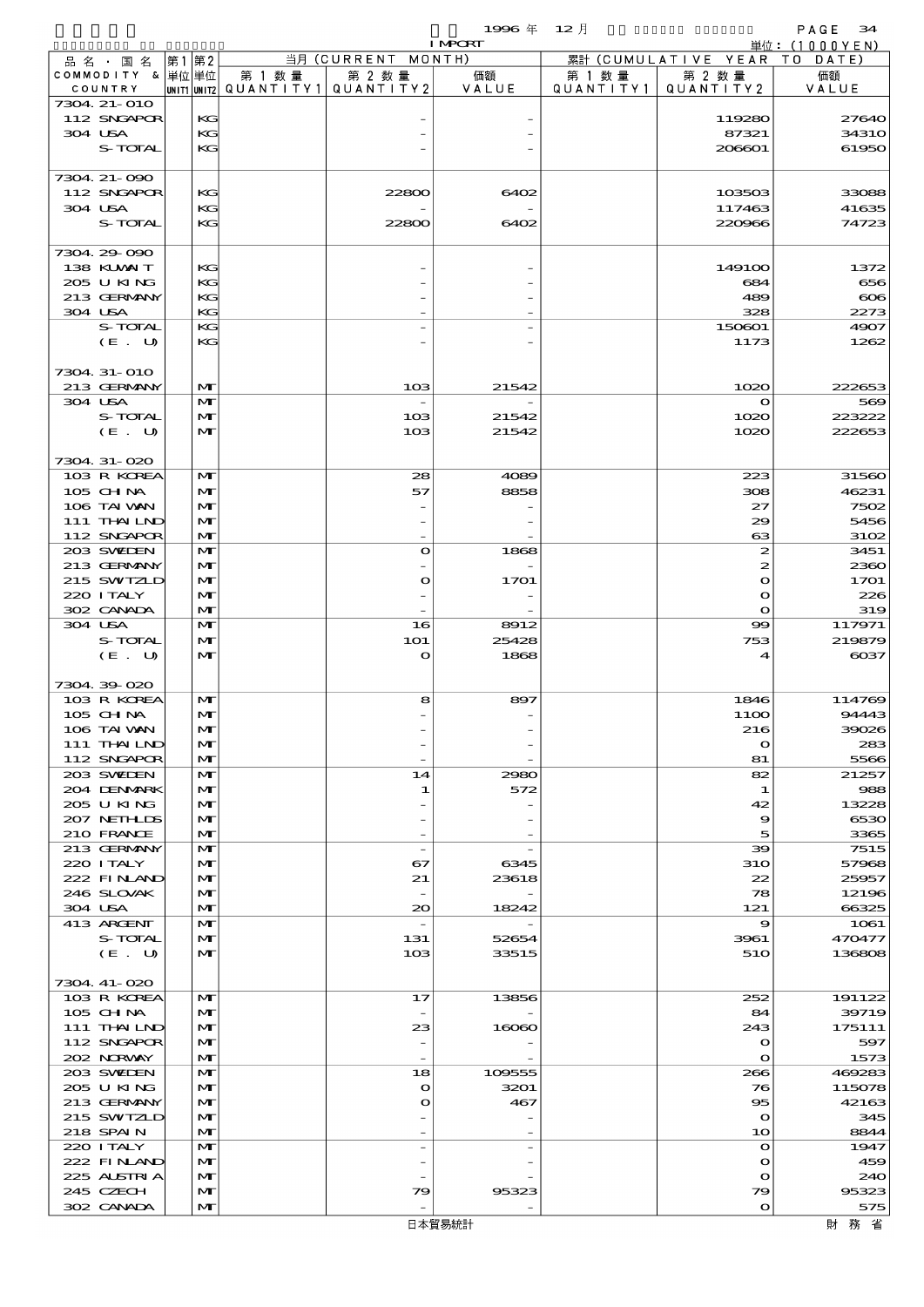1996 年 12 月 IMPORT

単位：(1000YEN)

| 品名・国名 COMMODITY & COUNTRY | 第1 単位 UNIT1 | 第2 単位 UNIT2 | 当月 (CURRENT MONTH) 第1数量 QUANTITY1 | 第2数量 QUANTITY2 | 価額 VALUE | 累計 (CUMULATIVE YEAR TO DATE) 第1数量 QUANTITY1 | 第2数量 QUANTITY2 | 価額 VALUE |
|---|---|---|---|---|---|---|---|---|
| 7304.21-010 | | | | | | | | |
| 112 SNGAPOR | | KG | | - | - | | 119280 | 27640 |
| 304 USA | | KG | | - | - | | 87321 | 34310 |
| S-TOTAL | | KG | | - | - | | 206601 | 61950 |
| 7304.21-090 | | | | | | | | |
| 112 SNGAPOR | | KG | | 22800 | 6402 | | 103503 | 33088 |
| 304 USA | | KG | | - | - | | 117463 | 41635 |
| S-TOTAL | | KG | | 22800 | 6402 | | 220966 | 74723 |
| 7304.29-090 | | | | | | | | |
| 138 KUWAIT | | KG | | - | - | | 149100 | 1372 |
| 205 U KING | | KG | | - | - | | 684 | 656 |
| 213 GERMANY | | KG | | - | - | | 489 | 606 |
| 304 USA | | KG | | - | - | | 328 | 2273 |
| S-TOTAL | | KG | | - | - | | 150601 | 4907 |
| (E. U) | | KG | | - | - | | 1173 | 1262 |
| 7304.31-010 | | | | | | | | |
| 213 GERMANY | | MT | | 103 | 21542 | | 1020 | 222653 |
| 304 USA | | MT | | - | - | | 0 | 569 |
| S-TOTAL | | MT | | 103 | 21542 | | 1020 | 223222 |
| (E. U) | | MT | | 103 | 21542 | | 1020 | 222653 |
| 7304.31-020 | | | | | | | | |
| 103 R KOREA | | MT | | 28 | 4089 | | 223 | 31560 |
| 105 CHINA | | MT | | 57 | 8858 | | 308 | 46231 |
| 106 TAIWAN | | MT | | - | - | | 27 | 7502 |
| 111 THAILND | | MT | | - | - | | 29 | 5456 |
| 112 SNGAPOR | | MT | | - | - | | 63 | 3102 |
| 203 SWEDEN | | MT | | 0 | 1868 | | 2 | 3451 |
| 213 GERMANY | | MT | | - | - | | 2 | 2360 |
| 215 SWITZLD | | MT | | 0 | 1701 | | 0 | 1701 |
| 220 ITALY | | MT | | - | - | | 0 | 226 |
| 302 CANADA | | MT | | - | - | | 0 | 319 |
| 304 USA | | MT | | 16 | 8912 | | 99 | 117971 |
| S-TOTAL | | MT | | 101 | 25428 | | 753 | 219879 |
| (E. U) | | MT | | 0 | 1868 | | 4 | 6037 |
| 7304.39-020 | | | | | | | | |
| 103 R KOREA | | MT | | 8 | 897 | | 1846 | 114769 |
| 105 CHINA | | MT | | - | - | | 1100 | 94443 |
| 106 TAIWAN | | MT | | - | - | | 216 | 39026 |
| 111 THAILND | | MT | | - | - | | 0 | 283 |
| 112 SNGAPOR | | MT | | - | - | | 81 | 5566 |
| 203 SWEDEN | | MT | | 14 | 2980 | | 82 | 21257 |
| 204 DENMARK | | MT | | 1 | 572 | | 1 | 988 |
| 205 U KING | | MT | | - | - | | 42 | 13228 |
| 207 NETHLDS | | MT | | - | - | | 9 | 6530 |
| 210 FRANCE | | MT | | - | - | | 5 | 3365 |
| 213 GERMANY | | MT | | - | - | | 39 | 7515 |
| 220 ITALY | | MT | | 67 | 6345 | | 310 | 57968 |
| 222 FINLAND | | MT | | 21 | 23618 | | 22 | 25957 |
| 246 SLOVAK | | MT | | - | - | | 78 | 12196 |
| 304 USA | | MT | | 20 | 18242 | | 121 | 66325 |
| 413 ARGENT | | MT | | - | - | | 9 | 1061 |
| S-TOTAL | | MT | | 131 | 52654 | | 3961 | 470477 |
| (E. U) | | MT | | 103 | 33515 | | 510 | 136808 |
| 7304.41-020 | | | | | | | | |
| 103 R KOREA | | MT | | 17 | 13856 | | 252 | 191122 |
| 105 CHINA | | MT | | - | - | | 84 | 39719 |
| 111 THAILND | | MT | | 23 | 16060 | | 243 | 175111 |
| 112 SNGAPOR | | MT | | - | - | | 0 | 597 |
| 202 NORWAY | | MT | | - | - | | 0 | 1573 |
| 203 SWEDEN | | MT | | 18 | 109555 | | 266 | 469283 |
| 205 U KING | | MT | | 0 | 3201 | | 76 | 115078 |
| 213 GERMANY | | MT | | 0 | 467 | | 95 | 42163 |
| 215 SWITZLD | | MT | | - | - | | 0 | 345 |
| 218 SPAIN | | MT | | - | - | | 10 | 8844 |
| 220 ITALY | | MT | | - | - | | 0 | 1947 |
| 222 FINLAND | | MT | | - | - | | 0 | 459 |
| 225 AUSTRIA | | MT | | - | - | | 0 | 240 |
| 245 CZECH | | MT | | 79 | 95323 | | 79 | 95323 |
| 302 CANADA | | MT | | - | - | | 0 | 575 |

日本貿易統計　財務省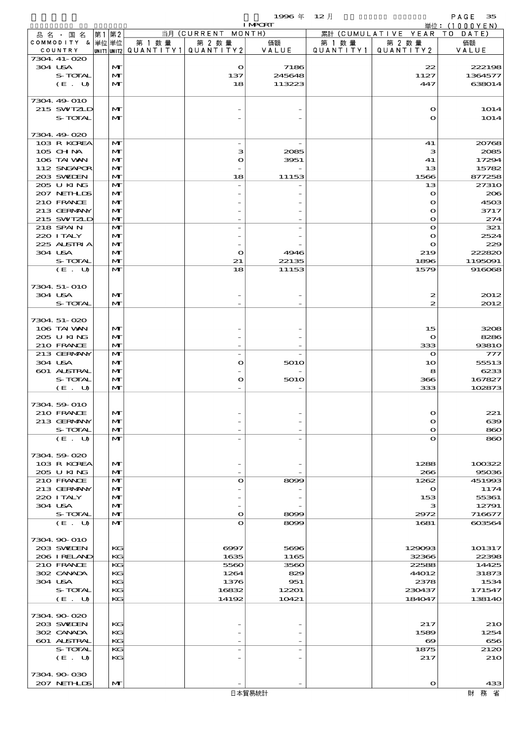| 品名・国名 COMMODITY & COUNTRY | 第1 単位 UNIT1 | 第2 単位 UNIT2 | 当月 (CURRENT MONTH) 第1数量 QUANTITY1 | 第2数量 QUANTITY2 | 価額 VALUE | 累計 (CUMULATIVE YEAR TO DATE) 第1数量 QUANTITY1 | 第2数量 QUANTITY2 | 価額 VALUE |
|---|---|---|---|---|---|---|---|---|
| 7304.41-020 | | | | | | | | |
| 304 USA | | MT | | 0 | 7186 | | 22 | 222198 |
| S-TOTAL | | MT | | 137 | 245648 | | 1127 | 1364577 |
| (E. U) | | MT | | 18 | 113223 | | 447 | 638014 |
| 7304.49-010 | | | | | | | | |
| 215 SWTZLD | | MT | | - | - | | 0 | 1014 |
| S-TOTAL | | MT | | - | - | | 0 | 1014 |
| 7304.49-020 | | | | | | | | |
| 103 R KOREA | | MT | | - | - | | 41 | 20768 |
| 105 CHINA | | MT | | 3 | 2085 | | 3 | 2085 |
| 106 TAIWAN | | MT | | 0 | 3951 | | 41 | 17294 |
| 112 SNGAPOR | | MT | | - | - | | 13 | 15782 |
| 203 SWEDEN | | MT | | 18 | 11153 | | 1566 | 877258 |
| 205 U KING | | MT | | - | - | | 13 | 27310 |
| 207 NETHLDS | | MT | | - | - | | 0 | 206 |
| 210 FRANCE | | MT | | - | - | | 0 | 4503 |
| 213 GERMANY | | MT | | - | - | | 0 | 3717 |
| 215 SWTZLD | | MT | | - | - | | 0 | 274 |
| 218 SPAIN | | MT | | - | - | | 0 | 321 |
| 220 ITALY | | MT | | - | - | | 0 | 2524 |
| 225 AUSTRIA | | MT | | - | - | | 0 | 229 |
| 304 USA | | MT | | 0 | 4946 | | 219 | 222820 |
| S-TOTAL | | MT | | 21 | 22135 | | 1896 | 1195091 |
| (E. U) | | MT | | 18 | 11153 | | 1579 | 916068 |
| 7304.51-010 | | | | | | | | |
| 304 USA | | MT | | - | - | | 2 | 2012 |
| S-TOTAL | | MT | | - | - | | 2 | 2012 |
| 7304.51-020 | | | | | | | | |
| 106 TAIWAN | | MT | | - | - | | 15 | 3208 |
| 205 U KING | | MT | | - | - | | 0 | 8286 |
| 210 FRANCE | | MT | | - | - | | 333 | 93810 |
| 213 GERMANY | | MT | | - | - | | 0 | 777 |
| 304 USA | | MT | | 0 | 5010 | | 10 | 55513 |
| 601 AUSTRAL | | MT | | - | - | | 8 | 6233 |
| S-TOTAL | | MT | | 0 | 5010 | | 366 | 167827 |
| (E. U) | | MT | | - | - | | 333 | 102873 |
| 7304.59-010 | | | | | | | | |
| 210 FRANCE | | MT | | - | - | | 0 | 221 |
| 213 GERMANY | | MT | | - | - | | 0 | 639 |
| S-TOTAL | | MT | | - | - | | 0 | 860 |
| (E. U) | | MT | | - | - | | 0 | 860 |
| 7304.59-020 | | | | | | | | |
| 103 R KOREA | | MT | | - | - | | 1288 | 100322 |
| 205 U KING | | MT | | - | - | | 266 | 95036 |
| 210 FRANCE | | MT | | 0 | 8099 | | 1262 | 451993 |
| 213 GERMANY | | MT | | - | - | | 0 | 1174 |
| 220 ITALY | | MT | | - | - | | 153 | 55361 |
| 304 USA | | MT | | - | - | | 3 | 12791 |
| S-TOTAL | | MT | | 0 | 8099 | | 2972 | 716677 |
| (E. U) | | MT | | 0 | 8099 | | 1681 | 603564 |
| 7304.90-010 | | | | | | | | |
| 203 SWEDEN | | KG | | 6997 | 5696 | | 129093 | 101317 |
| 206 IRELAND | | KG | | 1635 | 1165 | | 32366 | 22398 |
| 210 FRANCE | | KG | | 5560 | 3560 | | 22588 | 14425 |
| 302 CANADA | | KG | | 1264 | 829 | | 44012 | 31873 |
| 304 USA | | KG | | 1376 | 951 | | 2378 | 1534 |
| S-TOTAL | | KG | | 16832 | 12201 | | 230437 | 171547 |
| (E. U) | | KG | | 14192 | 10421 | | 184047 | 138140 |
| 7304.90-020 | | | | | | | | |
| 203 SWEDEN | | KG | | - | - | | 217 | 210 |
| 302 CANADA | | KG | | - | - | | 1589 | 1254 |
| 601 AUSTRAL | | KG | | - | - | | 69 | 656 |
| S-TOTAL | | KG | | - | - | | 1875 | 2120 |
| (E. U) | | KG | | - | - | | 217 | 210 |
| 7304.90-030 | | | | | | | | |
| 207 NETHLDS | | MT | | - | - | | 0 | 433 |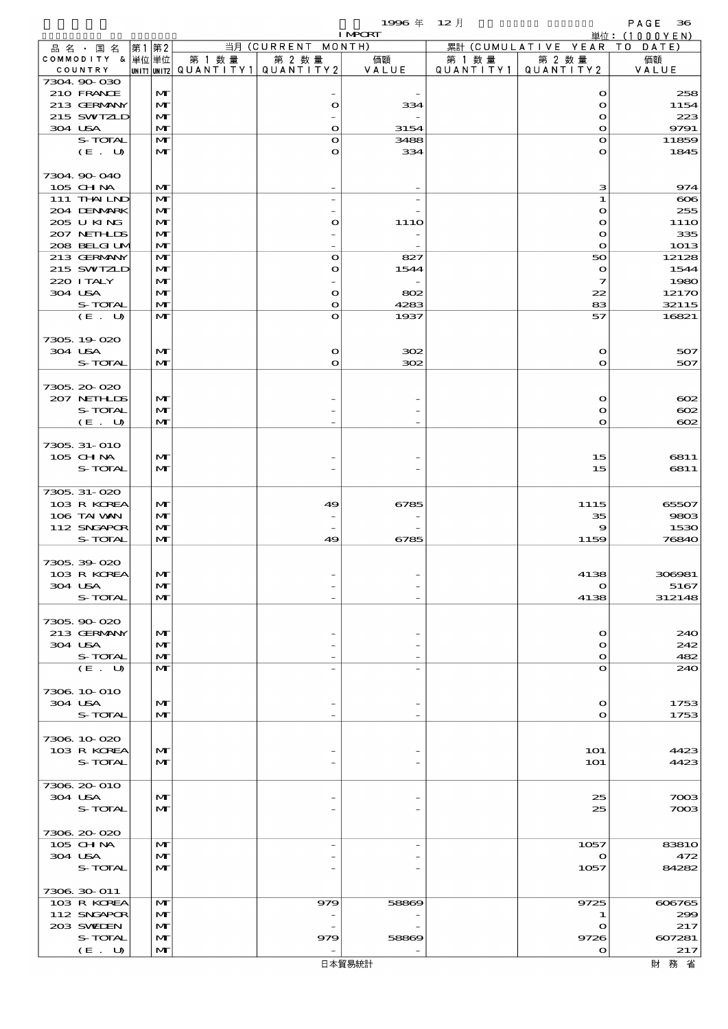1996 年 12 月 IMPORT

単位：(1000YEN)

| 品名・国名 COMMODITY & COUNTRY | 第1 単位 UNIT1 | 第2 単位 UNIT2 | 当月 (CURRENT MONTH) 第1数量 QUANTITY1 | 第2数量 QUANTITY2 | 価額 VALUE | 累計 (CUMULATIVE YEAR TO DATE) 第1数量 QUANTITY1 | 第2数量 QUANTITY2 | 価額 VALUE |
|---|---|---|---|---|---|---|---|---|
| 7304.90-030 | | | | | | | | |
| 210 FRANCE | | MT | | - | - | | 0 | 258 |
| 213 GERMANY | | MT | | 0 | 334 | | 0 | 1154 |
| 215 SWITZLD | | MT | | - | - | | 0 | 223 |
| 304 USA | | MT | | 0 | 3154 | | 0 | 9791 |
| S-TOTAL | | MT | | 0 | 3488 | | 0 | 11859 |
| (E. U) | | MT | | 0 | 334 | | 0 | 1845 |
| 7304.90-040 | | | | | | | | |
| 105 CHINA | | MT | | - | - | | 3 | 974 |
| 111 THAILND | | MT | | - | - | | 1 | 606 |
| 204 DENMARK | | MT | | - | - | | 0 | 255 |
| 205 U KING | | MT | | 0 | 1110 | | 0 | 1110 |
| 207 NETHLDS | | MT | | - | - | | 0 | 335 |
| 208 BELGIUM | | MT | | - | - | | 0 | 1013 |
| 213 GERMANY | | MT | | 0 | 827 | | 50 | 12128 |
| 215 SWITZLD | | MT | | 0 | 1544 | | 0 | 1544 |
| 220 ITALY | | MT | | - | - | | 7 | 1980 |
| 304 USA | | MT | | 0 | 802 | | 22 | 12170 |
| S-TOTAL | | MT | | 0 | 4283 | | 83 | 32115 |
| (E. U) | | MT | | 0 | 1937 | | 57 | 16821 |
| 7305.19-020 | | | | | | | | |
| 304 USA | | MT | | 0 | 302 | | 0 | 507 |
| S-TOTAL | | MT | | 0 | 302 | | 0 | 507 |
| 7305.20-020 | | | | | | | | |
| 207 NETHLDS | | MT | | - | - | | 0 | 602 |
| S-TOTAL | | MT | | - | - | | 0 | 602 |
| (E. U) | | MT | | - | - | | 0 | 602 |
| 7305.31-010 | | | | | | | | |
| 105 CHINA | | MT | | - | - | | 15 | 6811 |
| S-TOTAL | | MT | | - | - | | 15 | 6811 |
| 7305.31-020 | | | | | | | | |
| 103 R KOREA | | MT | | 49 | 6785 | | 1115 | 65507 |
| 106 TAIWAN | | MT | | - | - | | 35 | 9803 |
| 112 SNGAPOR | | MT | | - | - | | 9 | 1530 |
| S-TOTAL | | MT | | 49 | 6785 | | 1159 | 76840 |
| 7305.39-020 | | | | | | | | |
| 103 R KOREA | | MT | | - | - | | 4138 | 306981 |
| 304 USA | | MT | | - | - | | 0 | 5167 |
| S-TOTAL | | MT | | - | - | | 4138 | 312148 |
| 7305.90-020 | | | | | | | | |
| 213 GERMANY | | MT | | - | - | | 0 | 240 |
| 304 USA | | MT | | - | - | | 0 | 242 |
| S-TOTAL | | MT | | - | - | | 0 | 482 |
| (E. U) | | MT | | - | - | | 0 | 240 |
| 7306.10-010 | | | | | | | | |
| 304 USA | | MT | | - | - | | 0 | 1753 |
| S-TOTAL | | MT | | - | - | | 0 | 1753 |
| 7306.10-020 | | | | | | | | |
| 103 R KOREA | | MT | | - | - | | 101 | 4423 |
| S-TOTAL | | MT | | - | - | | 101 | 4423 |
| 7306.20-010 | | | | | | | | |
| 304 USA | | MT | | - | - | | 25 | 7003 |
| S-TOTAL | | MT | | - | - | | 25 | 7003 |
| 7306.20-020 | | | | | | | | |
| 105 CHINA | | MT | | - | - | | 1057 | 83810 |
| 304 USA | | MT | | - | - | | 0 | 472 |
| S-TOTAL | | MT | | - | - | | 1057 | 84282 |
| 7306.30-011 | | | | | | | | |
| 103 R KOREA | | MT | | 979 | 58869 | | 9725 | 606765 |
| 112 SNGAPOR | | MT | | - | - | | 1 | 299 |
| 203 SWEDEN | | MT | | - | - | | 0 | 217 |
| S-TOTAL | | MT | | 979 | 58869 | | 9726 | 607281 |
| (E. U) | | MT | | - | - | | 0 | 217 |

日本貿易統計 財務省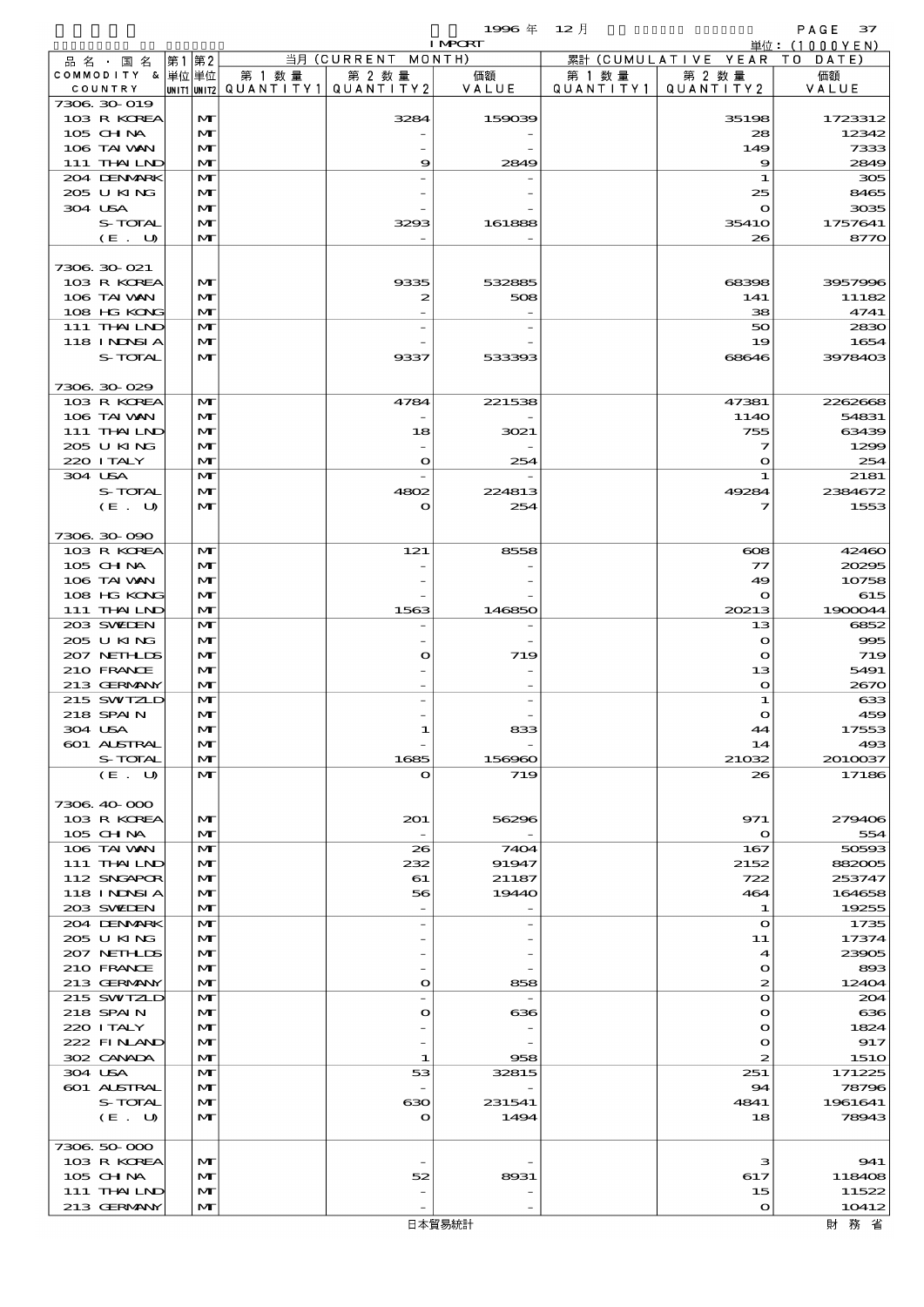1996 年 12 月 IMPORT 単位：(1000YEN)

| 品名・国名 COMMODITY & COUNTRY | 第1 単位 UNIT1 | 第2 単位 UNIT2 | 当月 (CURRENT MONTH) 第1数量 QUANTITY1 | 第2数量 QUANTITY2 | 価額 VALUE | 累計 (CUMULATIVE YEAR TO DATE) 第1数量 QUANTITY1 | 第2数量 QUANTITY2 | 価額 VALUE |
|---|---|---|---|---|---|---|---|---|
| 7306.30-019 | | | | | | | | |
| 103 R KOREA | | MT | | 3284 | 159039 | | 35198 | 1723312 |
| 105 CHINA | | MT | | - | - | | 28 | 12342 |
| 106 TAIWAN | | MT | | - | - | | 149 | 7333 |
| 111 THAILND | | MT | | 9 | 2849 | | 9 | 2849 |
| 204 DENMARK | | MT | | - | - | | 1 | 305 |
| 205 U KING | | MT | | - | - | | 25 | 8465 |
| 304 USA | | MT | | - | - | | 0 | 3035 |
| S-TOTAL | | MT | | 3293 | 161888 | | 35410 | 1757641 |
| (E. U) | | MT | | - | - | | 26 | 8770 |
| 7306.30-021 | | | | | | | | |
| 103 R KOREA | | MT | | 9335 | 532885 | | 68398 | 3957996 |
| 106 TAIWAN | | MT | | 2 | 508 | | 141 | 11182 |
| 108 HG KONG | | MT | | - | - | | 38 | 4741 |
| 111 THAILND | | MT | | - | - | | 50 | 2830 |
| 118 INDNSIA | | MT | | - | - | | 19 | 1654 |
| S-TOTAL | | MT | | 9337 | 533393 | | 68646 | 3978403 |
| 7306.30-029 | | | | | | | | |
| 103 R KOREA | | MT | | 4784 | 221538 | | 47381 | 2262668 |
| 106 TAIWAN | | MT | | - | - | | 1140 | 54831 |
| 111 THAILND | | MT | | 18 | 3021 | | 755 | 63439 |
| 205 U KING | | MT | | - | - | | 7 | 1299 |
| 220 ITALY | | MT | | 0 | 254 | | 0 | 254 |
| 304 USA | | MT | | - | - | | 1 | 2181 |
| S-TOTAL | | MT | | 4802 | 224813 | | 49284 | 2384672 |
| (E. U) | | MT | | 0 | 254 | | 7 | 1553 |
| 7306.30-090 | | | | | | | | |
| 103 R KOREA | | MT | | 121 | 8558 | | 608 | 42460 |
| 105 CHINA | | MT | | - | - | | 77 | 20295 |
| 106 TAIWAN | | MT | | - | - | | 49 | 10758 |
| 108 HG KONG | | MT | | - | - | | 0 | 615 |
| 111 THAILND | | MT | | 1563 | 146850 | | 20213 | 1900044 |
| 203 SWEDEN | | MT | | - | - | | 13 | 6852 |
| 205 U KING | | MT | | - | - | | 0 | 995 |
| 207 NETHLDS | | MT | | 0 | 719 | | 0 | 719 |
| 210 FRANCE | | MT | | - | - | | 13 | 5491 |
| 213 GERMANY | | MT | | - | - | | 0 | 2670 |
| 215 SWITZLD | | MT | | - | - | | 1 | 633 |
| 218 SPAIN | | MT | | - | - | | 0 | 459 |
| 304 USA | | MT | | 1 | 833 | | 44 | 17553 |
| 601 AUSTRAL | | MT | | - | - | | 14 | 493 |
| S-TOTAL | | MT | | 1685 | 156960 | | 21032 | 2010037 |
| (E. U) | | MT | | 0 | 719 | | 26 | 17186 |
| 7306.40-000 | | | | | | | | |
| 103 R KOREA | | MT | | 201 | 56296 | | 971 | 279406 |
| 105 CHINA | | MT | | - | - | | 0 | 554 |
| 106 TAIWAN | | MT | | 26 | 7404 | | 167 | 50593 |
| 111 THAILND | | MT | | 232 | 91947 | | 2152 | 882005 |
| 112 SNGAPOR | | MT | | 61 | 21187 | | 722 | 253747 |
| 118 INDNSIA | | MT | | 56 | 19440 | | 464 | 164658 |
| 203 SWEDEN | | MT | | - | - | | 1 | 19255 |
| 204 DENMARK | | MT | | - | - | | 0 | 1735 |
| 205 U KING | | MT | | - | - | | 11 | 17374 |
| 207 NETHLDS | | MT | | - | - | | 4 | 23905 |
| 210 FRANCE | | MT | | - | - | | 0 | 893 |
| 213 GERMANY | | MT | | 0 | 858 | | 2 | 12404 |
| 215 SWITZLD | | MT | | - | - | | 0 | 204 |
| 218 SPAIN | | MT | | 0 | 636 | | 0 | 636 |
| 220 ITALY | | MT | | - | - | | 0 | 1824 |
| 222 FINLAND | | MT | | - | - | | 0 | 917 |
| 302 CANADA | | MT | | 1 | 958 | | 2 | 1510 |
| 304 USA | | MT | | 53 | 32815 | | 251 | 171225 |
| 601 AUSTRAL | | MT | | - | - | | 94 | 78796 |
| S-TOTAL | | MT | | 630 | 231541 | | 4841 | 1961641 |
| (E. U) | | MT | | 0 | 1494 | | 18 | 78943 |
| 7306.50-000 | | | | | | | | |
| 103 R KOREA | | MT | | - | - | | 3 | 941 |
| 105 CHINA | | MT | | 52 | 8931 | | 617 | 118408 |
| 111 THAILND | | MT | | - | - | | 15 | 11522 |
| 213 GERMANY | | MT | | - | - | | 0 | 10412 |

日本貿易統計　財務省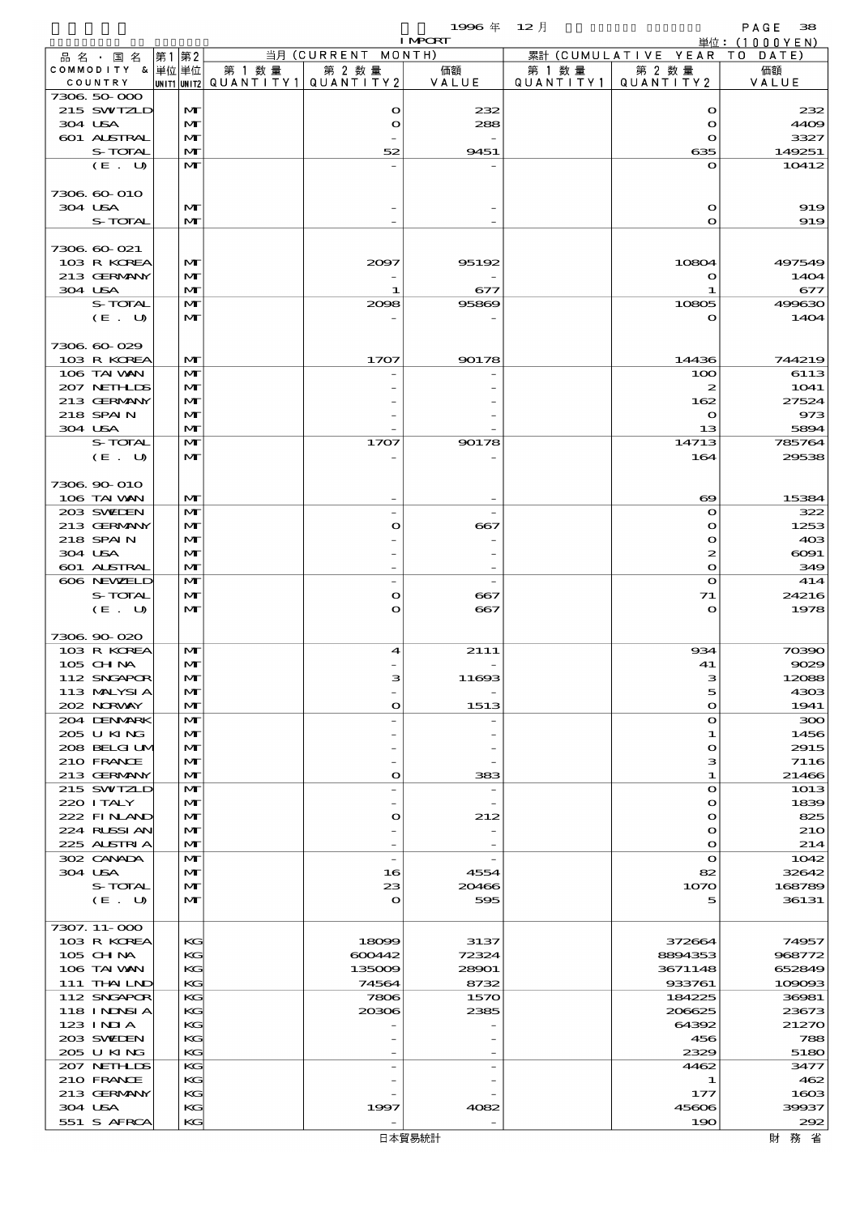| 品名・国名 COMMODITY & COUNTRY | 第1 単位 UNIT1 | 第2 単位 UNIT2 | 当月 (CURRENT MONTH) 第1数量 QUANTITY1 | 第2数量 QUANTITY2 | 価額 VALUE | 累計 (CUMULATIVE YEAR TO DATE) 第1数量 QUANTITY1 | 第2数量 QUANTITY2 | 価額 VALUE |
|---|---|---|---|---|---|---|---|---|
| 7306.50-000 | | | | | | | | |
| 215 SWTZLD | | MT | | 0 | 232 | | 0 | 232 |
| 304 USA | | MT | | 0 | 288 | | 0 | 4409 |
| 601 AUSTRAL | | MT | | - | - | | 0 | 3327 |
| S-TOTAL | | MT | | 52 | 9451 | | 635 | 149251 |
| (E. U) | | MT | | - | - | | 0 | 10412 |
| 7306.60-010 | | | | | | | | |
| 304 USA | | MT | | - | - | | 0 | 919 |
| S-TOTAL | | MT | | - | - | | 0 | 919 |
| 7306.60-021 | | | | | | | | |
| 103 R KOREA | | MT | | 2097 | 95192 | | 10804 | 497549 |
| 213 GERMANY | | MT | | - | - | | 0 | 1404 |
| 304 USA | | MT | | 1 | 677 | | 1 | 677 |
| S-TOTAL | | MT | | 2098 | 95869 | | 10805 | 499630 |
| (E. U) | | MT | | - | - | | 0 | 1404 |
| 7306.60-029 | | | | | | | | |
| 103 R KOREA | | MT | | 1707 | 90178 | | 14436 | 744219 |
| 106 TAIWAN | | MT | | - | - | | 100 | 6113 |
| 207 NETHLDS | | MT | | - | - | | 2 | 1041 |
| 213 GERMANY | | MT | | - | - | | 162 | 27524 |
| 218 SPAIN | | MT | | - | - | | 0 | 973 |
| 304 USA | | MT | | - | - | | 13 | 5894 |
| S-TOTAL | | MT | | 1707 | 90178 | | 14713 | 785764 |
| (E. U) | | MT | | - | - | | 164 | 29538 |
| 7306.90-010 | | | | | | | | |
| 106 TAIWAN | | MT | | - | - | | 69 | 15384 |
| 203 SWEDEN | | MT | | - | - | | 0 | 322 |
| 213 GERMANY | | MT | | 0 | 667 | | 0 | 1253 |
| 218 SPAIN | | MT | | - | - | | 0 | 403 |
| 304 USA | | MT | | - | - | | 2 | 6091 |
| 601 AUSTRAL | | MT | | - | - | | 0 | 349 |
| 606 NEWZELD | | MT | | - | - | | 0 | 414 |
| S-TOTAL | | MT | | 0 | 667 | | 71 | 24216 |
| (E. U) | | MT | | 0 | 667 | | 0 | 1978 |
| 7306.90-020 | | | | | | | | |
| 103 R KOREA | | MT | | 4 | 2111 | | 934 | 70390 |
| 105 CHINA | | MT | | - | - | | 41 | 9029 |
| 112 SNGAPOR | | MT | | 3 | 11693 | | 3 | 12088 |
| 113 MALYSIA | | MT | | - | - | | 5 | 4303 |
| 202 NORWAY | | MT | | 0 | 1513 | | 0 | 1941 |
| 204 DENMARK | | MT | | - | - | | 0 | 300 |
| 205 U KING | | MT | | - | - | | 1 | 1456 |
| 208 BELGIUM | | MT | | - | - | | 0 | 2915 |
| 210 FRANCE | | MT | | - | - | | 3 | 7116 |
| 213 GERMANY | | MT | | 0 | 383 | | 1 | 21466 |
| 215 SWTZLD | | MT | | - | - | | 0 | 1013 |
| 220 ITALY | | MT | | - | - | | 0 | 1839 |
| 222 FINLAND | | MT | | 0 | 212 | | 0 | 825 |
| 224 RUSSIAN | | MT | | - | - | | 0 | 210 |
| 225 AUSTRIA | | MT | | - | - | | 0 | 214 |
| 302 CANADA | | MT | | - | - | | 0 | 1042 |
| 304 USA | | MT | | 16 | 4554 | | 82 | 32642 |
| S-TOTAL | | MT | | 23 | 20466 | | 1070 | 168789 |
| (E. U) | | MT | | 0 | 595 | | 5 | 36131 |
| 7307.11-000 | | | | | | | | |
| 103 R KOREA | | KG | | 18099 | 3137 | | 372664 | 74957 |
| 105 CHINA | | KG | | 600442 | 72324 | | 8894353 | 968772 |
| 106 TAIWAN | | KG | | 135009 | 28901 | | 3671148 | 652849 |
| 111 THAILND | | KG | | 74564 | 8732 | | 933761 | 109093 |
| 112 SNGAPOR | | KG | | 7806 | 1570 | | 184225 | 36981 |
| 118 INDNSIA | | KG | | 20306 | 2385 | | 206625 | 23673 |
| 123 INDIA | | KG | | - | - | | 64392 | 21270 |
| 203 SWEDEN | | KG | | - | - | | 456 | 788 |
| 205 U KING | | KG | | - | - | | 2329 | 5180 |
| 207 NETHLDS | | KG | | - | - | | 4462 | 3477 |
| 210 FRANCE | | KG | | - | - | | 1 | 462 |
| 213 GERMANY | | KG | | - | - | | 177 | 1603 |
| 304 USA | | KG | | 1997 | 4082 | | 45606 | 39937 |
| 551 S AFRCA | | KG | | - | - | | 190 | 292 |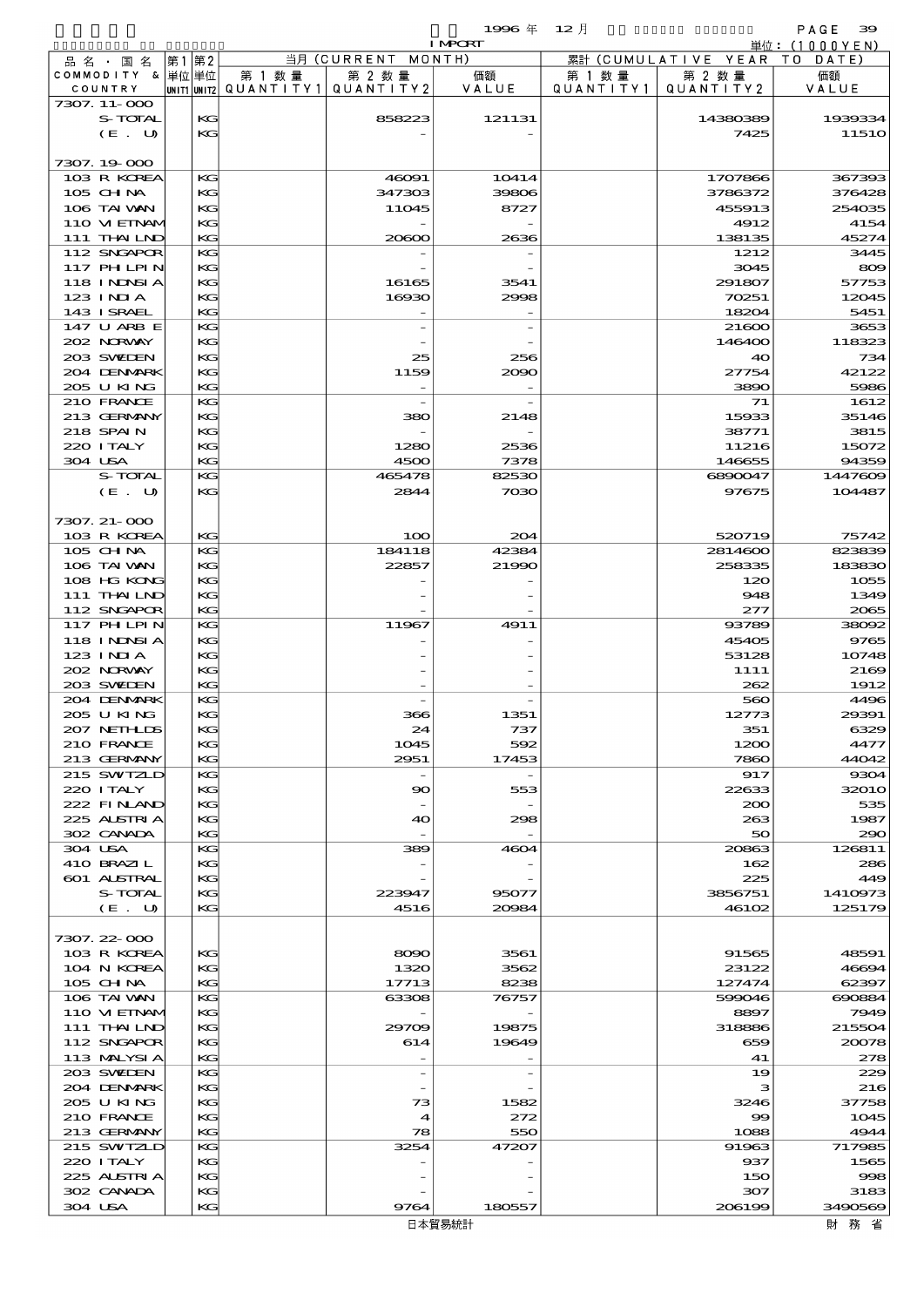1996 年 12 月 IMPORT

単位：(1000YEN)

| 品名・国名 COMMODITY & COUNTRY | 第1単位 UNIT1 | 第2単位 UNIT2 | 当月 (CURRENT MONTH) 第1数量 QUANTITY1 | 第2数量 QUANTITY2 | 価額 VALUE | 累計 (CUMULATIVE YEAR TO DATE) 第1数量 QUANTITY1 | 第2数量 QUANTITY2 | 価額 VALUE |
|---|---|---|---|---|---|---|---|---|
| 7307.11-000 | | | | | | | | |
| S-TOTAL | | KG | | 858223 | 121131 | | 14380389 | 1939334 |
| (E. U) | | KG | | - | - | | 7425 | 11510 |
| 7307.19-000 | | | | | | | | |
| 103 R KOREA | | KG | | 46091 | 10414 | | 1707866 | 367393 |
| 105 CHINA | | KG | | 347303 | 39806 | | 3786372 | 376428 |
| 106 TAIWAN | | KG | | 11045 | 8727 | | 455913 | 254035 |
| 110 VIETNAM | | KG | | - | - | | 4912 | 4154 |
| 111 THAILND | | KG | | 20600 | 2636 | | 138135 | 45274 |
| 112 SNGAPOR | | KG | | - | - | | 1212 | 3445 |
| 117 PHILPIN | | KG | | - | - | | 3045 | 809 |
| 118 INDNSIA | | KG | | 16165 | 3541 | | 291807 | 57753 |
| 123 INDIA | | KG | | 16930 | 2998 | | 70251 | 12045 |
| 143 ISRAEL | | KG | | - | - | | 18204 | 5451 |
| 147 U ARB E | | KG | | - | - | | 21600 | 3653 |
| 202 NORWAY | | KG | | - | - | | 146400 | 118323 |
| 203 SWEDEN | | KG | | 25 | 256 | | 40 | 734 |
| 204 DENMARK | | KG | | 1159 | 2090 | | 27754 | 42122 |
| 205 U KING | | KG | | - | - | | 3890 | 5986 |
| 210 FRANCE | | KG | | - | - | | 71 | 1612 |
| 213 GERMANY | | KG | | 380 | 2148 | | 15933 | 35146 |
| 218 SPAIN | | KG | | - | - | | 38771 | 3815 |
| 220 ITALY | | KG | | 1280 | 2536 | | 11216 | 15072 |
| 304 USA | | KG | | 4500 | 7378 | | 146655 | 94359 |
| S-TOTAL | | KG | | 465478 | 82530 | | 6890047 | 1447609 |
| (E. U) | | KG | | 2844 | 7030 | | 97675 | 104487 |
| 7307.21-000 | | | | | | | | |
| 103 R KOREA | | KG | | 100 | 204 | | 520719 | 75742 |
| 105 CHINA | | KG | | 184118 | 42384 | | 2814600 | 823839 |
| 106 TAIWAN | | KG | | 22857 | 21990 | | 258335 | 183830 |
| 108 HG KONG | | KG | | - | - | | 120 | 1055 |
| 111 THAILND | | KG | | - | - | | 948 | 1349 |
| 112 SNGAPOR | | KG | | - | - | | 277 | 2065 |
| 117 PHILPIN | | KG | | 11967 | 4911 | | 93789 | 38092 |
| 118 INDNSIA | | KG | | - | - | | 45405 | 9765 |
| 123 INDIA | | KG | | - | - | | 53128 | 10748 |
| 202 NORWAY | | KG | | - | - | | 1111 | 2169 |
| 203 SWEDEN | | KG | | - | - | | 262 | 1912 |
| 204 DENMARK | | KG | | - | - | | 560 | 4496 |
| 205 U KING | | KG | | 366 | 1351 | | 12773 | 29391 |
| 207 NETHLDS | | KG | | 24 | 737 | | 351 | 6329 |
| 210 FRANCE | | KG | | 1045 | 592 | | 1200 | 4477 |
| 213 GERMANY | | KG | | 2951 | 17453 | | 7860 | 44042 |
| 215 SWTZLD | | KG | | - | - | | 917 | 9304 |
| 220 ITALY | | KG | | 90 | 553 | | 22633 | 32010 |
| 222 FINLAND | | KG | | - | - | | 200 | 535 |
| 225 AUSTRIA | | KG | | 40 | 298 | | 263 | 1987 |
| 302 CANADA | | KG | | - | - | | 50 | 290 |
| 304 USA | | KG | | 389 | 4604 | | 20863 | 126811 |
| 410 BRAZIL | | KG | | - | - | | 162 | 286 |
| 601 AUSTRAL | | KG | | - | - | | 225 | 449 |
| S-TOTAL | | KG | | 223947 | 95077 | | 3856751 | 1410973 |
| (E. U) | | KG | | 4516 | 20984 | | 46102 | 125179 |
| 7307.22-000 | | | | | | | | |
| 103 R KOREA | | KG | | 8090 | 3561 | | 91565 | 48591 |
| 104 N KOREA | | KG | | 1320 | 3562 | | 23122 | 46694 |
| 105 CHINA | | KG | | 17713 | 8238 | | 127474 | 62397 |
| 106 TAIWAN | | KG | | 63308 | 76757 | | 599046 | 690884 |
| 110 VIETNAM | | KG | | - | - | | 8897 | 7949 |
| 111 THAILND | | KG | | 29709 | 19875 | | 318886 | 215504 |
| 112 SNGAPOR | | KG | | 614 | 19649 | | 659 | 20078 |
| 113 MALYSIA | | KG | | - | - | | 41 | 278 |
| 203 SWEDEN | | KG | | - | - | | 19 | 229 |
| 204 DENMARK | | KG | | - | - | | 3 | 216 |
| 205 U KING | | KG | | 73 | 1582 | | 3246 | 37758 |
| 210 FRANCE | | KG | | 4 | 272 | | 99 | 1045 |
| 213 GERMANY | | KG | | 78 | 550 | | 1088 | 4944 |
| 215 SWTZLD | | KG | | 3254 | 47207 | | 91963 | 717985 |
| 220 ITALY | | KG | | - | - | | 937 | 1565 |
| 225 AUSTRIA | | KG | | - | - | | 150 | 998 |
| 302 CANADA | | KG | | - | - | | 307 | 3183 |
| 304 USA | | KG | | 9764 | 180557 | | 206199 | 3490569 |

日本貿易統計　　財務省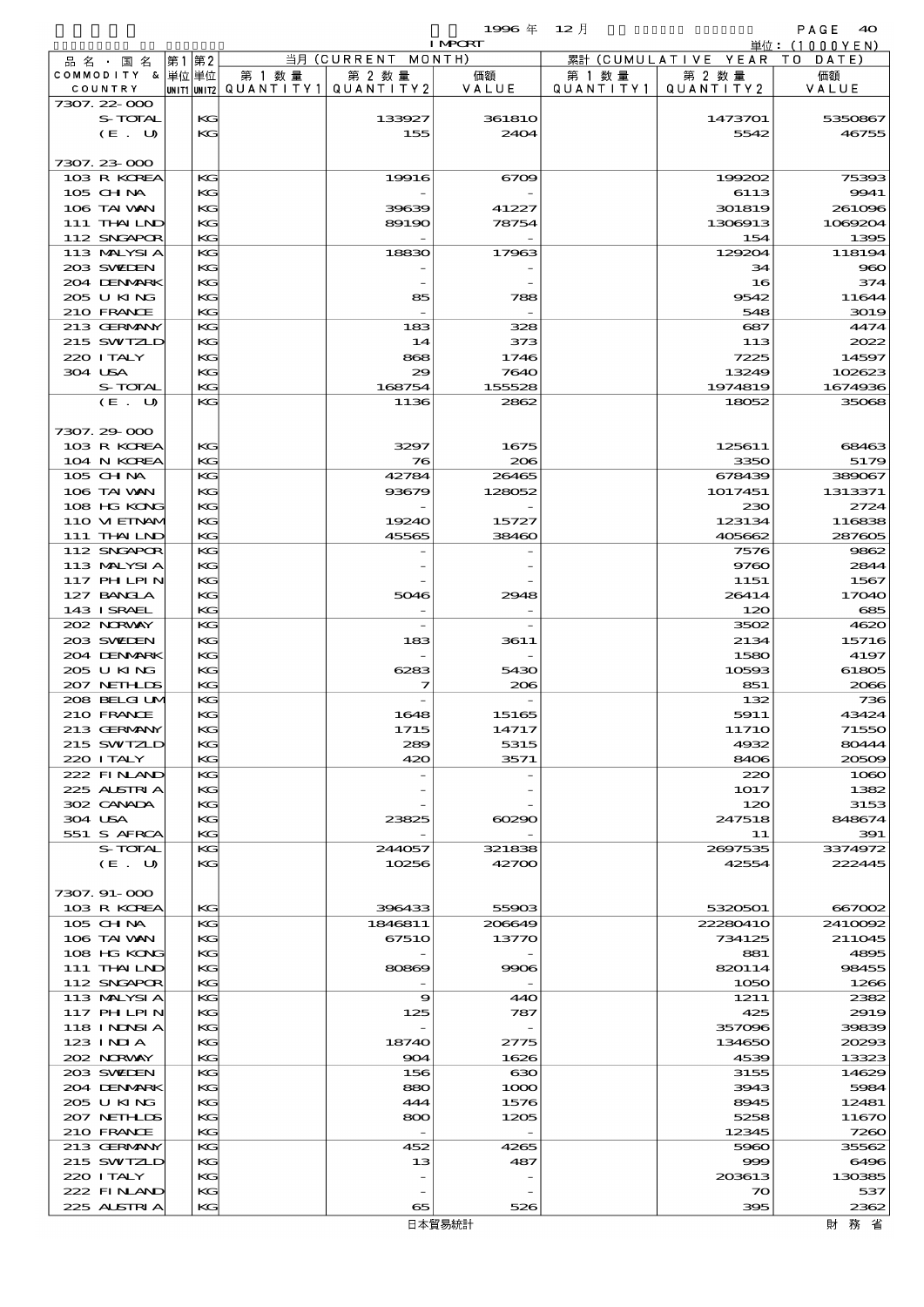1996年 12月 IMPORT

単位：(1000YEN)

| 品名・国名 COMMODITY & COUNTRY | 第1単位 UNIT1 | 第2単位 UNIT2 | 当月 (CURRENT MONTH) 第1数量 QUANTITY1 | 第2数量 QUANTITY2 | 価額 VALUE | 累計 (CUMULATIVE YEAR TO DATE) 第1数量 QUANTITY1 | 第2数量 QUANTITY2 | 価額 VALUE |
|---|---|---|---|---|---|---|---|---|
| 7307.22-000 | | | | | | | | |
| S-TOTAL | | KG | | 133927 | 361810 | | 1473701 | 5350867 |
| (E. U) | | KG | | 155 | 2404 | | 5542 | 46755 |
| 7307.23-000 | | | | | | | | |
| 103 R KOREA | | KG | | 19916 | 6709 | | 199202 | 75393 |
| 105 CHINA | | KG | | - | - | | 6113 | 9941 |
| 106 TAIWAN | | KG | | 39639 | 41227 | | 301819 | 261096 |
| 111 THAILND | | KG | | 89190 | 78754 | | 1306913 | 1069204 |
| 112 SNGAPOR | | KG | | - | - | | 154 | 1395 |
| 113 MALYSIA | | KG | | 18830 | 17963 | | 129204 | 118194 |
| 203 SWEDEN | | KG | | - | - | | 34 | 960 |
| 204 DENMARK | | KG | | - | - | | 16 | 374 |
| 205 U KING | | KG | | 85 | 788 | | 9542 | 11644 |
| 210 FRANCE | | KG | | - | - | | 548 | 3019 |
| 213 GERMANY | | KG | | 183 | 328 | | 687 | 4474 |
| 215 SWITZLD | | KG | | 14 | 373 | | 113 | 2022 |
| 220 ITALY | | KG | | 868 | 1746 | | 7225 | 14597 |
| 304 USA | | KG | | 29 | 7640 | | 13249 | 102623 |
| S-TOTAL | | KG | | 168754 | 155528 | | 1974819 | 1674936 |
| (E. U) | | KG | | 1136 | 2862 | | 18052 | 35068 |
| 7307.29-000 | | | | | | | | |
| 103 R KOREA | | KG | | 3297 | 1675 | | 125611 | 68463 |
| 104 N KOREA | | KG | | 76 | 206 | | 3350 | 5179 |
| 105 CHINA | | KG | | 42784 | 26465 | | 678439 | 389067 |
| 106 TAIWAN | | KG | | 93679 | 128052 | | 1017451 | 1313371 |
| 108 HG KONG | | KG | | - | - | | 230 | 2724 |
| 110 VIETNAM | | KG | | 19240 | 15727 | | 123134 | 116838 |
| 111 THAILND | | KG | | 45565 | 38460 | | 405662 | 287605 |
| 112 SNGAPOR | | KG | | - | - | | 7576 | 9862 |
| 113 MALYSIA | | KG | | - | - | | 9760 | 2844 |
| 117 PHLPIN | | KG | | - | - | | 1151 | 1567 |
| 127 BANGLA | | KG | | 5046 | 2948 | | 26414 | 17040 |
| 143 ISRAEL | | KG | | - | - | | 120 | 685 |
| 202 NORWAY | | KG | | - | - | | 3502 | 4620 |
| 203 SWEDEN | | KG | | 183 | 3611 | | 2134 | 15716 |
| 204 DENMARK | | KG | | - | - | | 1580 | 4197 |
| 205 U KING | | KG | | 6283 | 5430 | | 10593 | 61805 |
| 207 NETHLDS | | KG | | 7 | 206 | | 851 | 2066 |
| 208 BELGIUM | | KG | | - | - | | 132 | 736 |
| 210 FRANCE | | KG | | 1648 | 15165 | | 5911 | 43424 |
| 213 GERMANY | | KG | | 1715 | 14717 | | 11710 | 71550 |
| 215 SWITZLD | | KG | | 289 | 5315 | | 4932 | 80444 |
| 220 ITALY | | KG | | 420 | 3571 | | 8406 | 20509 |
| 222 FINLAND | | KG | | - | - | | 220 | 1060 |
| 225 AUSTRIA | | KG | | - | - | | 1017 | 1382 |
| 302 CANADA | | KG | | - | - | | 120 | 3153 |
| 304 USA | | KG | | 23825 | 60290 | | 247518 | 848674 |
| 551 S AFRCA | | KG | | - | - | | 11 | 391 |
| S-TOTAL | | KG | | 244057 | 321838 | | 2697535 | 3374972 |
| (E. U) | | KG | | 10256 | 42700 | | 42554 | 222445 |
| 7307.91-000 | | | | | | | | |
| 103 R KOREA | | KG | | 396433 | 55903 | | 5320501 | 667002 |
| 105 CHINA | | KG | | 1846811 | 206649 | | 22280410 | 2410092 |
| 106 TAIWAN | | KG | | 67510 | 13770 | | 734125 | 211045 |
| 108 HG KONG | | KG | | - | - | | 881 | 4895 |
| 111 THAILND | | KG | | 80869 | 9906 | | 820114 | 98455 |
| 112 SNGAPOR | | KG | | - | - | | 1050 | 1266 |
| 113 MALYSIA | | KG | | 9 | 440 | | 1211 | 2382 |
| 117 PHLPIN | | KG | | 125 | 787 | | 425 | 2919 |
| 118 INDNSIA | | KG | | - | - | | 357096 | 39839 |
| 123 INDIA | | KG | | 18740 | 2775 | | 134650 | 20293 |
| 202 NORWAY | | KG | | 904 | 1626 | | 4539 | 13323 |
| 203 SWEDEN | | KG | | 156 | 630 | | 3155 | 14629 |
| 204 DENMARK | | KG | | 880 | 1000 | | 3943 | 5984 |
| 205 U KING | | KG | | 444 | 1576 | | 8945 | 12481 |
| 207 NETHLDS | | KG | | 800 | 1205 | | 5258 | 11670 |
| 210 FRANCE | | KG | | - | - | | 12345 | 7260 |
| 213 GERMANY | | KG | | 452 | 4265 | | 5960 | 35562 |
| 215 SWITZLD | | KG | | 13 | 487 | | 999 | 6496 |
| 220 ITALY | | KG | | - | - | | 203613 | 130385 |
| 222 FINLAND | | KG | | - | - | | 70 | 537 |
| 225 AUSTRIA | | KG | | 65 | 526 | | 395 | 2362 |

日本貿易統計　財務省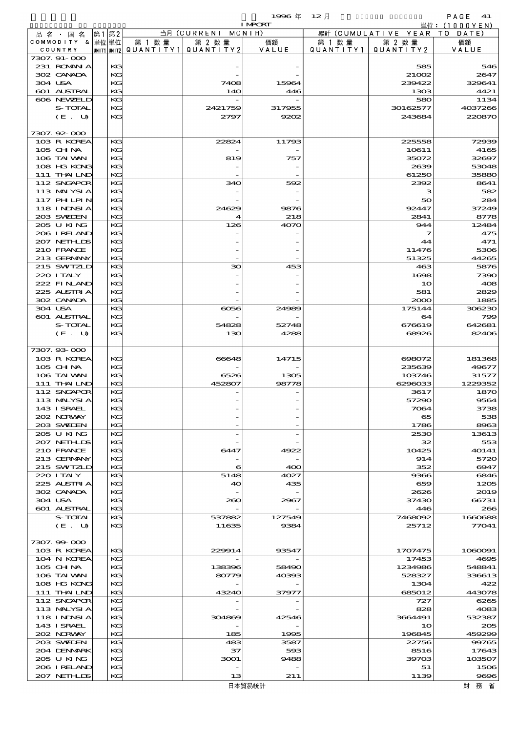1996 年 12 月 IMPORT

単位：(1000YEN)

| 品名・国名 COMMODITY & COUNTRY | 第1 単位 UNIT1 | 第2 単位 UNIT2 | 当月 (CURRENT MONTH) 第1数量 QUANTITY1 | 第2数量 QUANTITY2 | 価額 VALUE | 累計 (CUMULATIVE YEAR TO DATE) 第1数量 QUANTITY1 | 第2数量 QUANTITY2 | 価額 VALUE |
|---|---|---|---|---|---|---|---|---|
| 7307.91-000 | | | | | | | | |
| 231 ROMANIA | | KG | | - | - | | 585 | 546 |
| 302 CANADA | | KG | | - | - | | 21002 | 2647 |
| 304 USA | | KG | | 7408 | 15964 | | 239422 | 329641 |
| 601 AUSTRAL | | KG | | 140 | 446 | | 1303 | 4421 |
| 606 NEWZELD | | KG | | - | - | | 580 | 1134 |
| S-TOTAL | | KG | | 2421759 | 317955 | | 30162577 | 4037266 |
| (E. U) | | KG | | 2797 | 9202 | | 243684 | 220870 |
| 7307.92-000 | | | | | | | | |
| 103 R KOREA | | KG | | 22824 | 11793 | | 225558 | 72939 |
| 105 CHINA | | KG | | - | - | | 10611 | 4165 |
| 106 TAIWAN | | KG | | 819 | 757 | | 35072 | 32697 |
| 108 HG KONG | | KG | | - | - | | 2639 | 53048 |
| 111 THAILND | | KG | | - | - | | 61250 | 35880 |
| 112 SNGAPOR | | KG | | 340 | 592 | | 2392 | 8641 |
| 113 MALYSIA | | KG | | - | - | | 3 | 582 |
| 117 PHILPIN | | KG | | - | - | | 50 | 284 |
| 118 INDNSIA | | KG | | 24629 | 9876 | | 92447 | 37249 |
| 203 SWEDEN | | KG | | 4 | 218 | | 2841 | 8778 |
| 205 U KING | | KG | | 126 | 4070 | | 944 | 12484 |
| 206 IRELAND | | KG | | - | - | | 7 | 475 |
| 207 NETHLDS | | KG | | - | - | | 44 | 471 |
| 210 FRANCE | | KG | | - | - | | 11476 | 5306 |
| 213 GERMANY | | KG | | - | - | | 51325 | 44265 |
| 215 SWITZLD | | KG | | 30 | 453 | | 463 | 5876 |
| 220 ITALY | | KG | | - | - | | 1698 | 7390 |
| 222 FINLAND | | KG | | - | - | | 10 | 408 |
| 225 AUSTRIA | | KG | | - | - | | 581 | 2829 |
| 302 CANADA | | KG | | - | - | | 2000 | 1885 |
| 304 USA | | KG | | 6056 | 24989 | | 175144 | 306230 |
| 601 AUSTRAL | | KG | | - | - | | 64 | 799 |
| S-TOTAL | | KG | | 54828 | 52748 | | 676619 | 642681 |
| (E. U) | | KG | | 130 | 4288 | | 68926 | 82406 |
| 7307.93-000 | | | | | | | | |
| 103 R KOREA | | KG | | 66648 | 14715 | | 698072 | 181368 |
| 105 CHINA | | KG | | - | - | | 235639 | 49677 |
| 106 TAIWAN | | KG | | 6526 | 1305 | | 103746 | 31577 |
| 111 THAILND | | KG | | 452807 | 98778 | | 6296033 | 1229352 |
| 112 SNGAPOR | | KG | | - | - | | 3617 | 1870 |
| 113 MALYSIA | | KG | | - | - | | 57290 | 9564 |
| 143 ISRAEL | | KG | | - | - | | 7064 | 3738 |
| 202 NORWAY | | KG | | - | - | | 65 | 538 |
| 203 SWEDEN | | KG | | - | - | | 1786 | 8963 |
| 205 U KING | | KG | | - | - | | 2530 | 13613 |
| 207 NETHLDS | | KG | | - | - | | 32 | 553 |
| 210 FRANCE | | KG | | 6447 | 4922 | | 10425 | 40141 |
| 213 GERMANY | | KG | | - | - | | 914 | 5720 |
| 215 SWITZLD | | KG | | 6 | 400 | | 352 | 6947 |
| 220 ITALY | | KG | | 5148 | 4027 | | 9366 | 6846 |
| 225 AUSTRIA | | KG | | 40 | 435 | | 659 | 1205 |
| 302 CANADA | | KG | | - | - | | 2626 | 2019 |
| 304 USA | | KG | | 260 | 2967 | | 37430 | 66731 |
| 601 AUSTRAL | | KG | | - | - | | 446 | 266 |
| S-TOTAL | | KG | | 537882 | 127549 | | 7468092 | 1660688 |
| (E. U) | | KG | | 11635 | 9384 | | 25712 | 77041 |
| 7307.99-000 | | | | | | | | |
| 103 R KOREA | | KG | | 229914 | 93547 | | 1707475 | 1060091 |
| 104 N KOREA | | KG | | - | - | | 17453 | 4695 |
| 105 CHINA | | KG | | 138396 | 58490 | | 1234986 | 548841 |
| 106 TAIWAN | | KG | | 80779 | 40393 | | 528327 | 336613 |
| 108 HG KONG | | KG | | - | - | | 1304 | 422 |
| 111 THAILND | | KG | | 43240 | 37977 | | 685012 | 443078 |
| 112 SNGAPOR | | KG | | - | - | | 727 | 6265 |
| 113 MALYSIA | | KG | | - | - | | 828 | 4083 |
| 118 INDNSIA | | KG | | 304869 | 42546 | | 3664491 | 532387 |
| 143 ISRAEL | | KG | | - | - | | 10 | 205 |
| 202 NORWAY | | KG | | 185 | 1995 | | 196845 | 459299 |
| 203 SWEDEN | | KG | | 483 | 3587 | | 22756 | 99765 |
| 204 DENMARK | | KG | | 37 | 593 | | 8516 | 17643 |
| 205 U KING | | KG | | 3001 | 9488 | | 39703 | 103507 |
| 206 IRELAND | | KG | | - | - | | 51 | 1506 |
| 207 NETHLDS | | KG | | 13 | 211 | | 1139 | 9696 |

日本貿易統計　財務省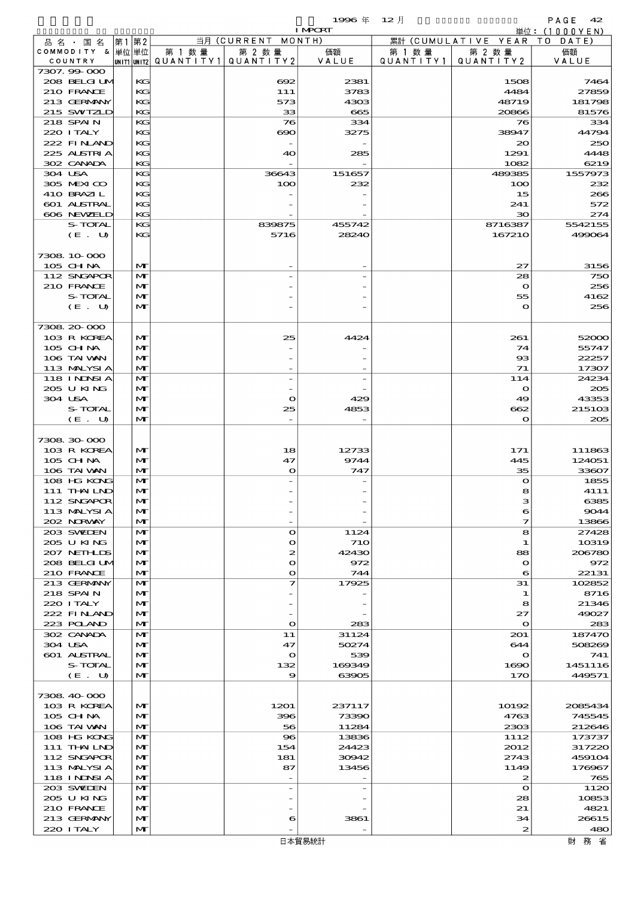1996 年 12 月 IMPORT

単位：(1000YEN)

| 品名・国名 COMMODITY & COUNTRY | 第1 単位 UNIT1 | 第2 単位 UNIT2 | 当月 (CURRENT MONTH) 第1数量 QUANTITY1 | 第2数量 QUANTITY2 | 価額 VALUE | 累計 (CUMULATIVE YEAR TO DATE) 第1数量 QUANTITY1 | 第2数量 QUANTITY2 | 価額 VALUE |
|---|---|---|---|---|---|---|---|---|
| 7307.99-000 | | | | | | | | |
| 208 BELGIUM | | KG | | 692 | 2381 | | 1508 | 7464 |
| 210 FRANCE | | KG | | 111 | 3783 | | 4484 | 27859 |
| 213 GERMANY | | KG | | 573 | 4303 | | 48719 | 181798 |
| 215 SWITZLD | | KG | | 33 | 665 | | 20866 | 81576 |
| 218 SPAIN | | KG | | 76 | 334 | | 76 | 334 |
| 220 ITALY | | KG | | 690 | 3275 | | 38947 | 44794 |
| 222 FINLAND | | KG | | - | - | | 20 | 250 |
| 225 AUSTRIA | | KG | | 40 | 285 | | 1291 | 4448 |
| 302 CANADA | | KG | | - | - | | 1082 | 6219 |
| 304 USA | | KG | | 36643 | 151657 | | 489385 | 1557973 |
| 305 MEXICO | | KG | | 100 | 232 | | 100 | 232 |
| 410 BRAZIL | | KG | | - | - | | 15 | 266 |
| 601 AUSTRAL | | KG | | - | - | | 241 | 572 |
| 606 NEWZELD | | KG | | - | - | | 30 | 274 |
| S-TOTAL | | KG | | 839875 | 455742 | | 8716387 | 5542155 |
| (E. U) | | KG | | 5716 | 28240 | | 167210 | 499064 |
| 7308.10-000 | | | | | | | | |
| 105 CHINA | | MT | | - | - | | 27 | 3156 |
| 112 SNGAPOR | | MT | | - | - | | 28 | 750 |
| 210 FRANCE | | MT | | - | - | | 0 | 256 |
| S-TOTAL | | MT | | - | - | | 55 | 4162 |
| (E. U) | | MT | | - | - | | 0 | 256 |
| 7308.20-000 | | | | | | | | |
| 103 R KOREA | | MT | | 25 | 4424 | | 261 | 52000 |
| 105 CHINA | | MT | | - | - | | 74 | 55747 |
| 106 TAIWAN | | MT | | - | - | | 93 | 22257 |
| 113 MALYSIA | | MT | | - | - | | 71 | 17307 |
| 118 INDNSIA | | MT | | - | - | | 114 | 24234 |
| 205 U KING | | MT | | - | - | | 0 | 205 |
| 304 USA | | MT | | 0 | 429 | | 49 | 43353 |
| S-TOTAL | | MT | | 25 | 4853 | | 662 | 215103 |
| (E. U) | | MT | | - | - | | 0 | 205 |
| 7308.30-000 | | | | | | | | |
| 103 R KOREA | | MT | | 18 | 12733 | | 171 | 111863 |
| 105 CHINA | | MT | | 47 | 9744 | | 445 | 124051 |
| 106 TAIWAN | | MT | | 0 | 747 | | 35 | 33607 |
| 108 HG KONG | | MT | | - | - | | 0 | 1855 |
| 111 THAILND | | MT | | - | - | | 8 | 4111 |
| 112 SNGAPOR | | MT | | - | - | | 3 | 6385 |
| 113 MALYSIA | | MT | | - | - | | 6 | 9044 |
| 202 NORWAY | | MT | | - | - | | 7 | 13866 |
| 203 SWEDEN | | MT | | 0 | 1124 | | 8 | 27428 |
| 205 U KING | | MT | | 0 | 710 | | 1 | 10319 |
| 207 NETHLDS | | MT | | 2 | 42430 | | 88 | 206780 |
| 208 BELGIUM | | MT | | 0 | 972 | | 0 | 972 |
| 210 FRANCE | | MT | | 0 | 744 | | 6 | 22131 |
| 213 GERMANY | | MT | | 7 | 17925 | | 31 | 102852 |
| 218 SPAIN | | MT | | - | - | | 1 | 8716 |
| 220 ITALY | | MT | | - | - | | 8 | 21346 |
| 222 FINLAND | | MT | | - | - | | 27 | 49027 |
| 223 POLAND | | MT | | 0 | 283 | | 0 | 283 |
| 302 CANADA | | MT | | 11 | 31124 | | 201 | 187470 |
| 304 USA | | MT | | 47 | 50274 | | 644 | 508269 |
| 601 AUSTRAL | | MT | | 0 | 539 | | 0 | 741 |
| S-TOTAL | | MT | | 132 | 169349 | | 1690 | 1451116 |
| (E. U) | | MT | | 9 | 63905 | | 170 | 449571 |
| 7308.40-000 | | | | | | | | |
| 103 R KOREA | | MT | | 1201 | 237117 | | 10192 | 2085434 |
| 105 CHINA | | MT | | 396 | 73390 | | 4763 | 745545 |
| 106 TAIWAN | | MT | | 56 | 11284 | | 2303 | 212646 |
| 108 HG KONG | | MT | | 96 | 13836 | | 1112 | 173737 |
| 111 THAILND | | MT | | 154 | 24423 | | 2012 | 317220 |
| 112 SNGAPOR | | MT | | 181 | 30942 | | 2743 | 459104 |
| 113 MALYSIA | | MT | | 87 | 13456 | | 1149 | 176967 |
| 118 INDNSIA | | MT | | - | - | | 2 | 765 |
| 203 SWEDEN | | MT | | - | - | | 0 | 1120 |
| 205 U KING | | MT | | - | - | | 28 | 10853 |
| 210 FRANCE | | MT | | - | - | | 21 | 4821 |
| 213 GERMANY | | MT | | 6 | 3861 | | 34 | 26615 |
| 220 ITALY | | MT | | - | - | | 2 | 480 |

日本貿易統計　財務省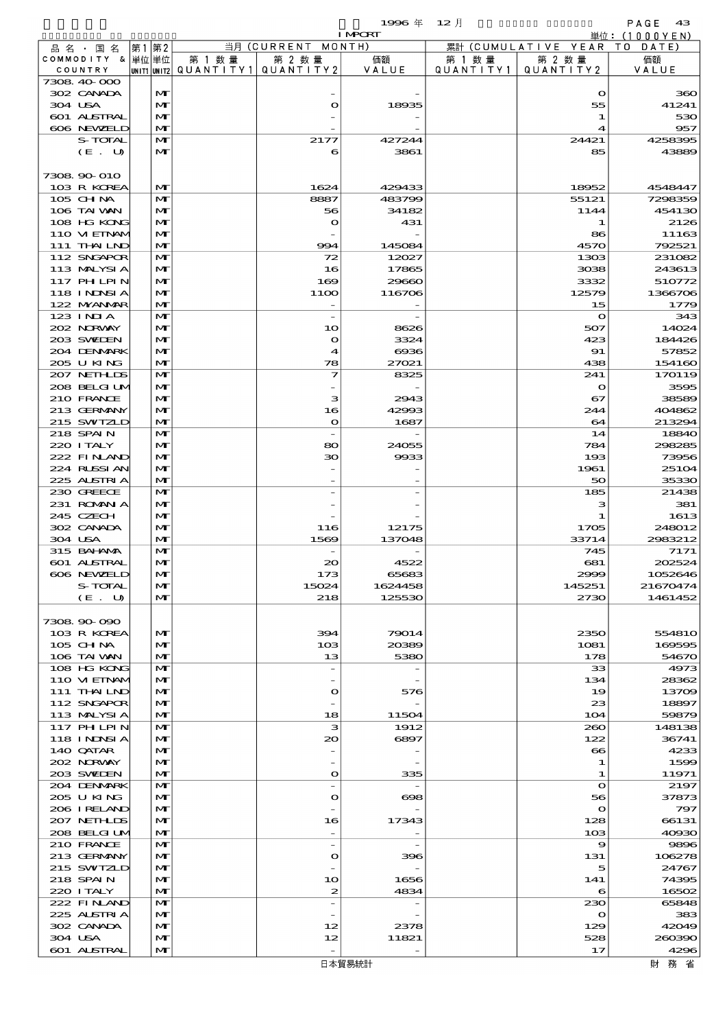1996 年 12 月 IMPORT 単位：(1000YEN)

| 品名・国名 COMMODITY & COUNTRY | 第1 単位 UNIT1 | 第2 単位 UNIT2 | 当月 (CURRENT MONTH) 第1数量 QUANTITY1 | 第2数量 QUANTITY2 | 価額 VALUE | 累計 (CUMULATIVE YEAR TO DATE) 第1数量 QUANTITY1 | 第2数量 QUANTITY2 | 価額 VALUE |
|---|---|---|---|---|---|---|---|---|
| 7308.40-000 | | | | | | | | |
| 302 CANADA | | MT | | - | - | | 0 | 360 |
| 304 USA | | MT | | 0 | 18935 | | 55 | 41241 |
| 601 AUSTRAL | | MT | | - | - | | 1 | 530 |
| 606 NEWZELD | | MT | | - | - | | 4 | 957 |
| S-TOTAL | | MT | | 2177 | 427244 | | 24421 | 4258395 |
| (E. U) | | MT | | 6 | 3861 | | 85 | 43889 |
| 7308.90-010 | | | | | | | | |
| 103 R KOREA | | MT | | 1624 | 429433 | | 18952 | 4548447 |
| 105 CHINA | | MT | | 8887 | 483799 | | 55121 | 7298359 |
| 106 TAIWAN | | MT | | 56 | 34182 | | 1144 | 454130 |
| 108 HG KONG | | MT | | 0 | 431 | | 1 | 2126 |
| 110 VIETNAM | | MT | | - | - | | 86 | 11163 |
| 111 THAILND | | MT | | 994 | 145084 | | 4570 | 792521 |
| 112 SNGAPOR | | MT | | 72 | 12027 | | 1303 | 231082 |
| 113 MALYSIA | | MT | | 16 | 17865 | | 3038 | 243613 |
| 117 PHLPIN | | MT | | 169 | 29660 | | 3332 | 510772 |
| 118 INDNSIA | | MT | | 1100 | 116706 | | 12579 | 1366706 |
| 122 MYANMAR | | MT | | - | - | | 15 | 1779 |
| 123 INDIA | | MT | | - | - | | 0 | 343 |
| 202 NORWAY | | MT | | 10 | 8626 | | 507 | 14024 |
| 203 SWEDEN | | MT | | 0 | 3324 | | 423 | 184426 |
| 204 DENMARK | | MT | | 4 | 6936 | | 91 | 57852 |
| 205 U KING | | MT | | 78 | 27021 | | 438 | 154160 |
| 207 NETHLDS | | MT | | 7 | 8325 | | 241 | 170119 |
| 208 BELGIUM | | MT | | - | - | | 0 | 3595 |
| 210 FRANCE | | MT | | 3 | 2943 | | 67 | 38589 |
| 213 GERMANY | | MT | | 16 | 42993 | | 244 | 404862 |
| 215 SWITZLD | | MT | | 0 | 1687 | | 64 | 213294 |
| 218 SPAIN | | MT | | - | - | | 14 | 18840 |
| 220 ITALY | | MT | | 80 | 24055 | | 784 | 298285 |
| 222 FINLAND | | MT | | 30 | 9933 | | 193 | 73956 |
| 224 RUSSIAN | | MT | | - | - | | 1961 | 25104 |
| 225 AUSTRIA | | MT | | - | - | | 50 | 35330 |
| 230 GREECE | | MT | | - | - | | 185 | 21438 |
| 231 ROMANIA | | MT | | - | - | | 3 | 381 |
| 245 CZECH | | MT | | - | - | | 1 | 1613 |
| 302 CANADA | | MT | | 116 | 12175 | | 1705 | 248012 |
| 304 USA | | MT | | 1569 | 137048 | | 33714 | 2983212 |
| 315 BAHAMA | | MT | | - | - | | 745 | 7171 |
| 601 AUSTRAL | | MT | | 20 | 4522 | | 681 | 202524 |
| 606 NEWZELD | | MT | | 173 | 65683 | | 2999 | 1052646 |
| S-TOTAL | | MT | | 15024 | 1624458 | | 145251 | 21670474 |
| (E. U) | | MT | | 218 | 125530 | | 2730 | 1461452 |
| 7308.90-090 | | | | | | | | |
| 103 R KOREA | | MT | | 394 | 79014 | | 2350 | 554810 |
| 105 CHINA | | MT | | 103 | 20389 | | 1081 | 169595 |
| 106 TAIWAN | | MT | | 13 | 5380 | | 178 | 54670 |
| 108 HG KONG | | MT | | - | - | | 33 | 4973 |
| 110 VIETNAM | | MT | | - | - | | 134 | 28362 |
| 111 THAILND | | MT | | 0 | 576 | | 19 | 13709 |
| 112 SNGAPOR | | MT | | - | - | | 23 | 18897 |
| 113 MALYSIA | | MT | | 18 | 11504 | | 104 | 59879 |
| 117 PHLPIN | | MT | | 3 | 1912 | | 260 | 148138 |
| 118 INDNSIA | | MT | | 20 | 6897 | | 122 | 36741 |
| 140 QATAR | | MT | | - | - | | 66 | 4233 |
| 202 NORWAY | | MT | | - | - | | 1 | 1599 |
| 203 SWEDEN | | MT | | 0 | 335 | | 1 | 11971 |
| 204 DENMARK | | MT | | - | - | | 0 | 2197 |
| 205 U KING | | MT | | 0 | 698 | | 56 | 37873 |
| 206 IRELAND | | MT | | - | - | | 0 | 797 |
| 207 NETHLDS | | MT | | 16 | 17343 | | 128 | 66131 |
| 208 BELGIUM | | MT | | - | - | | 103 | 40930 |
| 210 FRANCE | | MT | | - | - | | 9 | 9896 |
| 213 GERMANY | | MT | | 0 | 396 | | 131 | 106278 |
| 215 SWITZLD | | MT | | - | - | | 5 | 24767 |
| 218 SPAIN | | MT | | 10 | 1656 | | 141 | 74395 |
| 220 ITALY | | MT | | 2 | 4834 | | 6 | 16502 |
| 222 FINLAND | | MT | | - | - | | 230 | 65848 |
| 225 AUSTRIA | | MT | | - | - | | 0 | 383 |
| 302 CANADA | | MT | | 12 | 2378 | | 129 | 42049 |
| 304 USA | | MT | | 12 | 11821 | | 528 | 260390 |
| 601 AUSTRAL | | MT | | - | - | | 17 | 4296 |

日本貿易統計 財務省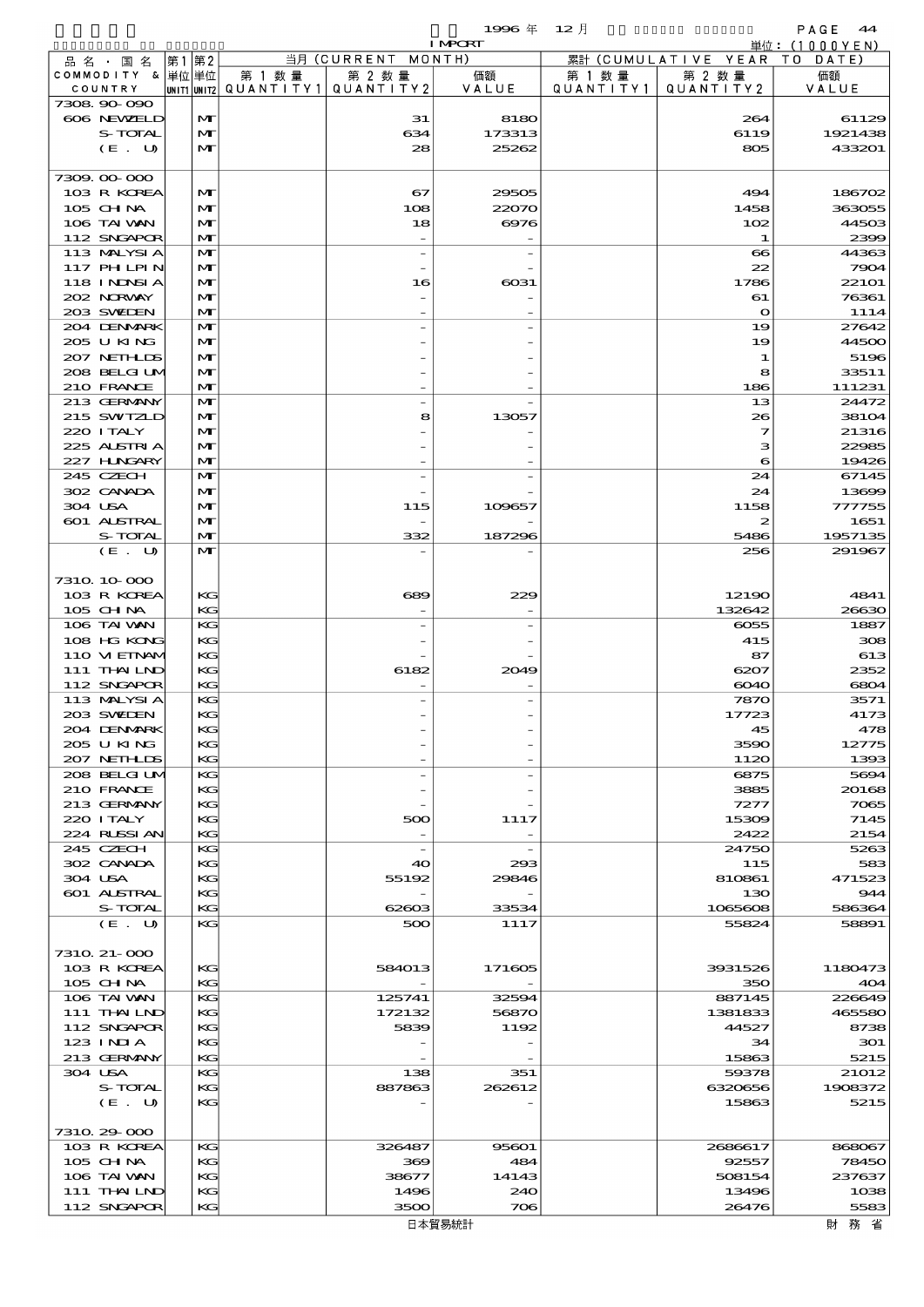1996 年 12 月 IMPORT

単位：(1000YEN)

| 品名・国名 COMMODITY & COUNTRY | 第1 単位 UNIT1 | 第2 単位 UNIT2 | 当月 (CURRENT MONTH) 第1数量 QUANTITY1 | 第2数量 QUANTITY2 | 価額 VALUE | 累計 (CUMULATIVE YEAR TO DATE) 第1数量 QUANTITY1 | 第2数量 QUANTITY2 | 価額 VALUE |
|---|---|---|---|---|---|---|---|---|
| 7308.90-090 | | | | | | | | |
| 606 NEWZELD | | MT | | 31 | 8180 | | 264 | 61129 |
| S-TOTAL | | MT | | 634 | 173313 | | 6119 | 1921438 |
| (E. U) | | MT | | 28 | 25262 | | 805 | 433201 |
| 7309.00-000 | | | | | | | | |
| 103 R KOREA | | MT | | 67 | 29505 | | 494 | 186702 |
| 105 CHINA | | MT | | 108 | 22070 | | 1458 | 363055 |
| 106 TAIWAN | | MT | | 18 | 6976 | | 102 | 44503 |
| 112 SNGAPOR | | MT | | - | - | | 1 | 2399 |
| 113 MALYSIA | | MT | | - | - | | 66 | 44363 |
| 117 PHILPIN | | MT | | - | - | | 22 | 7904 |
| 118 INDNSIA | | MT | | 16 | 6031 | | 1786 | 22101 |
| 202 NORWAY | | MT | | - | - | | 61 | 76361 |
| 203 SWEDEN | | MT | | - | - | | 0 | 1114 |
| 204 DENMARK | | MT | | - | - | | 19 | 27642 |
| 205 U KING | | MT | | - | - | | 19 | 44500 |
| 207 NETHLDS | | MT | | - | - | | 1 | 5196 |
| 208 BELGIUM | | MT | | - | - | | 8 | 33511 |
| 210 FRANCE | | MT | | - | - | | 186 | 111231 |
| 213 GERMANY | | MT | | - | - | | 13 | 24472 |
| 215 SWITZLD | | MT | | 8 | 13057 | | 26 | 38104 |
| 220 ITALY | | MT | | - | - | | 7 | 21316 |
| 225 AUSTRIA | | MT | | - | - | | 3 | 22985 |
| 227 HUNGARY | | MT | | - | - | | 6 | 19426 |
| 245 CZECH | | MT | | - | - | | 24 | 67145 |
| 302 CANADA | | MT | | - | - | | 24 | 13699 |
| 304 USA | | MT | | 115 | 109657 | | 1158 | 777755 |
| 601 AUSTRAL | | MT | | - | - | | 2 | 1651 |
| S-TOTAL | | MT | | 332 | 187296 | | 5486 | 1957135 |
| (E. U) | | MT | | - | - | | 256 | 291967 |
| 7310.10-000 | | | | | | | | |
| 103 R KOREA | | KG | | 689 | 229 | | 12190 | 4841 |
| 105 CHINA | | KG | | - | - | | 132642 | 26630 |
| 106 TAIWAN | | KG | | - | - | | 6055 | 1887 |
| 108 HG KONG | | KG | | - | - | | 415 | 308 |
| 110 VIETNAM | | KG | | - | - | | 87 | 613 |
| 111 THAILND | | KG | | 6182 | 2049 | | 6207 | 2352 |
| 112 SNGAPOR | | KG | | - | - | | 6040 | 6804 |
| 113 MALYSIA | | KG | | - | - | | 7870 | 3571 |
| 203 SWEDEN | | KG | | - | - | | 17723 | 4173 |
| 204 DENMARK | | KG | | - | - | | 45 | 478 |
| 205 U KING | | KG | | - | - | | 3590 | 12775 |
| 207 NETHLDS | | KG | | - | - | | 1120 | 1393 |
| 208 BELGIUM | | KG | | - | - | | 6875 | 5694 |
| 210 FRANCE | | KG | | - | - | | 3885 | 20168 |
| 213 GERMANY | | KG | | - | - | | 7277 | 7065 |
| 220 ITALY | | KG | | 500 | 1117 | | 15309 | 7145 |
| 224 RUSSIAN | | KG | | - | - | | 2422 | 2154 |
| 245 CZECH | | KG | | - | - | | 24750 | 5263 |
| 302 CANADA | | KG | | 40 | 293 | | 115 | 583 |
| 304 USA | | KG | | 55192 | 29846 | | 810861 | 471523 |
| 601 AUSTRAL | | KG | | - | - | | 130 | 944 |
| S-TOTAL | | KG | | 62603 | 33534 | | 1065608 | 586364 |
| (E. U) | | KG | | 500 | 1117 | | 55824 | 58891 |
| 7310.21-000 | | | | | | | | |
| 103 R KOREA | | KG | | 584013 | 171605 | | 3931526 | 1180473 |
| 105 CHINA | | KG | | - | - | | 350 | 404 |
| 106 TAIWAN | | KG | | 125741 | 32594 | | 887145 | 226649 |
| 111 THAILND | | KG | | 172132 | 56870 | | 1381833 | 465580 |
| 112 SNGAPOR | | KG | | 5839 | 1192 | | 44527 | 8738 |
| 123 INDIA | | KG | | - | - | | 34 | 301 |
| 213 GERMANY | | KG | | - | - | | 15863 | 5215 |
| 304 USA | | KG | | 138 | 351 | | 59378 | 21012 |
| S-TOTAL | | KG | | 887863 | 262612 | | 6320656 | 1908372 |
| (E. U) | | KG | | - | - | | 15863 | 5215 |
| 7310.29-000 | | | | | | | | |
| 103 R KOREA | | KG | | 326487 | 95601 | | 2686617 | 868067 |
| 105 CHINA | | KG | | 369 | 484 | | 92557 | 78450 |
| 106 TAIWAN | | KG | | 38677 | 14143 | | 508154 | 237637 |
| 111 THAILND | | KG | | 1496 | 240 | | 13496 | 1038 |
| 112 SNGAPOR | | KG | | 3500 | 706 | | 26476 | 5583 |

日本貿易統計　財務省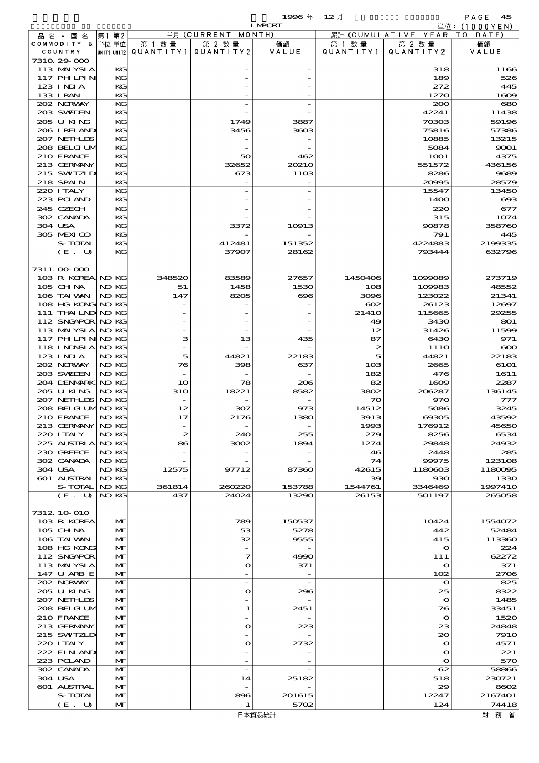1996 年 12 月 IMPORT

単位：(1000YEN)

| 品名・国名 COMMODITY & COUNTRY | 第1 単位 UNIT1 | 第2 単位 UNIT2 | 当月 (CURRENT MONTH) 第1数量 QUANTITY1 | 第2数量 QUANTITY2 | 価額 VALUE | 累計 (CUMULATIVE YEAR TO DATE) 第1数量 QUANTITY1 | 第2数量 QUANTITY2 | 価額 VALUE |
|---|---|---|---|---|---|---|---|---|
| 7310.29-000 | | | | | | | | |
| 113 MALYSIA | | KG | | - | - | | 318 | 1166 |
| 117 PHILPIN | | KG | | - | - | | 189 | 526 |
| 123 INDIA | | KG | | - | - | | 272 | 445 |
| 133 IRAN | | KG | | - | - | | 1270 | 1609 |
| 202 NORWAY | | KG | | - | - | | 200 | 680 |
| 203 SWEDEN | | KG | | - | - | | 42241 | 11438 |
| 205 U KING | | KG | | 1749 | 3887 | | 70303 | 59196 |
| 206 IRELAND | | KG | | 3456 | 3603 | | 75816 | 57386 |
| 207 NETHLDS | | KG | | - | - | | 10885 | 13215 |
| 208 BELGIUM | | KG | | - | - | | 5084 | 9001 |
| 210 FRANCE | | KG | | 50 | 462 | | 1001 | 4375 |
| 213 GERMANY | | KG | | 32652 | 20210 | | 551572 | 436156 |
| 215 SWITZLD | | KG | | 673 | 1103 | | 8286 | 9689 |
| 218 SPAIN | | KG | | - | - | | 20995 | 28579 |
| 220 ITALY | | KG | | - | - | | 15547 | 13450 |
| 223 POLAND | | KG | | - | - | | 1400 | 693 |
| 245 CZECH | | KG | | - | - | | 220 | 677 |
| 302 CANADA | | KG | | - | - | | 315 | 1074 |
| 304 USA | | KG | | 3372 | 10913 | | 90878 | 358760 |
| 305 MEXICO | | KG | | - | - | | 791 | 445 |
| S-TOTAL | | KG | | 412481 | 151352 | | 4224883 | 2199335 |
| (E. U) | | KG | | 37907 | 28162 | | 793444 | 632796 |
| 7311.00-000 | | | | | | | | |
| 103 R KOREA | NO | KG | 348520 | 83589 | 27657 | 1450406 | 1099089 | 273719 |
| 105 CHINA | NO | KG | 51 | 1458 | 1530 | 108 | 109983 | 48552 |
| 106 TAIWAN | NO | KG | 147 | 8205 | 696 | 3096 | 123022 | 21341 |
| 108 HG KONG | NO | KG | - | - | - | 602 | 26123 | 12697 |
| 111 THAILND | NO | KG | - | - | - | 21410 | 115665 | 29255 |
| 112 SNGAPOR | NO | KG | - | - | - | 49 | 3430 | 801 |
| 113 MALYSIA | NO | KG | - | - | - | 12 | 31426 | 11599 |
| 117 PHILPIN | NO | KG | 3 | 13 | 435 | 87 | 6430 | 971 |
| 118 INDNSIA | NO | KG | - | - | - | 2 | 1110 | 600 |
| 123 INDIA | NO | KG | 5 | 44821 | 22183 | 5 | 44821 | 22183 |
| 202 NORWAY | NO | KG | 76 | 398 | 637 | 103 | 2665 | 6101 |
| 203 SWEDEN | NO | KG | - | - | - | 182 | 476 | 1611 |
| 204 DENMARK | NO | KG | 10 | 78 | 206 | 82 | 1609 | 2287 |
| 205 U KING | NO | KG | 310 | 18221 | 8582 | 3802 | 206287 | 136145 |
| 207 NETHLDS | NO | KG | - | - | - | 70 | 970 | 777 |
| 208 BELGIUM | NO | KG | 12 | 307 | 973 | 14512 | 5086 | 3245 |
| 210 FRANCE | NO | KG | 17 | 2176 | 1380 | 3913 | 69305 | 43592 |
| 213 GERMANY | NO | KG | - | - | - | 1993 | 176912 | 45650 |
| 220 ITALY | NO | KG | 2 | 240 | 255 | 279 | 8256 | 6534 |
| 225 AUSTRIA | NO | KG | 86 | 3002 | 1894 | 1274 | 29848 | 24932 |
| 230 GREECE | NO | KG | - | - | - | 46 | 2448 | 285 |
| 302 CANADA | NO | KG | - | - | - | 74 | 99975 | 123108 |
| 304 USA | NO | KG | 12575 | 97712 | 87360 | 42615 | 1180603 | 1180095 |
| 601 AUSTRAL | NO | KG | - | - | - | 39 | 930 | 1330 |
| S-TOTAL | NO | KG | 361814 | 260220 | 153788 | 1544761 | 3346469 | 1997410 |
| (E. U) | NO | KG | 437 | 24024 | 13290 | 26153 | 501197 | 265058 |
| 7312.10-010 | | | | | | | | |
| 103 R KOREA | | MT | | 789 | 150537 | | 10424 | 1554072 |
| 105 CHINA | | MT | | 53 | 5278 | | 442 | 52484 |
| 106 TAIWAN | | MT | | 32 | 9555 | | 415 | 113360 |
| 108 HG KONG | | MT | | - | - | | 0 | 224 |
| 112 SNGAPOR | | MT | | 7 | 4990 | | 111 | 62272 |
| 113 MALYSIA | | MT | | 0 | 371 | | 0 | 371 |
| 147 U ARB E | | MT | | - | - | | 102 | 2706 |
| 202 NORWAY | | MT | | - | - | | 0 | 825 |
| 205 U KING | | MT | | 0 | 296 | | 25 | 8322 |
| 207 NETHLDS | | MT | | - | - | | 0 | 1485 |
| 208 BELGIUM | | MT | | 1 | 2451 | | 76 | 33451 |
| 210 FRANCE | | MT | | - | - | | 0 | 1520 |
| 213 GERMANY | | MT | | 0 | 223 | | 23 | 24848 |
| 215 SWITZLD | | MT | | - | - | | 20 | 7910 |
| 220 ITALY | | MT | | 0 | 2732 | | 0 | 4571 |
| 222 FINLAND | | MT | | - | - | | 0 | 221 |
| 223 POLAND | | MT | | - | - | | 0 | 570 |
| 302 CANADA | | MT | | - | - | | 62 | 58866 |
| 304 USA | | MT | | 14 | 25182 | | 518 | 230721 |
| 601 AUSTRAL | | MT | | - | - | | 29 | 8602 |
| S-TOTAL | | MT | | 896 | 201615 | | 12247 | 2167401 |
| (E. U) | | MT | | 1 | 5702 | | 124 | 74418 |

日本貿易統計　財 務 省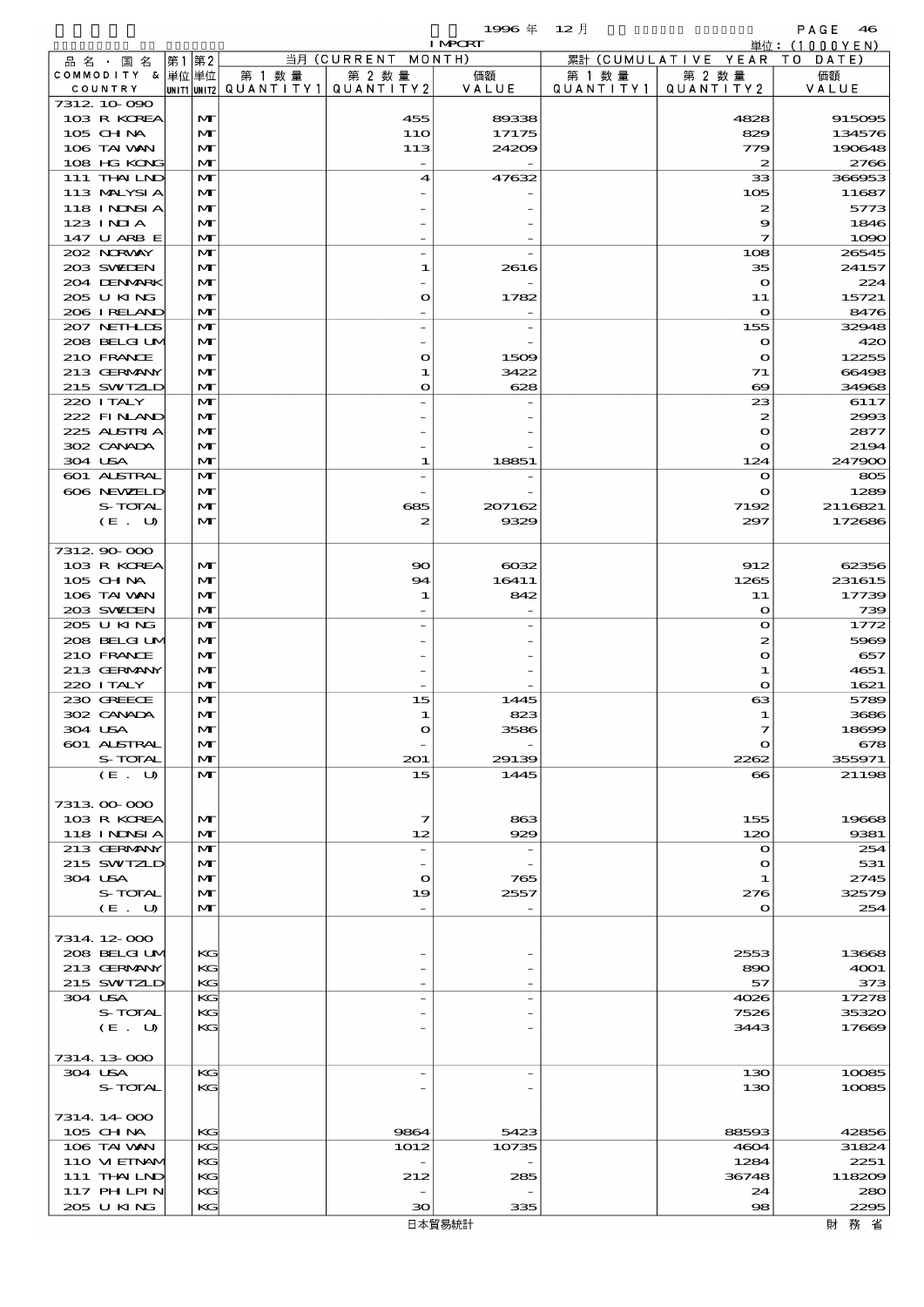| 品名・国名 COMMODITY & COUNTRY | 第1 単位 UNIT1 | 第2 単位 UNIT2 | 当月 (CURRENT MONTH) 第1数量 QUANTITY1 | 第2数量 QUANTITY2 | 価額 VALUE | 累計 (CUMULATIVE YEAR TO DATE) 第1数量 QUANTITY1 | 第2数量 QUANTITY2 | 価額 VALUE |
|---|---|---|---|---|---|---|---|---|
| 7312.10-090 | | | | | | | | |
| 103 R KOREA | | MT | | 455 | 89338 | | 4828 | 915095 |
| 105 CHINA | | MT | | 110 | 17175 | | 829 | 134576 |
| 106 TAIWAN | | MT | | 113 | 24209 | | 779 | 190648 |
| 108 HG KONG | | MT | | - | - | | 2 | 2766 |
| 111 THAILND | | MT | | 4 | 47632 | | 33 | 366953 |
| 113 MALYSIA | | MT | | - | - | | 105 | 11687 |
| 118 INDNSIA | | MT | | - | - | | 2 | 5773 |
| 123 INDIA | | MT | | - | - | | 9 | 1846 |
| 147 U ARB E | | MT | | - | - | | 7 | 1090 |
| 202 NORWAY | | MT | | - | - | | 108 | 26545 |
| 203 SWEDEN | | MT | | 1 | 2616 | | 35 | 24157 |
| 204 DENMARK | | MT | | - | - | | 0 | 224 |
| 205 U KING | | MT | | 0 | 1782 | | 11 | 15721 |
| 206 IRELAND | | MT | | - | - | | 0 | 8476 |
| 207 NETHLDS | | MT | | - | - | | 155 | 32948 |
| 208 BELGIUM | | MT | | - | - | | 0 | 420 |
| 210 FRANCE | | MT | | 0 | 1509 | | 0 | 12255 |
| 213 GERMANY | | MT | | 1 | 3422 | | 71 | 66498 |
| 215 SWITZLD | | MT | | 0 | 628 | | 69 | 34968 |
| 220 ITALY | | MT | | - | - | | 23 | 6117 |
| 222 FINLAND | | MT | | - | - | | 2 | 2993 |
| 225 AUSTRIA | | MT | | - | - | | 0 | 2877 |
| 302 CANADA | | MT | | - | - | | 0 | 2194 |
| 304 USA | | MT | | 1 | 18851 | | 124 | 247900 |
| 601 AUSTRAL | | MT | | - | - | | 0 | 805 |
| 606 NEWZELD | | MT | | - | - | | 0 | 1289 |
| S-TOTAL | | MT | | 685 | 207162 | | 7192 | 2116821 |
| (E. U) | | MT | | 2 | 9329 | | 297 | 172686 |
| 7312.90-000 | | | | | | | | |
| 103 R KOREA | | MT | | 90 | 6032 | | 912 | 62356 |
| 105 CHINA | | MT | | 94 | 16411 | | 1265 | 231615 |
| 106 TAIWAN | | MT | | 1 | 842 | | 11 | 17739 |
| 203 SWEDEN | | MT | | - | - | | 0 | 739 |
| 205 U KING | | MT | | - | - | | 0 | 1772 |
| 208 BELGIUM | | MT | | - | - | | 2 | 5969 |
| 210 FRANCE | | MT | | - | - | | 0 | 657 |
| 213 GERMANY | | MT | | - | - | | 1 | 4651 |
| 220 ITALY | | MT | | - | - | | 0 | 1621 |
| 230 GREECE | | MT | | 15 | 1445 | | 63 | 5789 |
| 302 CANADA | | MT | | 1 | 823 | | 1 | 3686 |
| 304 USA | | MT | | 0 | 3586 | | 7 | 18699 |
| 601 AUSTRAL | | MT | | - | - | | 0 | 678 |
| S-TOTAL | | MT | | 201 | 29139 | | 2262 | 355971 |
| (E. U) | | MT | | 15 | 1445 | | 66 | 21198 |
| 7313.00-000 | | | | | | | | |
| 103 R KOREA | | MT | | 7 | 863 | | 155 | 19668 |
| 118 INDNSIA | | MT | | 12 | 929 | | 120 | 9381 |
| 213 GERMANY | | MT | | - | - | | 0 | 254 |
| 215 SWITZLD | | MT | | - | - | | 0 | 531 |
| 304 USA | | MT | | 0 | 765 | | 1 | 2745 |
| S-TOTAL | | MT | | 19 | 2557 | | 276 | 32579 |
| (E. U) | | MT | | - | - | | 0 | 254 |
| 7314.12-000 | | | | | | | | |
| 208 BELGIUM | | KG | | - | - | | 2553 | 13668 |
| 213 GERMANY | | KG | | - | - | | 890 | 4001 |
| 215 SWITZLD | | KG | | - | - | | 57 | 373 |
| 304 USA | | KG | | - | - | | 4026 | 17278 |
| S-TOTAL | | KG | | - | - | | 7526 | 35320 |
| (E. U) | | KG | | - | - | | 3443 | 17669 |
| 7314.13-000 | | | | | | | | |
| 304 USA | | KG | | - | - | | 130 | 10085 |
| S-TOTAL | | KG | | - | - | | 130 | 10085 |
| 7314.14-000 | | | | | | | | |
| 105 CHINA | | KG | | 9864 | 5423 | | 88593 | 42856 |
| 106 TAIWAN | | KG | | 1012 | 10735 | | 4604 | 31824 |
| 110 VIETNAM | | KG | | - | - | | 1284 | 2251 |
| 111 THAILND | | KG | | 212 | 285 | | 36748 | 118209 |
| 117 PHLPIN | | KG | | - | - | | 24 | 280 |
| 205 U KING | | KG | | 30 | 335 | | 98 | 2295 |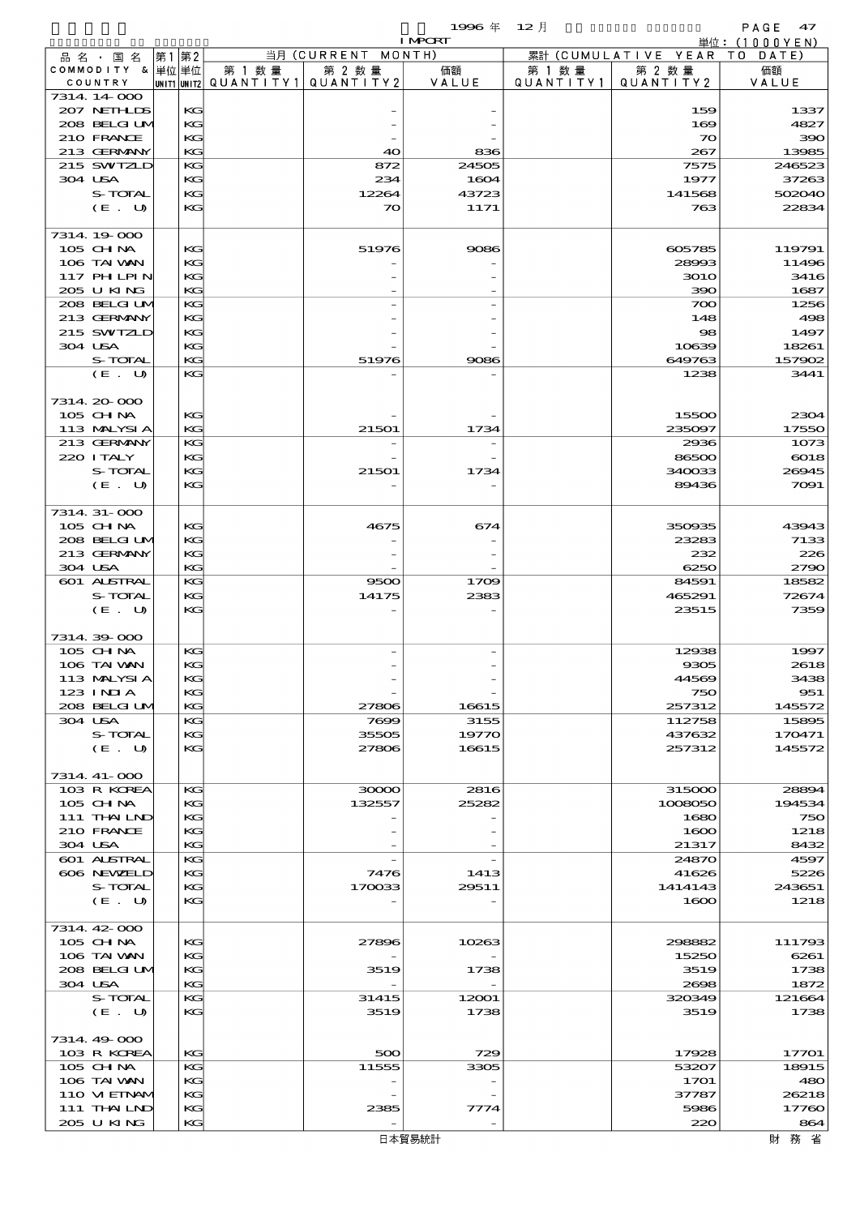1996 年 12 月 IMPORT

単位：(1000YEN)

| 品名・国名 COMMODITY & COUNTRY | 第1 単位 UNIT1 | 第2 単位 UNIT2 | 当月 (CURRENT MONTH) 第1数量 QUANTITY1 | 第2数量 QUANTITY2 | 価額 VALUE | 累計 (CUMULATIVE YEAR TO DATE) 第1数量 QUANTITY1 | 第2数量 QUANTITY2 | 価額 VALUE |
|---|---|---|---|---|---|---|---|---|
| 7314.14-000 | | | | | | | | |
| 207 NETHLDS | | KG | | - | - | | 159 | 1337 |
| 208 BELGIUM | | KG | | - | - | | 169 | 4827 |
| 210 FRANCE | | KG | | - | - | | 70 | 390 |
| 213 GERMANY | | KG | | 40 | 836 | | 267 | 13985 |
| 215 SWITZLD | | KG | | 872 | 24505 | | 7575 | 246523 |
| 304 USA | | KG | | 234 | 1604 | | 1977 | 37263 |
| S-TOTAL | | KG | | 12264 | 43723 | | 141568 | 502040 |
| (E. U) | | KG | | 70 | 1171 | | 763 | 22834 |
| 7314.19-000 | | | | | | | | |
| 105 CHINA | | KG | | 51976 | 9086 | | 605785 | 119791 |
| 106 TAIWAN | | KG | | - | - | | 28993 | 11496 |
| 117 PHILPIN | | KG | | - | - | | 3010 | 3416 |
| 205 U KING | | KG | | - | - | | 390 | 1687 |
| 208 BELGIUM | | KG | | - | - | | 700 | 1256 |
| 213 GERMANY | | KG | | - | - | | 148 | 498 |
| 215 SWITZLD | | KG | | - | - | | 98 | 1497 |
| 304 USA | | KG | | - | - | | 10639 | 18261 |
| S-TOTAL | | KG | | 51976 | 9086 | | 649763 | 157902 |
| (E. U) | | KG | | - | - | | 1238 | 3441 |
| 7314.20-000 | | | | | | | | |
| 105 CHINA | | KG | | - | - | | 15500 | 2304 |
| 113 MALYSIA | | KG | | 21501 | 1734 | | 235097 | 17550 |
| 213 GERMANY | | KG | | - | - | | 2936 | 1073 |
| 220 ITALY | | KG | | - | - | | 86500 | 6018 |
| S-TOTAL | | KG | | 21501 | 1734 | | 340033 | 26945 |
| (E. U) | | KG | | - | - | | 89436 | 7091 |
| 7314.31-000 | | | | | | | | |
| 105 CHINA | | KG | | 4675 | 674 | | 350935 | 43943 |
| 208 BELGIUM | | KG | | - | - | | 23283 | 7133 |
| 213 GERMANY | | KG | | - | - | | 232 | 226 |
| 304 USA | | KG | | - | - | | 6250 | 2790 |
| 601 AUSTRAL | | KG | | 9500 | 1709 | | 84591 | 18582 |
| S-TOTAL | | KG | | 14175 | 2383 | | 465291 | 72674 |
| (E. U) | | KG | | - | - | | 23515 | 7359 |
| 7314.39-000 | | | | | | | | |
| 105 CHINA | | KG | | - | - | | 12938 | 1997 |
| 106 TAIWAN | | KG | | - | - | | 9305 | 2618 |
| 113 MALYSIA | | KG | | - | - | | 44569 | 3438 |
| 123 INDIA | | KG | | - | - | | 750 | 951 |
| 208 BELGIUM | | KG | | 27806 | 16615 | | 257312 | 145572 |
| 304 USA | | KG | | 7699 | 3155 | | 112758 | 15895 |
| S-TOTAL | | KG | | 35505 | 19770 | | 437632 | 170471 |
| (E. U) | | KG | | 27806 | 16615 | | 257312 | 145572 |
| 7314.41-000 | | | | | | | | |
| 103 R KOREA | | KG | | 30000 | 2816 | | 315000 | 28894 |
| 105 CHINA | | KG | | 132557 | 25282 | | 1008050 | 194534 |
| 111 THAILND | | KG | | - | - | | 1680 | 750 |
| 210 FRANCE | | KG | | - | - | | 1600 | 1218 |
| 304 USA | | KG | | - | - | | 21317 | 8432 |
| 601 AUSTRAL | | KG | | - | - | | 24870 | 4597 |
| 606 NEWZELD | | KG | | 7476 | 1413 | | 41626 | 5226 |
| S-TOTAL | | KG | | 170033 | 29511 | | 1414143 | 243651 |
| (E. U) | | KG | | - | - | | 1600 | 1218 |
| 7314.42-000 | | | | | | | | |
| 105 CHINA | | KG | | 27896 | 10263 | | 298882 | 111793 |
| 106 TAIWAN | | KG | | - | - | | 15250 | 6261 |
| 208 BELGIUM | | KG | | 3519 | 1738 | | 3519 | 1738 |
| 304 USA | | KG | | - | - | | 2698 | 1872 |
| S-TOTAL | | KG | | 31415 | 12001 | | 320349 | 121664 |
| (E. U) | | KG | | 3519 | 1738 | | 3519 | 1738 |
| 7314.49-000 | | | | | | | | |
| 103 R KOREA | | KG | | 500 | 729 | | 17928 | 17701 |
| 105 CHINA | | KG | | 11555 | 3305 | | 53207 | 18915 |
| 106 TAIWAN | | KG | | - | - | | 1701 | 480 |
| 110 VIETNAM | | KG | | - | - | | 37787 | 26218 |
| 111 THAILND | | KG | | 2385 | 7774 | | 5986 | 17760 |
| 205 U KING | | KG | | - | - | | 220 | 864 |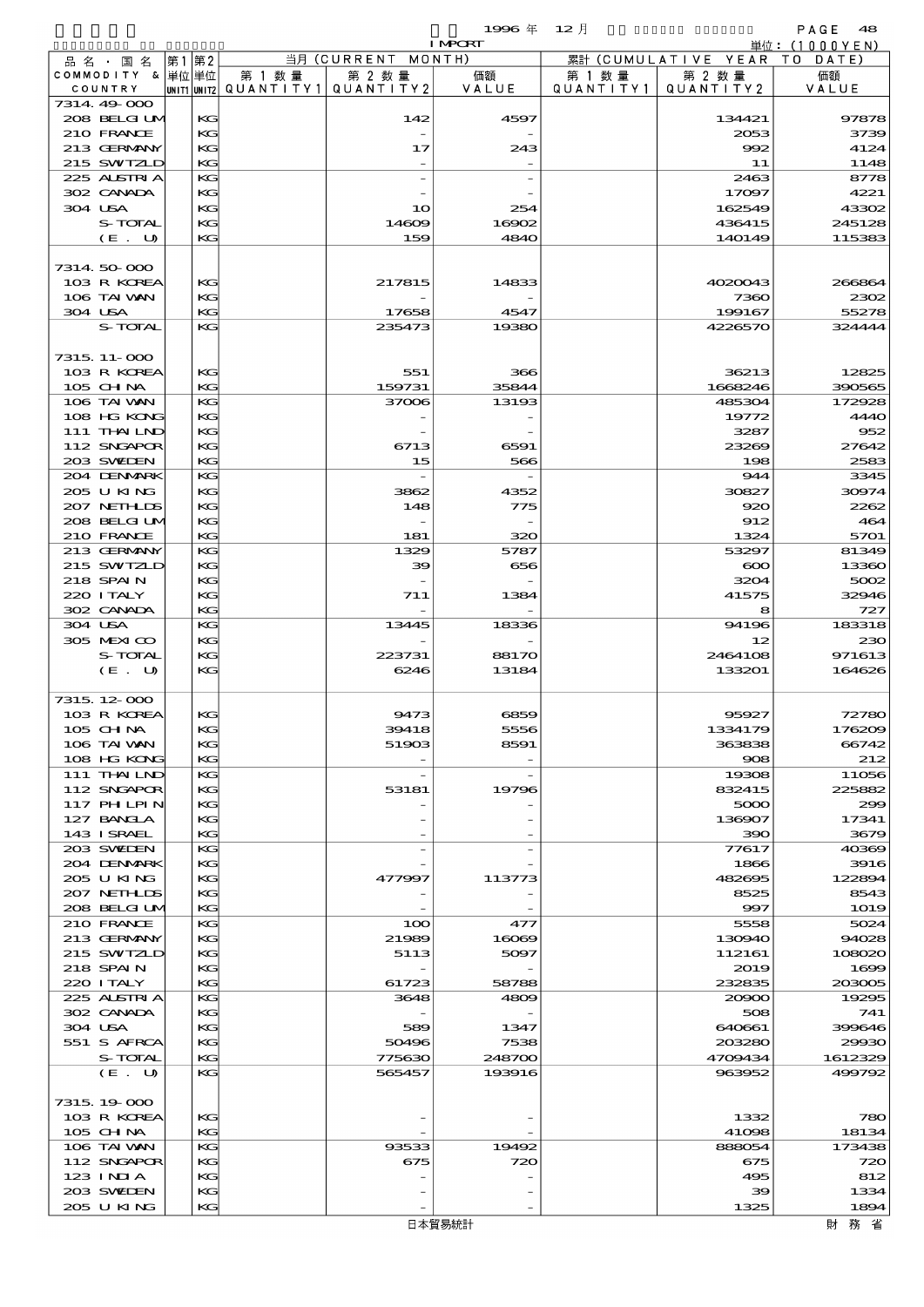1996 年 12 月 IMPORT

単位：(1000YEN)

| 品名・国名 COMMODITY & COUNTRY | 第1 単位 UNIT1 | 第2 単位 UNIT2 | 当月 (CURRENT MONTH) 第1数量 QUANTITY1 | 第2数量 QUANTITY2 | 価額 VALUE | 累計 (CUMULATIVE YEAR TO DATE) 第1数量 QUANTITY1 | 第2数量 QUANTITY2 | 価額 VALUE |
|---|---|---|---|---|---|---|---|---|
| 7314.49-000 | | | | | | | | |
| 208 BELGIUM | | KG | | 142 | 4597 | | 134421 | 97878 |
| 210 FRANCE | | KG | | - | - | | 2053 | 3739 |
| 213 GERMANY | | KG | | 17 | 243 | | 992 | 4124 |
| 215 SWITZLD | | KG | | - | - | | 11 | 1148 |
| 225 AUSTRIA | | KG | | - | - | | 2463 | 8778 |
| 302 CANADA | | KG | | - | - | | 17097 | 4221 |
| 304 USA | | KG | | 10 | 254 | | 162549 | 43302 |
| S-TOTAL | | KG | | 14609 | 16902 | | 436415 | 245128 |
| (E. U) | | KG | | 159 | 4840 | | 140149 | 115383 |
| 7314.50-000 | | | | | | | | |
| 103 R KOREA | | KG | | 217815 | 14833 | | 4020043 | 266864 |
| 106 TAIWAN | | KG | | - | - | | 7360 | 2302 |
| 304 USA | | KG | | 17658 | 4547 | | 199167 | 55278 |
| S-TOTAL | | KG | | 235473 | 19380 | | 4226570 | 324444 |
| 7315.11-000 | | | | | | | | |
| 103 R KOREA | | KG | | 551 | 366 | | 36213 | 12825 |
| 105 CHINA | | KG | | 159731 | 35844 | | 1668246 | 390565 |
| 106 TAIWAN | | KG | | 37006 | 13193 | | 485304 | 172928 |
| 108 HG KONG | | KG | | - | - | | 19772 | 4440 |
| 111 THAILND | | KG | | - | - | | 3287 | 952 |
| 112 SNGAPOR | | KG | | 6713 | 6591 | | 23269 | 27642 |
| 203 SWEDEN | | KG | | 15 | 566 | | 198 | 2583 |
| 204 DENMARK | | KG | | - | - | | 944 | 3345 |
| 205 U KING | | KG | | 3862 | 4352 | | 30827 | 30974 |
| 207 NETHLDS | | KG | | 148 | 775 | | 920 | 2262 |
| 208 BELGIUM | | KG | | - | - | | 912 | 464 |
| 210 FRANCE | | KG | | 181 | 320 | | 1324 | 5701 |
| 213 GERMANY | | KG | | 1329 | 5787 | | 53297 | 81349 |
| 215 SWITZLD | | KG | | 39 | 656 | | 600 | 13360 |
| 218 SPAIN | | KG | | - | - | | 3204 | 5002 |
| 220 ITALY | | KG | | 711 | 1384 | | 41575 | 32946 |
| 302 CANADA | | KG | | - | - | | 8 | 727 |
| 304 USA | | KG | | 13445 | 18336 | | 94196 | 183318 |
| 305 MEXICO | | KG | | - | - | | 12 | 230 |
| S-TOTAL | | KG | | 223731 | 88170 | | 2464108 | 971613 |
| (E. U) | | KG | | 6246 | 13184 | | 133201 | 164626 |
| 7315.12-000 | | | | | | | | |
| 103 R KOREA | | KG | | 9473 | 6859 | | 95927 | 72780 |
| 105 CHINA | | KG | | 39418 | 5556 | | 1334179 | 176209 |
| 106 TAIWAN | | KG | | 51903 | 8591 | | 363838 | 66742 |
| 108 HG KONG | | KG | | - | - | | 908 | 212 |
| 111 THAILND | | KG | | - | - | | 19308 | 11056 |
| 112 SNGAPOR | | KG | | 53181 | 19796 | | 832415 | 225882 |
| 117 PHILPIN | | KG | | - | - | | 5000 | 299 |
| 127 BANGLA | | KG | | - | - | | 136907 | 17341 |
| 143 ISRAEL | | KG | | - | - | | 390 | 3679 |
| 203 SWEDEN | | KG | | - | - | | 77617 | 40369 |
| 204 DENMARK | | KG | | - | - | | 1866 | 3916 |
| 205 U KING | | KG | | 477997 | 113773 | | 482695 | 122894 |
| 207 NETHLDS | | KG | | - | - | | 8525 | 8543 |
| 208 BELGIUM | | KG | | - | - | | 997 | 1019 |
| 210 FRANCE | | KG | | 100 | 477 | | 5558 | 5024 |
| 213 GERMANY | | KG | | 21989 | 16069 | | 130940 | 94028 |
| 215 SWITZLD | | KG | | 5113 | 5097 | | 112161 | 108020 |
| 218 SPAIN | | KG | | - | - | | 2019 | 1699 |
| 220 ITALY | | KG | | 61723 | 58788 | | 232835 | 203005 |
| 225 AUSTRIA | | KG | | 3648 | 4809 | | 20900 | 19295 |
| 302 CANADA | | KG | | - | - | | 508 | 741 |
| 304 USA | | KG | | 589 | 1347 | | 640661 | 399646 |
| 551 S AFRCA | | KG | | 50496 | 7538 | | 203280 | 29930 |
| S-TOTAL | | KG | | 775630 | 248700 | | 4709434 | 1612329 |
| (E. U) | | KG | | 565457 | 193916 | | 963952 | 499792 |
| 7315.19-000 | | | | | | | | |
| 103 R KOREA | | KG | | - | - | | 1332 | 780 |
| 105 CHINA | | KG | | - | - | | 41098 | 18134 |
| 106 TAIWAN | | KG | | 93533 | 19492 | | 888054 | 173438 |
| 112 SNGAPOR | | KG | | 675 | 720 | | 675 | 720 |
| 123 INDIA | | KG | | - | - | | 495 | 812 |
| 203 SWEDEN | | KG | | - | - | | 39 | 1334 |
| 205 U KING | | KG | | - | - | | 1325 | 1894 |

日本貿易統計　財務省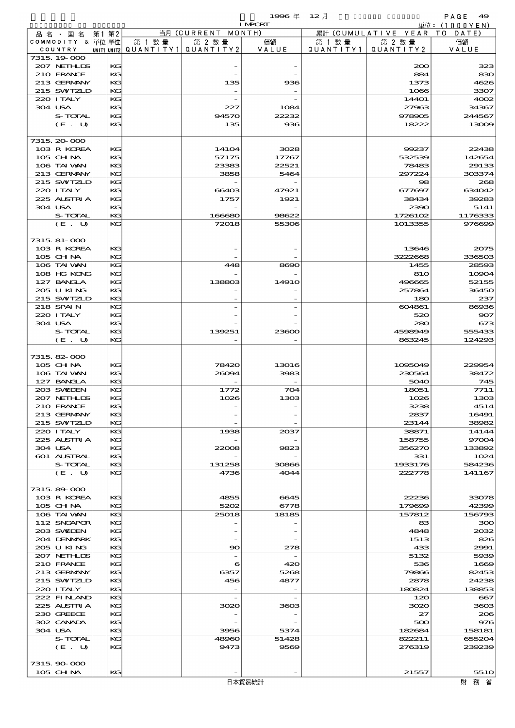1996 年 12 月 IMPORT

単位：(1000YEN)

| 品名・国名 COMMODITY & COUNTRY | 第1 単位 UNIT1 | 第2 単位 UNIT2 | 当月 (CURRENT MONTH) 第1数量 QUANTITY1 | 第2数量 QUANTITY2 | 価額 VALUE | 累計 (CUMULATIVE YEAR TO DATE) 第1数量 QUANTITY1 | 第2数量 QUANTITY2 | 価額 VALUE |
|---|---|---|---|---|---|---|---|---|
| 7315.19-000 | | | | | | | | |
| 207 NETHLDS | | KG | | - | - | | 200 | 323 |
| 210 FRANCE | | KG | | - | - | | 884 | 830 |
| 213 GERMANY | | KG | | 135 | 936 | | 1373 | 4626 |
| 215 SWITZLD | | KG | | - | - | | 1066 | 3307 |
| 220 ITALY | | KG | | - | - | | 14401 | 4002 |
| 304 USA | | KG | | 227 | 1084 | | 27963 | 34367 |
| S-TOTAL | | KG | | 94570 | 22232 | | 978905 | 244567 |
| (E. U) | | KG | | 135 | 936 | | 18222 | 13009 |
| 7315.20-000 | | | | | | | | |
| 103 R KOREA | | KG | | 14104 | 3028 | | 99237 | 22438 |
| 105 CHINA | | KG | | 57175 | 17767 | | 532539 | 142654 |
| 106 TAIWAN | | KG | | 23383 | 22521 | | 78483 | 29133 |
| 213 GERMANY | | KG | | 3858 | 5464 | | 297224 | 303374 |
| 215 SWITZLD | | KG | | - | - | | 98 | 268 |
| 220 ITALY | | KG | | 66403 | 47921 | | 677697 | 634042 |
| 225 AUSTRIA | | KG | | 1757 | 1921 | | 38434 | 39283 |
| 304 USA | | KG | | - | - | | 2390 | 5141 |
| S-TOTAL | | KG | | 166680 | 98622 | | 1726102 | 1176333 |
| (E. U) | | KG | | 72018 | 55306 | | 1013355 | 976699 |
| 7315.81-000 | | | | | | | | |
| 103 R KOREA | | KG | | - | - | | 13646 | 2075 |
| 105 CHINA | | KG | | - | - | | 3222668 | 336503 |
| 106 TAIWAN | | KG | | 448 | 8690 | | 1455 | 28593 |
| 108 HG KONG | | KG | | - | - | | 810 | 10904 |
| 127 BANGLA | | KG | | 138803 | 14910 | | 496665 | 52155 |
| 205 U KING | | KG | | - | - | | 257864 | 36450 |
| 215 SWITZLD | | KG | | - | - | | 180 | 237 |
| 218 SPAIN | | KG | | - | - | | 604861 | 86936 |
| 220 ITALY | | KG | | - | - | | 520 | 907 |
| 304 USA | | KG | | - | - | | 280 | 673 |
| S-TOTAL | | KG | | 139251 | 23600 | | 4598949 | 555433 |
| (E. U) | | KG | | - | - | | 863245 | 124293 |
| 7315.82-000 | | | | | | | | |
| 105 CHINA | | KG | | 78420 | 13016 | | 1095049 | 229954 |
| 106 TAIWAN | | KG | | 26094 | 3983 | | 230564 | 38472 |
| 127 BANGLA | | KG | | - | - | | 5040 | 745 |
| 203 SWEDEN | | KG | | 1772 | 704 | | 18051 | 7711 |
| 207 NETHLDS | | KG | | 1026 | 1303 | | 1026 | 1303 |
| 210 FRANCE | | KG | | - | - | | 3238 | 4514 |
| 213 GERMANY | | KG | | - | - | | 2837 | 16491 |
| 215 SWITZLD | | KG | | - | - | | 23144 | 38982 |
| 220 ITALY | | KG | | 1938 | 2037 | | 38871 | 14144 |
| 225 AUSTRIA | | KG | | - | - | | 158755 | 97004 |
| 304 USA | | KG | | 22008 | 9823 | | 356270 | 133892 |
| 601 AUSTRAL | | KG | | - | - | | 331 | 1024 |
| S-TOTAL | | KG | | 131258 | 30866 | | 1933176 | 584236 |
| (E. U) | | KG | | 4736 | 4044 | | 222778 | 141167 |
| 7315.89-000 | | | | | | | | |
| 103 R KOREA | | KG | | 4855 | 6645 | | 22236 | 33078 |
| 105 CHINA | | KG | | 5202 | 6778 | | 179699 | 42399 |
| 106 TAIWAN | | KG | | 25018 | 18185 | | 157812 | 156793 |
| 112 SNGAPOR | | KG | | - | - | | 83 | 300 |
| 203 SWEDEN | | KG | | - | - | | 4848 | 2032 |
| 204 DENMARK | | KG | | - | - | | 1513 | 826 |
| 205 U KING | | KG | | 90 | 278 | | 433 | 2991 |
| 207 NETHLDS | | KG | | - | - | | 5132 | 5939 |
| 210 FRANCE | | KG | | 6 | 420 | | 536 | 1669 |
| 213 GERMANY | | KG | | 6357 | 5268 | | 79866 | 82453 |
| 215 SWITZLD | | KG | | 456 | 4877 | | 2878 | 24238 |
| 220 ITALY | | KG | | - | - | | 180824 | 138853 |
| 222 FINLAND | | KG | | - | - | | 120 | 667 |
| 225 AUSTRIA | | KG | | 3020 | 3603 | | 3020 | 3603 |
| 230 GREECE | | KG | | - | - | | 27 | 206 |
| 302 CANADA | | KG | | - | - | | 500 | 976 |
| 304 USA | | KG | | 3956 | 5374 | | 182684 | 158181 |
| S-TOTAL | | KG | | 48960 | 51428 | | 822211 | 655204 |
| (E. U) | | KG | | 9473 | 9569 | | 276319 | 239239 |
| 7315.90-000 | | | | | | | | |
| 105 CHINA | | KG | | - | - | | 21557 | 5510 |

日本貿易統計 財務省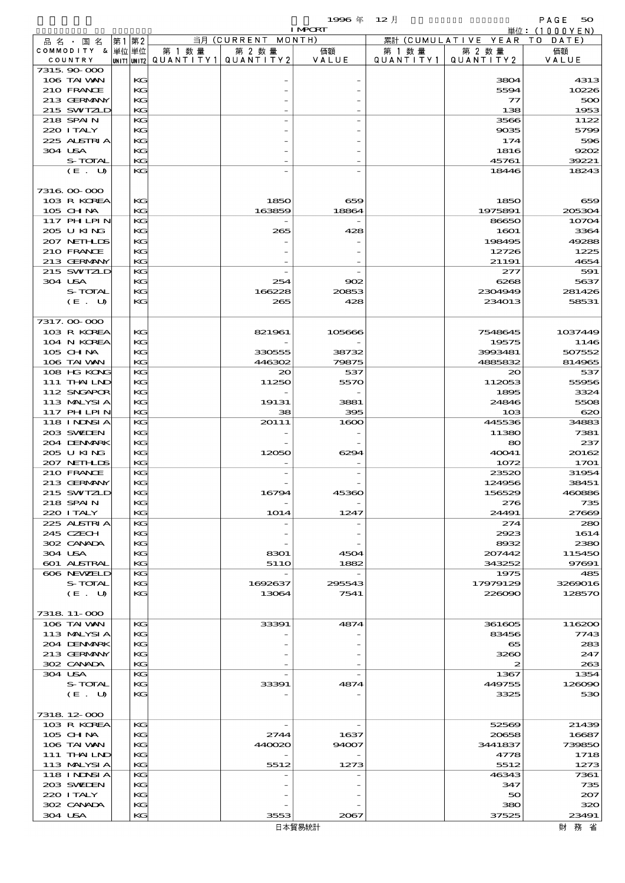1996 年 12 月 IMPORT

単位：(1000YEN)

| 品名・国名 COMMODITY & COUNTRY | 第1 単位 UNIT1 | 第2 単位 UNIT2 | 当月 (CURRENT MONTH) 第1数量 QUANTITY1 | 第2数量 QUANTITY2 | 価額 VALUE | 累計 (CUMULATIVE YEAR TO DATE) 第1数量 QUANTITY1 | 第2数量 QUANTITY2 | 価額 VALUE |
|---|---|---|---|---|---|---|---|---|
| 7315.90-000 | | | | | | | | |
| 106 TAIWAN | | KG | | - | - | | 3804 | 4313 |
| 210 FRANCE | | KG | | - | - | | 5594 | 10226 |
| 213 GERMANY | | KG | | - | - | | 77 | 500 |
| 215 SWITZLD | | KG | | - | - | | 138 | 1953 |
| 218 SPAIN | | KG | | - | - | | 3566 | 1122 |
| 220 ITALY | | KG | | - | - | | 9035 | 5799 |
| 225 AUSTRIA | | KG | | - | - | | 174 | 596 |
| 304 USA | | KG | | - | - | | 1816 | 9202 |
| S-TOTAL | | KG | | - | - | | 45761 | 39221 |
| (E. U) | | KG | | - | - | | 18446 | 18243 |
| 7316.00-000 | | | | | | | | |
| 103 R KOREA | | KG | | 1850 | 659 | | 1850 | 659 |
| 105 CHINA | | KG | | 163859 | 18864 | | 1975891 | 205304 |
| 117 PHILPIN | | KG | | - | - | | 86650 | 10704 |
| 205 U KING | | KG | | 265 | 428 | | 1601 | 3364 |
| 207 NETHLDS | | KG | | - | - | | 198495 | 49288 |
| 210 FRANCE | | KG | | - | - | | 12726 | 1225 |
| 213 GERMANY | | KG | | - | - | | 21191 | 4654 |
| 215 SWITZLD | | KG | | - | - | | 277 | 591 |
| 304 USA | | KG | | 254 | 902 | | 6268 | 5637 |
| S-TOTAL | | KG | | 166228 | 20853 | | 2304949 | 281426 |
| (E. U) | | KG | | 265 | 428 | | 234013 | 58531 |
| 7317.00-000 | | | | | | | | |
| 103 R KOREA | | KG | | 821961 | 105666 | | 7548645 | 1037449 |
| 104 N KOREA | | KG | | - | - | | 19575 | 1146 |
| 105 CHINA | | KG | | 330555 | 38732 | | 3993481 | 507552 |
| 106 TAIWAN | | KG | | 446302 | 79875 | | 4885832 | 814965 |
| 108 HG KONG | | KG | | 20 | 537 | | 20 | 537 |
| 111 THAILND | | KG | | 11250 | 5570 | | 112053 | 55956 |
| 112 SNGAPOR | | KG | | - | - | | 1895 | 3324 |
| 113 MALYSIA | | KG | | 19131 | 3881 | | 24846 | 5508 |
| 117 PHILPIN | | KG | | 38 | 395 | | 103 | 620 |
| 118 INDNSIA | | KG | | 20111 | 1600 | | 445536 | 34883 |
| 203 SWEDEN | | KG | | - | - | | 11380 | 7381 |
| 204 DENMARK | | KG | | - | - | | 80 | 237 |
| 205 U KING | | KG | | 12050 | 6294 | | 40041 | 20162 |
| 207 NETHLDS | | KG | | - | - | | 1072 | 1701 |
| 210 FRANCE | | KG | | - | - | | 23520 | 31954 |
| 213 GERMANY | | KG | | - | - | | 124956 | 38451 |
| 215 SWITZLD | | KG | | 16794 | 45360 | | 156529 | 460886 |
| 218 SPAIN | | KG | | - | - | | 276 | 735 |
| 220 ITALY | | KG | | 1014 | 1247 | | 24491 | 27669 |
| 225 AUSTRIA | | KG | | - | - | | 274 | 280 |
| 245 CZECH | | KG | | - | - | | 2923 | 1614 |
| 302 CANADA | | KG | | - | - | | 8932 | 2380 |
| 304 USA | | KG | | 8301 | 4504 | | 207442 | 115450 |
| 601 AUSTRAL | | KG | | 5110 | 1882 | | 343252 | 97691 |
| 606 NEWZELD | | KG | | - | - | | 1975 | 485 |
| S-TOTAL | | KG | | 1692637 | 295543 | | 17979129 | 3269016 |
| (E. U) | | KG | | 13064 | 7541 | | 226090 | 128570 |
| 7318.11-000 | | | | | | | | |
| 106 TAIWAN | | KG | | 33391 | 4874 | | 361605 | 116200 |
| 113 MALYSIA | | KG | | - | - | | 83456 | 7743 |
| 204 DENMARK | | KG | | - | - | | 65 | 283 |
| 213 GERMANY | | KG | | - | - | | 3260 | 247 |
| 302 CANADA | | KG | | - | - | | 2 | 263 |
| 304 USA | | KG | | - | - | | 1367 | 1354 |
| S-TOTAL | | KG | | 33391 | 4874 | | 449755 | 126090 |
| (E. U) | | KG | | - | - | | 3325 | 530 |
| 7318.12-000 | | | | | | | | |
| 103 R KOREA | | KG | | - | - | | 52569 | 21439 |
| 105 CHINA | | KG | | 2744 | 1637 | | 20658 | 16687 |
| 106 TAIWAN | | KG | | 440020 | 94007 | | 3441837 | 739850 |
| 111 THAILND | | KG | | - | - | | 4778 | 1718 |
| 113 MALYSIA | | KG | | 5512 | 1273 | | 5512 | 1273 |
| 118 INDNSIA | | KG | | - | - | | 46343 | 7361 |
| 203 SWEDEN | | KG | | - | - | | 347 | 735 |
| 220 ITALY | | KG | | - | - | | 50 | 207 |
| 302 CANADA | | KG | | - | - | | 380 | 320 |
| 304 USA | | KG | | 3553 | 2067 | | 37525 | 23491 |

日本貿易統計　財務省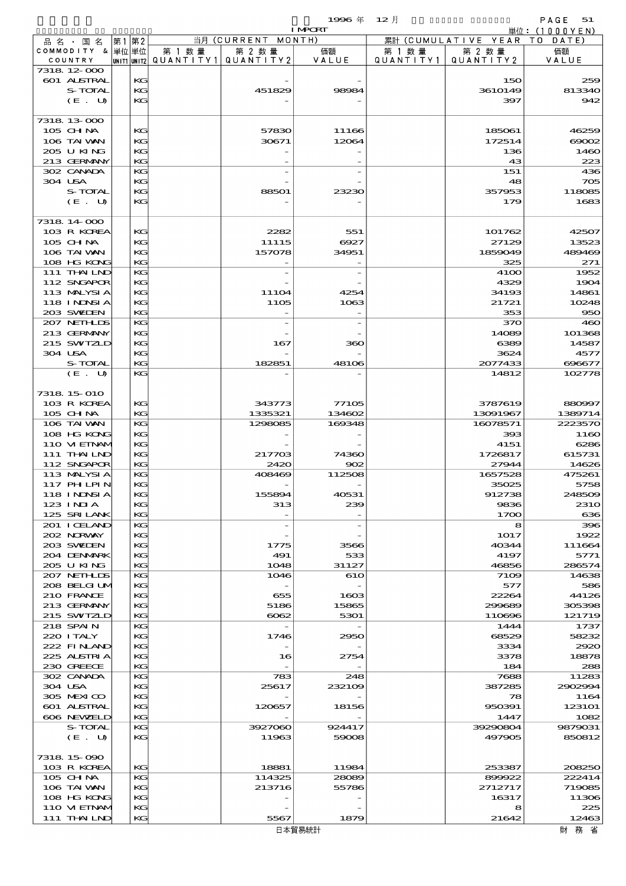1996 年 12 月 IMPORT

単位：(1000YEN)

| 品名・国名 COMMODITY & COUNTRY | 第1 単位 UNIT1 | 第2 単位 UNIT2 | 当月 (CURRENT MONTH) 第1数量 QUANTITY1 | 第2数量 QUANTITY2 | 価額 VALUE | 累計 (CUMULATIVE YEAR TO DATE) 第1数量 QUANTITY1 | 第2数量 QUANTITY2 | 価額 VALUE |
|---|---|---|---|---|---|---|---|---|
| 7318.12-000 | | | | | | | | |
| 601 AUSTRAL | | KG | | - | - | | 150 | 259 |
| S-TOTAL | | KG | | 451829 | 98984 | | 3610149 | 813340 |
| (E. U) | | KG | | - | - | | 397 | 942 |
| 7318.13-000 | | | | | | | | |
| 105 CHINA | | KG | | 57830 | 11166 | | 185061 | 46259 |
| 106 TAIWAN | | KG | | 30671 | 12064 | | 172514 | 69002 |
| 205 U KING | | KG | | - | - | | 136 | 1460 |
| 213 GERMANY | | KG | | - | - | | 43 | 223 |
| 302 CANADA | | KG | | - | - | | 151 | 436 |
| 304 USA | | KG | | - | - | | 48 | 705 |
| S-TOTAL | | KG | | 88501 | 23230 | | 357953 | 118085 |
| (E. U) | | KG | | - | - | | 179 | 1683 |
| 7318.14-000 | | | | | | | | |
| 103 R KOREA | | KG | | 2282 | 551 | | 101762 | 42507 |
| 105 CHINA | | KG | | 11115 | 6927 | | 27129 | 13523 |
| 106 TAIWAN | | KG | | 157078 | 34951 | | 1859049 | 489469 |
| 108 HG KONG | | KG | | - | - | | 325 | 271 |
| 111 THAILND | | KG | | - | - | | 4100 | 1952 |
| 112 SNGAPOR | | KG | | - | - | | 4329 | 1904 |
| 113 MALYSIA | | KG | | 11104 | 4254 | | 34193 | 14861 |
| 118 INDNSIA | | KG | | 1105 | 1063 | | 21721 | 10248 |
| 203 SWEDEN | | KG | | - | - | | 353 | 950 |
| 207 NETHLDS | | KG | | - | - | | 370 | 460 |
| 213 GERMANY | | KG | | - | - | | 14089 | 101368 |
| 215 SWITZLD | | KG | | 167 | 360 | | 6389 | 14587 |
| 304 USA | | KG | | - | - | | 3624 | 4577 |
| S-TOTAL | | KG | | 182851 | 48106 | | 2077433 | 696677 |
| (E. U) | | KG | | - | - | | 14812 | 102778 |
| 7318.15-010 | | | | | | | | |
| 103 R KOREA | | KG | | 343773 | 77105 | | 3787619 | 880997 |
| 105 CHINA | | KG | | 1335321 | 134602 | | 13091967 | 1389714 |
| 106 TAIWAN | | KG | | 1298085 | 169348 | | 16078571 | 2223570 |
| 108 HG KONG | | KG | | - | - | | 393 | 1160 |
| 110 VIETNAM | | KG | | - | - | | 4151 | 6286 |
| 111 THAILND | | KG | | 217703 | 74360 | | 1726817 | 615731 |
| 112 SNGAPOR | | KG | | 2420 | 902 | | 27944 | 14626 |
| 113 MALYSIA | | KG | | 408469 | 112508 | | 1657528 | 475261 |
| 117 PHILPIN | | KG | | - | - | | 35025 | 5758 |
| 118 INDNSIA | | KG | | 155894 | 40531 | | 912738 | 248509 |
| 123 INDIA | | KG | | 313 | 239 | | 9836 | 2310 |
| 125 SRI LANK | | KG | | - | - | | 1700 | 636 |
| 201 ICELAND | | KG | | - | - | | 8 | 396 |
| 202 NORWAY | | KG | | - | - | | 1017 | 1922 |
| 203 SWEDEN | | KG | | 1775 | 3566 | | 40344 | 111664 |
| 204 DENMARK | | KG | | 491 | 533 | | 4197 | 5771 |
| 205 U KING | | KG | | 1048 | 31127 | | 46856 | 286574 |
| 207 NETHLDS | | KG | | 1046 | 610 | | 7109 | 14638 |
| 208 BELGIUM | | KG | | - | - | | 577 | 586 |
| 210 FRANCE | | KG | | 655 | 1603 | | 22264 | 44126 |
| 213 GERMANY | | KG | | 5186 | 15865 | | 299689 | 305398 |
| 215 SWITZLD | | KG | | 6062 | 5301 | | 110696 | 121719 |
| 218 SPAIN | | KG | | - | - | | 1444 | 1737 |
| 220 ITALY | | KG | | 1746 | 2950 | | 68529 | 58232 |
| 222 FINLAND | | KG | | - | - | | 3334 | 2920 |
| 225 AUSTRIA | | KG | | 16 | 2754 | | 3378 | 18878 |
| 230 GREECE | | KG | | - | - | | 184 | 288 |
| 302 CANADA | | KG | | 783 | 248 | | 7688 | 11283 |
| 304 USA | | KG | | 25617 | 232109 | | 387285 | 2902994 |
| 305 MEXICO | | KG | | - | - | | 78 | 1164 |
| 601 AUSTRAL | | KG | | 120657 | 18156 | | 950391 | 123101 |
| 606 NEWZELD | | KG | | - | - | | 1447 | 1082 |
| S-TOTAL | | KG | | 3927060 | 924417 | | 39290804 | 9879031 |
| (E. U) | | KG | | 11963 | 59008 | | 497905 | 850812 |
| 7318.15-090 | | | | | | | | |
| 103 R KOREA | | KG | | 18881 | 11984 | | 253387 | 208250 |
| 105 CHINA | | KG | | 114325 | 28089 | | 899922 | 222414 |
| 106 TAIWAN | | KG | | 213716 | 55786 | | 2712717 | 719085 |
| 108 HG KONG | | KG | | - | - | | 16317 | 11306 |
| 110 VIETNAM | | KG | | - | - | | 8 | 225 |
| 111 THAILND | | KG | | 5567 | 1879 | | 21642 | 12463 |

日本貿易統計 財務省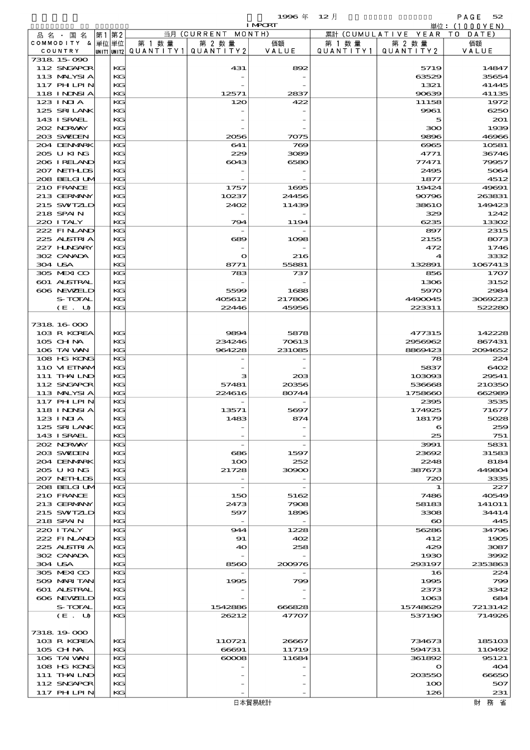| 品名・国名 COMMODITY & COUNTRY | 第1 単位 UNIT1 | 第2 単位 UNIT2 | 当月 (CURRENT MONTH) 第1数量 QUANTITY1 | 第2数量 QUANTITY2 | 価額 VALUE | 累計 (CUMULATIVE YEAR TO DATE) 第1数量 QUANTITY1 | 第2数量 QUANTITY2 | 価額 VALUE |
|---|---|---|---|---|---|---|---|---|
| 7318.15-090 | | | | | | | | |
| 112 SNGAPOR | | KG | | 431 | 892 | | 5719 | 14847 |
| 113 MALYSIA | | KG | | - | - | | 63529 | 35654 |
| 117 PHLPIN | | KG | | - | - | | 1321 | 41445 |
| 118 INDNSIA | | KG | | 12571 | 2837 | | 90639 | 41135 |
| 123 INDIA | | KG | | 120 | 422 | | 11158 | 1972 |
| 125 SRI LANK | | KG | | - | - | | 9961 | 6250 |
| 143 ISRAEL | | KG | | - | - | | 5 | 201 |
| 202 NORWAY | | KG | | - | - | | 300 | 1939 |
| 203 SWEDEN | | KG | | 2056 | 7075 | | 9896 | 46966 |
| 204 DENMARK | | KG | | 641 | 769 | | 6965 | 10581 |
| 205 U KING | | KG | | 229 | 3089 | | 4771 | 36746 |
| 206 IRELAND | | KG | | 6043 | 6580 | | 77471 | 79957 |
| 207 NETHLDS | | KG | | - | - | | 2495 | 5064 |
| 208 BELGIUM | | KG | | - | - | | 1877 | 4512 |
| 210 FRANCE | | KG | | 1757 | 1695 | | 19424 | 49691 |
| 213 GERMANY | | KG | | 10237 | 24456 | | 90796 | 263831 |
| 215 SWITZLD | | KG | | 2402 | 11439 | | 38610 | 149423 |
| 218 SPAIN | | KG | | - | - | | 329 | 1242 |
| 220 ITALY | | KG | | 794 | 1194 | | 6235 | 13302 |
| 222 FINLAND | | KG | | - | - | | 897 | 2315 |
| 225 AUSTRIA | | KG | | 689 | 1098 | | 2155 | 8073 |
| 227 HUNGARY | | KG | | - | - | | 472 | 1746 |
| 302 CANADA | | KG | | 0 | 216 | | 4 | 3332 |
| 304 USA | | KG | | 8771 | 55881 | | 132891 | 1067413 |
| 305 MEXICO | | KG | | 783 | 737 | | 856 | 1707 |
| 601 AUSTRAL | | KG | | - | - | | 1306 | 3152 |
| 606 NEWZELD | | KG | | 5599 | 1688 | | 5970 | 2984 |
| S-TOTAL | | KG | | 405612 | 217806 | | 4490045 | 3069223 |
| (E. U) | | KG | | 22446 | 45956 | | 223311 | 522280 |
| 7318.16-000 | | | | | | | | |
| 103 R KOREA | | KG | | 9894 | 5878 | | 477315 | 142228 |
| 105 CHINA | | KG | | 234246 | 70613 | | 2956962 | 867431 |
| 106 TAIWAN | | KG | | 964228 | 231085 | | 8869423 | 2094652 |
| 108 HG KONG | | KG | | - | - | | 78 | 224 |
| 110 VIETNAM | | KG | | - | - | | 5837 | 6402 |
| 111 THAILND | | KG | | 3 | 203 | | 103093 | 29541 |
| 112 SNGAPOR | | KG | | 57481 | 20356 | | 536668 | 210350 |
| 113 MALYSIA | | KG | | 224616 | 80744 | | 1758660 | 662989 |
| 117 PHLPIN | | KG | | - | - | | 2395 | 3535 |
| 118 INDNSIA | | KG | | 13571 | 5697 | | 174925 | 71677 |
| 123 INDIA | | KG | | 1483 | 874 | | 18179 | 5028 |
| 125 SRI LANK | | KG | | - | - | | 6 | 259 |
| 143 ISRAEL | | KG | | - | - | | 25 | 751 |
| 202 NORWAY | | KG | | - | - | | 3991 | 5831 |
| 203 SWEDEN | | KG | | 686 | 1597 | | 23692 | 31583 |
| 204 DENMARK | | KG | | 100 | 252 | | 2248 | 8184 |
| 205 U KING | | KG | | 21728 | 30900 | | 387673 | 449804 |
| 207 NETHLDS | | KG | | - | - | | 720 | 3335 |
| 208 BELGIUM | | KG | | - | - | | 1 | 227 |
| 210 FRANCE | | KG | | 150 | 5162 | | 7486 | 40549 |
| 213 GERMANY | | KG | | 2473 | 7908 | | 58183 | 141011 |
| 215 SWITZLD | | KG | | 597 | 1896 | | 3308 | 34414 |
| 218 SPAIN | | KG | | - | - | | 60 | 445 |
| 220 ITALY | | KG | | 944 | 1228 | | 56286 | 34796 |
| 222 FINLAND | | KG | | 91 | 402 | | 412 | 1905 |
| 225 AUSTRIA | | KG | | 40 | 258 | | 429 | 3087 |
| 302 CANADA | | KG | | - | - | | 1930 | 3992 |
| 304 USA | | KG | | 8560 | 200976 | | 293197 | 2353863 |
| 305 MEXICO | | KG | | - | - | | 16 | 224 |
| 509 MARITAN | | KG | | 1995 | 799 | | 1995 | 799 |
| 601 AUSTRAL | | KG | | - | - | | 2373 | 3342 |
| 606 NEWZELD | | KG | | - | - | | 1063 | 684 |
| S-TOTAL | | KG | | 1542886 | 666828 | | 15748629 | 7213142 |
| (E. U) | | KG | | 26212 | 47707 | | 537190 | 714926 |
| 7318.19-000 | | | | | | | | |
| 103 R KOREA | | KG | | 110721 | 26667 | | 734673 | 185103 |
| 105 CHINA | | KG | | 66691 | 11719 | | 594731 | 110492 |
| 106 TAIWAN | | KG | | 60008 | 11684 | | 361892 | 95121 |
| 108 HG KONG | | KG | | - | - | | 0 | 404 |
| 111 THAILND | | KG | | - | - | | 203550 | 66650 |
| 112 SNGAPOR | | KG | | - | - | | 100 | 507 |
| 117 PHLPIN | | KG | | - | - | | 126 | 231 |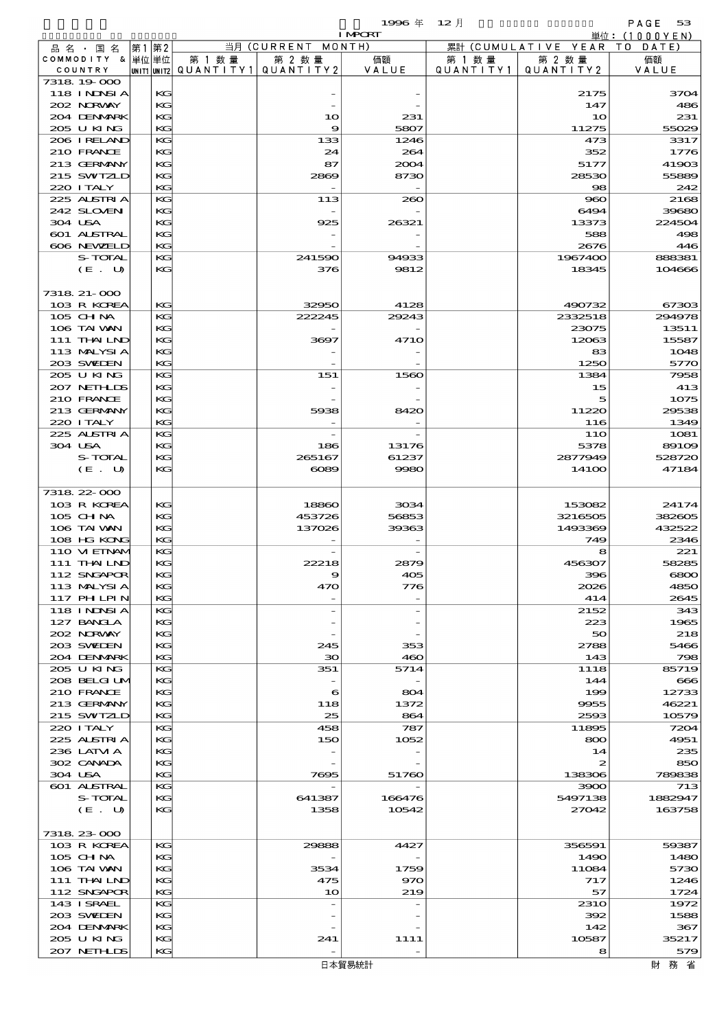1996 年 12 月 IMPORT

単位：(1000YEN)

| 品名・国名 COMMODITY & COUNTRY | 第1 単位 UNIT1 | 第2 単位 UNIT2 | 当月 (CURRENT MONTH) 第1数量 QUANTITY1 | 第2数量 QUANTITY2 | 価額 VALUE | 累計 (CUMULATIVE YEAR TO DATE) 第1数量 QUANTITY1 | 第2数量 QUANTITY2 | 価額 VALUE |
|---|---|---|---|---|---|---|---|---|
| 7318.19-000 | | | | | | | | |
| 118 INDNSIA | | KG | | - | - | | 2175 | 3704 |
| 202 NORWAY | | KG | | - | - | | 147 | 486 |
| 204 DENMARK | | KG | | 10 | 231 | | 10 | 231 |
| 205 U KING | | KG | | 9 | 5807 | | 11275 | 55029 |
| 206 IRELAND | | KG | | 133 | 1246 | | 473 | 3317 |
| 210 FRANCE | | KG | | 24 | 264 | | 352 | 1776 |
| 213 GERMANY | | KG | | 87 | 2004 | | 5177 | 41903 |
| 215 SWTZLD | | KG | | 2869 | 8730 | | 28530 | 55889 |
| 220 ITALY | | KG | | - | - | | 98 | 242 |
| 225 AUSTRIA | | KG | | 113 | 260 | | 960 | 2168 |
| 242 SLOVEN | | KG | | - | - | | 6494 | 39680 |
| 304 USA | | KG | | 925 | 26321 | | 13373 | 224504 |
| 601 AUSTRAL | | KG | | - | - | | 588 | 498 |
| 606 NEWZELD | | KG | | - | - | | 2676 | 446 |
| S-TOTAL | | KG | | 241590 | 94933 | | 1967400 | 888381 |
| (E. U) | | KG | | 376 | 9812 | | 18345 | 104666 |
| 7318.21-000 | | | | | | | | |
| 103 R KOREA | | KG | | 32950 | 4128 | | 490732 | 67303 |
| 105 CHINA | | KG | | 222245 | 29243 | | 2332518 | 294978 |
| 106 TAIWAN | | KG | | - | - | | 23075 | 13511 |
| 111 THAILND | | KG | | 3697 | 4710 | | 12063 | 15587 |
| 113 MALYSIA | | KG | | - | - | | 83 | 1048 |
| 203 SWEDEN | | KG | | - | - | | 1250 | 5770 |
| 205 U KING | | KG | | 151 | 1560 | | 1384 | 7958 |
| 207 NETHLDS | | KG | | - | - | | 15 | 413 |
| 210 FRANCE | | KG | | - | - | | 5 | 1075 |
| 213 GERMANY | | KG | | 5938 | 8420 | | 11220 | 29538 |
| 220 ITALY | | KG | | - | - | | 116 | 1349 |
| 225 AUSTRIA | | KG | | - | - | | 110 | 1081 |
| 304 USA | | KG | | 186 | 13176 | | 5378 | 89109 |
| S-TOTAL | | KG | | 265167 | 61237 | | 2877949 | 528720 |
| (E. U) | | KG | | 6089 | 9980 | | 14100 | 47184 |
| 7318.22-000 | | | | | | | | |
| 103 R KOREA | | KG | | 18860 | 3034 | | 153082 | 24174 |
| 105 CHINA | | KG | | 453726 | 56853 | | 3216505 | 382605 |
| 106 TAIWAN | | KG | | 137026 | 39363 | | 1493369 | 432522 |
| 108 HG KONG | | KG | | - | - | | 749 | 2346 |
| 110 VIETNAM | | KG | | - | - | | 8 | 221 |
| 111 THAILND | | KG | | 22218 | 2879 | | 456307 | 58285 |
| 112 SNGAPOR | | KG | | 9 | 405 | | 396 | 6800 |
| 113 MALYSIA | | KG | | 470 | 776 | | 2026 | 4850 |
| 117 PHILPIN | | KG | | - | - | | 414 | 2645 |
| 118 INDNSIA | | KG | | - | - | | 2152 | 343 |
| 127 BANGLA | | KG | | - | - | | 223 | 1965 |
| 202 NORWAY | | KG | | - | - | | 50 | 218 |
| 203 SWEDEN | | KG | | 245 | 353 | | 2788 | 5466 |
| 204 DENMARK | | KG | | 30 | 460 | | 143 | 798 |
| 205 U KING | | KG | | 351 | 5714 | | 1118 | 85719 |
| 208 BELGIUM | | KG | | - | - | | 144 | 666 |
| 210 FRANCE | | KG | | 6 | 804 | | 199 | 12733 |
| 213 GERMANY | | KG | | 118 | 1372 | | 9955 | 46221 |
| 215 SWTZLD | | KG | | 25 | 864 | | 2593 | 10579 |
| 220 ITALY | | KG | | 458 | 787 | | 11895 | 7204 |
| 225 AUSTRIA | | KG | | 150 | 1052 | | 800 | 4951 |
| 236 LATVIA | | KG | | - | - | | 14 | 235 |
| 302 CANADA | | KG | | - | - | | 2 | 850 |
| 304 USA | | KG | | 7695 | 51760 | | 138306 | 789838 |
| 601 AUSTRAL | | KG | | - | - | | 3900 | 713 |
| S-TOTAL | | KG | | 641387 | 166476 | | 5497138 | 1882947 |
| (E. U) | | KG | | 1358 | 10542 | | 27042 | 163758 |
| 7318.23-000 | | | | | | | | |
| 103 R KOREA | | KG | | 29888 | 4427 | | 356591 | 59387 |
| 105 CHINA | | KG | | - | - | | 1490 | 1480 |
| 106 TAIWAN | | KG | | 3534 | 1759 | | 11084 | 5730 |
| 111 THAILND | | KG | | 475 | 970 | | 717 | 1246 |
| 112 SNGAPOR | | KG | | 10 | 219 | | 57 | 1724 |
| 143 ISRAEL | | KG | | - | - | | 2310 | 1972 |
| 203 SWEDEN | | KG | | - | - | | 392 | 1588 |
| 204 DENMARK | | KG | | - | - | | 142 | 367 |
| 205 U KING | | KG | | 241 | 1111 | | 10587 | 35217 |
| 207 NETHLDS | | KG | | - | - | | 8 | 579 |

日本貿易統計　財務省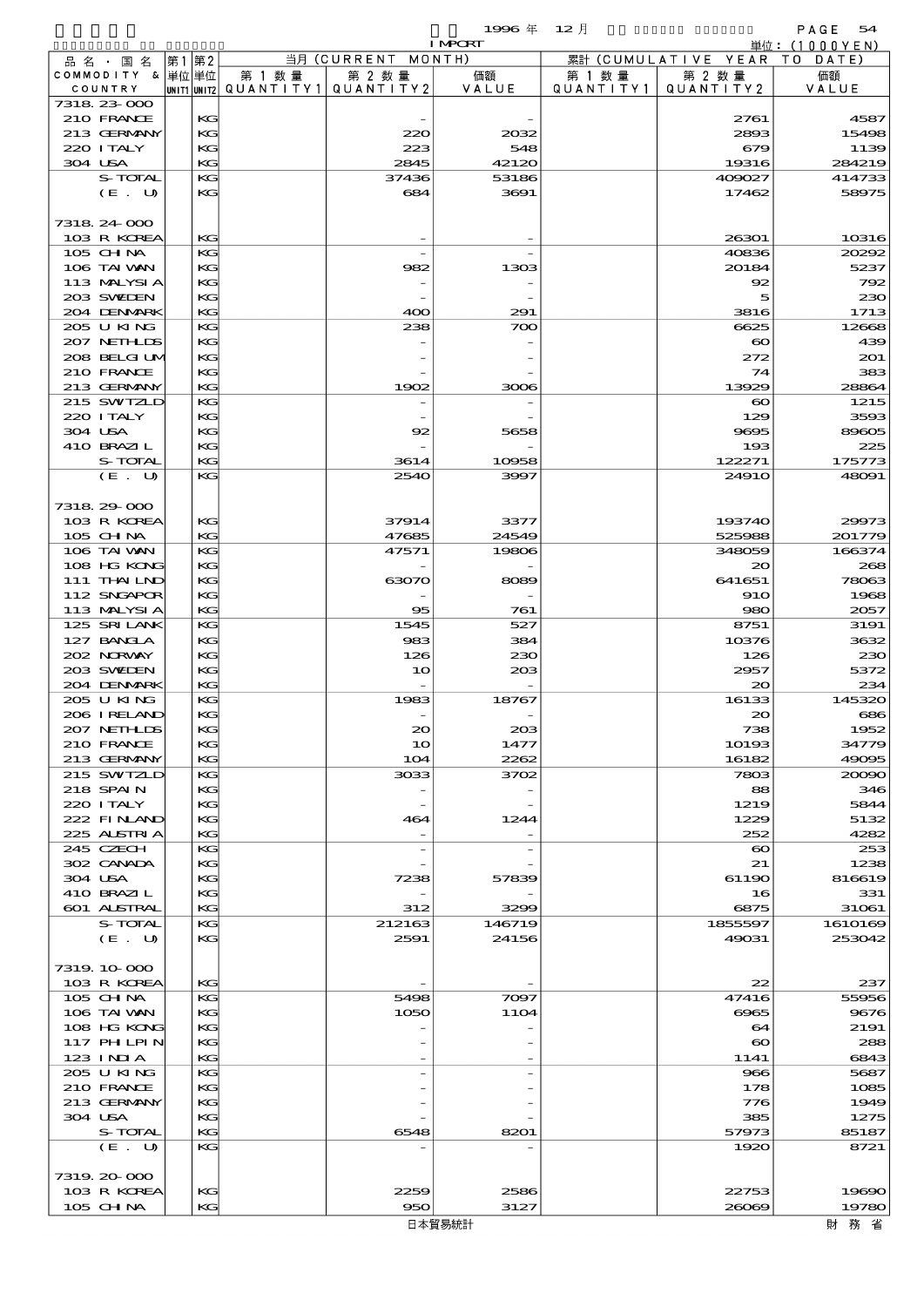1996 年 12 月 IMPORT

単位：(1000YEN)

| 品名・国名 COMMODITY & COUNTRY | 第1単位 UNIT1 | 第2単位 UNIT2 | 当月 (CURRENT MONTH) 第1数量 QUANTITY1 | 第2数量 QUANTITY2 | 価額 VALUE | 累計 (CUMULATIVE YEAR TO DATE) 第1数量 QUANTITY1 | 第2数量 QUANTITY2 | 価額 VALUE |
|---|---|---|---|---|---|---|---|---|
| 7318.23-000 | | | | | | | | |
| 210 FRANCE | | KG | | - | - | | 2761 | 4587 |
| 213 GERMANY | | KG | | 220 | 2032 | | 2893 | 15498 |
| 220 ITALY | | KG | | 223 | 548 | | 679 | 1139 |
| 304 USA | | KG | | 2845 | 42120 | | 19316 | 284219 |
| S-TOTAL | | KG | | 37436 | 53186 | | 409027 | 414733 |
| (E. U) | | KG | | 684 | 3691 | | 17462 | 58975 |
| 7318.24-000 | | | | | | | | |
| 103 R KOREA | | KG | | - | - | | 26301 | 10316 |
| 105 CHINA | | KG | | - | - | | 40836 | 20292 |
| 106 TAIWAN | | KG | | 982 | 1303 | | 20184 | 5237 |
| 113 MALYSIA | | KG | | - | - | | 92 | 792 |
| 203 SWEDEN | | KG | | - | - | | 5 | 230 |
| 204 DENMARK | | KG | | 400 | 291 | | 3816 | 1713 |
| 205 U KING | | KG | | 238 | 700 | | 6625 | 12668 |
| 207 NETHLDS | | KG | | - | - | | 60 | 439 |
| 208 BELGIUM | | KG | | - | - | | 272 | 201 |
| 210 FRANCE | | KG | | - | - | | 74 | 383 |
| 213 GERMANY | | KG | | 1902 | 3006 | | 13929 | 28864 |
| 215 SWITZLD | | KG | | - | - | | 60 | 1215 |
| 220 ITALY | | KG | | - | - | | 129 | 3593 |
| 304 USA | | KG | | 92 | 5658 | | 9695 | 89605 |
| 410 BRAZIL | | KG | | - | - | | 193 | 225 |
| S-TOTAL | | KG | | 3614 | 10958 | | 122271 | 175773 |
| (E. U) | | KG | | 2540 | 3997 | | 24910 | 48091 |
| 7318.29-000 | | | | | | | | |
| 103 R KOREA | | KG | | 37914 | 3377 | | 193740 | 29973 |
| 105 CHINA | | KG | | 47685 | 24549 | | 525988 | 201779 |
| 106 TAIWAN | | KG | | 47571 | 19806 | | 348059 | 166374 |
| 108 HG KONG | | KG | | - | - | | 20 | 268 |
| 111 THAILND | | KG | | 63070 | 8089 | | 641651 | 78063 |
| 112 SNGAPOR | | KG | | - | - | | 910 | 1968 |
| 113 MALYSIA | | KG | | 95 | 761 | | 980 | 2057 |
| 125 SRI LANK | | KG | | 1545 | 527 | | 8751 | 3191 |
| 127 BANGLA | | KG | | 983 | 384 | | 10376 | 3632 |
| 202 NORWAY | | KG | | 126 | 230 | | 126 | 230 |
| 203 SWEDEN | | KG | | 10 | 203 | | 2957 | 5372 |
| 204 DENMARK | | KG | | - | - | | 20 | 234 |
| 205 U KING | | KG | | 1983 | 18767 | | 16133 | 145320 |
| 206 IRELAND | | KG | | - | - | | 20 | 686 |
| 207 NETHLDS | | KG | | 20 | 203 | | 738 | 1952 |
| 210 FRANCE | | KG | | 10 | 1477 | | 10193 | 34779 |
| 213 GERMANY | | KG | | 104 | 2262 | | 16182 | 49095 |
| 215 SWITZLD | | KG | | 3033 | 3702 | | 7803 | 20090 |
| 218 SPAIN | | KG | | - | - | | 88 | 346 |
| 220 ITALY | | KG | | - | - | | 1219 | 5844 |
| 222 FINLAND | | KG | | 464 | 1244 | | 1229 | 5132 |
| 225 AUSTRIA | | KG | | - | - | | 252 | 4282 |
| 245 CZECH | | KG | | - | - | | 60 | 253 |
| 302 CANADA | | KG | | - | - | | 21 | 1238 |
| 304 USA | | KG | | 7238 | 57839 | | 61190 | 816619 |
| 410 BRAZIL | | KG | | - | - | | 16 | 331 |
| 601 AUSTRAL | | KG | | 312 | 3299 | | 6875 | 31061 |
| S-TOTAL | | KG | | 212163 | 146719 | | 1855597 | 1610169 |
| (E. U) | | KG | | 2591 | 24156 | | 49031 | 253042 |
| 7319.10-000 | | | | | | | | |
| 103 R KOREA | | KG | | - | - | | 22 | 237 |
| 105 CHINA | | KG | | 5498 | 7097 | | 47416 | 55956 |
| 106 TAIWAN | | KG | | 1050 | 1104 | | 6965 | 9676 |
| 108 HG KONG | | KG | | - | - | | 64 | 2191 |
| 117 PHILPIN | | KG | | - | - | | 60 | 288 |
| 123 INDIA | | KG | | - | - | | 1141 | 6843 |
| 205 U KING | | KG | | - | - | | 966 | 5687 |
| 210 FRANCE | | KG | | - | - | | 178 | 1085 |
| 213 GERMANY | | KG | | - | - | | 776 | 1949 |
| 304 USA | | KG | | - | - | | 385 | 1275 |
| S-TOTAL | | KG | | 6548 | 8201 | | 57973 | 85187 |
| (E. U) | | KG | | - | - | | 1920 | 8721 |
| 7319.20-000 | | | | | | | | |
| 103 R KOREA | | KG | | 2259 | 2586 | | 22753 | 19690 |
| 105 CHINA | | KG | | 950 | 3127 | | 26069 | 19780 |

日本貿易統計 財務省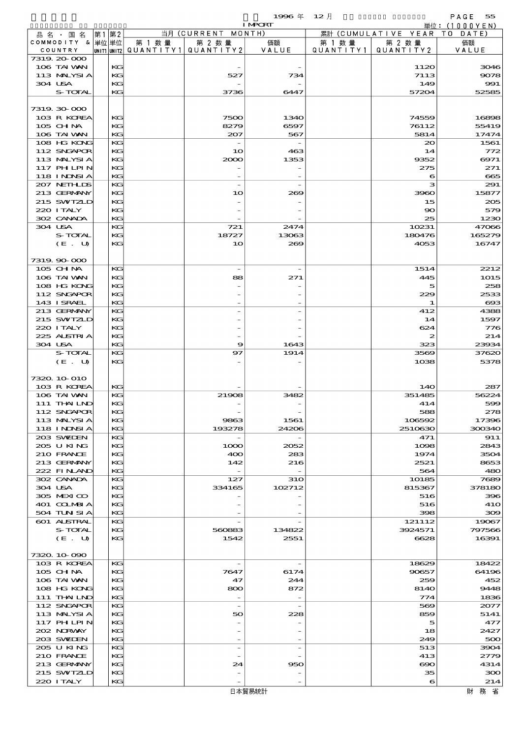1996 年 12 月 IMPORT

単位：(1000YEN)

| 品名・国名 COMMODITY & COUNTRY | 第1 単位 UNIT1 | 第2 単位 UNIT2 | 当月 (CURRENT MONTH) 第1数量 QUANTITY1 | 第2数量 QUANTITY2 | 価額 VALUE | 累計 (CUMULATIVE YEAR TO DATE) 第1数量 QUANTITY1 | 第2数量 QUANTITY2 | 価額 VALUE |
|---|---|---|---|---|---|---|---|---|
| 7319.20-000 | | | | | | | | |
| 106 TAIWAN | | KG | | - | - | | 1120 | 3046 |
| 113 MALYSIA | | KG | | 527 | 734 | | 7113 | 9078 |
| 304 USA | | KG | | - | - | | 149 | 991 |
| S-TOTAL | | KG | | 3736 | 6447 | | 57204 | 52585 |
| 7319.30-000 | | | | | | | | |
| 103 R KOREA | | KG | | 7500 | 1340 | | 74559 | 16898 |
| 105 CHINA | | KG | | 8279 | 6597 | | 76112 | 55419 |
| 106 TAIWAN | | KG | | 207 | 567 | | 5814 | 17474 |
| 108 HG KONG | | KG | | - | - | | 20 | 1561 |
| 112 SNGAPOR | | KG | | 10 | 463 | | 14 | 772 |
| 113 MALYSIA | | KG | | 2000 | 1353 | | 9352 | 6971 |
| 117 PHILPIN | | KG | | - | - | | 275 | 271 |
| 118 INDNSIA | | KG | | - | - | | 6 | 665 |
| 207 NETHLDS | | KG | | - | - | | 3 | 291 |
| 213 GERMANY | | KG | | 10 | 269 | | 3960 | 15877 |
| 215 SWITZLD | | KG | | - | - | | 15 | 205 |
| 220 ITALY | | KG | | - | - | | 90 | 579 |
| 302 CANADA | | KG | | - | - | | 25 | 1230 |
| 304 USA | | KG | | 721 | 2474 | | 10231 | 47066 |
| S-TOTAL | | KG | | 18727 | 13063 | | 180476 | 165279 |
| (E. U) | | KG | | 10 | 269 | | 4053 | 16747 |
| 7319.90-000 | | | | | | | | |
| 105 CHINA | | KG | | - | - | | 1514 | 2212 |
| 106 TAIWAN | | KG | | 88 | 271 | | 445 | 1015 |
| 108 HG KONG | | KG | | - | - | | 5 | 258 |
| 112 SNGAPOR | | KG | | - | - | | 229 | 2533 |
| 143 ISRAEL | | KG | | - | - | | 1 | 693 |
| 213 GERMANY | | KG | | - | - | | 412 | 4388 |
| 215 SWITZLD | | KG | | - | - | | 14 | 1597 |
| 220 ITALY | | KG | | - | - | | 624 | 776 |
| 225 ALSTRIA | | KG | | - | - | | 2 | 214 |
| 304 USA | | KG | | 9 | 1643 | | 323 | 23934 |
| S-TOTAL | | KG | | 97 | 1914 | | 3569 | 37620 |
| (E. U) | | KG | | - | - | | 1038 | 5378 |
| 7320.10-010 | | | | | | | | |
| 103 R KOREA | | KG | | - | - | | 140 | 287 |
| 106 TAIWAN | | KG | | 21908 | 3482 | | 351485 | 56224 |
| 111 THAILND | | KG | | - | - | | 414 | 599 |
| 112 SNGAPOR | | KG | | - | - | | 588 | 278 |
| 113 MALYSIA | | KG | | 9863 | 1561 | | 106592 | 17396 |
| 118 INDNSIA | | KG | | 193278 | 24206 | | 2510630 | 300340 |
| 203 SWEDEN | | KG | | - | - | | 471 | 911 |
| 205 U KING | | KG | | 1000 | 2052 | | 1098 | 2843 |
| 210 FRANCE | | KG | | 400 | 283 | | 1974 | 3504 |
| 213 GERMANY | | KG | | 142 | 216 | | 2521 | 8653 |
| 222 FINLAND | | KG | | - | - | | 564 | 480 |
| 302 CANADA | | KG | | 127 | 310 | | 10185 | 7689 |
| 304 USA | | KG | | 334165 | 102712 | | 815367 | 378180 |
| 305 MEXICO | | KG | | - | - | | 516 | 396 |
| 401 COLMBIA | | KG | | - | - | | 516 | 410 |
| 504 TUNISIA | | KG | | - | - | | 398 | 309 |
| 601 ALSTRAL | | KG | | - | - | | 121112 | 19067 |
| S-TOTAL | | KG | | 560883 | 134822 | | 3924571 | 797566 |
| (E. U) | | KG | | 1542 | 2551 | | 6628 | 16391 |
| 7320.10-090 | | | | | | | | |
| 103 R KOREA | | KG | | - | - | | 18629 | 18422 |
| 105 CHINA | | KG | | 7647 | 6174 | | 90657 | 64196 |
| 106 TAIWAN | | KG | | 47 | 244 | | 259 | 452 |
| 108 HG KONG | | KG | | 800 | 872 | | 8140 | 9448 |
| 111 THAILND | | KG | | - | - | | 774 | 1836 |
| 112 SNGAPOR | | KG | | - | - | | 569 | 2077 |
| 113 MALYSIA | | KG | | 50 | 228 | | 859 | 5141 |
| 117 PHILPIN | | KG | | - | - | | 5 | 477 |
| 202 NORWAY | | KG | | - | - | | 18 | 2427 |
| 203 SWEDEN | | KG | | - | - | | 249 | 500 |
| 205 U KING | | KG | | - | - | | 513 | 3904 |
| 210 FRANCE | | KG | | - | - | | 413 | 2779 |
| 213 GERMANY | | KG | | 24 | 950 | | 690 | 4314 |
| 215 SWITZLD | | KG | | - | - | | 35 | 300 |
| 220 ITALY | | KG | | - | - | | 6 | 214 |

日本貿易統計　　財務省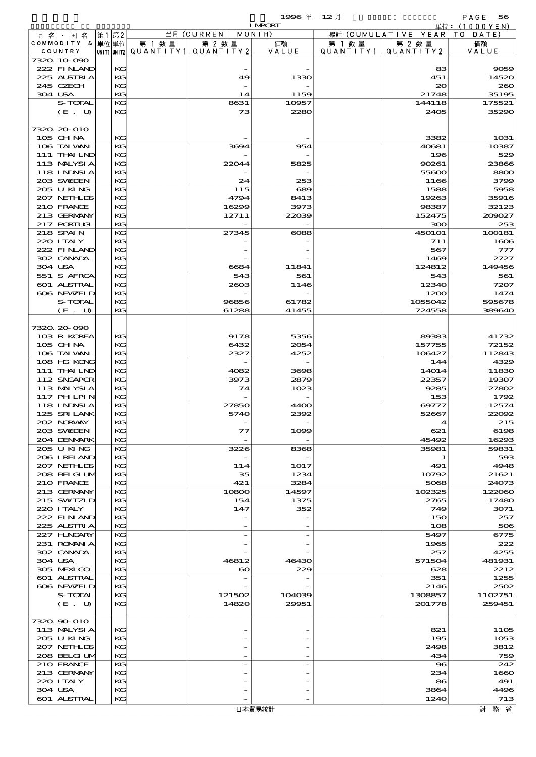1996 年 12 月 IMPORT

単位：(1000YEN)

| 品名・国名 COMMODITY & COUNTRY | 第1 単位 UNIT1 | 第2 単位 UNIT2 | 当月 (CURRENT MONTH) 第1数量 QUANTITY1 | 第2数量 QUANTITY2 | 価額 VALUE | 累計 (CUMULATIVE YEAR TO DATE) 第1数量 QUANTITY1 | 第2数量 QUANTITY2 | 価額 VALUE |
|---|---|---|---|---|---|---|---|---|
| 7320.10-090 | | | | | | | | |
| 222 FINLAND | | KG | | - | - | | 83 | 9059 |
| 225 AUSTRIA | | KG | | 49 | 1330 | | 451 | 14520 |
| 245 CZECH | | KG | | - | - | | 20 | 260 |
| 304 USA | | KG | | 14 | 1159 | | 21748 | 35195 |
| S-TOTAL | | KG | | 8631 | 10957 | | 144118 | 175521 |
| (E. U) | | KG | | 73 | 2280 | | 2405 | 35290 |
| 7320.20-010 | | | | | | | | |
| 105 CHINA | | KG | | - | - | | 3382 | 1031 |
| 106 TAIWAN | | KG | | 3694 | 954 | | 40681 | 10387 |
| 111 THAILND | | KG | | - | - | | 196 | 529 |
| 113 MALYSIA | | KG | | 22044 | 5825 | | 90261 | 23866 |
| 118 INDNSIA | | KG | | - | - | | 55600 | 8800 |
| 203 SWEDEN | | KG | | 24 | 253 | | 1166 | 3799 |
| 205 U KING | | KG | | 115 | 689 | | 1588 | 5958 |
| 207 NETHLDS | | KG | | 4794 | 8413 | | 19263 | 35916 |
| 210 FRANCE | | KG | | 16299 | 3973 | | 98387 | 32123 |
| 213 GERMANY | | KG | | 12711 | 22039 | | 152475 | 209027 |
| 217 PORTUGL | | KG | | - | - | | 300 | 253 |
| 218 SPAIN | | KG | | 27345 | 6088 | | 450101 | 100181 |
| 220 ITALY | | KG | | - | - | | 711 | 1606 |
| 222 FINLAND | | KG | | - | - | | 567 | 777 |
| 302 CANADA | | KG | | - | - | | 1469 | 2727 |
| 304 USA | | KG | | 6684 | 11841 | | 124812 | 149456 |
| 551 S AFRCA | | KG | | 543 | 561 | | 543 | 561 |
| 601 AUSTRAL | | KG | | 2603 | 1146 | | 12340 | 7207 |
| 606 NEWZELD | | KG | | - | - | | 1200 | 1474 |
| S-TOTAL | | KG | | 96856 | 61782 | | 1055042 | 595678 |
| (E. U) | | KG | | 61288 | 41455 | | 724558 | 389640 |
| 7320.20-090 | | | | | | | | |
| 103 R KOREA | | KG | | 9178 | 5356 | | 89383 | 41732 |
| 105 CHINA | | KG | | 6432 | 2054 | | 157755 | 72152 |
| 106 TAIWAN | | KG | | 2327 | 4252 | | 106427 | 112843 |
| 108 HG KONG | | KG | | - | - | | 144 | 4329 |
| 111 THAILND | | KG | | 4082 | 3698 | | 14014 | 11830 |
| 112 SNGAPOR | | KG | | 3973 | 2879 | | 22357 | 19307 |
| 113 MALYSIA | | KG | | 74 | 1023 | | 9285 | 27802 |
| 117 PHLPIN | | KG | | - | - | | 153 | 1792 |
| 118 INDNSIA | | KG | | 27850 | 4400 | | 69777 | 12574 |
| 125 SRI LANK | | KG | | 5740 | 2392 | | 52667 | 22092 |
| 202 NORWAY | | KG | | - | - | | 4 | 215 |
| 203 SWEDEN | | KG | | 77 | 1099 | | 621 | 6198 |
| 204 DENMARK | | KG | | - | - | | 45492 | 16293 |
| 205 U KING | | KG | | 3226 | 8368 | | 35981 | 59831 |
| 206 IRELAND | | KG | | - | - | | 1 | 593 |
| 207 NETHLDS | | KG | | 114 | 1017 | | 491 | 4948 |
| 208 BELGIUM | | KG | | 35 | 1234 | | 10792 | 21621 |
| 210 FRANCE | | KG | | 421 | 3284 | | 5068 | 24073 |
| 213 GERMANY | | KG | | 10800 | 14597 | | 102325 | 122060 |
| 215 SWITZLD | | KG | | 154 | 1375 | | 2765 | 17480 |
| 220 ITALY | | KG | | 147 | 352 | | 749 | 3071 |
| 222 FINLAND | | KG | | - | - | | 150 | 257 |
| 225 AUSTRIA | | KG | | - | - | | 108 | 506 |
| 227 HUNGARY | | KG | | - | - | | 5497 | 6775 |
| 231 ROMANIA | | KG | | - | - | | 1965 | 222 |
| 302 CANADA | | KG | | - | - | | 257 | 4255 |
| 304 USA | | KG | | 46812 | 46430 | | 571504 | 481931 |
| 305 MEXICO | | KG | | 60 | 229 | | 628 | 2212 |
| 601 AUSTRAL | | KG | | - | - | | 351 | 1255 |
| 606 NEWZELD | | KG | | - | - | | 2146 | 2502 |
| S-TOTAL | | KG | | 121502 | 104039 | | 1308857 | 1102751 |
| (E. U) | | KG | | 14820 | 29951 | | 201778 | 259451 |
| 7320.90-010 | | | | | | | | |
| 113 MALYSIA | | KG | | - | - | | 821 | 1105 |
| 205 U KING | | KG | | - | - | | 195 | 1053 |
| 207 NETHLDS | | KG | | - | - | | 2498 | 3812 |
| 208 BELGIUM | | KG | | - | - | | 434 | 759 |
| 210 FRANCE | | KG | | - | - | | 96 | 242 |
| 213 GERMANY | | KG | | - | - | | 234 | 1660 |
| 220 ITALY | | KG | | - | - | | 86 | 491 |
| 304 USA | | KG | | - | - | | 3864 | 4496 |
| 601 AUSTRAL | | KG | | - | - | | 1240 | 713 |

日本貿易統計　財務省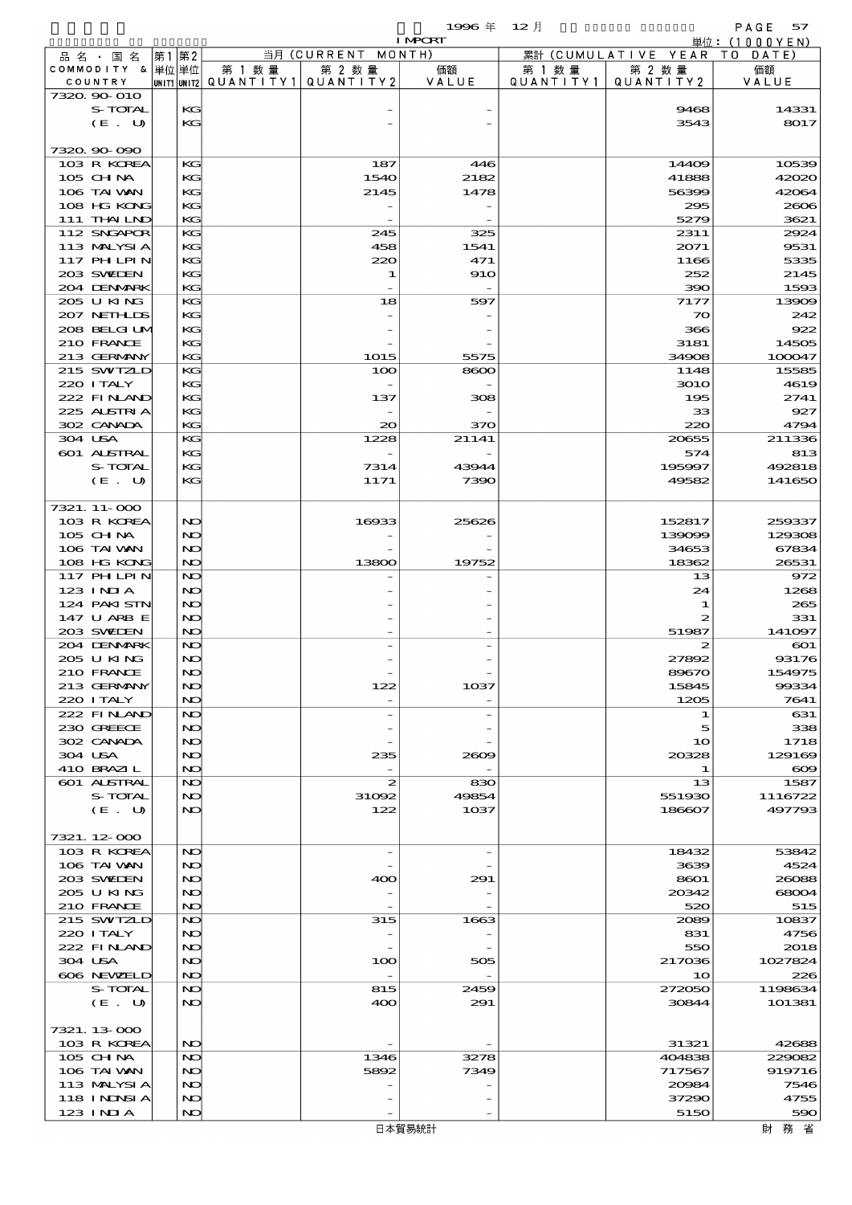| 品名・国名 COMMODITY & COUNTRY | 第1 単位 UNIT1 | 第2 単位 UNIT2 | 当月 (CURRENT MONTH) 第1数量 QUANTITY1 | 第2数量 QUANTITY2 | 価額 VALUE | 累計 (CUMULATIVE YEAR TO DATE) 第1数量 QUANTITY1 | 第2数量 QUANTITY2 | 価額 VALUE |
|---|---|---|---|---|---|---|---|---|
| 7320.90-010 | | | | | | | | |
| S-TOTAL | | KG | | - | - | | 9468 | 14331 |
| (E. U) | | KG | | - | - | | 3543 | 8017 |
| 7320.90-090 | | | | | | | | |
| 103 R KOREA | | KG | | 187 | 446 | | 14409 | 10539 |
| 105 CHINA | | KG | | 1540 | 2182 | | 41888 | 42020 |
| 106 TAIWAN | | KG | | 2145 | 1478 | | 56399 | 42064 |
| 108 HG KONG | | KG | | - | - | | 295 | 2606 |
| 111 THAILND | | KG | | - | - | | 5279 | 3621 |
| 112 SNGAPOR | | KG | | 245 | 325 | | 2311 | 2924 |
| 113 MALYSIA | | KG | | 458 | 1541 | | 2071 | 9531 |
| 117 PHLPIN | | KG | | 220 | 471 | | 1166 | 5335 |
| 203 SWEDEN | | KG | | 1 | 910 | | 252 | 2145 |
| 204 DENMARK | | KG | | - | - | | 390 | 1593 |
| 205 U KING | | KG | | 18 | 597 | | 7177 | 13909 |
| 207 NETHLDS | | KG | | - | - | | 70 | 242 |
| 208 BELGIUM | | KG | | - | - | | 366 | 922 |
| 210 FRANCE | | KG | | - | - | | 3181 | 14505 |
| 213 GERMANY | | KG | | 1015 | 5575 | | 34908 | 100047 |
| 215 SWTZLD | | KG | | 100 | 8600 | | 1148 | 15585 |
| 220 ITALY | | KG | | - | - | | 3010 | 4619 |
| 222 FINLAND | | KG | | 137 | 308 | | 195 | 2741 |
| 225 AUSTRIA | | KG | | - | - | | 33 | 927 |
| 302 CANADA | | KG | | 20 | 370 | | 220 | 4794 |
| 304 USA | | KG | | 1228 | 21141 | | 20655 | 211336 |
| 601 AUSTRAL | | KG | | - | - | | 574 | 813 |
| S-TOTAL | | KG | | 7314 | 43944 | | 195997 | 492818 |
| (E. U) | | KG | | 1171 | 7390 | | 49582 | 141650 |
| 7321.11-000 | | | | | | | | |
| 103 R KOREA | | NO | | 16933 | 25626 | | 152817 | 259337 |
| 105 CHINA | | NO | | - | - | | 139099 | 129308 |
| 106 TAIWAN | | NO | | - | - | | 34653 | 67834 |
| 108 HG KONG | | NO | | 13800 | 19752 | | 18362 | 26531 |
| 117 PHLPIN | | NO | | - | - | | 13 | 972 |
| 123 INDIA | | NO | | - | - | | 24 | 1268 |
| 124 PAKISTN | | NO | | - | - | | 1 | 265 |
| 147 U ARB E | | NO | | - | - | | 2 | 331 |
| 203 SWEDEN | | NO | | - | - | | 51987 | 141097 |
| 204 DENMARK | | NO | | - | - | | 2 | 601 |
| 205 U KING | | NO | | - | - | | 27892 | 93176 |
| 210 FRANCE | | NO | | - | - | | 89670 | 154975 |
| 213 GERMANY | | NO | | 122 | 1037 | | 15845 | 99334 |
| 220 ITALY | | NO | | - | - | | 1205 | 7641 |
| 222 FINLAND | | NO | | - | - | | 1 | 631 |
| 230 GREECE | | NO | | - | - | | 5 | 338 |
| 302 CANADA | | NO | | - | - | | 10 | 1718 |
| 304 USA | | NO | | 235 | 2609 | | 20328 | 129169 |
| 410 BRAZIL | | NO | | - | - | | 1 | 609 |
| 601 AUSTRAL | | NO | | 2 | 830 | | 13 | 1587 |
| S-TOTAL | | NO | | 31092 | 49854 | | 551930 | 1116722 |
| (E. U) | | NO | | 122 | 1037 | | 186607 | 497793 |
| 7321.12-000 | | | | | | | | |
| 103 R KOREA | | NO | | - | - | | 18432 | 53842 |
| 106 TAIWAN | | NO | | - | - | | 3639 | 4524 |
| 203 SWEDEN | | NO | | 400 | 291 | | 8601 | 26088 |
| 205 U KING | | NO | | - | - | | 20342 | 68004 |
| 210 FRANCE | | NO | | - | - | | 520 | 515 |
| 215 SWTZLD | | NO | | 315 | 1663 | | 2089 | 10837 |
| 220 ITALY | | NO | | - | - | | 831 | 4756 |
| 222 FINLAND | | NO | | - | - | | 550 | 2018 |
| 304 USA | | NO | | 100 | 505 | | 217036 | 1027824 |
| 606 NEWZELD | | NO | | - | - | | 10 | 226 |
| S-TOTAL | | NO | | 815 | 2459 | | 272050 | 1198634 |
| (E. U) | | NO | | 400 | 291 | | 30844 | 101381 |
| 7321.13-000 | | | | | | | | |
| 103 R KOREA | | NO | | - | - | | 31321 | 42688 |
| 105 CHINA | | NO | | 1346 | 3278 | | 404838 | 229082 |
| 106 TAIWAN | | NO | | 5892 | 7349 | | 717567 | 919716 |
| 113 MALYSIA | | NO | | - | - | | 20984 | 7546 |
| 118 INDNSIA | | NO | | - | - | | 37290 | 4755 |
| 123 INDIA | | NO | | - | - | | 5150 | 590 |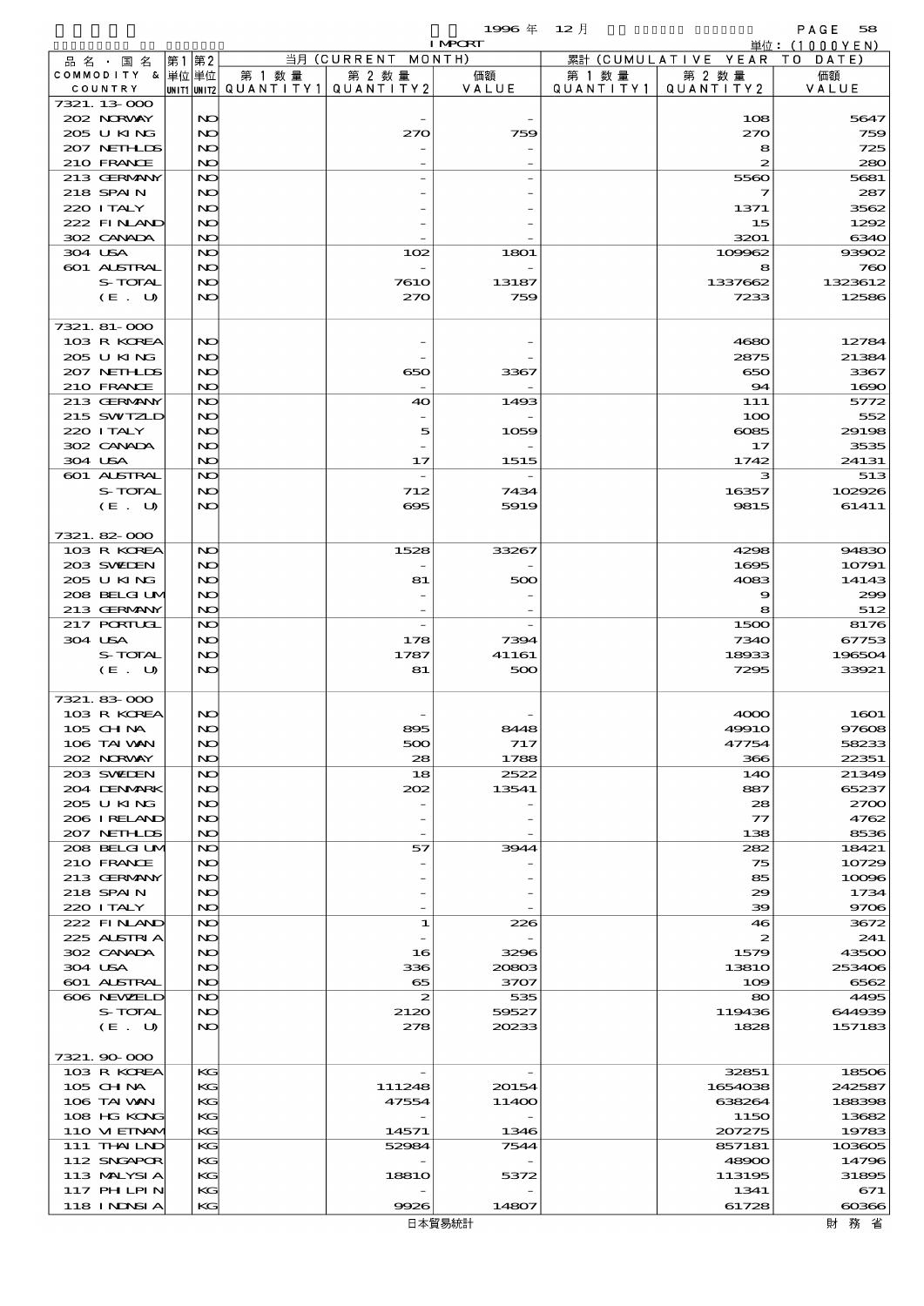1996 年 12 月 IMPORT 単位：(1000YEN)

| 品名・国名 COMMODITY & COUNTRY | 第1 単位 UNIT1 | 第2 単位 UNIT2 | 当月 (CURRENT MONTH) 第1数量 QUANTITY1 | 第2数量 QUANTITY2 | 価額 VALUE | 累計 (CUMULATIVE YEAR TO DATE) 第1数量 QUANTITY1 | 第2数量 QUANTITY2 | 価額 VALUE |
|---|---|---|---|---|---|---|---|---|
| 7321.13-000 | | | | | | | | |
| 202 NORWAY | | NO | | - | - | | 108 | 5647 |
| 205 U KING | | NO | | 270 | 759 | | 270 | 759 |
| 207 NETHLDS | | NO | | - | - | | 8 | 725 |
| 210 FRANCE | | NO | | - | - | | 2 | 280 |
| 213 GERMANY | | NO | | - | - | | 5560 | 5681 |
| 218 SPAIN | | NO | | - | - | | 7 | 287 |
| 220 ITALY | | NO | | - | - | | 1371 | 3562 |
| 222 FINLAND | | NO | | - | - | | 15 | 1292 |
| 302 CANADA | | NO | | - | - | | 3201 | 6340 |
| 304 USA | | NO | | 102 | 1801 | | 109962 | 93902 |
| 601 AUSTRAL | | NO | | - | - | | 8 | 760 |
| S-TOTAL | | NO | | 7610 | 13187 | | 1337662 | 1323612 |
| (E. U) | | NO | | 270 | 759 | | 7233 | 12586 |
| 7321.81-000 | | | | | | | | |
| 103 R KOREA | | NO | | - | - | | 4680 | 12784 |
| 205 U KING | | NO | | - | - | | 2875 | 21384 |
| 207 NETHLDS | | NO | | 650 | 3367 | | 650 | 3367 |
| 210 FRANCE | | NO | | - | - | | 94 | 1690 |
| 213 GERMANY | | NO | | 40 | 1493 | | 111 | 5772 |
| 215 SWITZLD | | NO | | - | - | | 100 | 552 |
| 220 ITALY | | NO | | 5 | 1059 | | 6085 | 29198 |
| 302 CANADA | | NO | | - | - | | 17 | 3535 |
| 304 USA | | NO | | 17 | 1515 | | 1742 | 24131 |
| 601 AUSTRAL | | NO | | - | - | | 3 | 513 |
| S-TOTAL | | NO | | 712 | 7434 | | 16357 | 102926 |
| (E. U) | | NO | | 695 | 5919 | | 9815 | 61411 |
| 7321.82-000 | | | | | | | | |
| 103 R KOREA | | NO | | 1528 | 33267 | | 4298 | 94830 |
| 203 SWEDEN | | NO | | - | - | | 1695 | 10791 |
| 205 U KING | | NO | | 81 | 500 | | 4083 | 14143 |
| 208 BELGIUM | | NO | | - | - | | 9 | 299 |
| 213 GERMANY | | NO | | - | - | | 8 | 512 |
| 217 PORTUGL | | NO | | - | - | | 1500 | 8176 |
| 304 USA | | NO | | 178 | 7394 | | 7340 | 67753 |
| S-TOTAL | | NO | | 1787 | 41161 | | 18933 | 196504 |
| (E. U) | | NO | | 81 | 500 | | 7295 | 33921 |
| 7321.83-000 | | | | | | | | |
| 103 R KOREA | | NO | | - | - | | 4000 | 1601 |
| 105 CHINA | | NO | | 895 | 8448 | | 49910 | 97608 |
| 106 TAIWAN | | NO | | 500 | 717 | | 47754 | 58233 |
| 202 NORWAY | | NO | | 28 | 1788 | | 366 | 22351 |
| 203 SWEDEN | | NO | | 18 | 2522 | | 140 | 21349 |
| 204 DENMARK | | NO | | 202 | 13541 | | 887 | 65237 |
| 205 U KING | | NO | | - | - | | 28 | 2700 |
| 206 IRELAND | | NO | | - | - | | 77 | 4762 |
| 207 NETHLDS | | NO | | - | - | | 138 | 8536 |
| 208 BELGIUM | | NO | | 57 | 3944 | | 282 | 18421 |
| 210 FRANCE | | NO | | - | - | | 75 | 10729 |
| 213 GERMANY | | NO | | - | - | | 85 | 10096 |
| 218 SPAIN | | NO | | - | - | | 29 | 1734 |
| 220 ITALY | | NO | | - | - | | 39 | 9706 |
| 222 FINLAND | | NO | | 1 | 226 | | 46 | 3672 |
| 225 AUSTRIA | | NO | | - | - | | 2 | 241 |
| 302 CANADA | | NO | | 16 | 3296 | | 1579 | 43500 |
| 304 USA | | NO | | 336 | 20803 | | 13810 | 253406 |
| 601 AUSTRAL | | NO | | 65 | 3707 | | 109 | 6562 |
| 606 NEWZELD | | NO | | 2 | 535 | | 80 | 4495 |
| S-TOTAL | | NO | | 2120 | 59527 | | 119436 | 644939 |
| (E. U) | | NO | | 278 | 20233 | | 1828 | 157183 |
| 7321.90-000 | | | | | | | | |
| 103 R KOREA | | KG | | - | - | | 32851 | 18506 |
| 105 CHINA | | KG | | 111248 | 20154 | | 1654038 | 242587 |
| 106 TAIWAN | | KG | | 47554 | 11400 | | 638264 | 188398 |
| 108 HG KONG | | KG | | - | - | | 1150 | 13682 |
| 110 VIETNAM | | KG | | 14571 | 1346 | | 207275 | 19783 |
| 111 THAILND | | KG | | 52984 | 7544 | | 857181 | 103605 |
| 112 SNGAPOR | | KG | | - | - | | 48900 | 14796 |
| 113 MALYSIA | | KG | | 18810 | 5372 | | 113195 | 31895 |
| 117 PHLPIN | | KG | | - | - | | 1341 | 671 |
| 118 INDNSIA | | KG | | 9926 | 14807 | | 61728 | 60366 |

日本貿易統計　財務省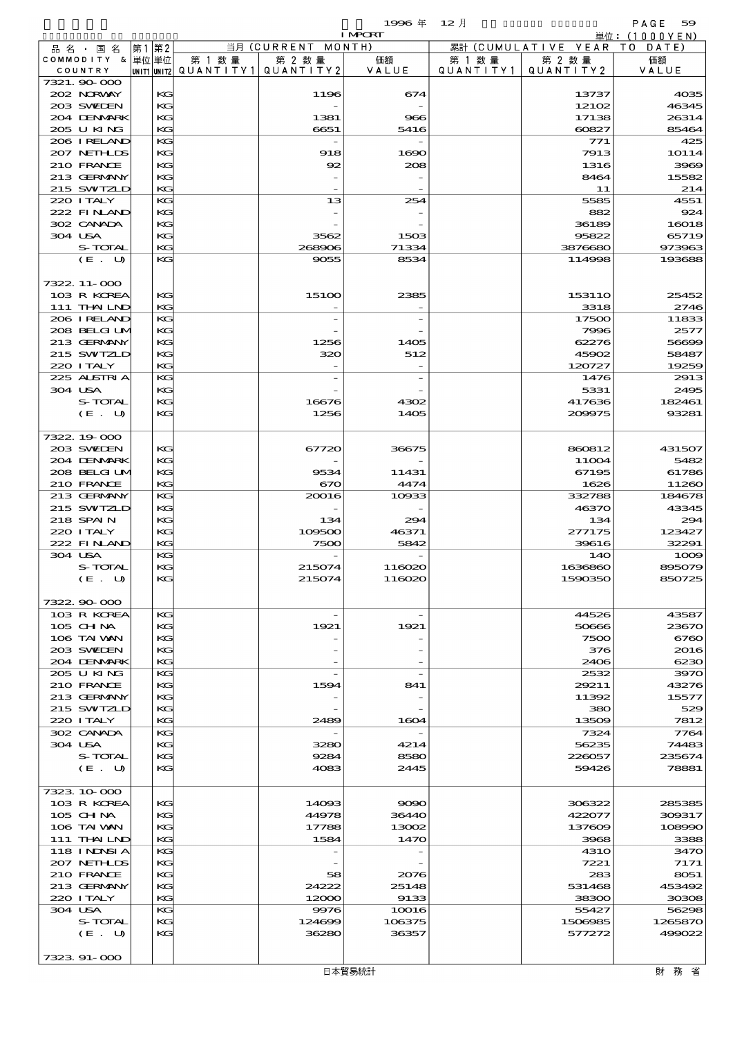IMPORT 1996 年 12 月

単位：(1000YEN)

| 品名・国名 COMMODITY & COUNTRY | 第1 単位 UNIT1 | 第2 単位 UNIT2 | 当月 (CURRENT MONTH) 第1数量 QUANTITY1 | 第2数量 QUANTITY2 | 価額 VALUE | 累計 (CUMULATIVE YEAR TO DATE) 第1数量 QUANTITY1 | 第2数量 QUANTITY2 | 価額 VALUE |
|---|---|---|---|---|---|---|---|---|
| 7321.90-000 | | | | | | | | |
| 202 NORWAY | | KG | | 1196 | 674 | | 13737 | 4035 |
| 203 SWEDEN | | KG | | - | - | | 12102 | 46345 |
| 204 DENMARK | | KG | | 1381 | 966 | | 17138 | 26314 |
| 205 U KING | | KG | | 6651 | 5416 | | 60827 | 85464 |
| 206 IRELAND | | KG | | - | - | | 771 | 425 |
| 207 NETHLDS | | KG | | 918 | 1690 | | 7913 | 10114 |
| 210 FRANCE | | KG | | 92 | 208 | | 1316 | 3969 |
| 213 GERMANY | | KG | | - | - | | 8464 | 15582 |
| 215 SWITZLD | | KG | | - | - | | 11 | 214 |
| 220 ITALY | | KG | | 13 | 254 | | 5585 | 4551 |
| 222 FINLAND | | KG | | - | - | | 882 | 924 |
| 302 CANADA | | KG | | - | - | | 36189 | 16018 |
| 304 USA | | KG | | 3562 | 1503 | | 95822 | 65719 |
| S-TOTAL | | KG | | 268906 | 71334 | | 3876680 | 973963 |
| (E. U) | | KG | | 9055 | 8534 | | 114998 | 193688 |
| 7322.11-000 | | | | | | | | |
| 103 R KOREA | | KG | | 15100 | 2385 | | 153110 | 25452 |
| 111 THAILND | | KG | | - | - | | 3318 | 2746 |
| 206 IRELAND | | KG | | - | - | | 17500 | 11833 |
| 208 BELGIUM | | KG | | - | - | | 7996 | 2577 |
| 213 GERMANY | | KG | | 1256 | 1405 | | 62276 | 56699 |
| 215 SWITZLD | | KG | | 320 | 512 | | 45902 | 58487 |
| 220 ITALY | | KG | | - | - | | 120727 | 19259 |
| 225 AUSTRIA | | KG | | - | - | | 1476 | 2913 |
| 304 USA | | KG | | - | - | | 5331 | 2495 |
| S-TOTAL | | KG | | 16676 | 4302 | | 417636 | 182461 |
| (E. U) | | KG | | 1256 | 1405 | | 209975 | 93281 |
| 7322.19-000 | | | | | | | | |
| 203 SWEDEN | | KG | | 67720 | 36675 | | 860812 | 431507 |
| 204 DENMARK | | KG | | - | - | | 11004 | 5482 |
| 208 BELGIUM | | KG | | 9534 | 11431 | | 67195 | 61786 |
| 210 FRANCE | | KG | | 670 | 4474 | | 1626 | 11260 |
| 213 GERMANY | | KG | | 20016 | 10933 | | 332788 | 184678 |
| 215 SWITZLD | | KG | | - | - | | 46370 | 43345 |
| 218 SPAIN | | KG | | 134 | 294 | | 134 | 294 |
| 220 ITALY | | KG | | 109500 | 46371 | | 277175 | 123427 |
| 222 FINLAND | | KG | | 7500 | 5842 | | 39616 | 32291 |
| 304 USA | | KG | | - | - | | 140 | 1009 |
| S-TOTAL | | KG | | 215074 | 116020 | | 1636860 | 895079 |
| (E. U) | | KG | | 215074 | 116020 | | 1590350 | 850725 |
| 7322.90-000 | | | | | | | | |
| 103 R KOREA | | KG | | - | - | | 44526 | 43587 |
| 105 CHINA | | KG | | 1921 | 1921 | | 50666 | 23670 |
| 106 TAIWAN | | KG | | - | - | | 7500 | 6760 |
| 203 SWEDEN | | KG | | - | - | | 376 | 2016 |
| 204 DENMARK | | KG | | - | - | | 2406 | 6230 |
| 205 U KING | | KG | | - | - | | 2532 | 3970 |
| 210 FRANCE | | KG | | 1594 | 841 | | 29211 | 43276 |
| 213 GERMANY | | KG | | - | - | | 11392 | 15577 |
| 215 SWITZLD | | KG | | - | - | | 380 | 529 |
| 220 ITALY | | KG | | 2489 | 1604 | | 13509 | 7812 |
| 302 CANADA | | KG | | - | - | | 7324 | 7764 |
| 304 USA | | KG | | 3280 | 4214 | | 56235 | 74483 |
| S-TOTAL | | KG | | 9284 | 8580 | | 226057 | 235674 |
| (E. U) | | KG | | 4083 | 2445 | | 59426 | 78881 |
| 7323.10-000 | | | | | | | | |
| 103 R KOREA | | KG | | 14093 | 9090 | | 306322 | 285385 |
| 105 CHINA | | KG | | 44978 | 36440 | | 422077 | 309317 |
| 106 TAIWAN | | KG | | 17788 | 13002 | | 137609 | 108990 |
| 111 THAILND | | KG | | 1584 | 1470 | | 3968 | 3388 |
| 118 INDNSIA | | KG | | - | - | | 4310 | 3470 |
| 207 NETHLDS | | KG | | - | - | | 7221 | 7171 |
| 210 FRANCE | | KG | | 58 | 2076 | | 283 | 8051 |
| 213 GERMANY | | KG | | 24222 | 25148 | | 531468 | 453492 |
| 220 ITALY | | KG | | 12000 | 9133 | | 38300 | 30308 |
| 304 USA | | KG | | 9976 | 10016 | | 55427 | 56298 |
| S-TOTAL | | KG | | 124699 | 106375 | | 1506985 | 1265870 |
| (E. U) | | KG | | 36280 | 36357 | | 577272 | 499022 |
| 7323.91-000 | | | | | | | | |

日本貿易統計　財務省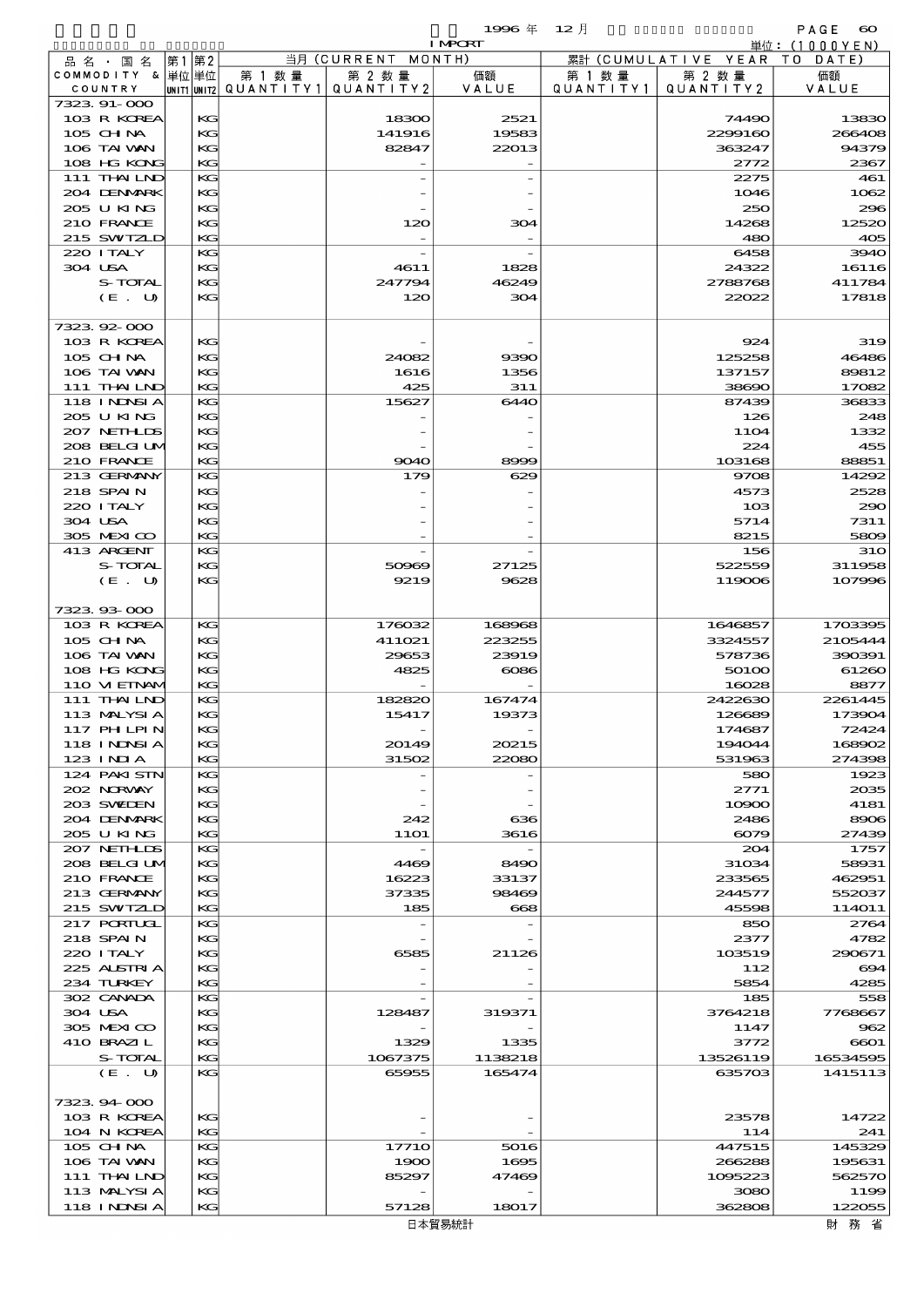1996 年 12 月 IMPORT 単位：(1000YEN)

| 品名・国名 COMMODITY & COUNTRY | 第1 単位 UNIT1 | 第2 単位 UNIT2 | 当月 (CURRENT MONTH) 第1数量 QUANTITY1 | 第2数量 QUANTITY2 | 価額 VALUE | 累計 (CUMULATIVE YEAR TO DATE) 第1数量 QUANTITY1 | 第2数量 QUANTITY2 | 価額 VALUE |
|---|---|---|---|---|---|---|---|---|
| 7323.91-000 | | | | | | | | |
| 103 R KOREA | | KG | | 18300 | 2521 | | 74490 | 13830 |
| 105 CHINA | | KG | | 141916 | 19583 | | 2299160 | 266408 |
| 106 TAIWAN | | KG | | 82847 | 22013 | | 363247 | 94379 |
| 108 HG KONG | | KG | | - | - | | 2772 | 2367 |
| 111 THAILND | | KG | | - | - | | 2275 | 461 |
| 204 DENMARK | | KG | | - | - | | 1046 | 1062 |
| 205 U KING | | KG | | - | - | | 250 | 296 |
| 210 FRANCE | | KG | | 120 | 304 | | 14268 | 12520 |
| 215 SWITZLD | | KG | | - | - | | 480 | 405 |
| 220 ITALY | | KG | | - | - | | 6458 | 3940 |
| 304 USA | | KG | | 4611 | 1828 | | 24322 | 16116 |
| S-TOTAL | | KG | | 247794 | 46249 | | 2788768 | 411784 |
| (E. U) | | KG | | 120 | 304 | | 22022 | 17818 |
| 7323.92-000 | | | | | | | | |
| 103 R KOREA | | KG | | - | - | | 924 | 319 |
| 105 CHINA | | KG | | 24082 | 9390 | | 125258 | 46486 |
| 106 TAIWAN | | KG | | 1616 | 1356 | | 137157 | 89812 |
| 111 THAILND | | KG | | 425 | 311 | | 38690 | 17082 |
| 118 INDNSIA | | KG | | 15627 | 6440 | | 87439 | 36833 |
| 205 U KING | | KG | | - | - | | 126 | 248 |
| 207 NETHLDS | | KG | | - | - | | 1104 | 1332 |
| 208 BELGIUM | | KG | | - | - | | 224 | 455 |
| 210 FRANCE | | KG | | 9040 | 8999 | | 103168 | 88851 |
| 213 GERMANY | | KG | | 179 | 629 | | 9708 | 14292 |
| 218 SPAIN | | KG | | - | - | | 4573 | 2528 |
| 220 ITALY | | KG | | - | - | | 103 | 290 |
| 304 USA | | KG | | - | - | | 5714 | 7311 |
| 305 MEXICO | | KG | | - | - | | 8215 | 5809 |
| 413 ARGENT | | KG | | - | - | | 156 | 310 |
| S-TOTAL | | KG | | 50969 | 27125 | | 522559 | 311958 |
| (E. U) | | KG | | 9219 | 9628 | | 119006 | 107996 |
| 7323.93-000 | | | | | | | | |
| 103 R KOREA | | KG | | 176032 | 168968 | | 1646857 | 1703395 |
| 105 CHINA | | KG | | 411021 | 223255 | | 3324557 | 2105444 |
| 106 TAIWAN | | KG | | 29653 | 23919 | | 578736 | 390391 |
| 108 HG KONG | | KG | | 4825 | 6086 | | 50100 | 61260 |
| 110 VIETNAM | | KG | | - | - | | 16028 | 8877 |
| 111 THAILND | | KG | | 182820 | 167474 | | 2422630 | 2261445 |
| 113 MALYSIA | | KG | | 15417 | 19373 | | 126689 | 173904 |
| 117 PHLPIN | | KG | | - | - | | 174687 | 72424 |
| 118 INDNSIA | | KG | | 20149 | 20215 | | 194044 | 168902 |
| 123 INDIA | | KG | | 31502 | 22080 | | 531963 | 274398 |
| 124 PAKISTN | | KG | | - | - | | 580 | 1923 |
| 202 NORWAY | | KG | | - | - | | 2771 | 2035 |
| 203 SWEDEN | | KG | | - | - | | 10900 | 4181 |
| 204 DENMARK | | KG | | 242 | 636 | | 2486 | 8906 |
| 205 U KING | | KG | | 1101 | 3616 | | 6079 | 27439 |
| 207 NETHLDS | | KG | | - | - | | 204 | 1757 |
| 208 BELGIUM | | KG | | 4469 | 8490 | | 31034 | 58931 |
| 210 FRANCE | | KG | | 16223 | 33137 | | 233565 | 462951 |
| 213 GERMANY | | KG | | 37335 | 98469 | | 244577 | 552037 |
| 215 SWITZLD | | KG | | 185 | 668 | | 45598 | 114011 |
| 217 PORTUGL | | KG | | - | - | | 850 | 2764 |
| 218 SPAIN | | KG | | - | - | | 2377 | 4782 |
| 220 ITALY | | KG | | 6585 | 21126 | | 103519 | 290671 |
| 225 AUSTRIA | | KG | | - | - | | 112 | 694 |
| 234 TURKEY | | KG | | - | - | | 5854 | 4285 |
| 302 CANADA | | KG | | - | - | | 185 | 558 |
| 304 USA | | KG | | 128487 | 319371 | | 3764218 | 7768667 |
| 305 MEXICO | | KG | | - | - | | 1147 | 962 |
| 410 BRAZIL | | KG | | 1329 | 1335 | | 3772 | 6601 |
| S-TOTAL | | KG | | 1067375 | 1138218 | | 13526119 | 16534595 |
| (E. U) | | KG | | 65955 | 165474 | | 635703 | 1415113 |
| 7323.94-000 | | | | | | | | |
| 103 R KOREA | | KG | | - | - | | 23578 | 14722 |
| 104 N KOREA | | KG | | - | - | | 114 | 241 |
| 105 CHINA | | KG | | 17710 | 5016 | | 447515 | 145329 |
| 106 TAIWAN | | KG | | 1900 | 1695 | | 266288 | 195631 |
| 111 THAILND | | KG | | 85297 | 47469 | | 1095223 | 562570 |
| 113 MALYSIA | | KG | | - | - | | 3080 | 1199 |
| 118 INDNSIA | | KG | | 57128 | 18017 | | 362808 | 122055 |

日本貿易統計　財務省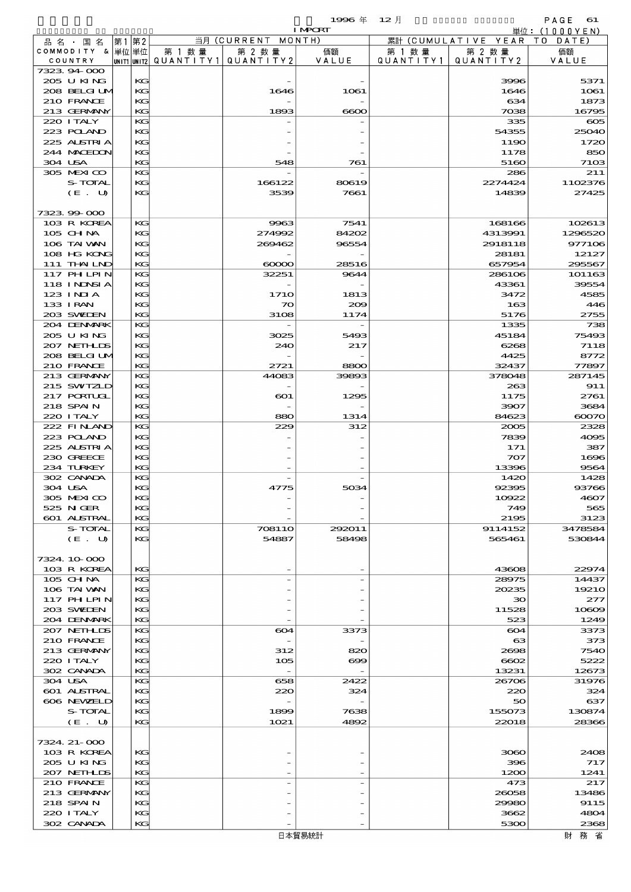1996 年 12 月 IMPORT

単位：(1000YEN)

| 品名・国名 COMMODITY & COUNTRY | 第1 UNIT1 | 第2 UNIT2 | 当月 (CURRENT MONTH) 第1数量 QUANTITY1 | 第2数量 QUANTITY2 | 価額 VALUE | 累計 (CUMULATIVE YEAR TO DATE) 第1数量 QUANTITY1 | 第2数量 QUANTITY2 | 価額 VALUE |
|---|---|---|---|---|---|---|---|---|
| 7323.94-000 | | | | | | | | |
| 205 U KING | | KG | | - | - | | 3996 | 5371 |
| 208 BELGIUM | | KG | | 1646 | 1061 | | 1646 | 1061 |
| 210 FRANCE | | KG | | - | - | | 634 | 1873 |
| 213 GERMANY | | KG | | 1893 | 6600 | | 7038 | 16795 |
| 220 ITALY | | KG | | - | - | | 335 | 605 |
| 223 POLAND | | KG | | - | - | | 54355 | 25040 |
| 225 AUSTRIA | | KG | | - | - | | 1190 | 1720 |
| 244 MACEDON | | KG | | - | - | | 1178 | 850 |
| 304 USA | | KG | | 548 | 761 | | 5160 | 7103 |
| 305 MEXICO | | KG | | - | - | | 286 | 211 |
| S-TOTAL | | KG | | 166122 | 80619 | | 2274424 | 1102376 |
| (E. U) | | KG | | 3539 | 7661 | | 14839 | 27425 |
| 7323.99-000 | | | | | | | | |
| 103 R KOREA | | KG | | 9963 | 7541 | | 168166 | 102613 |
| 105 CHINA | | KG | | 274992 | 84202 | | 4313991 | 1296520 |
| 106 TAIWAN | | KG | | 269462 | 96554 | | 2918118 | 977106 |
| 108 HG KONG | | KG | | - | - | | 28181 | 12127 |
| 111 THAILND | | KG | | 60000 | 28516 | | 657954 | 295567 |
| 117 PHILPIN | | KG | | 32251 | 9644 | | 286106 | 101163 |
| 118 INDNSIA | | KG | | - | - | | 43361 | 39554 |
| 123 INDIA | | KG | | 1710 | 1813 | | 3472 | 4585 |
| 133 IRAN | | KG | | 70 | 209 | | 163 | 446 |
| 203 SWEDEN | | KG | | 3108 | 1174 | | 5176 | 2755 |
| 204 DENMARK | | KG | | - | - | | 1335 | 738 |
| 205 U KING | | KG | | 3025 | 5493 | | 45184 | 75493 |
| 207 NETHLDS | | KG | | 240 | 217 | | 6268 | 7118 |
| 208 BELGIUM | | KG | | - | - | | 4425 | 8772 |
| 210 FRANCE | | KG | | 2721 | 8800 | | 32437 | 77897 |
| 213 GERMANY | | KG | | 44083 | 39893 | | 378048 | 287145 |
| 215 SWITZLD | | KG | | - | - | | 263 | 911 |
| 217 PORTUGL | | KG | | 601 | 1295 | | 1175 | 2761 |
| 218 SPAIN | | KG | | - | - | | 3907 | 3684 |
| 220 ITALY | | KG | | 880 | 1314 | | 84623 | 60070 |
| 222 FINLAND | | KG | | 229 | 312 | | 2005 | 2328 |
| 223 POLAND | | KG | | - | - | | 7839 | 4095 |
| 225 AUSTRIA | | KG | | - | - | | 171 | 387 |
| 230 GREECE | | KG | | - | - | | 707 | 1696 |
| 234 TURKEY | | KG | | - | - | | 13396 | 9564 |
| 302 CANADA | | KG | | - | - | | 1420 | 1428 |
| 304 USA | | KG | | 4775 | 5034 | | 92395 | 93766 |
| 305 MEXICO | | KG | | - | - | | 10922 | 4607 |
| 525 NIGER | | KG | | - | - | | 749 | 565 |
| 601 AUSTRAL | | KG | | - | - | | 2195 | 3123 |
| S-TOTAL | | KG | | 708110 | 292011 | | 9114152 | 3478584 |
| (E. U) | | KG | | 54887 | 58498 | | 565461 | 530844 |
| 7324.10-000 | | | | | | | | |
| 103 R KOREA | | KG | | - | - | | 43608 | 22974 |
| 105 CHINA | | KG | | - | - | | 28975 | 14437 |
| 106 TAIWAN | | KG | | - | - | | 20235 | 19210 |
| 117 PHILPIN | | KG | | - | - | | 30 | 277 |
| 203 SWEDEN | | KG | | - | - | | 11528 | 10609 |
| 204 DENMARK | | KG | | - | - | | 523 | 1249 |
| 207 NETHLDS | | KG | | 604 | 3373 | | 604 | 3373 |
| 210 FRANCE | | KG | | - | - | | 63 | 373 |
| 213 GERMANY | | KG | | 312 | 820 | | 2698 | 7540 |
| 220 ITALY | | KG | | 105 | 699 | | 6602 | 5222 |
| 302 CANADA | | KG | | - | - | | 13231 | 12673 |
| 304 USA | | KG | | 658 | 2422 | | 26706 | 31976 |
| 601 AUSTRAL | | KG | | 220 | 324 | | 220 | 324 |
| 606 NEWZELD | | KG | | - | - | | 50 | 637 |
| S-TOTAL | | KG | | 1899 | 7638 | | 155073 | 130874 |
| (E. U) | | KG | | 1021 | 4892 | | 22018 | 28366 |
| 7324.21-000 | | | | | | | | |
| 103 R KOREA | | KG | | - | - | | 3060 | 2408 |
| 205 U KING | | KG | | - | - | | 396 | 717 |
| 207 NETHLDS | | KG | | - | - | | 1200 | 1241 |
| 210 FRANCE | | KG | | - | - | | 473 | 217 |
| 213 GERMANY | | KG | | - | - | | 26058 | 13486 |
| 218 SPAIN | | KG | | - | - | | 29980 | 9115 |
| 220 ITALY | | KG | | - | - | | 3662 | 4804 |
| 302 CANADA | | KG | | - | - | | 5300 | 2368 |

日本貿易統計　財務省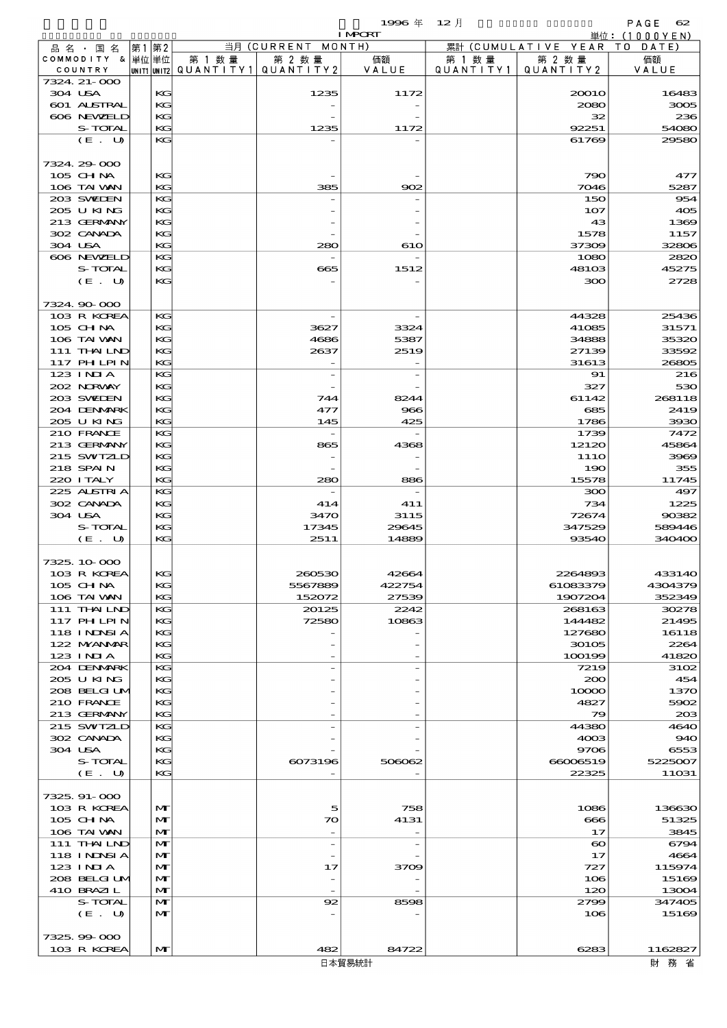1996 年 12 月 IMPORT

単位：(1000YEN)

| 品名・国名 COMMODITY & COUNTRY | 第1 単位 UNIT1 | 第2 単位 UNIT2 | 当月 (CURRENT MONTH) 第1数量 QUANTITY1 | 第2数量 QUANTITY2 | 価額 VALUE | 累計 (CUMULATIVE YEAR TO DATE) 第1数量 QUANTITY1 | 第2数量 QUANTITY2 | 価額 VALUE |
|---|---|---|---|---|---|---|---|---|
| 7324.21-000 | | | | | | | | |
| 304 USA | | KG | | 1235 | 1172 | | 20010 | 16483 |
| 601 AUSTRAL | | KG | | - | - | | 2080 | 3005 |
| 606 NEWZELD | | KG | | - | - | | 32 | 236 |
| S-TOTAL | | KG | | 1235 | 1172 | | 92251 | 54080 |
| (E. U) | | KG | | - | - | | 61769 | 29580 |
| 7324.29-000 | | | | | | | | |
| 105 CHINA | | KG | | - | - | | 790 | 477 |
| 106 TAIWAN | | KG | | 385 | 902 | | 7046 | 5287 |
| 203 SWEDEN | | KG | | - | - | | 150 | 954 |
| 205 U KING | | KG | | - | - | | 107 | 405 |
| 213 GERMANY | | KG | | - | - | | 43 | 1369 |
| 302 CANADA | | KG | | - | - | | 1578 | 1157 |
| 304 USA | | KG | | 280 | 610 | | 37309 | 32806 |
| 606 NEWZELD | | KG | | - | - | | 1080 | 2820 |
| S-TOTAL | | KG | | 665 | 1512 | | 48103 | 45275 |
| (E. U) | | KG | | - | - | | 300 | 2728 |
| 7324.90-000 | | | | | | | | |
| 103 R KOREA | | KG | | - | - | | 44328 | 25436 |
| 105 CHINA | | KG | | 3627 | 3324 | | 41085 | 31571 |
| 106 TAIWAN | | KG | | 4686 | 5387 | | 34888 | 35320 |
| 111 THAILND | | KG | | 2637 | 2519 | | 27139 | 33592 |
| 117 PHILPIN | | KG | | - | - | | 31613 | 26805 |
| 123 INDIA | | KG | | - | - | | 91 | 216 |
| 202 NORWAY | | KG | | - | - | | 327 | 530 |
| 203 SWEDEN | | KG | | 744 | 8244 | | 61142 | 268118 |
| 204 DENMARK | | KG | | 477 | 966 | | 685 | 2419 |
| 205 U KING | | KG | | 145 | 425 | | 1786 | 3930 |
| 210 FRANCE | | KG | | - | - | | 1739 | 7472 |
| 213 GERMANY | | KG | | 865 | 4368 | | 12120 | 45864 |
| 215 SWITZLD | | KG | | - | - | | 1110 | 3969 |
| 218 SPAIN | | KG | | - | - | | 190 | 355 |
| 220 ITALY | | KG | | 280 | 886 | | 15578 | 11745 |
| 225 AUSTRIA | | KG | | - | - | | 300 | 497 |
| 302 CANADA | | KG | | 414 | 411 | | 734 | 1225 |
| 304 USA | | KG | | 3470 | 3115 | | 72674 | 90382 |
| S-TOTAL | | KG | | 17345 | 29645 | | 347529 | 589446 |
| (E. U) | | KG | | 2511 | 14889 | | 93540 | 340400 |
| 7325.10-000 | | | | | | | | |
| 103 R KOREA | | KG | | 260530 | 42664 | | 2264893 | 433140 |
| 105 CHINA | | KG | | 5567889 | 422754 | | 61083379 | 4304379 |
| 106 TAIWAN | | KG | | 152072 | 27539 | | 1907204 | 352349 |
| 111 THAILND | | KG | | 20125 | 2242 | | 268163 | 30278 |
| 117 PHILPIN | | KG | | 72580 | 10863 | | 144482 | 21495 |
| 118 INDNSIA | | KG | | - | - | | 127680 | 16118 |
| 122 MYANMAR | | KG | | - | - | | 30105 | 2264 |
| 123 INDIA | | KG | | - | - | | 100199 | 41820 |
| 204 DENMARK | | KG | | - | - | | 7219 | 3102 |
| 205 U KING | | KG | | - | - | | 200 | 454 |
| 208 BELGIUM | | KG | | - | - | | 10000 | 1370 |
| 210 FRANCE | | KG | | - | - | | 4827 | 5902 |
| 213 GERMANY | | KG | | - | - | | 79 | 203 |
| 215 SWITZLD | | KG | | - | - | | 44380 | 4640 |
| 302 CANADA | | KG | | - | - | | 4003 | 940 |
| 304 USA | | KG | | - | - | | 9706 | 6553 |
| S-TOTAL | | KG | | 6073196 | 506062 | | 66006519 | 5225007 |
| (E. U) | | KG | | - | - | | 22325 | 11031 |
| 7325.91-000 | | | | | | | | |
| 103 R KOREA | | MT | | 5 | 758 | | 1086 | 136630 |
| 105 CHINA | | MT | | 70 | 4131 | | 666 | 51325 |
| 106 TAIWAN | | MT | | - | - | | 17 | 3845 |
| 111 THAILND | | MT | | - | - | | 60 | 6794 |
| 118 INDNSIA | | MT | | - | - | | 17 | 4664 |
| 123 INDIA | | MT | | 17 | 3709 | | 727 | 115974 |
| 208 BELGIUM | | MT | | - | - | | 106 | 15169 |
| 410 BRAZIL | | MT | | - | - | | 120 | 13004 |
| S-TOTAL | | MT | | 92 | 8598 | | 2799 | 347405 |
| (E. U) | | MT | | - | - | | 106 | 15169 |
| 7325.99-000 | | | | | | | | |
| 103 R KOREA | | MT | | 482 | 84722 | | 6283 | 1162827 |

日本貿易統計　　財 務 省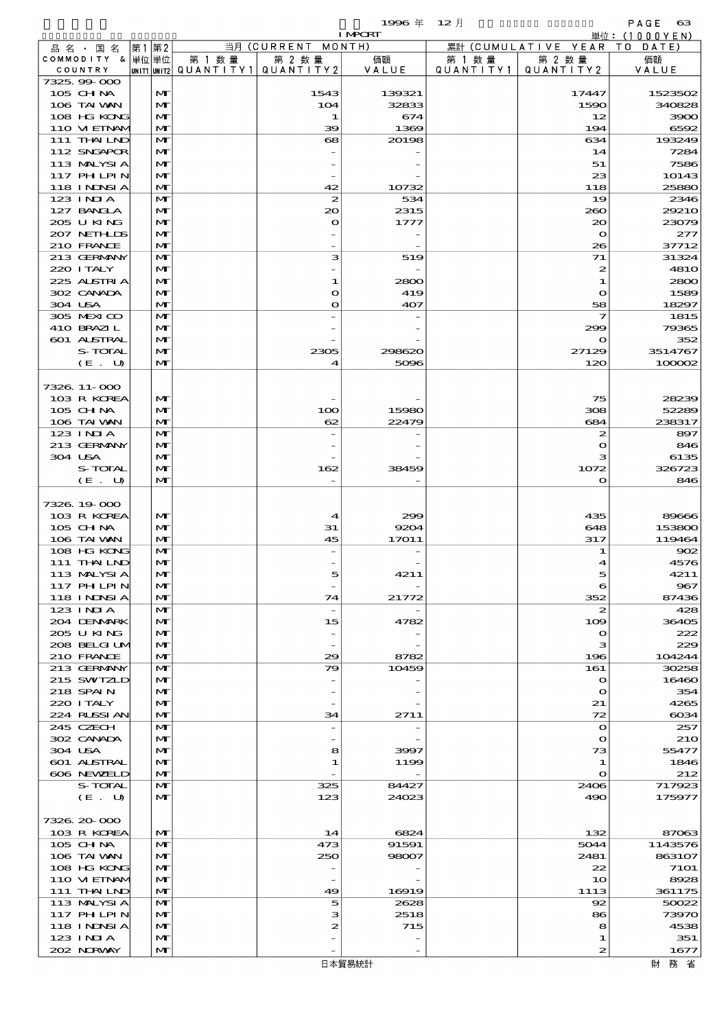1996 年 12 月 IMPORT

単位：(1000YEN)

| 品名・国名 COMMODITY & COUNTRY | 第1 単位 UNIT1 | 第2 単位 UNIT2 | 当月 (CURRENT MONTH) 第1数量 QUANTITY1 | 第2数量 QUANTITY2 | 価額 VALUE | 累計 (CUMULATIVE YEAR TO DATE) 第1数量 QUANTITY1 | 第2数量 QUANTITY2 | 価額 VALUE |
|---|---|---|---|---|---|---|---|---|
| 7325.99-000 | | | | | | | | |
| 105 CHINA | | MT | | 1543 | 139321 | | 17447 | 1523502 |
| 106 TAIWAN | | MT | | 104 | 32833 | | 1590 | 340828 |
| 108 HG KONG | | MT | | 1 | 674 | | 12 | 3900 |
| 110 VIETNAM | | MT | | 39 | 1369 | | 194 | 6592 |
| 111 THAILND | | MT | | 68 | 20198 | | 634 | 193249 |
| 112 SNGAPOR | | MT | | - | - | | 14 | 7284 |
| 113 MALYSIA | | MT | | - | - | | 51 | 7586 |
| 117 PHILPIN | | MT | | - | - | | 23 | 10143 |
| 118 INDNSIA | | MT | | 42 | 10732 | | 118 | 25880 |
| 123 INDIA | | MT | | 2 | 534 | | 19 | 2346 |
| 127 BANGLA | | MT | | 20 | 2315 | | 260 | 29210 |
| 205 U KING | | MT | | 0 | 1777 | | 20 | 23079 |
| 207 NETHLDS | | MT | | - | - | | 0 | 277 |
| 210 FRANCE | | MT | | - | - | | 26 | 37712 |
| 213 GERMANY | | MT | | 3 | 519 | | 71 | 31324 |
| 220 ITALY | | MT | | - | - | | 2 | 4810 |
| 225 AUSTRIA | | MT | | 1 | 2800 | | 1 | 2800 |
| 302 CANADA | | MT | | 0 | 419 | | 0 | 1589 |
| 304 USA | | MT | | 0 | 407 | | 58 | 18297 |
| 305 MEXICO | | MT | | - | - | | 7 | 1815 |
| 410 BRAZIL | | MT | | - | - | | 299 | 79365 |
| 601 AUSTRAL | | MT | | - | - | | 0 | 352 |
| S-TOTAL | | MT | | 2305 | 298620 | | 27129 | 3514767 |
| (E. U) | | MT | | 4 | 5096 | | 120 | 100002 |
| 7326.11-000 | | | | | | | | |
| 103 R KOREA | | MT | | - | - | | 75 | 28239 |
| 105 CHINA | | MT | | 100 | 15980 | | 308 | 52289 |
| 106 TAIWAN | | MT | | 62 | 22479 | | 684 | 238317 |
| 123 INDIA | | MT | | - | - | | 2 | 897 |
| 213 GERMANY | | MT | | - | - | | 0 | 846 |
| 304 USA | | MT | | - | - | | 3 | 6135 |
| S-TOTAL | | MT | | 162 | 38459 | | 1072 | 326723 |
| (E. U) | | MT | | - | - | | 0 | 846 |
| 7326.19-000 | | | | | | | | |
| 103 R KOREA | | MT | | 4 | 299 | | 435 | 89666 |
| 105 CHINA | | MT | | 31 | 9204 | | 648 | 153800 |
| 106 TAIWAN | | MT | | 45 | 17011 | | 317 | 119464 |
| 108 HG KONG | | MT | | - | - | | 1 | 902 |
| 111 THAILND | | MT | | - | - | | 4 | 4576 |
| 113 MALYSIA | | MT | | 5 | 4211 | | 5 | 4211 |
| 117 PHILPIN | | MT | | - | - | | 6 | 967 |
| 118 INDNSIA | | MT | | 74 | 21772 | | 352 | 87436 |
| 123 INDIA | | MT | | - | - | | 2 | 428 |
| 204 DENMARK | | MT | | 15 | 4782 | | 109 | 36405 |
| 205 U KING | | MT | | - | - | | 0 | 222 |
| 208 BELGIUM | | MT | | - | - | | 3 | 229 |
| 210 FRANCE | | MT | | 29 | 8782 | | 196 | 104244 |
| 213 GERMANY | | MT | | 79 | 10459 | | 161 | 30258 |
| 215 SWITZLD | | MT | | - | - | | 0 | 16460 |
| 218 SPAIN | | MT | | - | - | | 0 | 354 |
| 220 ITALY | | MT | | - | - | | 21 | 4265 |
| 224 RUSSIAN | | MT | | 34 | 2711 | | 72 | 6034 |
| 245 CZECH | | MT | | - | - | | 0 | 257 |
| 302 CANADA | | MT | | - | - | | 0 | 210 |
| 304 USA | | MT | | 8 | 3997 | | 73 | 55477 |
| 601 AUSTRAL | | MT | | 1 | 1199 | | 1 | 1846 |
| 606 NEWZELD | | MT | | - | - | | 0 | 212 |
| S-TOTAL | | MT | | 325 | 84427 | | 2406 | 717923 |
| (E. U) | | MT | | 123 | 24023 | | 490 | 175977 |
| 7326.20-000 | | | | | | | | |
| 103 R KOREA | | MT | | 14 | 6824 | | 132 | 87063 |
| 105 CHINA | | MT | | 473 | 91591 | | 5044 | 1143576 |
| 106 TAIWAN | | MT | | 250 | 98007 | | 2481 | 863107 |
| 108 HG KONG | | MT | | - | - | | 22 | 7101 |
| 110 VIETNAM | | MT | | - | - | | 10 | 8928 |
| 111 THAILND | | MT | | 49 | 16919 | | 1113 | 361175 |
| 113 MALYSIA | | MT | | 5 | 2628 | | 92 | 50022 |
| 117 PHILPIN | | MT | | 3 | 2518 | | 86 | 73970 |
| 118 INDNSIA | | MT | | 2 | 715 | | 8 | 4538 |
| 123 INDIA | | MT | | - | - | | 1 | 351 |
| 202 NORWAY | | MT | | - | - | | 2 | 1677 |

日本貿易統計　　財務省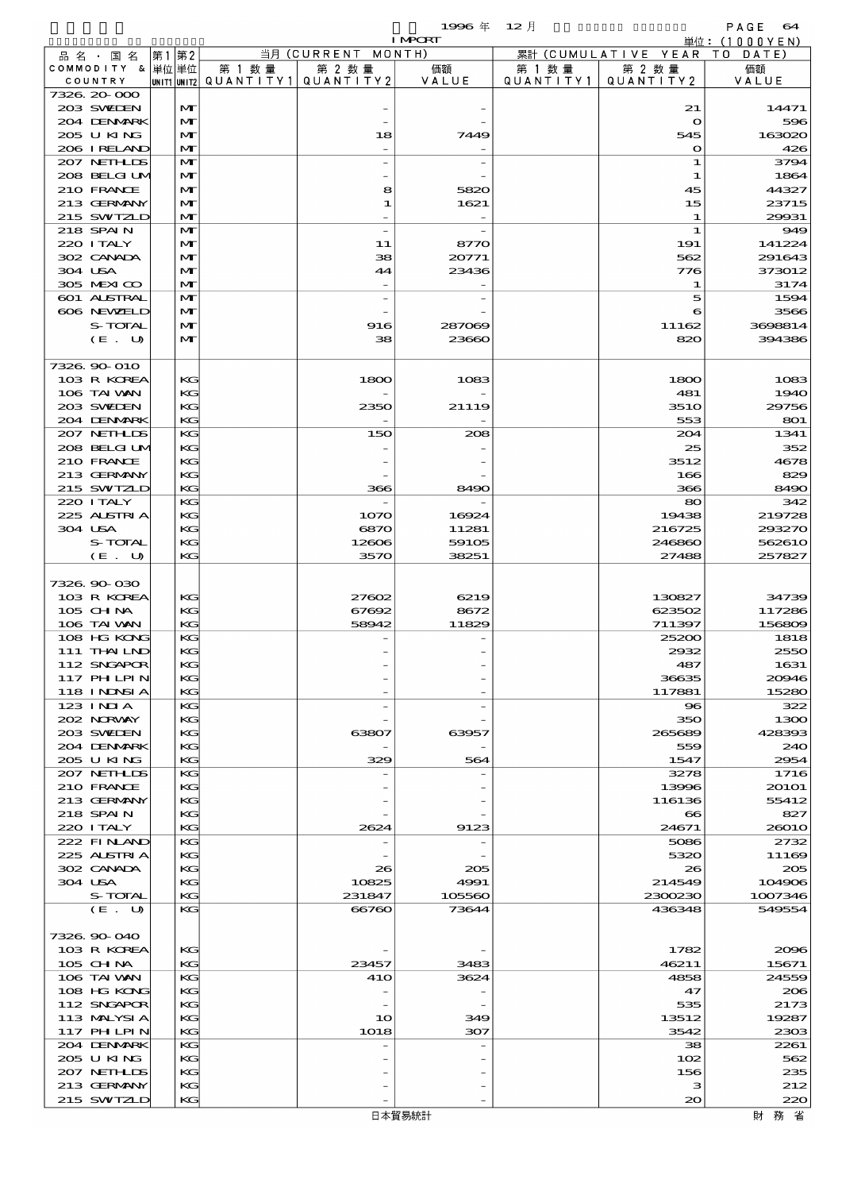| 品名・国名 COMMODITY & COUNTRY | 第1 単位 UNIT1 | 第2 単位 UNIT2 | 当月 (CURRENT MONTH) 第1数量 QUANTITY1 | 第2数量 QUANTITY2 | 価額 VALUE | 累計 (CUMULATIVE YEAR TO DATE) 第1数量 QUANTITY1 | 第2数量 QUANTITY2 | 価額 VALUE |
|---|---|---|---|---|---|---|---|---|
| 7326.20-000 | | | | | | | | |
| 203 SWEDEN | | MT | | - | - | | 21 | 14471 |
| 204 DENMARK | | MT | | - | - | | 0 | 596 |
| 205 U KING | | MT | | 18 | 7449 | | 545 | 163020 |
| 206 IRELAND | | MT | | - | - | | 0 | 426 |
| 207 NETHLDS | | MT | | - | - | | 1 | 3794 |
| 208 BELGIUM | | MT | | - | - | | 1 | 1864 |
| 210 FRANCE | | MT | | 8 | 5820 | | 45 | 44327 |
| 213 GERMANY | | MT | | 1 | 1621 | | 15 | 23715 |
| 215 SWITZLD | | MT | | - | - | | 1 | 29931 |
| 218 SPAIN | | MT | | - | - | | 1 | 949 |
| 220 ITALY | | MT | | 11 | 8770 | | 191 | 141224 |
| 302 CANADA | | MT | | 38 | 20771 | | 562 | 291643 |
| 304 USA | | MT | | 44 | 23436 | | 776 | 373012 |
| 305 MEXICO | | MT | | - | - | | 1 | 3174 |
| 601 AUSTRAL | | MT | | - | - | | 5 | 1594 |
| 606 NEWZELD | | MT | | - | - | | 6 | 3566 |
| S-TOTAL | | MT | | 916 | 287069 | | 11162 | 3698814 |
| (E. U) | | MT | | 38 | 23660 | | 820 | 394386 |
| 7326.90-010 | | | | | | | | |
| 103 R KOREA | | KG | | 1800 | 1083 | | 1800 | 1083 |
| 106 TAIWAN | | KG | | - | - | | 481 | 1940 |
| 203 SWEDEN | | KG | | 2350 | 21119 | | 3510 | 29756 |
| 204 DENMARK | | KG | | - | - | | 553 | 801 |
| 207 NETHLDS | | KG | | 150 | 208 | | 204 | 1341 |
| 208 BELGIUM | | KG | | - | - | | 25 | 352 |
| 210 FRANCE | | KG | | - | - | | 3512 | 4678 |
| 213 GERMANY | | KG | | - | - | | 166 | 829 |
| 215 SWITZLD | | KG | | 366 | 8490 | | 366 | 8490 |
| 220 ITALY | | KG | | - | - | | 80 | 342 |
| 225 AUSTRIA | | KG | | 1070 | 16924 | | 19438 | 219728 |
| 304 USA | | KG | | 6870 | 11281 | | 216725 | 293270 |
| S-TOTAL | | KG | | 12606 | 59105 | | 246860 | 562610 |
| (E. U) | | KG | | 3570 | 38251 | | 27488 | 257827 |
| 7326.90-030 | | | | | | | | |
| 103 R KOREA | | KG | | 27602 | 6219 | | 130827 | 34739 |
| 105 CHINA | | KG | | 67692 | 8672 | | 623502 | 117286 |
| 106 TAIWAN | | KG | | 58942 | 11829 | | 711397 | 156809 |
| 108 HG KONG | | KG | | - | - | | 25200 | 1818 |
| 111 THAILND | | KG | | - | - | | 2932 | 2550 |
| 112 SNGAPOR | | KG | | - | - | | 487 | 1631 |
| 117 PHILPIN | | KG | | - | - | | 36635 | 20946 |
| 118 INDNSIA | | KG | | - | - | | 117881 | 15280 |
| 123 INDIA | | KG | | - | - | | 96 | 322 |
| 202 NORWAY | | KG | | - | - | | 350 | 1300 |
| 203 SWEDEN | | KG | | 63807 | 63957 | | 265689 | 428393 |
| 204 DENMARK | | KG | | - | - | | 559 | 240 |
| 205 U KING | | KG | | 329 | 564 | | 1547 | 2954 |
| 207 NETHLDS | | KG | | - | - | | 3278 | 1716 |
| 210 FRANCE | | KG | | - | - | | 13996 | 20101 |
| 213 GERMANY | | KG | | - | - | | 116136 | 55412 |
| 218 SPAIN | | KG | | - | - | | 66 | 827 |
| 220 ITALY | | KG | | 2624 | 9123 | | 24671 | 26010 |
| 222 FINLAND | | KG | | - | - | | 5086 | 2732 |
| 225 AUSTRIA | | KG | | - | - | | 5320 | 11169 |
| 302 CANADA | | KG | | 26 | 205 | | 26 | 205 |
| 304 USA | | KG | | 10825 | 4991 | | 214549 | 104906 |
| S-TOTAL | | KG | | 231847 | 105560 | | 2300230 | 1007346 |
| (E. U) | | KG | | 66760 | 73644 | | 436348 | 549554 |
| 7326.90-040 | | | | | | | | |
| 103 R KOREA | | KG | | - | - | | 1782 | 2096 |
| 105 CHINA | | KG | | 23457 | 3483 | | 46211 | 15671 |
| 106 TAIWAN | | KG | | 410 | 3624 | | 4858 | 24559 |
| 108 HG KONG | | KG | | - | - | | 47 | 206 |
| 112 SNGAPOR | | KG | | - | - | | 535 | 2173 |
| 113 MALYSIA | | KG | | 10 | 349 | | 13512 | 19287 |
| 117 PHILPIN | | KG | | 1018 | 307 | | 3542 | 2303 |
| 204 DENMARK | | KG | | - | - | | 38 | 2261 |
| 205 U KING | | KG | | - | - | | 102 | 562 |
| 207 NETHLDS | | KG | | - | - | | 156 | 235 |
| 213 GERMANY | | KG | | - | - | | 3 | 212 |
| 215 SWITZLD | | KG | | - | - | | 20 | 220 |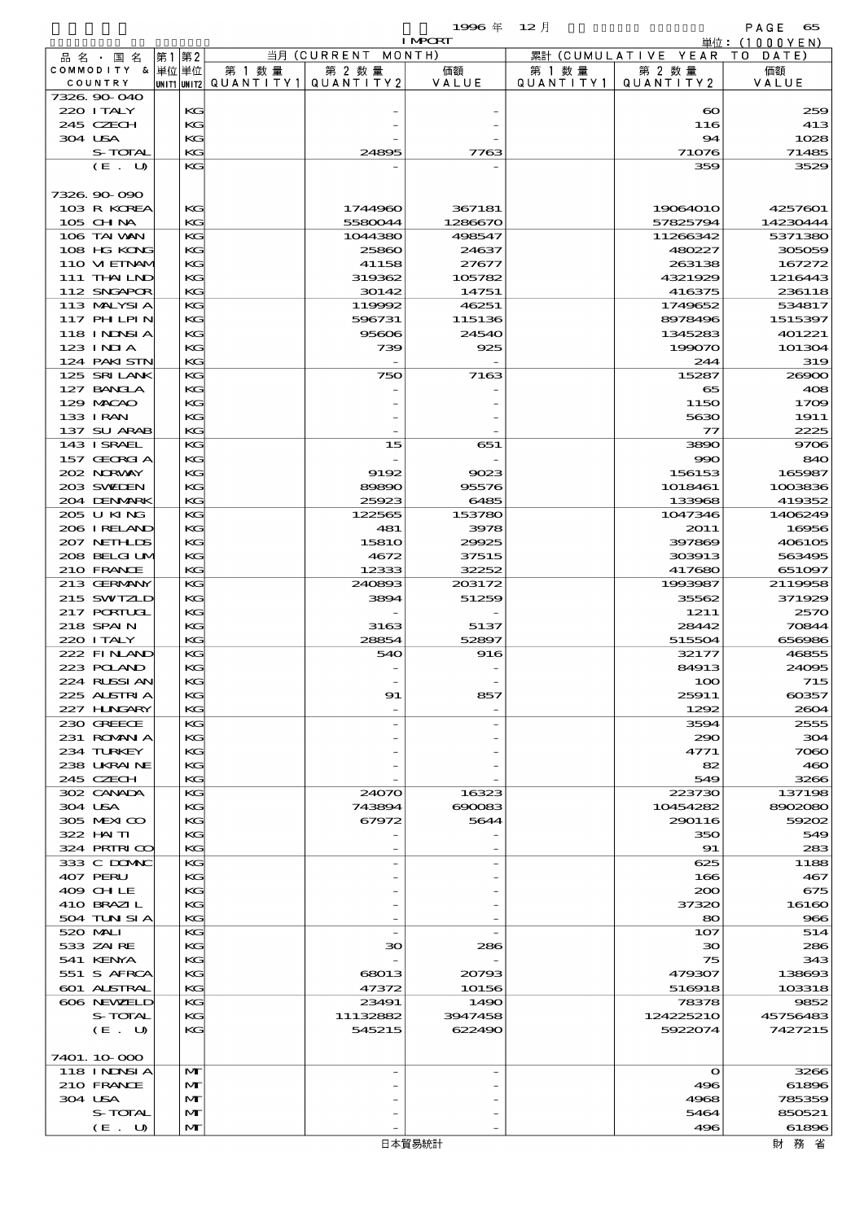1996 年 12 月 IMPORT 単位：(1000YEN)

| 品名・国名 COMMODITY & COUNTRY | 第1 単位 UNIT1 | 第2 単位 UNIT2 | 当月 (CURRENT MONTH) 第1数量 QUANTITY1 | 第2数量 QUANTITY2 | 価額 VALUE | 累計 (CUMULATIVE YEAR TO DATE) 第1数量 QUANTITY1 | 第2数量 QUANTITY2 | 価額 VALUE |
|---|---|---|---|---|---|---|---|---|
| 7326.90-040 | | | | | | | | |
| 220 ITALY | | KG | | - | - | | 60 | 259 |
| 245 CZECH | | KG | | - | - | | 116 | 413 |
| 304 USA | | KG | | - | - | | 94 | 1028 |
| S-TOTAL | | KG | | 24895 | 7763 | | 71076 | 71485 |
| (E. U) | | KG | | - | - | | 359 | 3529 |
| 7326.90-090 | | | | | | | | |
| 103 R KOREA | | KG | | 1744960 | 367181 | | 19064010 | 4257601 |
| 105 CHINA | | KG | | 5580044 | 1286670 | | 57825794 | 14230444 |
| 106 TAIWAN | | KG | | 1044380 | 498547 | | 11266342 | 5371380 |
| 108 HG KONG | | KG | | 25860 | 24637 | | 480227 | 305059 |
| 110 VIETNAM | | KG | | 41158 | 27677 | | 263138 | 167272 |
| 111 THAILND | | KG | | 319362 | 105782 | | 4321929 | 1216443 |
| 112 SNGAPOR | | KG | | 30142 | 14751 | | 416375 | 236118 |
| 113 MALYSIA | | KG | | 119992 | 46251 | | 1749652 | 534817 |
| 117 PHILPIN | | KG | | 596731 | 115136 | | 8978496 | 1515397 |
| 118 INDNSIA | | KG | | 95606 | 24540 | | 1345283 | 401221 |
| 123 INDIA | | KG | | 739 | 925 | | 199070 | 101304 |
| 124 PAKISTN | | KG | | - | - | | 244 | 319 |
| 125 SRI LANK | | KG | | 750 | 7163 | | 15287 | 26900 |
| 127 BANGLA | | KG | | - | - | | 65 | 408 |
| 129 MACAO | | KG | | - | - | | 1150 | 1709 |
| 133 IRAN | | KG | | - | - | | 5630 | 1911 |
| 137 SU ARAB | | KG | | - | - | | 77 | 2225 |
| 143 ISRAEL | | KG | | 15 | 651 | | 3890 | 9706 |
| 157 GEORGIA | | KG | | - | - | | 990 | 840 |
| 202 NORWAY | | KG | | 9192 | 9023 | | 156153 | 165987 |
| 203 SWEDEN | | KG | | 89890 | 95576 | | 1018461 | 1003836 |
| 204 DENMARK | | KG | | 25923 | 6485 | | 133968 | 419352 |
| 205 U KING | | KG | | 122565 | 153780 | | 1047346 | 1406249 |
| 206 IRELAND | | KG | | 481 | 3978 | | 2011 | 16956 |
| 207 NETHLDS | | KG | | 15810 | 29925 | | 397869 | 406105 |
| 208 BELGIUM | | KG | | 4672 | 37515 | | 303913 | 563495 |
| 210 FRANCE | | KG | | 12333 | 32252 | | 417680 | 651097 |
| 213 GERMANY | | KG | | 240893 | 203172 | | 1993987 | 2119958 |
| 215 SWITZLD | | KG | | 3894 | 51259 | | 35562 | 371929 |
| 217 PORTUGL | | KG | | - | - | | 1211 | 2570 |
| 218 SPAIN | | KG | | 3163 | 5137 | | 28442 | 70844 |
| 220 ITALY | | KG | | 28854 | 52897 | | 515504 | 656986 |
| 222 FINLAND | | KG | | 540 | 916 | | 32177 | 46855 |
| 223 POLAND | | KG | | - | - | | 84913 | 24095 |
| 224 RUSSIAN | | KG | | - | - | | 100 | 715 |
| 225 AUSTRIA | | KG | | 91 | 857 | | 25911 | 60357 |
| 227 HUNGARY | | KG | | - | - | | 1292 | 2604 |
| 230 GREECE | | KG | | - | - | | 3594 | 2555 |
| 231 ROMANIA | | KG | | - | - | | 290 | 304 |
| 234 TURKEY | | KG | | - | - | | 4771 | 7060 |
| 238 UKRAINE | | KG | | - | - | | 82 | 460 |
| 245 CZECH | | KG | | - | - | | 549 | 3266 |
| 302 CANADA | | KG | | 24070 | 16323 | | 223730 | 137198 |
| 304 USA | | KG | | 743894 | 690083 | | 10454282 | 8902080 |
| 305 MEXICO | | KG | | 67972 | 5644 | | 290116 | 59202 |
| 322 HAITI | | KG | | - | - | | 350 | 549 |
| 324 PRTRICO | | KG | | - | - | | 91 | 283 |
| 333 C DOMNC | | KG | | - | - | | 625 | 1188 |
| 407 PERU | | KG | | - | - | | 166 | 467 |
| 409 CHILE | | KG | | - | - | | 200 | 675 |
| 410 BRAZIL | | KG | | - | - | | 37320 | 16160 |
| 504 TUNISIA | | KG | | - | - | | 80 | 966 |
| 520 MALI | | KG | | - | - | | 107 | 514 |
| 533 ZAIRE | | KG | | 30 | 286 | | 30 | 286 |
| 541 KENYA | | KG | | - | - | | 75 | 343 |
| 551 S AFRCA | | KG | | 68013 | 20793 | | 479307 | 138693 |
| 601 AUSTRAL | | KG | | 47372 | 10156 | | 516918 | 103318 |
| 606 NEWZELD | | KG | | 23491 | 1490 | | 78378 | 9852 |
| S-TOTAL | | KG | | 11132882 | 3947458 | | 124225210 | 45756483 |
| (E. U) | | KG | | 545215 | 622490 | | 5922074 | 7427215 |
| 7401.10-000 | | | | | | | | |
| 118 INDNSIA | | MT | | - | - | | 0 | 3266 |
| 210 FRANCE | | MT | | - | - | | 496 | 61896 |
| 304 USA | | MT | | - | - | | 4968 | 785359 |
| S-TOTAL | | MT | | - | - | | 5464 | 850521 |
| (E. U) | | MT | | - | - | | 496 | 61896 |

日本貿易統計　　財務省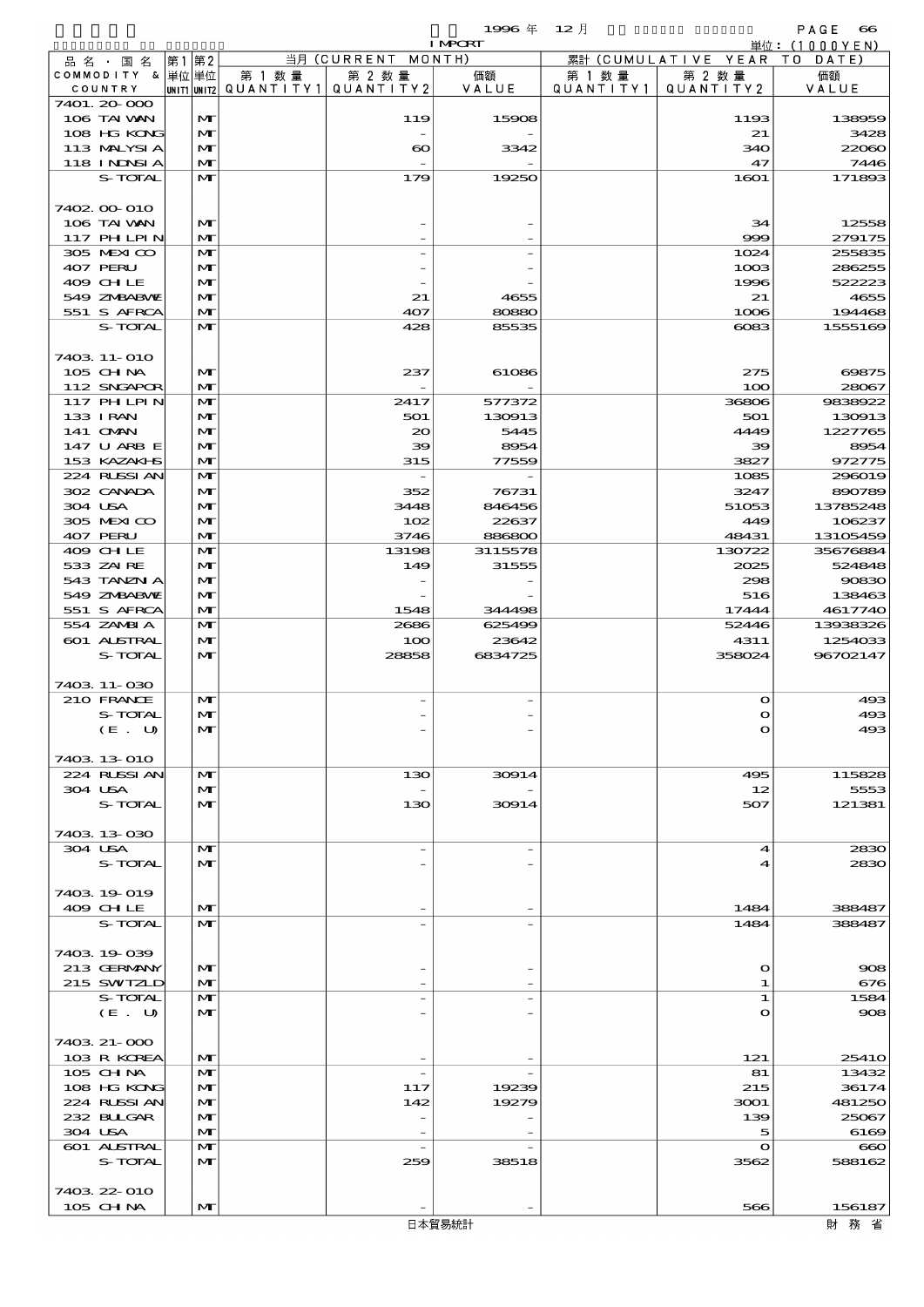| 品名・国名 COMMODITY & COUNTRY | 第1 単位 UNIT1 | 第2 単位 UNIT2 | 当月 (CURRENT MONTH) 第1数量 QUANTITY1 | 第2数量 QUANTITY2 | 価額 VALUE | 累計 (CUMULATIVE YEAR TO DATE) 第1数量 QUANTITY1 | 第2数量 QUANTITY2 | 価額 VALUE |
|---|---|---|---|---|---|---|---|---|
| 7401.20-000 | | | | | | | | |
| 106 TAIWAN | | MT | | 119 | 15908 | | 1193 | 138959 |
| 108 HG KONG | | MT | | - | - | | 21 | 3428 |
| 113 MALYSIA | | MT | | 60 | 3342 | | 340 | 22060 |
| 118 INDNSIA | | MT | | - | - | | 47 | 7446 |
| S-TOTAL | | MT | | 179 | 19250 | | 1601 | 171893 |
| 7402.00-010 | | | | | | | | |
| 106 TAIWAN | | MT | | - | - | | 34 | 12558 |
| 117 PHLPIN | | MT | | - | - | | 999 | 279175 |
| 305 MEXICO | | MT | | - | - | | 1024 | 255835 |
| 407 PERU | | MT | | - | - | | 1003 | 286255 |
| 409 CHILE | | MT | | - | - | | 1996 | 522223 |
| 549 ZMBABWE | | MT | | 21 | 4655 | | 21 | 4655 |
| 551 S AFRCA | | MT | | 407 | 80880 | | 1006 | 194468 |
| S-TOTAL | | MT | | 428 | 85535 | | 6083 | 1555169 |
| 7403.11-010 | | | | | | | | |
| 105 CHINA | | MT | | 237 | 61086 | | 275 | 69875 |
| 112 SNGAPOR | | MT | | - | - | | 100 | 28067 |
| 117 PHLPIN | | MT | | 2417 | 577372 | | 36806 | 9838922 |
| 133 IRAN | | MT | | 501 | 130913 | | 501 | 130913 |
| 141 OMAN | | MT | | 20 | 5445 | | 4449 | 1227765 |
| 147 U ARB E | | MT | | 39 | 8954 | | 39 | 8954 |
| 153 KAZAKHS | | MT | | 315 | 77559 | | 3827 | 972775 |
| 224 RUSSIAN | | MT | | - | - | | 1085 | 296019 |
| 302 CANADA | | MT | | 352 | 76731 | | 3247 | 890789 |
| 304 USA | | MT | | 3448 | 846456 | | 51053 | 13785248 |
| 305 MEXICO | | MT | | 102 | 22637 | | 449 | 106237 |
| 407 PERU | | MT | | 3746 | 886800 | | 48431 | 13105459 |
| 409 CHILE | | MT | | 13198 | 3115578 | | 130722 | 35676884 |
| 533 ZAIRE | | MT | | 149 | 31555 | | 2025 | 524848 |
| 543 TANZNIA | | MT | | - | - | | 298 | 90830 |
| 549 ZMBABWE | | MT | | - | - | | 516 | 138463 |
| 551 S AFRCA | | MT | | 1548 | 344498 | | 17444 | 4617740 |
| 554 ZAMBIA | | MT | | 2686 | 625499 | | 52446 | 13938326 |
| 601 AUSTRAL | | MT | | 100 | 23642 | | 4311 | 1254033 |
| S-TOTAL | | MT | | 28858 | 6834725 | | 358024 | 96702147 |
| 7403.11-030 | | | | | | | | |
| 210 FRANCE | | MT | | - | - | | 0 | 493 |
| S-TOTAL | | MT | | - | - | | 0 | 493 |
| (E. U) | | MT | | - | - | | 0 | 493 |
| 7403.13-010 | | | | | | | | |
| 224 RUSSIAN | | MT | | 130 | 30914 | | 495 | 115828 |
| 304 USA | | MT | | - | - | | 12 | 5553 |
| S-TOTAL | | MT | | 130 | 30914 | | 507 | 121381 |
| 7403.13-030 | | | | | | | | |
| 304 USA | | MT | | - | - | | 4 | 2830 |
| S-TOTAL | | MT | | - | - | | 4 | 2830 |
| 7403.19-019 | | | | | | | | |
| 409 CHILE | | MT | | - | - | | 1484 | 388487 |
| S-TOTAL | | MT | | - | - | | 1484 | 388487 |
| 7403.19-039 | | | | | | | | |
| 213 GERMANY | | MT | | - | - | | 0 | 908 |
| 215 SWTZLD | | MT | | - | - | | 1 | 676 |
| S-TOTAL | | MT | | - | - | | 1 | 1584 |
| (E. U) | | MT | | - | - | | 0 | 908 |
| 7403.21-000 | | | | | | | | |
| 103 R KOREA | | MT | | - | - | | 121 | 25410 |
| 105 CHINA | | MT | | - | - | | 81 | 13432 |
| 108 HG KONG | | MT | | 117 | 19239 | | 215 | 36174 |
| 224 RUSSIAN | | MT | | 142 | 19279 | | 3001 | 481250 |
| 232 BULGAR | | MT | | - | - | | 139 | 25067 |
| 304 USA | | MT | | - | - | | 5 | 6169 |
| 601 AUSTRAL | | MT | | - | - | | 0 | 660 |
| S-TOTAL | | MT | | 259 | 38518 | | 3562 | 588162 |
| 7403.22-010 | | | | | | | | |
| 105 CHINA | | MT | | - | - | | 566 | 156187 |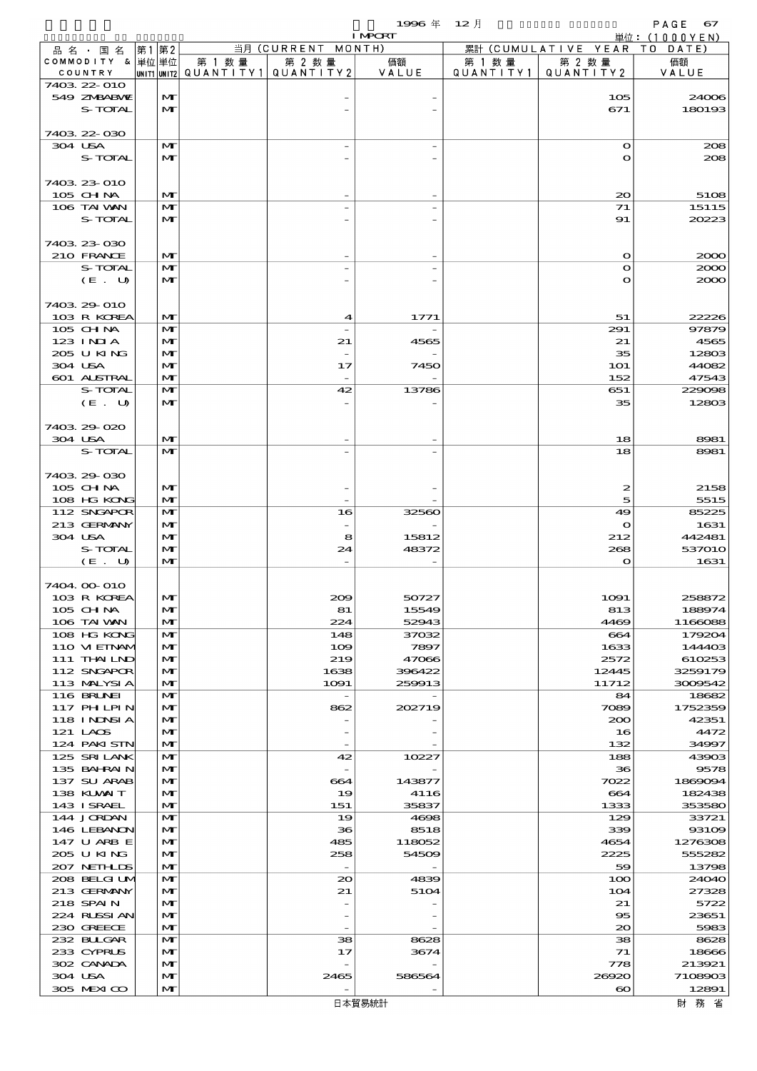1996 年 12 月 IMPORT 単位：(1000YEN)

| 品名・国名 COMMODITY & COUNTRY | 第1 単位 UNIT1 | 第2 単位 UNIT2 | 当月 (CURRENT MONTH) 第1数量 QUANTITY1 | 第2数量 QUANTITY2 | 価額 VALUE | 累計 (CUMULATIVE YEAR TO DATE) 第1数量 QUANTITY1 | 第2数量 QUANTITY2 | 価額 VALUE |
|---|---|---|---|---|---|---|---|---|
| 7403.22-010 | | | | | | | | |
| 549 ZMBABWE | | MT | | - | - | | 105 | 24006 |
| S-TOTAL | | MT | | - | - | | 671 | 180193 |
| 7403.22-030 | | | | | | | | |
| 304 USA | | MT | | - | - | | 0 | 208 |
| S-TOTAL | | MT | | - | - | | 0 | 208 |
| 7403.23-010 | | | | | | | | |
| 105 CHINA | | MT | | - | - | | 20 | 5108 |
| 106 TAIWAN | | MT | | - | - | | 71 | 15115 |
| S-TOTAL | | MT | | - | - | | 91 | 20223 |
| 7403.23-030 | | | | | | | | |
| 210 FRANCE | | MT | | - | - | | 0 | 2000 |
| S-TOTAL | | MT | | - | - | | 0 | 2000 |
| (E. U) | | MT | | - | - | | 0 | 2000 |
| 7403.29-010 | | | | | | | | |
| 103 R KOREA | | MT | | 4 | 1771 | | 51 | 22226 |
| 105 CHINA | | MT | | - | - | | 291 | 97879 |
| 123 INDIA | | MT | | 21 | 4565 | | 21 | 4565 |
| 205 U KING | | MT | | - | - | | 35 | 12803 |
| 304 USA | | MT | | 17 | 7450 | | 101 | 44082 |
| 601 AUSTRAL | | MT | | - | - | | 152 | 47543 |
| S-TOTAL | | MT | | 42 | 13786 | | 651 | 229098 |
| (E. U) | | MT | | - | - | | 35 | 12803 |
| 7403.29-020 | | | | | | | | |
| 304 USA | | MT | | - | - | | 18 | 8981 |
| S-TOTAL | | MT | | - | - | | 18 | 8981 |
| 7403.29-030 | | | | | | | | |
| 105 CHINA | | MT | | - | - | | 2 | 2158 |
| 108 HG KONG | | MT | | - | - | | 5 | 5515 |
| 112 SNGAPOR | | MT | | 16 | 32560 | | 49 | 85225 |
| 213 GERMANY | | MT | | - | - | | 0 | 1631 |
| 304 USA | | MT | | 8 | 15812 | | 212 | 442481 |
| S-TOTAL | | MT | | 24 | 48372 | | 268 | 537010 |
| (E. U) | | MT | | - | - | | 0 | 1631 |
| 7404.00-010 | | | | | | | | |
| 103 R KOREA | | MT | | 209 | 50727 | | 1091 | 258872 |
| 105 CHINA | | MT | | 81 | 15549 | | 813 | 188974 |
| 106 TAIWAN | | MT | | 224 | 52943 | | 4469 | 1166088 |
| 108 HG KONG | | MT | | 148 | 37032 | | 664 | 179204 |
| 110 VIETNAM | | MT | | 109 | 7897 | | 1633 | 144403 |
| 111 THAILND | | MT | | 219 | 47066 | | 2572 | 610253 |
| 112 SNGAPOR | | MT | | 1638 | 396422 | | 12445 | 3259179 |
| 113 MALYSIA | | MT | | 1091 | 259913 | | 11712 | 3009542 |
| 116 BRUNEI | | MT | | - | - | | 84 | 18682 |
| 117 PHILPIN | | MT | | 862 | 202719 | | 7089 | 1752359 |
| 118 INDNSIA | | MT | | - | - | | 200 | 42351 |
| 121 LAOS | | MT | | - | - | | 16 | 4472 |
| 124 PAKISTN | | MT | | - | - | | 132 | 34997 |
| 125 SRILANK | | MT | | 42 | 10227 | | 188 | 43903 |
| 135 BAHRAIN | | MT | | - | - | | 36 | 9578 |
| 137 SU ARAB | | MT | | 664 | 143877 | | 7022 | 1869094 |
| 138 KUWAIT | | MT | | 19 | 4116 | | 664 | 182438 |
| 143 ISRAEL | | MT | | 151 | 35837 | | 1333 | 353580 |
| 144 JORDAN | | MT | | 19 | 4698 | | 129 | 33721 |
| 146 LEBANON | | MT | | 36 | 8518 | | 339 | 93109 |
| 147 U ARB E | | MT | | 485 | 118052 | | 4654 | 1276308 |
| 205 U KING | | MT | | 258 | 54509 | | 2225 | 555282 |
| 207 NETHLDS | | MT | | - | - | | 59 | 13798 |
| 208 BELGIUM | | MT | | 20 | 4839 | | 100 | 24040 |
| 213 GERMANY | | MT | | 21 | 5104 | | 104 | 27328 |
| 218 SPAIN | | MT | | - | - | | 21 | 5722 |
| 224 RUSSIAN | | MT | | - | - | | 95 | 23651 |
| 230 GREECE | | MT | | - | - | | 20 | 5983 |
| 232 BULGAR | | MT | | 38 | 8628 | | 38 | 8628 |
| 233 CYPRUS | | MT | | 17 | 3674 | | 71 | 18666 |
| 302 CANADA | | MT | | - | - | | 778 | 213921 |
| 304 USA | | MT | | 2465 | 586564 | | 26920 | 7108903 |
| 305 MEXICO | | MT | | - | - | | 60 | 12891 |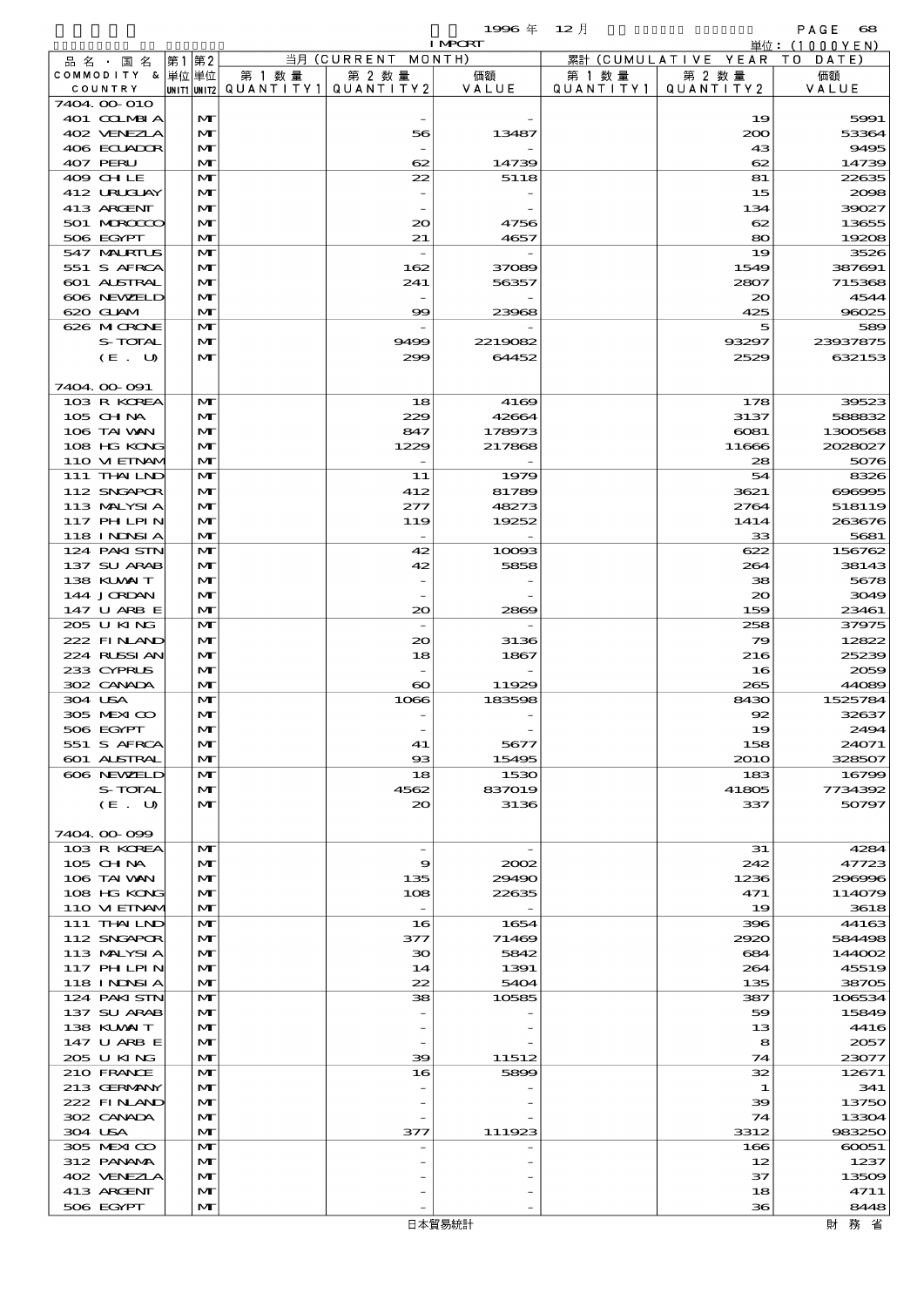| 品名・国名 COMMODITY & COUNTRY | 第1 単位 UNIT1 | 第2 単位 UNIT2 | 当月 (CURRENT MONTH) 第1数量 QUANTITY1 | 第2数量 QUANTITY2 | 価額 VALUE | 累計 (CUMULATIVE YEAR TO DATE) 第1数量 QUANTITY1 | 第2数量 QUANTITY2 | 価額 VALUE |
|---|---|---|---|---|---|---|---|---|
| 7404.00-010 | | | | | | | | |
| 401 COLMBIA | | MT | | - | - | | 19 | 5991 |
| 402 VENEZLA | | MT | | 56 | 13487 | | 200 | 53364 |
| 406 ECUADOR | | MT | | - | - | | 43 | 9495 |
| 407 PERU | | MT | | 62 | 14739 | | 62 | 14739 |
| 409 CHILE | | MT | | 22 | 5118 | | 81 | 22635 |
| 412 URUGUAY | | MT | | - | - | | 15 | 2098 |
| 413 ARGENT | | MT | | - | - | | 134 | 39027 |
| 501 MOROCCO | | MT | | 20 | 4756 | | 62 | 13655 |
| 506 EGYPT | | MT | | 21 | 4657 | | 80 | 19208 |
| 547 MAURTUS | | MT | | - | - | | 19 | 3526 |
| 551 S AFRCA | | MT | | 162 | 37089 | | 1549 | 387691 |
| 601 AUSTRAL | | MT | | 241 | 56357 | | 2807 | 715368 |
| 606 NEWZELD | | MT | | - | - | | 20 | 4544 |
| 620 GUAM | | MT | | 99 | 23968 | | 425 | 96025 |
| 626 MICRONE | | MT | | - | - | | 5 | 589 |
| S-TOTAL | | MT | | 9499 | 2219082 | | 93297 | 23937875 |
| (E. U) | | MT | | 299 | 64452 | | 2529 | 632153 |
| 7404.00-091 | | | | | | | | |
| 103 R KOREA | | MT | | 18 | 4169 | | 178 | 39523 |
| 105 CHINA | | MT | | 229 | 42664 | | 3137 | 588832 |
| 106 TAIWAN | | MT | | 847 | 178973 | | 6081 | 1300568 |
| 108 HG KONG | | MT | | 1229 | 217868 | | 11666 | 2028027 |
| 110 VIETNAM | | MT | | - | - | | 28 | 5076 |
| 111 THAILND | | MT | | 11 | 1979 | | 54 | 8326 |
| 112 SNGAPOR | | MT | | 412 | 81789 | | 3621 | 696995 |
| 113 MALYSIA | | MT | | 277 | 48273 | | 2764 | 518119 |
| 117 PHILPIN | | MT | | 119 | 19252 | | 1414 | 263676 |
| 118 INDNSIA | | MT | | - | - | | 33 | 5681 |
| 124 PAKISTN | | MT | | 42 | 10093 | | 622 | 156762 |
| 137 SU ARAB | | MT | | 42 | 5858 | | 264 | 38143 |
| 138 KUWAIT | | MT | | - | - | | 38 | 5678 |
| 144 JORDAN | | MT | | - | - | | 20 | 3049 |
| 147 U ARB E | | MT | | 20 | 2869 | | 159 | 23461 |
| 205 U KING | | MT | | - | - | | 258 | 37975 |
| 222 FINLAND | | MT | | 20 | 3136 | | 79 | 12822 |
| 224 RUSSIAN | | MT | | 18 | 1867 | | 216 | 25239 |
| 233 CYPRUS | | MT | | - | - | | 16 | 2059 |
| 302 CANADA | | MT | | 60 | 11929 | | 265 | 44089 |
| 304 USA | | MT | | 1066 | 183598 | | 8430 | 1525784 |
| 305 MEXICO | | MT | | - | - | | 92 | 32637 |
| 506 EGYPT | | MT | | - | - | | 19 | 2494 |
| 551 S AFRCA | | MT | | 41 | 5677 | | 158 | 24071 |
| 601 AUSTRAL | | MT | | 93 | 15495 | | 2010 | 328507 |
| 606 NEWZELD | | MT | | 18 | 1530 | | 183 | 16799 |
| S-TOTAL | | MT | | 4562 | 837019 | | 41805 | 7734392 |
| (E. U) | | MT | | 20 | 3136 | | 337 | 50797 |
| 7404.00-099 | | | | | | | | |
| 103 R KOREA | | MT | | - | - | | 31 | 4284 |
| 105 CHINA | | MT | | 9 | 2002 | | 242 | 47723 |
| 106 TAIWAN | | MT | | 135 | 29490 | | 1236 | 296996 |
| 108 HG KONG | | MT | | 108 | 22635 | | 471 | 114079 |
| 110 VIETNAM | | MT | | - | - | | 19 | 3618 |
| 111 THAILND | | MT | | 16 | 1654 | | 396 | 44163 |
| 112 SNGAPOR | | MT | | 377 | 71469 | | 2920 | 584498 |
| 113 MALYSIA | | MT | | 30 | 5842 | | 684 | 144002 |
| 117 PHILPIN | | MT | | 14 | 1391 | | 264 | 45519 |
| 118 INDNSIA | | MT | | 22 | 5404 | | 135 | 38705 |
| 124 PAKISTN | | MT | | 38 | 10585 | | 387 | 106534 |
| 137 SU ARAB | | MT | | - | - | | 59 | 15849 |
| 138 KUWAIT | | MT | | - | - | | 13 | 4416 |
| 147 U ARB E | | MT | | - | - | | 8 | 2057 |
| 205 U KING | | MT | | 39 | 11512 | | 74 | 23077 |
| 210 FRANCE | | MT | | 16 | 5899 | | 32 | 12671 |
| 213 GERMANY | | MT | | - | - | | 1 | 341 |
| 222 FINLAND | | MT | | - | - | | 39 | 13750 |
| 302 CANADA | | MT | | - | - | | 74 | 13304 |
| 304 USA | | MT | | 377 | 111923 | | 3312 | 983250 |
| 305 MEXICO | | MT | | - | - | | 166 | 60051 |
| 312 PANAMA | | MT | | - | - | | 12 | 1237 |
| 402 VENEZLA | | MT | | - | - | | 37 | 13509 |
| 413 ARGENT | | MT | | - | - | | 18 | 4711 |
| 506 EGYPT | | MT | | - | - | | 36 | 8448 |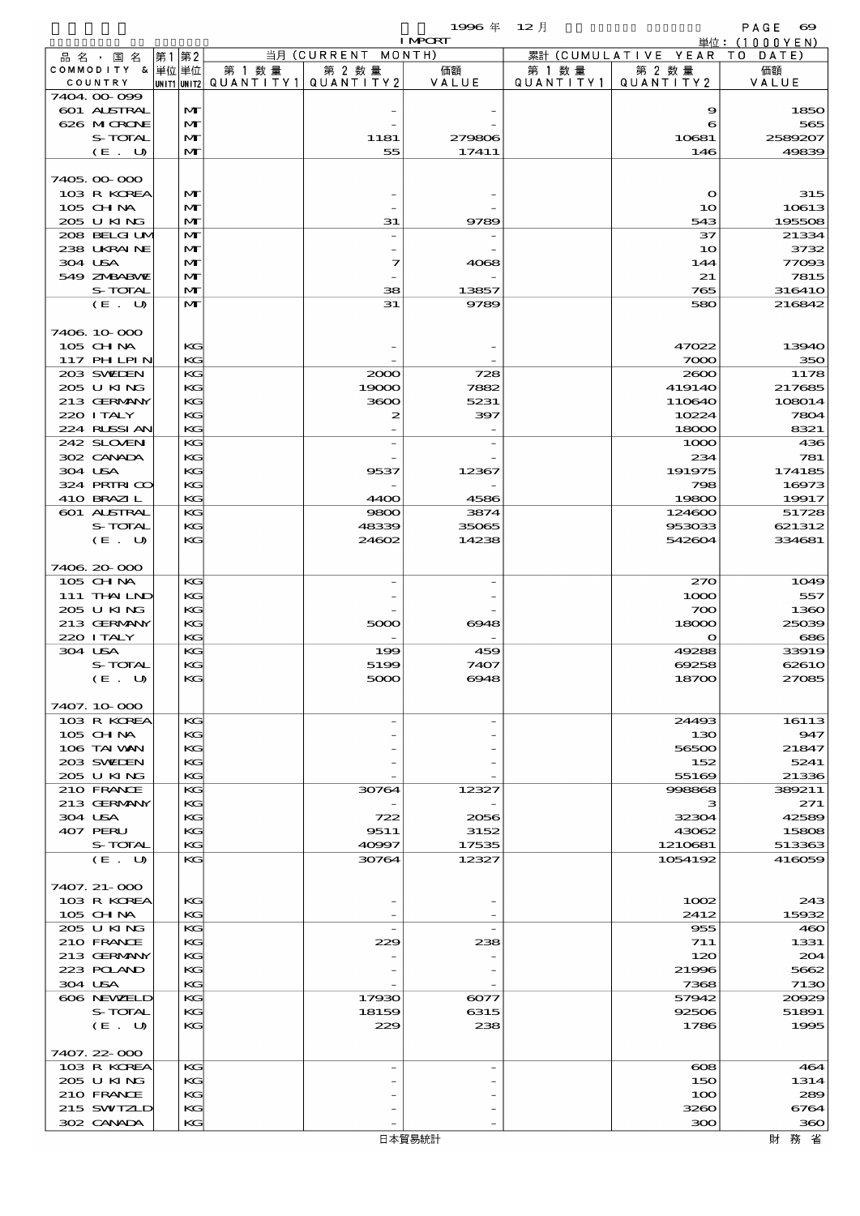1996 年 12 月 IMPORT 単位：(1000YEN)

| 品名・国名 COMMODITY & COUNTRY | 第1 単位 UNIT1 | 第2 単位 UNIT2 | 当月 (CURRENT MONTH) 第1数量 QUANTITY1 | 第2数量 QUANTITY2 | 価額 VALUE | 累計 (CUMULATIVE YEAR TO DATE) 第1数量 QUANTITY1 | 第2数量 QUANTITY2 | 価額 VALUE |
|---|---|---|---|---|---|---|---|---|
| 7404.00-099 | | | | | | | | |
| 601 AUSTRAL | | MT | | - | - | | 9 | 1850 |
| 626 MICRONE | | MT | | - | - | | 6 | 565 |
| S-TOTAL | | MT | | 1181 | 279806 | | 10681 | 2589207 |
| (E. U) | | MT | | 55 | 17411 | | 146 | 49839 |
| 7405.00-000 | | | | | | | | |
| 103 R KOREA | | MT | | - | - | | 0 | 315 |
| 105 CHINA | | MT | | - | - | | 10 | 10613 |
| 205 U KING | | MT | | 31 | 9789 | | 543 | 195508 |
| 208 BELGIUM | | MT | | - | - | | 37 | 21334 |
| 238 UKRAINE | | MT | | - | - | | 10 | 3732 |
| 304 USA | | MT | | 7 | 4068 | | 144 | 77093 |
| 549 ZMBABWE | | MT | | - | - | | 21 | 7815 |
| S-TOTAL | | MT | | 38 | 13857 | | 765 | 316410 |
| (E. U) | | MT | | 31 | 9789 | | 580 | 216842 |
| 7406.10-000 | | | | | | | | |
| 105 CHINA | | KG | | - | - | | 47022 | 13940 |
| 117 PHILPIN | | KG | | - | - | | 7000 | 350 |
| 203 SWEDEN | | KG | | 2000 | 728 | | 2600 | 1178 |
| 205 U KING | | KG | | 19000 | 7882 | | 419140 | 217685 |
| 213 GERMANY | | KG | | 3600 | 5231 | | 110640 | 108014 |
| 220 ITALY | | KG | | 2 | 397 | | 10224 | 7804 |
| 224 RUSSIAN | | KG | | - | - | | 18000 | 8321 |
| 242 SLOVENI | | KG | | - | - | | 1000 | 436 |
| 302 CANADA | | KG | | - | - | | 234 | 781 |
| 304 USA | | KG | | 9537 | 12367 | | 191975 | 174185 |
| 324 PRTRICO | | KG | | - | - | | 798 | 16973 |
| 410 BRAZIL | | KG | | 4400 | 4586 | | 19800 | 19917 |
| 601 AUSTRAL | | KG | | 9800 | 3874 | | 124600 | 51728 |
| S-TOTAL | | KG | | 48339 | 35065 | | 953033 | 621312 |
| (E. U) | | KG | | 24602 | 14238 | | 542604 | 334681 |
| 7406.20-000 | | | | | | | | |
| 105 CHINA | | KG | | - | - | | 270 | 1049 |
| 111 THAILND | | KG | | - | - | | 1000 | 557 |
| 205 U KING | | KG | | - | - | | 700 | 1360 |
| 213 GERMANY | | KG | | 5000 | 6948 | | 18000 | 25039 |
| 220 ITALY | | KG | | - | - | | 0 | 686 |
| 304 USA | | KG | | 199 | 459 | | 49288 | 33919 |
| S-TOTAL | | KG | | 5199 | 7407 | | 69258 | 62610 |
| (E. U) | | KG | | 5000 | 6948 | | 18700 | 27085 |
| 7407.10-000 | | | | | | | | |
| 103 R KOREA | | KG | | - | - | | 24493 | 16113 |
| 105 CHINA | | KG | | - | - | | 130 | 947 |
| 106 TAIWAN | | KG | | - | - | | 56500 | 21847 |
| 203 SWEDEN | | KG | | - | - | | 152 | 5241 |
| 205 U KING | | KG | | - | - | | 55169 | 21336 |
| 210 FRANCE | | KG | | 30764 | 12327 | | 998868 | 389211 |
| 213 GERMANY | | KG | | - | - | | 3 | 271 |
| 304 USA | | KG | | 722 | 2056 | | 32304 | 42589 |
| 407 PERU | | KG | | 9511 | 3152 | | 43062 | 15808 |
| S-TOTAL | | KG | | 40997 | 17535 | | 1210681 | 513363 |
| (E. U) | | KG | | 30764 | 12327 | | 1054192 | 416059 |
| 7407.21-000 | | | | | | | | |
| 103 R KOREA | | KG | | - | - | | 1002 | 243 |
| 105 CHINA | | KG | | - | - | | 2412 | 15932 |
| 205 U KING | | KG | | - | - | | 955 | 460 |
| 210 FRANCE | | KG | | 229 | 238 | | 711 | 1331 |
| 213 GERMANY | | KG | | - | - | | 120 | 204 |
| 223 POLAND | | KG | | - | - | | 21996 | 5662 |
| 304 USA | | KG | | - | - | | 7368 | 7130 |
| 606 NEWZELD | | KG | | 17930 | 6077 | | 57942 | 20929 |
| S-TOTAL | | KG | | 18159 | 6315 | | 92506 | 51891 |
| (E. U) | | KG | | 229 | 238 | | 1786 | 1995 |
| 7407.22-000 | | | | | | | | |
| 103 R KOREA | | KG | | - | - | | 608 | 464 |
| 205 U KING | | KG | | - | - | | 150 | 1314 |
| 210 FRANCE | | KG | | - | - | | 100 | 289 |
| 215 SWITZLD | | KG | | - | - | | 3260 | 6764 |
| 302 CANADA | | KG | | - | - | | 300 | 360 |

日本貿易統計　　財務省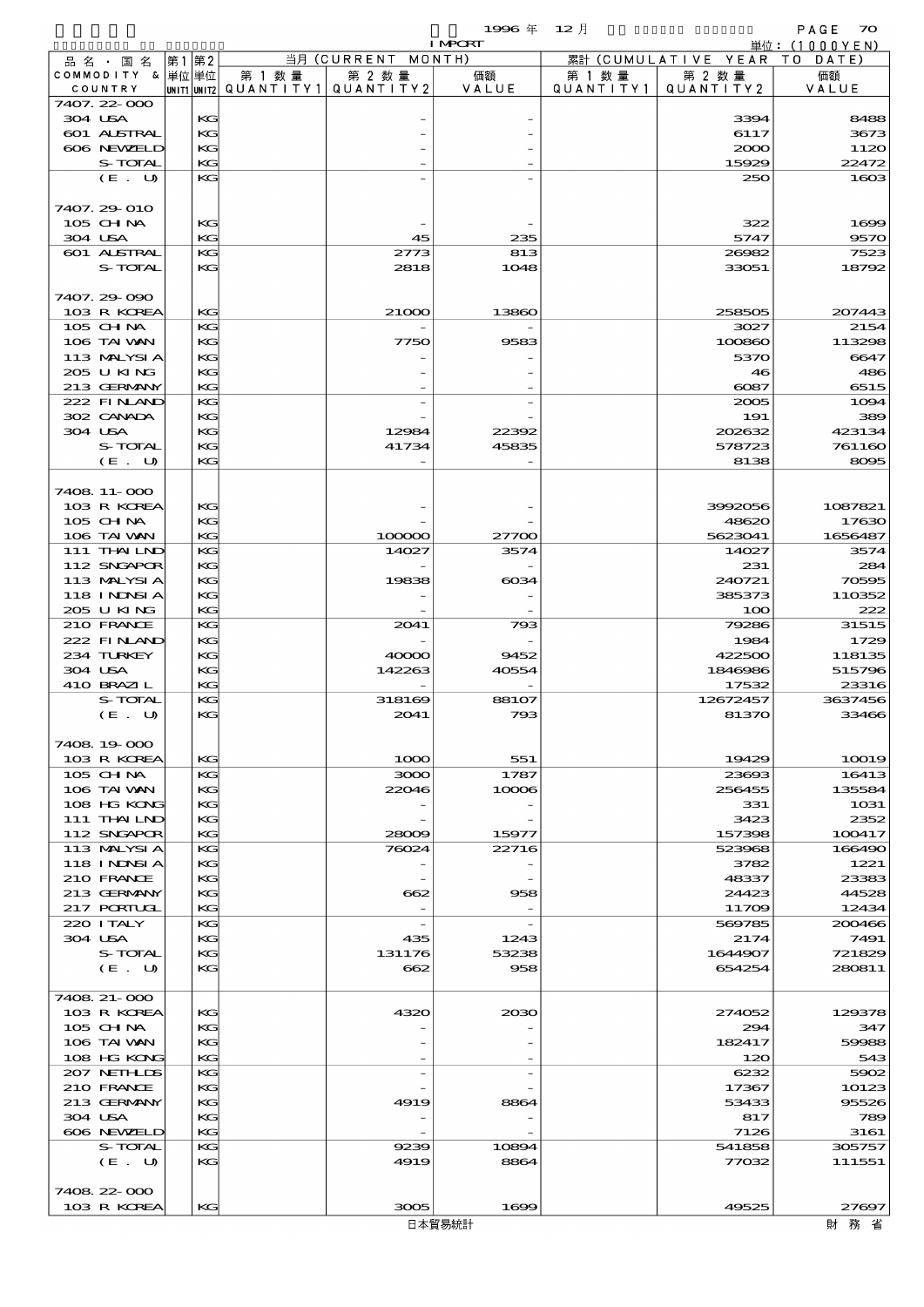1996 年 12 月 IMPORT 単位：(1000YEN)

| 品名・国名 COMMODITY & COUNTRY | 第1 単位 UNIT1 | 第2 単位 UNIT2 | 当月 (CURRENT MONTH) 第1数量 QUANTITY1 | 第2数量 QUANTITY2 | 価額 VALUE | 累計 (CUMULATIVE YEAR TO DATE) 第1数量 QUANTITY1 | 第2数量 QUANTITY2 | 価額 VALUE |
|---|---|---|---|---|---|---|---|---|
| 7407.22-000 | | | | | | | | |
| 304 USA | | KG | | - | - | | 3394 | 8488 |
| 601 AUSTRAL | | KG | | - | - | | 6117 | 3673 |
| 606 NEWZELD | | KG | | - | - | | 2000 | 1120 |
| S-TOTAL | | KG | | - | - | | 15929 | 22472 |
| (E. U) | | KG | | - | - | | 250 | 1603 |
| 7407.29-010 | | | | | | | | |
| 105 CHINA | | KG | | - | - | | 322 | 1699 |
| 304 USA | | KG | | 45 | 235 | | 5747 | 9570 |
| 601 AUSTRAL | | KG | | 2773 | 813 | | 26982 | 7523 |
| S-TOTAL | | KG | | 2818 | 1048 | | 33051 | 18792 |
| 7407.29-090 | | | | | | | | |
| 103 R KOREA | | KG | | 21000 | 13860 | | 258505 | 207443 |
| 105 CHINA | | KG | | - | - | | 3027 | 2154 |
| 106 TAIWAN | | KG | | 7750 | 9583 | | 100860 | 113298 |
| 113 MALYSIA | | KG | | - | - | | 5370 | 6647 |
| 205 U KING | | KG | | - | - | | 46 | 486 |
| 213 GERMANY | | KG | | - | - | | 6087 | 6515 |
| 222 FINLAND | | KG | | - | - | | 2005 | 1094 |
| 302 CANADA | | KG | | - | - | | 191 | 389 |
| 304 USA | | KG | | 12984 | 22392 | | 202632 | 423134 |
| S-TOTAL | | KG | | 41734 | 45835 | | 578723 | 761160 |
| (E. U) | | KG | | - | - | | 8138 | 8095 |
| 7408.11-000 | | | | | | | | |
| 103 R KOREA | | KG | | - | - | | 3992056 | 1087821 |
| 105 CHINA | | KG | | - | - | | 48620 | 17630 |
| 106 TAIWAN | | KG | | 100000 | 27700 | | 5623041 | 1656487 |
| 111 THAILND | | KG | | 14027 | 3574 | | 14027 | 3574 |
| 112 SNGAPOR | | KG | | - | - | | 231 | 284 |
| 113 MALYSIA | | KG | | 19838 | 6034 | | 240721 | 70595 |
| 118 INDNSIA | | KG | | - | - | | 385373 | 110352 |
| 205 U KING | | KG | | - | - | | 100 | 222 |
| 210 FRANCE | | KG | | 2041 | 793 | | 79286 | 31515 |
| 222 FINLAND | | KG | | - | - | | 1984 | 1729 |
| 234 TURKEY | | KG | | 40000 | 9452 | | 422500 | 118135 |
| 304 USA | | KG | | 142263 | 40554 | | 1846986 | 515796 |
| 410 BRAZIL | | KG | | - | - | | 17532 | 23316 |
| S-TOTAL | | KG | | 318169 | 88107 | | 12672457 | 3637456 |
| (E. U) | | KG | | 2041 | 793 | | 81370 | 33466 |
| 7408.19-000 | | | | | | | | |
| 103 R KOREA | | KG | | 1000 | 551 | | 19429 | 10019 |
| 105 CHINA | | KG | | 3000 | 1787 | | 23693 | 16413 |
| 106 TAIWAN | | KG | | 22046 | 10006 | | 256455 | 135584 |
| 108 HG KONG | | KG | | - | - | | 331 | 1031 |
| 111 THAILND | | KG | | - | - | | 3423 | 2352 |
| 112 SNGAPOR | | KG | | 28009 | 15977 | | 157398 | 100417 |
| 113 MALYSIA | | KG | | 76024 | 22716 | | 523968 | 166490 |
| 118 INDNSIA | | KG | | - | - | | 3782 | 1221 |
| 210 FRANCE | | KG | | - | - | | 48337 | 23383 |
| 213 GERMANY | | KG | | 662 | 958 | | 24423 | 44528 |
| 217 PORTUGL | | KG | | - | - | | 11709 | 12434 |
| 220 ITALY | | KG | | - | - | | 569785 | 200466 |
| 304 USA | | KG | | 435 | 1243 | | 2174 | 7491 |
| S-TOTAL | | KG | | 131176 | 53238 | | 1644907 | 721829 |
| (E. U) | | KG | | 662 | 958 | | 654254 | 280811 |
| 7408.21-000 | | | | | | | | |
| 103 R KOREA | | KG | | 4320 | 2030 | | 274052 | 129378 |
| 105 CHINA | | KG | | - | - | | 294 | 347 |
| 106 TAIWAN | | KG | | - | - | | 182417 | 59988 |
| 108 HG KONG | | KG | | - | - | | 120 | 543 |
| 207 NETHLDS | | KG | | - | - | | 6232 | 5902 |
| 210 FRANCE | | KG | | - | - | | 17367 | 10123 |
| 213 GERMANY | | KG | | 4919 | 8864 | | 53433 | 95526 |
| 304 USA | | KG | | - | - | | 817 | 789 |
| 606 NEWZELD | | KG | | - | - | | 7126 | 3161 |
| S-TOTAL | | KG | | 9239 | 10894 | | 541858 | 305757 |
| (E. U) | | KG | | 4919 | 8864 | | 77032 | 111551 |
| 7408.22-000 | | | | | | | | |
| 103 R KOREA | | KG | | 3005 | 1699 | | 49525 | 27697 |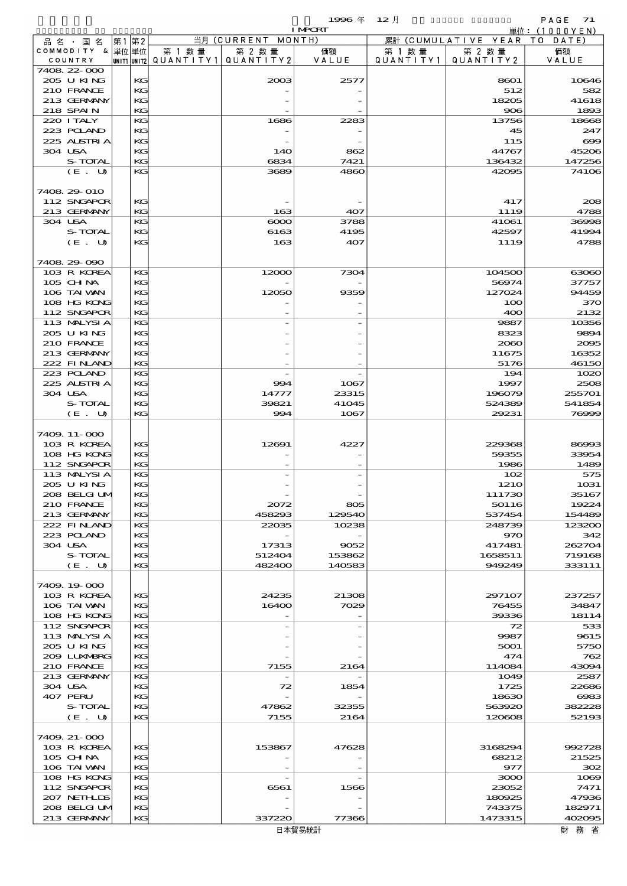1996 年 12 月 IMPORT

単位：(1000YEN)

| 品名・国名 COMMODITY & COUNTRY | 第1 単位 UNIT1 | 第2 単位 UNIT2 | 当月 (CURRENT MONTH) 第1数量 QUANTITY1 | 第2数量 QUANTITY2 | 価額 VALUE | 累計 (CUMULATIVE YEAR TO DATE) 第1数量 QUANTITY1 | 第2数量 QUANTITY2 | 価額 VALUE |
|---|---|---|---|---|---|---|---|---|
| 7408.22-000 | | | | | | | | |
| 205 U KING | | KG | | 2003 | 2577 | | 8601 | 10646 |
| 210 FRANCE | | KG | | - | - | | 512 | 582 |
| 213 GERMANY | | KG | | - | - | | 18205 | 41618 |
| 218 SPAIN | | KG | | - | - | | 906 | 1893 |
| 220 ITALY | | KG | | 1686 | 2283 | | 13756 | 18668 |
| 223 POLAND | | KG | | - | - | | 45 | 247 |
| 225 AUSTRIA | | KG | | - | - | | 115 | 699 |
| 304 USA | | KG | | 140 | 862 | | 44767 | 45206 |
| S-TOTAL | | KG | | 6834 | 7421 | | 136432 | 147256 |
| (E. U) | | KG | | 3689 | 4860 | | 42095 | 74106 |
| 7408.29-010 | | | | | | | | |
| 112 SNGAPOR | | KG | | - | - | | 417 | 208 |
| 213 GERMANY | | KG | | 163 | 407 | | 1119 | 4788 |
| 304 USA | | KG | | 6000 | 3788 | | 41061 | 36998 |
| S-TOTAL | | KG | | 6163 | 4195 | | 42597 | 41994 |
| (E. U) | | KG | | 163 | 407 | | 1119 | 4788 |
| 7408.29-090 | | | | | | | | |
| 103 R KOREA | | KG | | 12000 | 7304 | | 104500 | 63060 |
| 105 CHINA | | KG | | - | - | | 56974 | 37757 |
| 106 TAIWAN | | KG | | 12050 | 9359 | | 127024 | 94459 |
| 108 HG KONG | | KG | | - | - | | 100 | 370 |
| 112 SNGAPOR | | KG | | - | - | | 400 | 2132 |
| 113 MALYSIA | | KG | | - | - | | 9887 | 10356 |
| 205 U KING | | KG | | - | - | | 8323 | 9894 |
| 210 FRANCE | | KG | | - | - | | 2060 | 2095 |
| 213 GERMANY | | KG | | - | - | | 11675 | 16352 |
| 222 FINLAND | | KG | | - | - | | 5176 | 46150 |
| 223 POLAND | | KG | | - | - | | 194 | 1020 |
| 225 AUSTRIA | | KG | | 994 | 1067 | | 1997 | 2508 |
| 304 USA | | KG | | 14777 | 23315 | | 196079 | 255701 |
| S-TOTAL | | KG | | 39821 | 41045 | | 524389 | 541854 |
| (E. U) | | KG | | 994 | 1067 | | 29231 | 76999 |
| 7409.11-000 | | | | | | | | |
| 103 R KOREA | | KG | | 12691 | 4227 | | 229368 | 86993 |
| 108 HG KONG | | KG | | - | - | | 59355 | 33954 |
| 112 SNGAPOR | | KG | | - | - | | 1986 | 1489 |
| 113 MALYSIA | | KG | | - | - | | 102 | 575 |
| 205 U KING | | KG | | - | - | | 1210 | 1031 |
| 208 BELGIUM | | KG | | - | - | | 111730 | 35167 |
| 210 FRANCE | | KG | | 2072 | 805 | | 50116 | 19224 |
| 213 GERMANY | | KG | | 458293 | 129540 | | 537454 | 154489 |
| 222 FINLAND | | KG | | 22035 | 10238 | | 248739 | 123200 |
| 223 POLAND | | KG | | - | - | | 970 | 342 |
| 304 USA | | KG | | 17313 | 9052 | | 417481 | 262704 |
| S-TOTAL | | KG | | 512404 | 153862 | | 1658511 | 719168 |
| (E. U) | | KG | | 482400 | 140583 | | 949249 | 333111 |
| 7409.19-000 | | | | | | | | |
| 103 R KOREA | | KG | | 24235 | 21308 | | 297107 | 237257 |
| 106 TAIWAN | | KG | | 16400 | 7029 | | 76455 | 34847 |
| 108 HG KONG | | KG | | - | - | | 39336 | 18114 |
| 112 SNGAPOR | | KG | | - | - | | 72 | 533 |
| 113 MALYSIA | | KG | | - | - | | 9987 | 9615 |
| 205 U KING | | KG | | - | - | | 5001 | 5750 |
| 209 LUXMBRG | | KG | | - | - | | 474 | 762 |
| 210 FRANCE | | KG | | 7155 | 2164 | | 114084 | 43094 |
| 213 GERMANY | | KG | | - | - | | 1049 | 2587 |
| 304 USA | | KG | | 72 | 1854 | | 1725 | 22686 |
| 407 PERU | | KG | | - | - | | 18630 | 6983 |
| S-TOTAL | | KG | | 47862 | 32355 | | 563920 | 382228 |
| (E. U) | | KG | | 7155 | 2164 | | 120608 | 52193 |
| 7409.21-000 | | | | | | | | |
| 103 R KOREA | | KG | | 153867 | 47628 | | 3168294 | 992728 |
| 105 CHINA | | KG | | - | - | | 68212 | 21525 |
| 106 TAIWAN | | KG | | - | - | | 977 | 302 |
| 108 HG KONG | | KG | | - | - | | 3000 | 1069 |
| 112 SNGAPOR | | KG | | 6561 | 1566 | | 23052 | 7471 |
| 207 NETHLDS | | KG | | - | - | | 180925 | 47936 |
| 208 BELGIUM | | KG | | - | - | | 743375 | 182971 |
| 213 GERMANY | | KG | | 337220 | 77366 | | 1473315 | 402095 |

日本貿易統計　財務省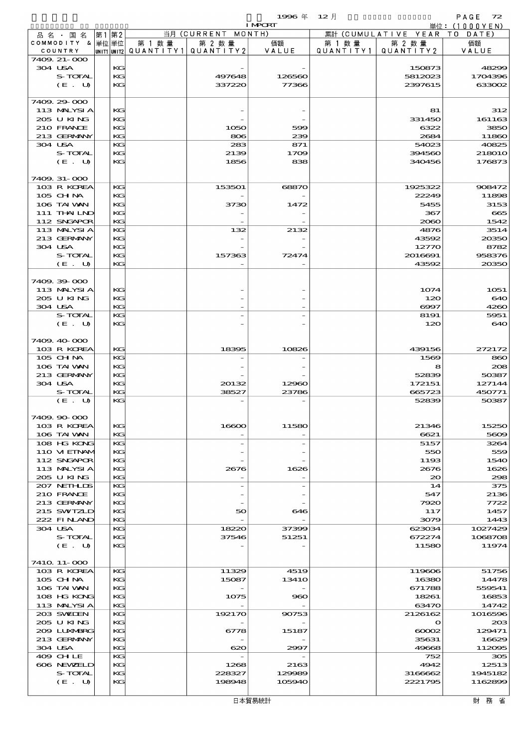1996年 12月 IMPORT

単位：(1000YEN)

| 品名・国名 COMMODITY & COUNTRY | 第1単位 UNIT1 | 第2単位 UNIT2 | 当月 (CURRENT MONTH) 第1数量 QUANTITY1 | 第2数量 QUANTITY2 | 価額 VALUE | 累計 (CUMULATIVE YEAR TO DATE) 第1数量 QUANTITY1 | 第2数量 QUANTITY2 | 価額 VALUE |
|---|---|---|---|---|---|---|---|---|
| 7409.21-000 | | | | | | | | |
| 304 USA | | KG | | - | - | | 150873 | 48299 |
| S-TOTAL | | KG | | 497648 | 126560 | | 5812023 | 1704396 |
| (E. U) | | KG | | 337220 | 77366 | | 2397615 | 633002 |
| 7409.29-000 | | | | | | | | |
| 113 MALYSIA | | KG | | - | - | | 81 | 312 |
| 205 U KING | | KG | | - | - | | 331450 | 161163 |
| 210 FRANCE | | KG | | 1050 | 599 | | 6322 | 3850 |
| 213 GERMANY | | KG | | 806 | 239 | | 2684 | 11860 |
| 304 USA | | KG | | 283 | 871 | | 54023 | 40825 |
| S-TOTAL | | KG | | 2139 | 1709 | | 394560 | 218010 |
| (E. U) | | KG | | 1856 | 838 | | 340456 | 176873 |
| 7409.31-000 | | | | | | | | |
| 103 R KOREA | | KG | | 153501 | 68870 | | 1925322 | 908472 |
| 105 CHINA | | KG | | - | - | | 22249 | 11898 |
| 106 TAIWAN | | KG | | 3730 | 1472 | | 5455 | 3153 |
| 111 THAILND | | KG | | - | - | | 367 | 665 |
| 112 SNGAPOR | | KG | | - | - | | 2060 | 1542 |
| 113 MALYSIA | | KG | | 132 | 2132 | | 4876 | 3514 |
| 213 GERMANY | | KG | | - | - | | 43592 | 20350 |
| 304 USA | | KG | | - | - | | 12770 | 8782 |
| S-TOTAL | | KG | | 157363 | 72474 | | 2016691 | 958376 |
| (E. U) | | KG | | - | - | | 43592 | 20350 |
| 7409.39-000 | | | | | | | | |
| 113 MALYSIA | | KG | | - | - | | 1074 | 1051 |
| 205 U KING | | KG | | - | - | | 120 | 640 |
| 304 USA | | KG | | - | - | | 6997 | 4260 |
| S-TOTAL | | KG | | - | - | | 8191 | 5951 |
| (E. U) | | KG | | - | - | | 120 | 640 |
| 7409.40-000 | | | | | | | | |
| 103 R KOREA | | KG | | 18395 | 10826 | | 439156 | 272172 |
| 105 CHINA | | KG | | - | - | | 1569 | 860 |
| 106 TAIWAN | | KG | | - | - | | 8 | 208 |
| 213 GERMANY | | KG | | - | - | | 52839 | 50387 |
| 304 USA | | KG | | 20132 | 12960 | | 172151 | 127144 |
| S-TOTAL | | KG | | 38527 | 23786 | | 665723 | 450771 |
| (E. U) | | KG | | - | - | | 52839 | 50387 |
| 7409.90-000 | | | | | | | | |
| 103 R KOREA | | KG | | 16600 | 11580 | | 21346 | 15250 |
| 106 TAIWAN | | KG | | - | - | | 6621 | 5609 |
| 108 HG KONG | | KG | | - | - | | 5157 | 3264 |
| 110 VIETNAM | | KG | | - | - | | 550 | 559 |
| 112 SNGAPOR | | KG | | - | - | | 1193 | 1540 |
| 113 MALYSIA | | KG | | 2676 | 1626 | | 2676 | 1626 |
| 205 U KING | | KG | | - | - | | 20 | 298 |
| 207 NETHLDS | | KG | | - | - | | 14 | 375 |
| 210 FRANCE | | KG | | - | - | | 547 | 2136 |
| 213 GERMANY | | KG | | - | - | | 7920 | 7722 |
| 215 SWTZLD | | KG | | 50 | 646 | | 117 | 1457 |
| 222 FINLAND | | KG | | - | - | | 3079 | 1443 |
| 304 USA | | KG | | 18220 | 37399 | | 623034 | 1027429 |
| S-TOTAL | | KG | | 37546 | 51251 | | 672274 | 1068708 |
| (E. U) | | KG | | - | - | | 11580 | 11974 |
| 7410.11-000 | | | | | | | | |
| 103 R KOREA | | KG | | 11329 | 4519 | | 119606 | 51756 |
| 105 CHINA | | KG | | 15087 | 13410 | | 16380 | 14478 |
| 106 TAIWAN | | KG | | - | - | | 671788 | 559541 |
| 108 HG KONG | | KG | | 1075 | 960 | | 18261 | 16853 |
| 113 MALYSIA | | KG | | - | - | | 63470 | 14742 |
| 203 SWEDEN | | KG | | 192170 | 90753 | | 2126162 | 1016596 |
| 205 U KING | | KG | | - | - | | 0 | 203 |
| 209 LUXMBRG | | KG | | 6778 | 15187 | | 60002 | 129471 |
| 213 GERMANY | | KG | | - | - | | 35631 | 16629 |
| 304 USA | | KG | | 620 | 2997 | | 49668 | 112095 |
| 409 CHILE | | KG | | - | - | | 752 | 305 |
| 606 NEWZELD | | KG | | 1268 | 2163 | | 4942 | 12513 |
| S-TOTAL | | KG | | 228327 | 129989 | | 3166662 | 1945182 |
| (E. U) | | KG | | 198948 | 105940 | | 2221795 | 1162899 |

日本貿易統計　　財務省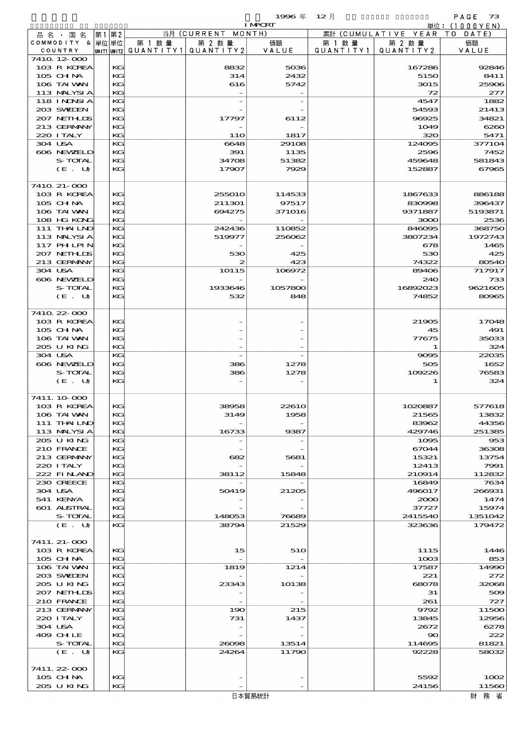1996 年 12 月 IMPORT 単位：(1000YEN)

| 品名・国名 COMMODITY & COUNTRY | 第1 単位 UNIT1 | 第2 単位 UNIT2 | 当月 (CURRENT MONTH) 第1数量 QUANTITY1 | 第2数量 QUANTITY2 | 価額 VALUE | 累計 (CUMULATIVE YEAR TO DATE) 第1数量 QUANTITY1 | 第2数量 QUANTITY2 | 価額 VALUE |
|---|---|---|---|---|---|---|---|---|
| 7410.12-000 | | | | | | | | |
| 103 R KOREA | | KG | | 8832 | 5036 | | 167286 | 92846 |
| 105 CHINA | | KG | | 314 | 2432 | | 5150 | 8411 |
| 106 TAIWAN | | KG | | 616 | 5742 | | 3015 | 25906 |
| 113 MALYSIA | | KG | | - | - | | 72 | 277 |
| 118 INDNSIA | | KG | | - | - | | 4547 | 1882 |
| 203 SWEDEN | | KG | | - | - | | 54593 | 21413 |
| 207 NETHLDS | | KG | | 17797 | 6112 | | 96925 | 34821 |
| 213 GERMANY | | KG | | - | - | | 1049 | 6260 |
| 220 ITALY | | KG | | 110 | 1817 | | 320 | 5471 |
| 304 USA | | KG | | 6648 | 29108 | | 124095 | 377104 |
| 606 NEWZELD | | KG | | 391 | 1135 | | 2596 | 7452 |
| S-TOTAL | | KG | | 34708 | 51382 | | 459648 | 581843 |
| (E. U) | | KG | | 17907 | 7929 | | 152887 | 67965 |
| 7410.21-000 | | | | | | | | |
| 103 R KOREA | | KG | | 255010 | 114533 | | 1867633 | 886188 |
| 105 CHINA | | KG | | 211301 | 97517 | | 830998 | 396437 |
| 106 TAIWAN | | KG | | 694275 | 371016 | | 9371887 | 5193871 |
| 108 HG KONG | | KG | | - | - | | 3000 | 2536 |
| 111 THAILND | | KG | | 242436 | 110852 | | 846095 | 368750 |
| 113 MALYSIA | | KG | | 519977 | 256062 | | 3807234 | 1972743 |
| 117 PHLPIN | | KG | | - | - | | 678 | 1465 |
| 207 NETHLDS | | KG | | 530 | 425 | | 530 | 425 |
| 213 GERMANY | | KG | | 2 | 423 | | 74322 | 80540 |
| 304 USA | | KG | | 10115 | 106972 | | 89406 | 717917 |
| 606 NEWZELD | | KG | | - | - | | 240 | 733 |
| S-TOTAL | | KG | | 1933646 | 1057800 | | 16892023 | 9621605 |
| (E. U) | | KG | | 532 | 848 | | 74852 | 80965 |
| 7410.22-000 | | | | | | | | |
| 103 R KOREA | | KG | | - | - | | 21905 | 17048 |
| 105 CHINA | | KG | | - | - | | 45 | 491 |
| 106 TAIWAN | | KG | | - | - | | 77675 | 35033 |
| 205 U KING | | KG | | - | - | | 1 | 324 |
| 304 USA | | KG | | - | - | | 9095 | 22035 |
| 606 NEWZELD | | KG | | 386 | 1278 | | 505 | 1652 |
| S-TOTAL | | KG | | 386 | 1278 | | 109226 | 76583 |
| (E. U) | | KG | | - | - | | 1 | 324 |
| 7411.10-000 | | | | | | | | |
| 103 R KOREA | | KG | | 38958 | 22610 | | 1020887 | 577618 |
| 106 TAIWAN | | KG | | 3149 | 1958 | | 21565 | 13832 |
| 111 THAILND | | KG | | - | - | | 83962 | 44356 |
| 113 MALYSIA | | KG | | 16733 | 9387 | | 429746 | 251385 |
| 205 U KING | | KG | | - | - | | 1095 | 953 |
| 210 FRANCE | | KG | | - | - | | 67044 | 36308 |
| 213 GERMANY | | KG | | 682 | 5681 | | 15321 | 13754 |
| 220 ITALY | | KG | | - | - | | 12413 | 7991 |
| 222 FINLAND | | KG | | 38112 | 15848 | | 210914 | 112832 |
| 230 GREECE | | KG | | - | - | | 16849 | 7634 |
| 304 USA | | KG | | 50419 | 21205 | | 496017 | 266931 |
| 541 KENYA | | KG | | - | - | | 2000 | 1474 |
| 601 AUSTRAL | | KG | | - | - | | 37727 | 15974 |
| S-TOTAL | | KG | | 148053 | 76689 | | 2415540 | 1351042 |
| (E. U) | | KG | | 38794 | 21529 | | 323636 | 179472 |
| 7411.21-000 | | | | | | | | |
| 103 R KOREA | | KG | | 15 | 510 | | 1115 | 1446 |
| 105 CHINA | | KG | | - | - | | 1003 | 853 |
| 106 TAIWAN | | KG | | 1819 | 1214 | | 17587 | 14990 |
| 203 SWEDEN | | KG | | - | - | | 221 | 272 |
| 205 U KING | | KG | | 23343 | 10138 | | 68078 | 32068 |
| 207 NETHLDS | | KG | | - | - | | 31 | 509 |
| 210 FRANCE | | KG | | - | - | | 261 | 727 |
| 213 GERMANY | | KG | | 190 | 215 | | 9792 | 11500 |
| 220 ITALY | | KG | | 731 | 1437 | | 13845 | 12956 |
| 304 USA | | KG | | - | - | | 2672 | 6278 |
| 409 CHILE | | KG | | - | - | | 90 | 222 |
| S-TOTAL | | KG | | 26098 | 13514 | | 114695 | 81821 |
| (E. U) | | KG | | 24264 | 11790 | | 92228 | 58032 |
| 7411.22-000 | | | | | | | | |
| 105 CHINA | | KG | | - | - | | 5592 | 1002 |
| 205 U KING | | KG | | - | - | | 24156 | 11560 |

日本貿易統計　財務省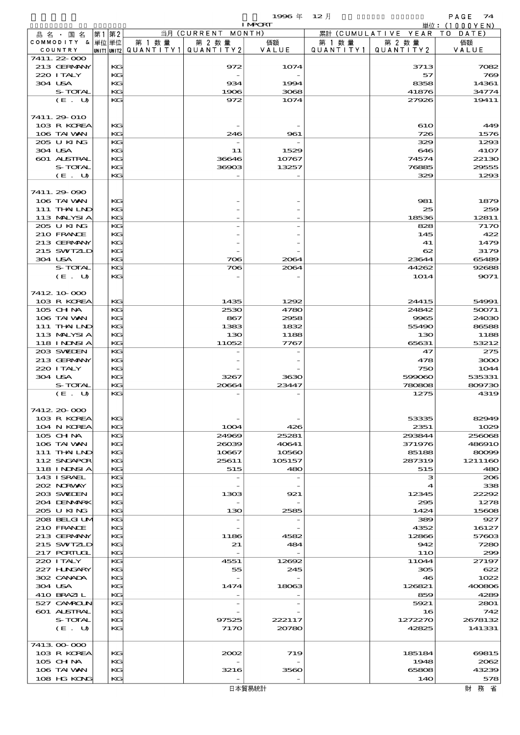1996年 12月 IMPORT

単位：(1000YEN)

| 品名・国名 COMMODITY & COUNTRY | 第1 単位 UNIT1 | 第2 単位 UNIT2 | 当月 (CURRENT MONTH) 第1数量 QUANTITY1 | 第2数量 QUANTITY2 | 価額 VALUE | 累計 (CUMULATIVE YEAR TO DATE) 第1数量 QUANTITY1 | 第2数量 QUANTITY2 | 価額 VALUE |
|---|---|---|---|---|---|---|---|---|
| 7411.22-000 | | | | | | | | |
| 213 GERMANY | | KG | | 972 | 1074 | | 3713 | 7082 |
| 220 ITALY | | KG | | - | - | | 57 | 769 |
| 304 USA | | KG | | 934 | 1994 | | 8358 | 14361 |
| S-TOTAL | | KG | | 1906 | 3068 | | 41876 | 34774 |
| (E. U) | | KG | | 972 | 1074 | | 27926 | 19411 |
| 7411.29-010 | | | | | | | | |
| 103 R KOREA | | KG | | - | - | | 610 | 449 |
| 106 TAIWAN | | KG | | 246 | 961 | | 726 | 1576 |
| 205 U KING | | KG | | - | - | | 329 | 1293 |
| 304 USA | | KG | | 11 | 1529 | | 646 | 4107 |
| 601 AUSTRAL | | KG | | 36646 | 10767 | | 74574 | 22130 |
| S-TOTAL | | KG | | 36903 | 13257 | | 76885 | 29555 |
| (E. U) | | KG | | - | - | | 329 | 1293 |
| 7411.29-090 | | | | | | | | |
| 106 TAIWAN | | KG | | - | - | | 981 | 1879 |
| 111 THAILND | | KG | | - | - | | 25 | 259 |
| 113 MALYSIA | | KG | | - | - | | 18536 | 12811 |
| 205 U KING | | KG | | - | - | | 828 | 7170 |
| 210 FRANCE | | KG | | - | - | | 145 | 422 |
| 213 GERMANY | | KG | | - | - | | 41 | 1479 |
| 215 SWITZLD | | KG | | - | - | | 62 | 3179 |
| 304 USA | | KG | | 706 | 2064 | | 23644 | 65489 |
| S-TOTAL | | KG | | 706 | 2064 | | 44262 | 92688 |
| (E. U) | | KG | | - | - | | 1014 | 9071 |
| 7412.10-000 | | | | | | | | |
| 103 R KOREA | | KG | | 1435 | 1292 | | 24415 | 54991 |
| 105 CHINA | | KG | | 2530 | 4780 | | 24842 | 50071 |
| 106 TAIWAN | | KG | | 867 | 2958 | | 9965 | 24030 |
| 111 THAILND | | KG | | 1383 | 1832 | | 55490 | 86588 |
| 113 MALYSIA | | KG | | 130 | 1188 | | 130 | 1188 |
| 118 INDNSIA | | KG | | 11052 | 7767 | | 65631 | 53212 |
| 203 SWEDEN | | KG | | - | - | | 47 | 275 |
| 213 GERMANY | | KG | | - | - | | 478 | 3000 |
| 220 ITALY | | KG | | - | - | | 750 | 1044 |
| 304 USA | | KG | | 3267 | 3630 | | 599060 | 535331 |
| S-TOTAL | | KG | | 20664 | 23447 | | 780808 | 809730 |
| (E. U) | | KG | | - | - | | 1275 | 4319 |
| 7412.20-000 | | | | | | | | |
| 103 R KOREA | | KG | | - | - | | 53335 | 82949 |
| 104 N KOREA | | KG | | 1004 | 426 | | 2351 | 1029 |
| 105 CHINA | | KG | | 24969 | 25281 | | 293844 | 256068 |
| 106 TAIWAN | | KG | | 26039 | 40641 | | 371976 | 486910 |
| 111 THAILND | | KG | | 10667 | 10560 | | 85188 | 80099 |
| 112 SNGAPOR | | KG | | 25611 | 105157 | | 287319 | 1211160 |
| 118 INDNSIA | | KG | | 515 | 480 | | 515 | 480 |
| 143 ISRAEL | | KG | | - | - | | 3 | 206 |
| 202 NORWAY | | KG | | - | - | | 4 | 338 |
| 203 SWEDEN | | KG | | 1303 | 921 | | 12345 | 22292 |
| 204 DENMARK | | KG | | - | - | | 295 | 1278 |
| 205 U KING | | KG | | 130 | 2585 | | 1424 | 15608 |
| 208 BELGIUM | | KG | | - | - | | 389 | 927 |
| 210 FRANCE | | KG | | - | - | | 4352 | 16127 |
| 213 GERMANY | | KG | | 1186 | 4582 | | 12866 | 57603 |
| 215 SWITZLD | | KG | | 21 | 484 | | 942 | 7280 |
| 217 PORTUGL | | KG | | - | - | | 110 | 299 |
| 220 ITALY | | KG | | 4551 | 12692 | | 11044 | 27197 |
| 227 HUNGARY | | KG | | 55 | 245 | | 305 | 622 |
| 302 CANADA | | KG | | - | - | | 46 | 1022 |
| 304 USA | | KG | | 1474 | 18063 | | 126821 | 400806 |
| 410 BRAZIL | | KG | | - | - | | 859 | 4289 |
| 527 CAMROUN | | KG | | - | - | | 5921 | 2801 |
| 601 AUSTRAL | | KG | | - | - | | 16 | 742 |
| S-TOTAL | | KG | | 97525 | 222117 | | 1272270 | 2678132 |
| (E. U) | | KG | | 7170 | 20780 | | 42825 | 141331 |
| 7413.00-000 | | | | | | | | |
| 103 R KOREA | | KG | | 2002 | 719 | | 185184 | 69815 |
| 105 CHINA | | KG | | - | - | | 1948 | 2062 |
| 106 TAIWAN | | KG | | 3216 | 3560 | | 65808 | 43239 |
| 108 HG KONG | | KG | | - | - | | 140 | 578 |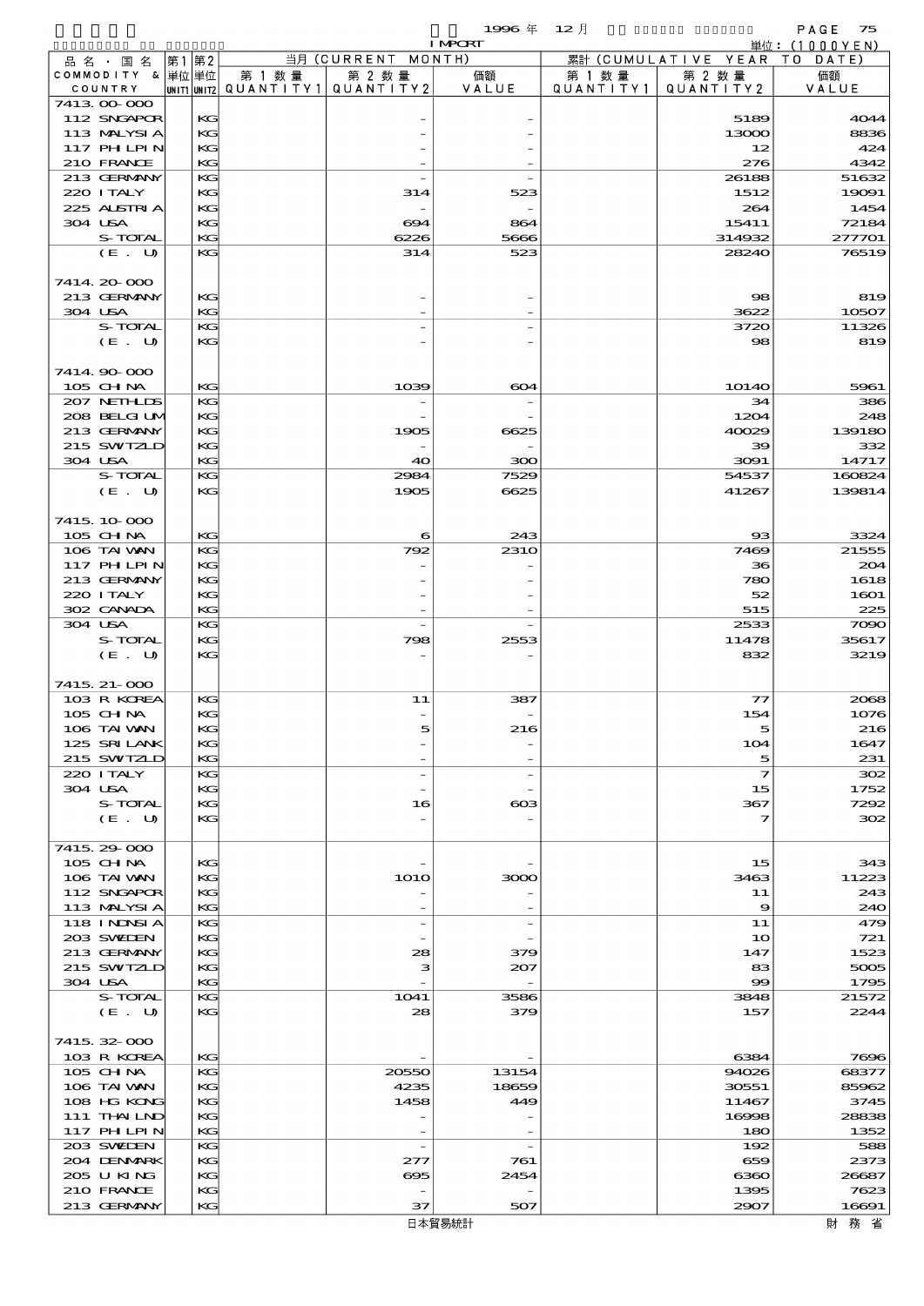1996 年 12 月 IMPORT

単位：(1000YEN)

| 品名・国名 COMMODITY & COUNTRY | 第1 単位 UNIT1 | 第2 単位 UNIT2 | 当月 (CURRENT MONTH) 第1数量 QUANTITY1 | 第2数量 QUANTITY2 | 価額 VALUE | 累計 (CUMULATIVE YEAR TO DATE) 第1数量 QUANTITY1 | 第2数量 QUANTITY2 | 価額 VALUE |
|---|---|---|---|---|---|---|---|---|
| 7413.00-000 | | | | | | | | |
| 112 SNGAPOR | | KG | | - | - | | 5189 | 4044 |
| 113 MALYSIA | | KG | | - | - | | 13000 | 8836 |
| 117 PHILPIN | | KG | | - | - | | 12 | 424 |
| 210 FRANCE | | KG | | - | - | | 276 | 4342 |
| 213 GERMANY | | KG | | - | - | | 26188 | 51632 |
| 220 ITALY | | KG | | 314 | 523 | | 1512 | 19091 |
| 225 AUSTRIA | | KG | | - | - | | 264 | 1454 |
| 304 USA | | KG | | 694 | 864 | | 15411 | 72184 |
| S-TOTAL | | KG | | 6226 | 5666 | | 314932 | 277701 |
| (E. U) | | KG | | 314 | 523 | | 28240 | 76519 |
| 7414.20-000 | | | | | | | | |
| 213 GERMANY | | KG | | - | - | | 98 | 819 |
| 304 USA | | KG | | - | - | | 3622 | 10507 |
| S-TOTAL | | KG | | - | - | | 3720 | 11326 |
| (E. U) | | KG | | - | - | | 98 | 819 |
| 7414.90-000 | | | | | | | | |
| 105 CHINA | | KG | | 1039 | 604 | | 10140 | 5961 |
| 207 NETHLDS | | KG | | - | - | | 34 | 386 |
| 208 BELGIUM | | KG | | - | - | | 1204 | 248 |
| 213 GERMANY | | KG | | 1905 | 6625 | | 40029 | 139180 |
| 215 SWTZLD | | KG | | - | - | | 39 | 332 |
| 304 USA | | KG | | 40 | 300 | | 3091 | 14717 |
| S-TOTAL | | KG | | 2984 | 7529 | | 54537 | 160824 |
| (E. U) | | KG | | 1905 | 6625 | | 41267 | 139814 |
| 7415.10-000 | | | | | | | | |
| 105 CHINA | | KG | | 6 | 243 | | 93 | 3324 |
| 106 TAIWAN | | KG | | 792 | 2310 | | 7469 | 21555 |
| 117 PHILPIN | | KG | | - | - | | 36 | 204 |
| 213 GERMANY | | KG | | - | - | | 780 | 1618 |
| 220 ITALY | | KG | | - | - | | 52 | 1601 |
| 302 CANADA | | KG | | - | - | | 515 | 225 |
| 304 USA | | KG | | - | - | | 2533 | 7090 |
| S-TOTAL | | KG | | 798 | 2553 | | 11478 | 35617 |
| (E. U) | | KG | | - | - | | 832 | 3219 |
| 7415.21-000 | | | | | | | | |
| 103 R KOREA | | KG | | 11 | 387 | | 77 | 2068 |
| 105 CHINA | | KG | | - | - | | 154 | 1076 |
| 106 TAIWAN | | KG | | 5 | 216 | | 5 | 216 |
| 125 SRI LANK | | KG | | - | - | | 104 | 1647 |
| 215 SWTZLD | | KG | | - | - | | 5 | 231 |
| 220 ITALY | | KG | | - | - | | 7 | 302 |
| 304 USA | | KG | | - | - | | 15 | 1752 |
| S-TOTAL | | KG | | 16 | 603 | | 367 | 7292 |
| (E. U) | | KG | | - | - | | 7 | 302 |
| 7415.29-000 | | | | | | | | |
| 105 CHINA | | KG | | - | - | | 15 | 343 |
| 106 TAIWAN | | KG | | 1010 | 3000 | | 3463 | 11223 |
| 112 SNGAPOR | | KG | | - | - | | 11 | 243 |
| 113 MALYSIA | | KG | | - | - | | 9 | 240 |
| 118 INDNSIA | | KG | | - | - | | 11 | 479 |
| 203 SWEDEN | | KG | | - | - | | 10 | 721 |
| 213 GERMANY | | KG | | 28 | 379 | | 147 | 1523 |
| 215 SWTZLD | | KG | | 3 | 207 | | 83 | 5005 |
| 304 USA | | KG | | - | - | | 99 | 1795 |
| S-TOTAL | | KG | | 1041 | 3586 | | 3848 | 21572 |
| (E. U) | | KG | | 28 | 379 | | 157 | 2244 |
| 7415.32-000 | | | | | | | | |
| 103 R KOREA | | KG | | - | - | | 6384 | 7696 |
| 105 CHINA | | KG | | 20550 | 13154 | | 94026 | 68377 |
| 106 TAIWAN | | KG | | 4235 | 18659 | | 30551 | 85962 |
| 108 HG KONG | | KG | | 1458 | 449 | | 11467 | 3745 |
| 111 THAILND | | KG | | - | - | | 16998 | 28838 |
| 117 PHILPIN | | KG | | - | - | | 180 | 1352 |
| 203 SWEDEN | | KG | | - | - | | 192 | 588 |
| 204 DENMARK | | KG | | 277 | 761 | | 659 | 2373 |
| 205 U KING | | KG | | 695 | 2454 | | 6360 | 26687 |
| 210 FRANCE | | KG | | - | - | | 1395 | 7623 |
| 213 GERMANY | | KG | | 37 | 507 | | 2907 | 16691 |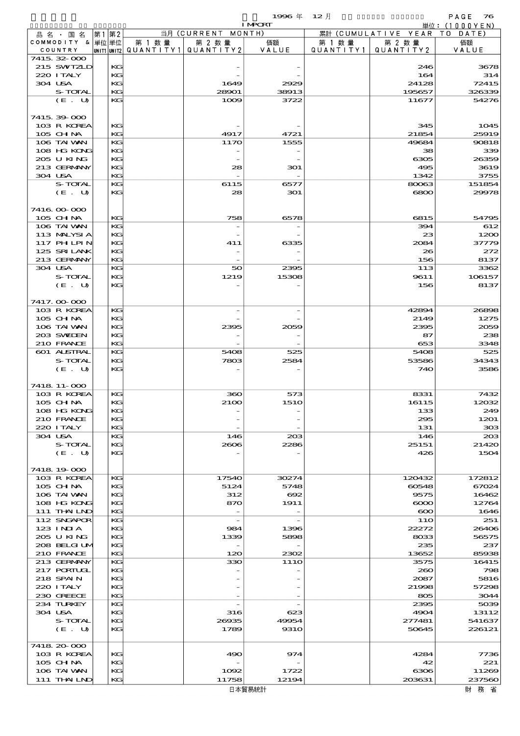| 品名・国名 COMMODITY & COUNTRY | 第1単位 UNIT1 | 第2単位 UNIT2 | 当月 (CURRENT MONTH) 第1数量 QUANTITY1 | 第2数量 QUANTITY2 | 価額 VALUE | 累計 (CUMULATIVE YEAR TO DATE) 第1数量 QUANTITY1 | 第2数量 QUANTITY2 | 価額 VALUE |
|---|---|---|---|---|---|---|---|---|
| 7415.32-000 | | | | | | | | |
| 215 SWTZLD | | KG | | - | - | | 246 | 3678 |
| 220 ITALY | | KG | | - | - | | 164 | 314 |
| 304 USA | | KG | | 1649 | 2929 | | 24128 | 72415 |
| S-TOTAL | | KG | | 28901 | 38913 | | 195657 | 326339 |
| (E. U) | | KG | | 1009 | 3722 | | 11677 | 54276 |
| 7415.39-000 | | | | | | | | |
| 103 R KOREA | | KG | | - | - | | 345 | 1045 |
| 105 CHINA | | KG | | 4917 | 4721 | | 21854 | 25919 |
| 106 TAIWAN | | KG | | 1170 | 1555 | | 49684 | 90818 |
| 108 HG KONG | | KG | | - | - | | 38 | 339 |
| 205 U KING | | KG | | - | - | | 6305 | 26359 |
| 213 GERMANY | | KG | | 28 | 301 | | 495 | 3619 |
| 304 USA | | KG | | - | - | | 1342 | 3755 |
| S-TOTAL | | KG | | 6115 | 6577 | | 80063 | 151854 |
| (E. U) | | KG | | 28 | 301 | | 6800 | 29978 |
| 7416.00-000 | | | | | | | | |
| 105 CHINA | | KG | | 758 | 6578 | | 6815 | 54795 |
| 106 TAIWAN | | KG | | - | - | | 394 | 612 |
| 113 MALYSIA | | KG | | - | - | | 23 | 1200 |
| 117 PHLPIN | | KG | | 411 | 6335 | | 2084 | 37779 |
| 125 SRI LANK | | KG | | - | - | | 26 | 272 |
| 213 GERMANY | | KG | | - | - | | 156 | 8137 |
| 304 USA | | KG | | 50 | 2395 | | 113 | 3362 |
| S-TOTAL | | KG | | 1219 | 15308 | | 9611 | 106157 |
| (E. U) | | KG | | - | - | | 156 | 8137 |
| 7417.00-000 | | | | | | | | |
| 103 R KOREA | | KG | | - | - | | 42894 | 26898 |
| 105 CHINA | | KG | | - | - | | 2149 | 1275 |
| 106 TAIWAN | | KG | | 2395 | 2059 | | 2395 | 2059 |
| 203 SWEDEN | | KG | | - | - | | 87 | 238 |
| 210 FRANCE | | KG | | - | - | | 653 | 3348 |
| 601 AUSTRAL | | KG | | 5408 | 525 | | 5408 | 525 |
| S-TOTAL | | KG | | 7803 | 2584 | | 53586 | 34343 |
| (E. U) | | KG | | - | - | | 740 | 3586 |
| 7418.11-000 | | | | | | | | |
| 103 R KOREA | | KG | | 360 | 573 | | 8331 | 7432 |
| 105 CHINA | | KG | | 2100 | 1510 | | 16115 | 12032 |
| 108 HG KONG | | KG | | - | - | | 133 | 249 |
| 210 FRANCE | | KG | | - | - | | 295 | 1201 |
| 220 ITALY | | KG | | - | - | | 131 | 303 |
| 304 USA | | KG | | 146 | 203 | | 146 | 203 |
| S-TOTAL | | KG | | 2606 | 2286 | | 25151 | 21420 |
| (E. U) | | KG | | - | - | | 426 | 1504 |
| 7418.19-000 | | | | | | | | |
| 103 R KOREA | | KG | | 17540 | 30274 | | 120432 | 172812 |
| 105 CHINA | | KG | | 5124 | 5748 | | 60548 | 67024 |
| 106 TAIWAN | | KG | | 312 | 692 | | 9575 | 16462 |
| 108 HG KONG | | KG | | 870 | 1911 | | 6000 | 12764 |
| 111 THAILND | | KG | | - | - | | 600 | 1646 |
| 112 SNGAPOR | | KG | | - | - | | 110 | 251 |
| 123 INDIA | | KG | | 984 | 1396 | | 22272 | 26406 |
| 205 U KING | | KG | | 1339 | 5898 | | 8033 | 56575 |
| 208 BELGIUM | | KG | | - | - | | 235 | 237 |
| 210 FRANCE | | KG | | 120 | 2302 | | 13652 | 85938 |
| 213 GERMANY | | KG | | 330 | 1110 | | 3575 | 16415 |
| 217 PORTUGL | | KG | | - | - | | 260 | 798 |
| 218 SPAIN | | KG | | - | - | | 2087 | 5816 |
| 220 ITALY | | KG | | - | - | | 21998 | 57298 |
| 230 GREECE | | KG | | - | - | | 805 | 3044 |
| 234 TURKEY | | KG | | - | - | | 2395 | 5039 |
| 304 USA | | KG | | 316 | 623 | | 4904 | 13112 |
| S-TOTAL | | KG | | 26935 | 49954 | | 277481 | 541637 |
| (E. U) | | KG | | 1789 | 9310 | | 50645 | 226121 |
| 7418.20-000 | | | | | | | | |
| 103 R KOREA | | KG | | 490 | 974 | | 4284 | 7736 |
| 105 CHINA | | KG | | - | - | | 42 | 221 |
| 106 TAIWAN | | KG | | 1092 | 1722 | | 6306 | 11269 |
| 111 THAILND | | KG | | 11758 | 12194 | | 203631 | 237560 |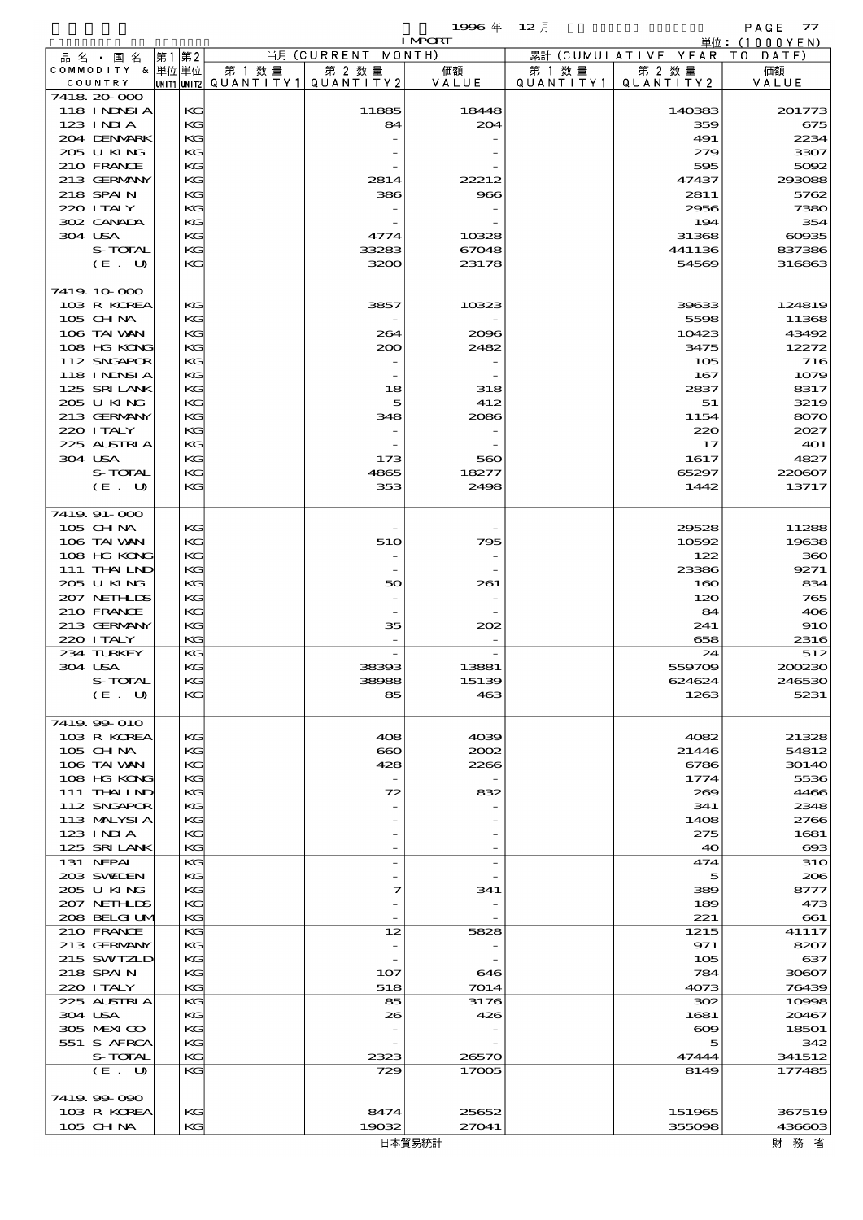| 品名・国名 COMMODITY & COUNTRY | 第1単位 UNIT1 | 第2単位 UNIT2 | 当月 (CURRENT MONTH) 第1数量 QUANTITY1 | 第2数量 QUANTITY2 | 価額 VALUE | 累計 (CUMULATIVE YEAR TO DATE) 第1数量 QUANTITY1 | 第2数量 QUANTITY2 | 価額 VALUE |
|---|---|---|---|---|---|---|---|---|
| 7418.20-000 | | | | | | | | |
| 118 INDNSIA | | KG | | 11885 | 18448 | | 140383 | 201773 |
| 123 INDIA | | KG | | 84 | 204 | | 359 | 675 |
| 204 DENMARK | | KG | | - | - | | 491 | 2234 |
| 205 U KING | | KG | | - | - | | 279 | 3307 |
| 210 FRANCE | | KG | | - | - | | 595 | 5092 |
| 213 GERMANY | | KG | | 2814 | 22212 | | 47437 | 293088 |
| 218 SPAIN | | KG | | 386 | 966 | | 2811 | 5762 |
| 220 ITALY | | KG | | - | - | | 2956 | 7380 |
| 302 CANADA | | KG | | - | - | | 194 | 354 |
| 304 USA | | KG | | 4774 | 10328 | | 31368 | 60935 |
| S-TOTAL | | KG | | 33283 | 67048 | | 441136 | 837386 |
| (E. U) | | KG | | 3200 | 23178 | | 54569 | 316863 |
| 7419.10-000 | | | | | | | | |
| 103 R KOREA | | KG | | 3857 | 10323 | | 39633 | 124819 |
| 105 CHINA | | KG | | - | - | | 5598 | 11368 |
| 106 TAIWAN | | KG | | 264 | 2096 | | 10423 | 43492 |
| 108 HG KONG | | KG | | 200 | 2482 | | 3475 | 12272 |
| 112 SNGAPOR | | KG | | - | - | | 105 | 716 |
| 118 INDNSIA | | KG | | - | - | | 167 | 1079 |
| 125 SRI LANK | | KG | | 18 | 318 | | 2837 | 8317 |
| 205 U KING | | KG | | 5 | 412 | | 51 | 3219 |
| 213 GERMANY | | KG | | 348 | 2086 | | 1154 | 8070 |
| 220 ITALY | | KG | | - | - | | 220 | 2027 |
| 225 AUSTRIA | | KG | | - | - | | 17 | 401 |
| 304 USA | | KG | | 173 | 560 | | 1617 | 4827 |
| S-TOTAL | | KG | | 4865 | 18277 | | 65297 | 220607 |
| (E. U) | | KG | | 353 | 2498 | | 1442 | 13717 |
| 7419.91-000 | | | | | | | | |
| 105 CHINA | | KG | | - | - | | 29528 | 11288 |
| 106 TAIWAN | | KG | | 510 | 795 | | 10592 | 19638 |
| 108 HG KONG | | KG | | - | - | | 122 | 360 |
| 111 THAILND | | KG | | - | - | | 23386 | 9271 |
| 205 U KING | | KG | | 50 | 261 | | 160 | 834 |
| 207 NETHLDS | | KG | | - | - | | 120 | 765 |
| 210 FRANCE | | KG | | - | - | | 84 | 406 |
| 213 GERMANY | | KG | | 35 | 202 | | 241 | 910 |
| 220 ITALY | | KG | | - | - | | 658 | 2316 |
| 234 TURKEY | | KG | | - | - | | 24 | 512 |
| 304 USA | | KG | | 38393 | 13881 | | 559709 | 200230 |
| S-TOTAL | | KG | | 38988 | 15139 | | 624624 | 246530 |
| (E. U) | | KG | | 85 | 463 | | 1263 | 5231 |
| 7419.99-010 | | | | | | | | |
| 103 R KOREA | | KG | | 408 | 4039 | | 4082 | 21328 |
| 105 CHINA | | KG | | 660 | 2002 | | 21446 | 54812 |
| 106 TAIWAN | | KG | | 428 | 2266 | | 6786 | 30140 |
| 108 HG KONG | | KG | | - | - | | 1774 | 5536 |
| 111 THAILND | | KG | | 72 | 832 | | 269 | 4466 |
| 112 SNGAPOR | | KG | | - | - | | 341 | 2348 |
| 113 MALYSIA | | KG | | - | - | | 1408 | 2766 |
| 123 INDIA | | KG | | - | - | | 275 | 1681 |
| 125 SRI LANK | | KG | | - | - | | 40 | 693 |
| 131 NEPAL | | KG | | - | - | | 474 | 310 |
| 203 SWEDEN | | KG | | - | - | | 5 | 206 |
| 205 U KING | | KG | | 7 | 341 | | 389 | 8777 |
| 207 NETHLDS | | KG | | - | - | | 189 | 473 |
| 208 BELGIUM | | KG | | - | - | | 221 | 661 |
| 210 FRANCE | | KG | | 12 | 5828 | | 1215 | 41117 |
| 213 GERMANY | | KG | | - | - | | 971 | 8207 |
| 215 SWITZLD | | KG | | - | - | | 105 | 637 |
| 218 SPAIN | | KG | | 107 | 646 | | 784 | 30607 |
| 220 ITALY | | KG | | 518 | 7014 | | 4073 | 76439 |
| 225 AUSTRIA | | KG | | 85 | 3176 | | 302 | 10998 |
| 304 USA | | KG | | 26 | 426 | | 1681 | 20467 |
| 305 MEXICO | | KG | | - | - | | 609 | 18501 |
| 551 S AFRCA | | KG | | - | - | | 5 | 342 |
| S-TOTAL | | KG | | 2323 | 26570 | | 47444 | 341512 |
| (E. U) | | KG | | 729 | 17005 | | 8149 | 177485 |
| 7419.99-090 | | | | | | | | |
| 103 R KOREA | | KG | | 8474 | 25652 | | 151965 | 367519 |
| 105 CHINA | | KG | | 19032 | 27041 | | 355098 | 436603 |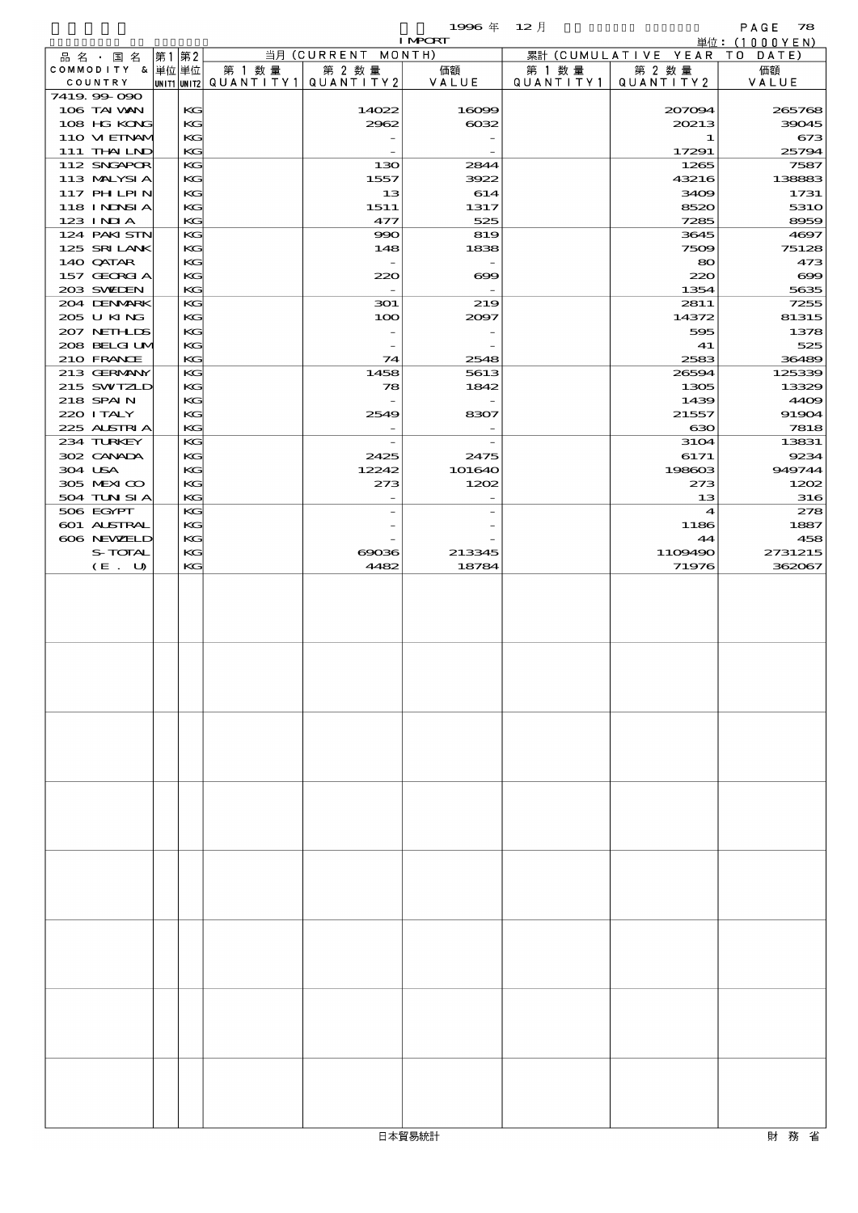| 品名・国名 COMMODITY & COUNTRY | 第1 単位 UNIT1 | 第2 単位 UNIT2 | 当月 (CURRENT MONTH) 第1数量 QUANTITY1 | 第2数量 QUANTITY2 | 価額 VALUE | 累計 (CUMULATIVE YEAR TO DATE) 第1数量 QUANTITY1 | 第2数量 QUANTITY2 | 価額 VALUE |
|---|---|---|---|---|---|---|---|---|
| 7419.99-090 | | | | | | | | |
| 106 TAIWAN | | KG | | 14022 | 16099 | | 207094 | 265768 |
| 108 HG KONG | | KG | | 2962 | 6032 | | 20213 | 39045 |
| 110 VIETNAM | | KG | | - | - | | 1 | 673 |
| 111 THAILND | | KG | | - | - | | 17291 | 25794 |
| 112 SNGAPOR | | KG | | 130 | 2844 | | 1265 | 7587 |
| 113 MALYSIA | | KG | | 1557 | 3922 | | 43216 | 138883 |
| 117 PHILPIN | | KG | | 13 | 614 | | 3409 | 1731 |
| 118 INDNSIA | | KG | | 1511 | 1317 | | 8520 | 5310 |
| 123 INDIA | | KG | | 477 | 525 | | 7285 | 8959 |
| 124 PAKISTN | | KG | | 990 | 819 | | 3645 | 4697 |
| 125 SRI LANK | | KG | | 148 | 1838 | | 7509 | 75128 |
| 140 QATAR | | KG | | - | - | | 80 | 473 |
| 157 GEORGIA | | KG | | 220 | 699 | | 220 | 699 |
| 203 SWEDEN | | KG | | - | - | | 1354 | 5635 |
| 204 DENMARK | | KG | | 301 | 219 | | 2811 | 7255 |
| 205 U KING | | KG | | 100 | 2097 | | 14372 | 81315 |
| 207 NETHLDS | | KG | | - | - | | 595 | 1378 |
| 208 BELGIUM | | KG | | - | - | | 41 | 525 |
| 210 FRANCE | | KG | | 74 | 2548 | | 2583 | 36489 |
| 213 GERMANY | | KG | | 1458 | 5613 | | 26594 | 125339 |
| 215 SWITZLD | | KG | | 78 | 1842 | | 1305 | 13329 |
| 218 SPAIN | | KG | | - | - | | 1439 | 4409 |
| 220 ITALY | | KG | | 2549 | 8307 | | 21557 | 91904 |
| 225 AUSTRIA | | KG | | - | - | | 630 | 7818 |
| 234 TURKEY | | KG | | - | - | | 3104 | 13831 |
| 302 CANADA | | KG | | 2425 | 2475 | | 6171 | 9234 |
| 304 USA | | KG | | 12242 | 101640 | | 198603 | 949744 |
| 305 MEXICO | | KG | | 273 | 1202 | | 273 | 1202 |
| 504 TUNISIA | | KG | | - | - | | 13 | 316 |
| 506 EGYPT | | KG | | - | - | | 4 | 278 |
| 601 AUSTRAL | | KG | | - | - | | 1186 | 1887 |
| 606 NEWZELD | | KG | | - | - | | 44 | 458 |
| S-TOTAL | | KG | | 69036 | 213345 | | 1109490 | 2731215 |
| (E. U) | | KG | | 4482 | 18784 | | 71976 | 362067 |